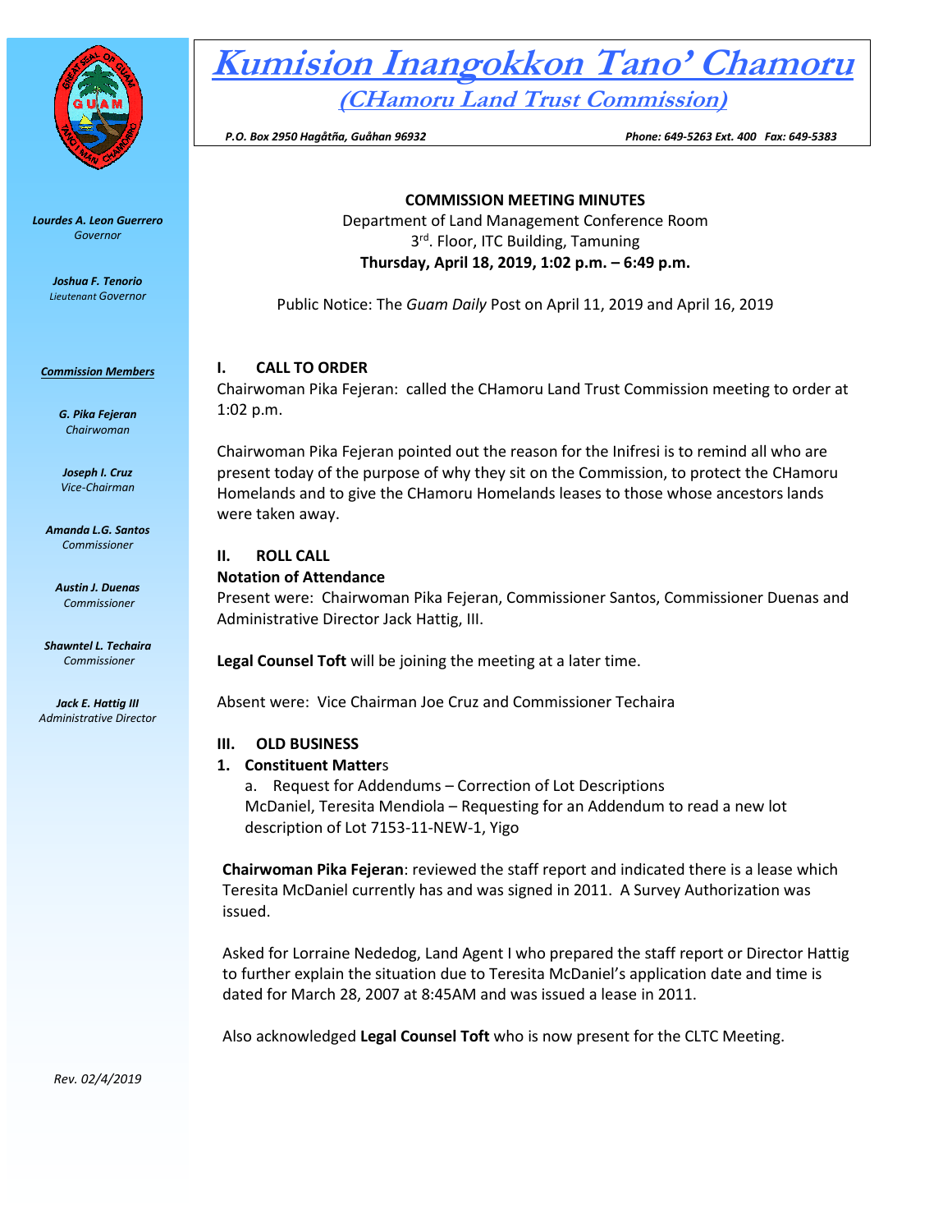# Kumision Inangokkon Tano' Chamoru

## (CHamoru Land Trust Commission)

*P.O. Box 2950 Hagåtña, Guåhan 96932*    *Phone: 649-5263 Ext. 400 Fax: 649-5383*

***Lourdes A. Leon Guerrero***
*Governor*

***Joshua F. Tenorio***
*Lieutenant Governor*

***Commission Members***

***G. Pika Fejeran***
*Chairwoman*

***Joseph I. Cruz***
*Vice-Chairman*

***Amanda L.G. Santos***
*Commissioner*

***Austin J. Duenas***
*Commissioner*

***Shawntel L. Techaira***
*Commissioner*

***Jack E. Hattig III***
*Administrative Director*

*Rev. 02/4/2019*

**COMMISSION MEETING MINUTES**
Department of Land Management Conference Room
3rd. Floor, ITC Building, Tamuning
**Thursday, April 18, 2019, 1:02 p.m. – 6:49 p.m.**

Public Notice: The *Guam Daily* Post on April 11, 2019 and April 16, 2019

### I. CALL TO ORDER

Chairwoman Pika Fejeran: called the CHamoru Land Trust Commission meeting to order at 1:02 p.m.

Chairwoman Pika Fejeran pointed out the reason for the Inifresi is to remind all who are present today of the purpose of why they sit on the Commission, to protect the CHamoru Homelands and to give the CHamoru Homelands leases to those whose ancestors lands were taken away.

### II. ROLL CALL

**Notation of Attendance**

Present were: Chairwoman Pika Fejeran, Commissioner Santos, Commissioner Duenas and Administrative Director Jack Hattig, III.

**Legal Counsel Toft** will be joining the meeting at a later time.

Absent were: Vice Chairman Joe Cruz and Commissioner Techaira

### III. OLD BUSINESS

**1. Constituent Matters**

a. Request for Addendums – Correction of Lot Descriptions
McDaniel, Teresita Mendiola – Requesting for an Addendum to read a new lot description of Lot 7153-11-NEW-1, Yigo

**Chairwoman Pika Fejeran**: reviewed the staff report and indicated there is a lease which Teresita McDaniel currently has and was signed in 2011. A Survey Authorization was issued.

Asked for Lorraine Nededog, Land Agent I who prepared the staff report or Director Hattig to further explain the situation due to Teresita McDaniel's application date and time is dated for March 28, 2007 at 8:45AM and was issued a lease in 2011.

Also acknowledged **Legal Counsel Toft** who is now present for the CLTC Meeting.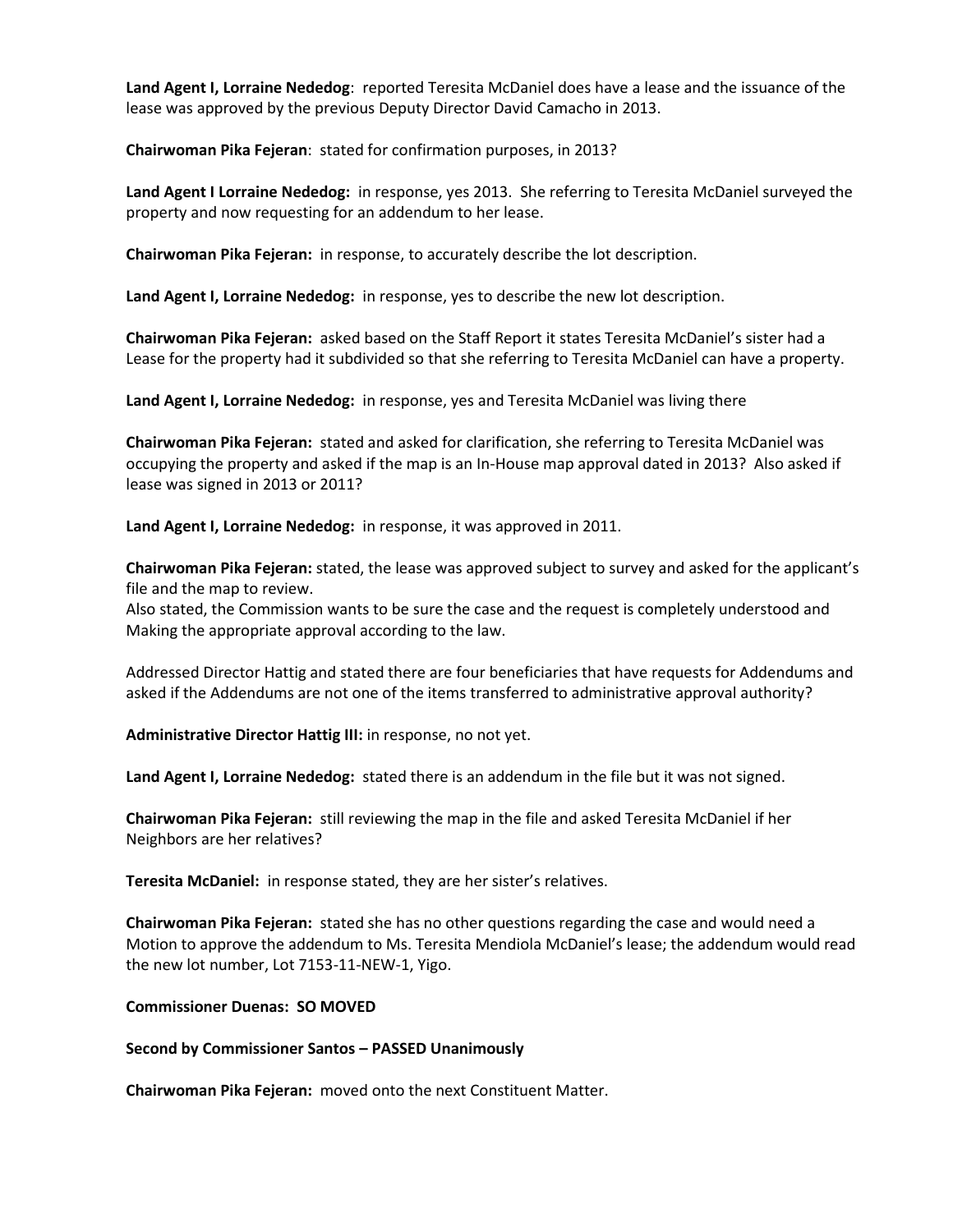**Land Agent I, Lorraine Nededog**: reported Teresita McDaniel does have a lease and the issuance of the lease was approved by the previous Deputy Director David Camacho in 2013.

**Chairwoman Pika Fejeran**: stated for confirmation purposes, in 2013?

**Land Agent I Lorraine Nededog:** in response, yes 2013. She referring to Teresita McDaniel surveyed the property and now requesting for an addendum to her lease.

**Chairwoman Pika Fejeran:** in response, to accurately describe the lot description.

**Land Agent I, Lorraine Nededog:** in response, yes to describe the new lot description.

**Chairwoman Pika Fejeran:** asked based on the Staff Report it states Teresita McDaniel's sister had a Lease for the property had it subdivided so that she referring to Teresita McDaniel can have a property.

**Land Agent I, Lorraine Nededog:** in response, yes and Teresita McDaniel was living there

**Chairwoman Pika Fejeran:** stated and asked for clarification, she referring to Teresita McDaniel was occupying the property and asked if the map is an In-House map approval dated in 2013? Also asked if lease was signed in 2013 or 2011?

**Land Agent I, Lorraine Nededog:** in response, it was approved in 2011.

**Chairwoman Pika Fejeran:** stated, the lease was approved subject to survey and asked for the applicant's file and the map to review.
Also stated, the Commission wants to be sure the case and the request is completely understood and Making the appropriate approval according to the law.

Addressed Director Hattig and stated there are four beneficiaries that have requests for Addendums and asked if the Addendums are not one of the items transferred to administrative approval authority?

**Administrative Director Hattig III:** in response, no not yet.

**Land Agent I, Lorraine Nededog:** stated there is an addendum in the file but it was not signed.

**Chairwoman Pika Fejeran:** still reviewing the map in the file and asked Teresita McDaniel if her Neighbors are her relatives?

**Teresita McDaniel:** in response stated, they are her sister's relatives.

**Chairwoman Pika Fejeran:** stated she has no other questions regarding the case and would need a Motion to approve the addendum to Ms. Teresita Mendiola McDaniel's lease; the addendum would read the new lot number, Lot 7153-11-NEW-1, Yigo.

**Commissioner Duenas: SO MOVED**

**Second by Commissioner Santos – PASSED Unanimously**

**Chairwoman Pika Fejeran:** moved onto the next Constituent Matter.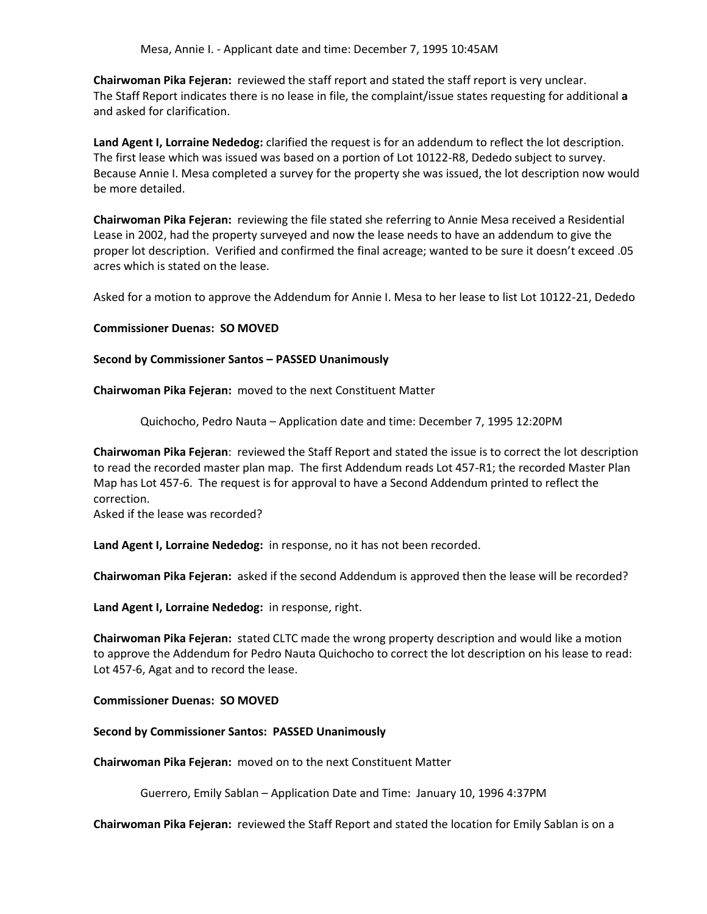Mesa, Annie I. - Applicant date and time: December 7, 1995 10:45AM

**Chairwoman Pika Fejeran:** reviewed the staff report and stated the staff report is very unclear. The Staff Report indicates there is no lease in file, the complaint/issue states requesting for additional **a** and asked for clarification.

**Land Agent I, Lorraine Nededog:** clarified the request is for an addendum to reflect the lot description. The first lease which was issued was based on a portion of Lot 10122-R8, Dededo subject to survey. Because Annie I. Mesa completed a survey for the property she was issued, the lot description now would be more detailed.

**Chairwoman Pika Fejeran:** reviewing the file stated she referring to Annie Mesa received a Residential Lease in 2002, had the property surveyed and now the lease needs to have an addendum to give the proper lot description. Verified and confirmed the final acreage; wanted to be sure it doesn't exceed .05 acres which is stated on the lease.

Asked for a motion to approve the Addendum for Annie I. Mesa to her lease to list Lot 10122-21, Dededo

**Commissioner Duenas: SO MOVED**

**Second by Commissioner Santos – PASSED Unanimously**

**Chairwoman Pika Fejeran:** moved to the next Constituent Matter

Quichocho, Pedro Nauta – Application date and time: December 7, 1995 12:20PM

**Chairwoman Pika Fejeran**: reviewed the Staff Report and stated the issue is to correct the lot description to read the recorded master plan map. The first Addendum reads Lot 457-R1; the recorded Master Plan Map has Lot 457-6. The request is for approval to have a Second Addendum printed to reflect the correction.
Asked if the lease was recorded?

**Land Agent I, Lorraine Nededog:** in response, no it has not been recorded.

**Chairwoman Pika Fejeran:** asked if the second Addendum is approved then the lease will be recorded?

**Land Agent I, Lorraine Nededog:** in response, right.

**Chairwoman Pika Fejeran:** stated CLTC made the wrong property description and would like a motion to approve the Addendum for Pedro Nauta Quichocho to correct the lot description on his lease to read: Lot 457-6, Agat and to record the lease.

**Commissioner Duenas: SO MOVED**

**Second by Commissioner Santos: PASSED Unanimously**

**Chairwoman Pika Fejeran:** moved on to the next Constituent Matter

Guerrero, Emily Sablan – Application Date and Time: January 10, 1996 4:37PM

**Chairwoman Pika Fejeran:** reviewed the Staff Report and stated the location for Emily Sablan is on a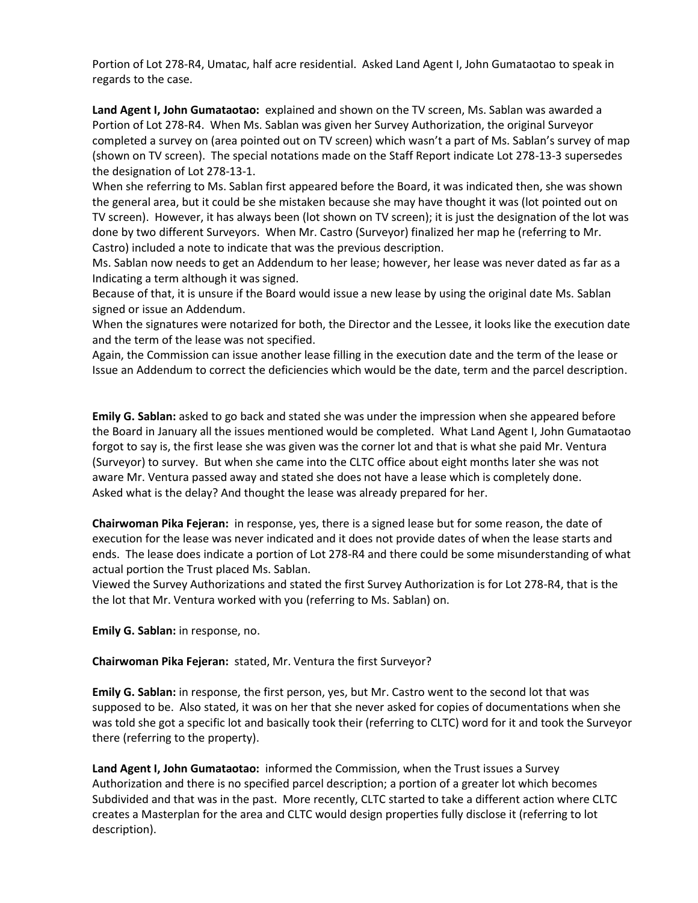Portion of Lot 278-R4, Umatac, half acre residential. Asked Land Agent I, John Gumataotao to speak in regards to the case.

**Land Agent I, John Gumataotao:** explained and shown on the TV screen, Ms. Sablan was awarded a Portion of Lot 278-R4. When Ms. Sablan was given her Survey Authorization, the original Surveyor completed a survey on (area pointed out on TV screen) which wasn't a part of Ms. Sablan's survey of map (shown on TV screen). The special notations made on the Staff Report indicate Lot 278-13-3 supersedes the designation of Lot 278-13-1.

When she referring to Ms. Sablan first appeared before the Board, it was indicated then, she was shown the general area, but it could be she mistaken because she may have thought it was (lot pointed out on TV screen). However, it has always been (lot shown on TV screen); it is just the designation of the lot was done by two different Surveyors. When Mr. Castro (Surveyor) finalized her map he (referring to Mr. Castro) included a note to indicate that was the previous description.

Ms. Sablan now needs to get an Addendum to her lease; however, her lease was never dated as far as a Indicating a term although it was signed.

Because of that, it is unsure if the Board would issue a new lease by using the original date Ms. Sablan signed or issue an Addendum.

When the signatures were notarized for both, the Director and the Lessee, it looks like the execution date and the term of the lease was not specified.

Again, the Commission can issue another lease filling in the execution date and the term of the lease or Issue an Addendum to correct the deficiencies which would be the date, term and the parcel description.

**Emily G. Sablan:** asked to go back and stated she was under the impression when she appeared before the Board in January all the issues mentioned would be completed. What Land Agent I, John Gumataotao forgot to say is, the first lease she was given was the corner lot and that is what she paid Mr. Ventura (Surveyor) to survey. But when she came into the CLTC office about eight months later she was not aware Mr. Ventura passed away and stated she does not have a lease which is completely done. Asked what is the delay? And thought the lease was already prepared for her.

**Chairwoman Pika Fejeran:** in response, yes, there is a signed lease but for some reason, the date of execution for the lease was never indicated and it does not provide dates of when the lease starts and ends. The lease does indicate a portion of Lot 278-R4 and there could be some misunderstanding of what actual portion the Trust placed Ms. Sablan.

Viewed the Survey Authorizations and stated the first Survey Authorization is for Lot 278-R4, that is the the lot that Mr. Ventura worked with you (referring to Ms. Sablan) on.

**Emily G. Sablan:** in response, no.

**Chairwoman Pika Fejeran:** stated, Mr. Ventura the first Surveyor?

**Emily G. Sablan:** in response, the first person, yes, but Mr. Castro went to the second lot that was supposed to be. Also stated, it was on her that she never asked for copies of documentations when she was told she got a specific lot and basically took their (referring to CLTC) word for it and took the Surveyor there (referring to the property).

**Land Agent I, John Gumataotao:** informed the Commission, when the Trust issues a Survey Authorization and there is no specified parcel description; a portion of a greater lot which becomes Subdivided and that was in the past. More recently, CLTC started to take a different action where CLTC creates a Masterplan for the area and CLTC would design properties fully disclose it (referring to lot description).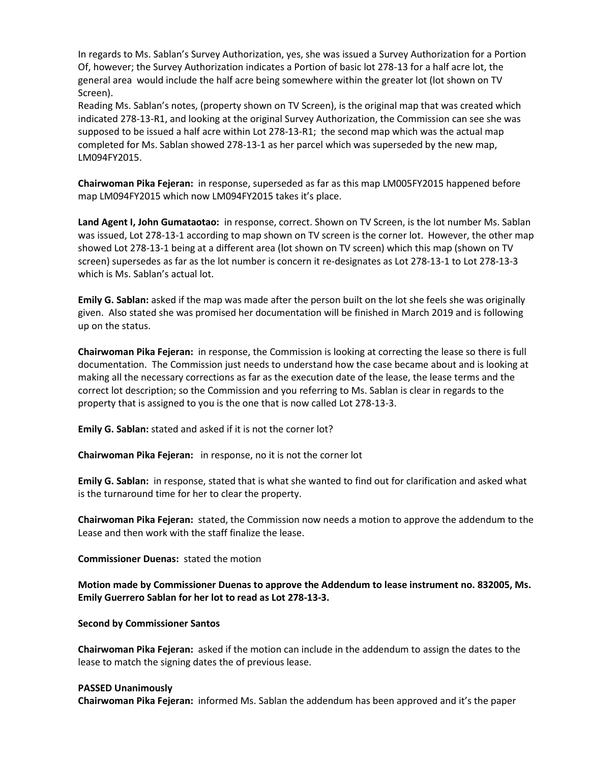In regards to Ms. Sablan's Survey Authorization, yes, she was issued a Survey Authorization for a Portion Of, however; the Survey Authorization indicates a Portion of basic lot 278-13 for a half acre lot, the general area would include the half acre being somewhere within the greater lot (lot shown on TV Screen).
Reading Ms. Sablan's notes, (property shown on TV Screen), is the original map that was created which indicated 278-13-R1, and looking at the original Survey Authorization, the Commission can see she was supposed to be issued a half acre within Lot 278-13-R1; the second map which was the actual map completed for Ms. Sablan showed 278-13-1 as her parcel which was superseded by the new map, LM094FY2015.

**Chairwoman Pika Fejeran:** in response, superseded as far as this map LM005FY2015 happened before map LM094FY2015 which now LM094FY2015 takes it's place.

**Land Agent I, John Gumataotao:** in response, correct. Shown on TV Screen, is the lot number Ms. Sablan was issued, Lot 278-13-1 according to map shown on TV screen is the corner lot. However, the other map showed Lot 278-13-1 being at a different area (lot shown on TV screen) which this map (shown on TV screen) supersedes as far as the lot number is concern it re-designates as Lot 278-13-1 to Lot 278-13-3 which is Ms. Sablan's actual lot.

**Emily G. Sablan:** asked if the map was made after the person built on the lot she feels she was originally given. Also stated she was promised her documentation will be finished in March 2019 and is following up on the status.

**Chairwoman Pika Fejeran:** in response, the Commission is looking at correcting the lease so there is full documentation. The Commission just needs to understand how the case became about and is looking at making all the necessary corrections as far as the execution date of the lease, the lease terms and the correct lot description; so the Commission and you referring to Ms. Sablan is clear in regards to the property that is assigned to you is the one that is now called Lot 278-13-3.

**Emily G. Sablan:** stated and asked if it is not the corner lot?

**Chairwoman Pika Fejeran:** in response, no it is not the corner lot

**Emily G. Sablan:** in response, stated that is what she wanted to find out for clarification and asked what is the turnaround time for her to clear the property.

**Chairwoman Pika Fejeran:** stated, the Commission now needs a motion to approve the addendum to the Lease and then work with the staff finalize the lease.

**Commissioner Duenas:** stated the motion

**Motion made by Commissioner Duenas to approve the Addendum to lease instrument no. 832005, Ms. Emily Guerrero Sablan for her lot to read as Lot 278-13-3.**

**Second by Commissioner Santos**

**Chairwoman Pika Fejeran:** asked if the motion can include in the addendum to assign the dates to the lease to match the signing dates the of previous lease.

**PASSED Unanimously**
**Chairwoman Pika Fejeran:** informed Ms. Sablan the addendum has been approved and it's the paper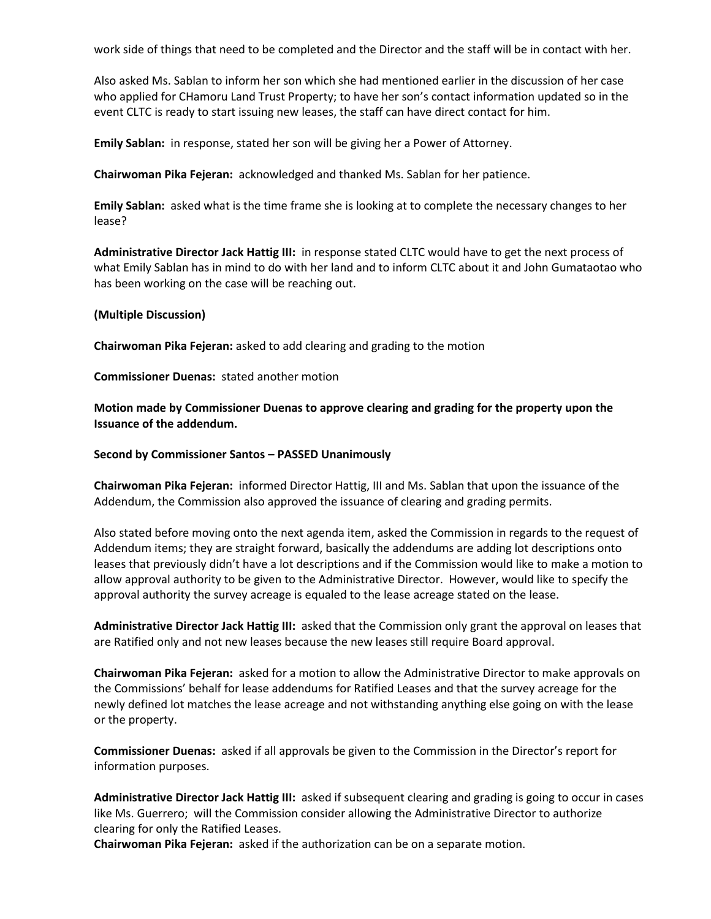work side of things that need to be completed and the Director and the staff will be in contact with her.

Also asked Ms. Sablan to inform her son which she had mentioned earlier in the discussion of her case who applied for CHamoru Land Trust Property; to have her son's contact information updated so in the event CLTC is ready to start issuing new leases, the staff can have direct contact for him.

**Emily Sablan:** in response, stated her son will be giving her a Power of Attorney.

**Chairwoman Pika Fejeran:** acknowledged and thanked Ms. Sablan for her patience.

**Emily Sablan:** asked what is the time frame she is looking at to complete the necessary changes to her lease?

**Administrative Director Jack Hattig III:** in response stated CLTC would have to get the next process of what Emily Sablan has in mind to do with her land and to inform CLTC about it and John Gumataotao who has been working on the case will be reaching out.

**(Multiple Discussion)**

**Chairwoman Pika Fejeran:** asked to add clearing and grading to the motion

**Commissioner Duenas:** stated another motion

**Motion made by Commissioner Duenas to approve clearing and grading for the property upon the Issuance of the addendum.**

**Second by Commissioner Santos – PASSED Unanimously**

**Chairwoman Pika Fejeran:** informed Director Hattig, III and Ms. Sablan that upon the issuance of the Addendum, the Commission also approved the issuance of clearing and grading permits.

Also stated before moving onto the next agenda item, asked the Commission in regards to the request of Addendum items; they are straight forward, basically the addendums are adding lot descriptions onto leases that previously didn't have a lot descriptions and if the Commission would like to make a motion to allow approval authority to be given to the Administrative Director. However, would like to specify the approval authority the survey acreage is equaled to the lease acreage stated on the lease.

**Administrative Director Jack Hattig III:** asked that the Commission only grant the approval on leases that are Ratified only and not new leases because the new leases still require Board approval.

**Chairwoman Pika Fejeran:** asked for a motion to allow the Administrative Director to make approvals on the Commissions' behalf for lease addendums for Ratified Leases and that the survey acreage for the newly defined lot matches the lease acreage and not withstanding anything else going on with the lease or the property.

**Commissioner Duenas:** asked if all approvals be given to the Commission in the Director's report for information purposes.

**Administrative Director Jack Hattig III:** asked if subsequent clearing and grading is going to occur in cases like Ms. Guerrero; will the Commission consider allowing the Administrative Director to authorize clearing for only the Ratified Leases.

**Chairwoman Pika Fejeran:** asked if the authorization can be on a separate motion.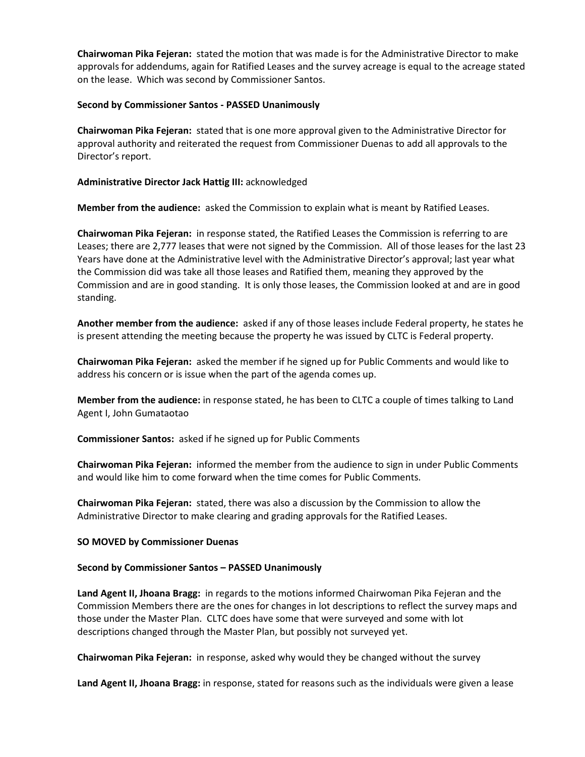**Chairwoman Pika Fejeran:** stated the motion that was made is for the Administrative Director to make approvals for addendums, again for Ratified Leases and the survey acreage is equal to the acreage stated on the lease. Which was second by Commissioner Santos.

**Second by Commissioner Santos - PASSED Unanimously**

**Chairwoman Pika Fejeran:** stated that is one more approval given to the Administrative Director for approval authority and reiterated the request from Commissioner Duenas to add all approvals to the Director's report.

**Administrative Director Jack Hattig III:** acknowledged

**Member from the audience:** asked the Commission to explain what is meant by Ratified Leases.

**Chairwoman Pika Fejeran:** in response stated, the Ratified Leases the Commission is referring to are Leases; there are 2,777 leases that were not signed by the Commission. All of those leases for the last 23 Years have done at the Administrative level with the Administrative Director's approval; last year what the Commission did was take all those leases and Ratified them, meaning they approved by the Commission and are in good standing. It is only those leases, the Commission looked at and are in good standing.

**Another member from the audience:** asked if any of those leases include Federal property, he states he is present attending the meeting because the property he was issued by CLTC is Federal property.

**Chairwoman Pika Fejeran:** asked the member if he signed up for Public Comments and would like to address his concern or is issue when the part of the agenda comes up.

**Member from the audience:** in response stated, he has been to CLTC a couple of times talking to Land Agent I, John Gumataotao

**Commissioner Santos:** asked if he signed up for Public Comments

**Chairwoman Pika Fejeran:** informed the member from the audience to sign in under Public Comments and would like him to come forward when the time comes for Public Comments.

**Chairwoman Pika Fejeran:** stated, there was also a discussion by the Commission to allow the Administrative Director to make clearing and grading approvals for the Ratified Leases.

**SO MOVED by Commissioner Duenas**

**Second by Commissioner Santos – PASSED Unanimously**

**Land Agent II, Jhoana Bragg:** in regards to the motions informed Chairwoman Pika Fejeran and the Commission Members there are the ones for changes in lot descriptions to reflect the survey maps and those under the Master Plan. CLTC does have some that were surveyed and some with lot descriptions changed through the Master Plan, but possibly not surveyed yet.

**Chairwoman Pika Fejeran:** in response, asked why would they be changed without the survey

**Land Agent II, Jhoana Bragg:** in response, stated for reasons such as the individuals were given a lease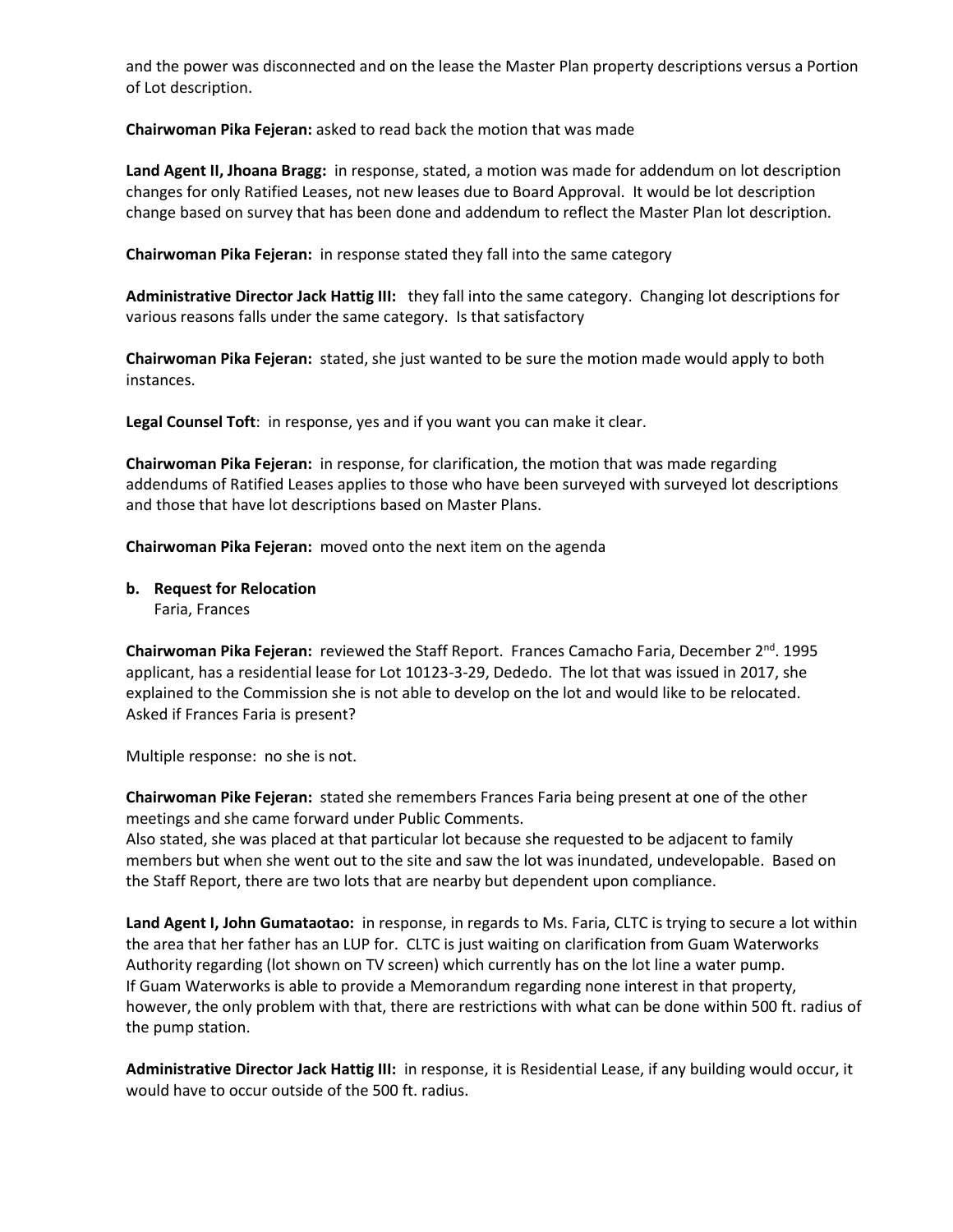and the power was disconnected and on the lease the Master Plan property descriptions versus a Portion of Lot description.

**Chairwoman Pika Fejeran:** asked to read back the motion that was made

**Land Agent II, Jhoana Bragg:** in response, stated, a motion was made for addendum on lot description changes for only Ratified Leases, not new leases due to Board Approval. It would be lot description change based on survey that has been done and addendum to reflect the Master Plan lot description.

**Chairwoman Pika Fejeran:** in response stated they fall into the same category

**Administrative Director Jack Hattig III:** they fall into the same category. Changing lot descriptions for various reasons falls under the same category. Is that satisfactory

**Chairwoman Pika Fejeran:** stated, she just wanted to be sure the motion made would apply to both instances.

**Legal Counsel Toft**: in response, yes and if you want you can make it clear.

**Chairwoman Pika Fejeran:** in response, for clarification, the motion that was made regarding addendums of Ratified Leases applies to those who have been surveyed with surveyed lot descriptions and those that have lot descriptions based on Master Plans.

**Chairwoman Pika Fejeran:** moved onto the next item on the agenda

**b. Request for Relocation**
Faria, Frances

**Chairwoman Pika Fejeran:** reviewed the Staff Report. Frances Camacho Faria, December 2nd. 1995 applicant, has a residential lease for Lot 10123-3-29, Dededo. The lot that was issued in 2017, she explained to the Commission she is not able to develop on the lot and would like to be relocated. Asked if Frances Faria is present?

Multiple response: no she is not.

**Chairwoman Pike Fejeran:** stated she remembers Frances Faria being present at one of the other meetings and she came forward under Public Comments.
Also stated, she was placed at that particular lot because she requested to be adjacent to family members but when she went out to the site and saw the lot was inundated, undevelopable. Based on the Staff Report, there are two lots that are nearby but dependent upon compliance.

**Land Agent I, John Gumataotao:** in response, in regards to Ms. Faria, CLTC is trying to secure a lot within the area that her father has an LUP for. CLTC is just waiting on clarification from Guam Waterworks Authority regarding (lot shown on TV screen) which currently has on the lot line a water pump.
If Guam Waterworks is able to provide a Memorandum regarding none interest in that property, however, the only problem with that, there are restrictions with what can be done within 500 ft. radius of the pump station.

**Administrative Director Jack Hattig III:** in response, it is Residential Lease, if any building would occur, it would have to occur outside of the 500 ft. radius.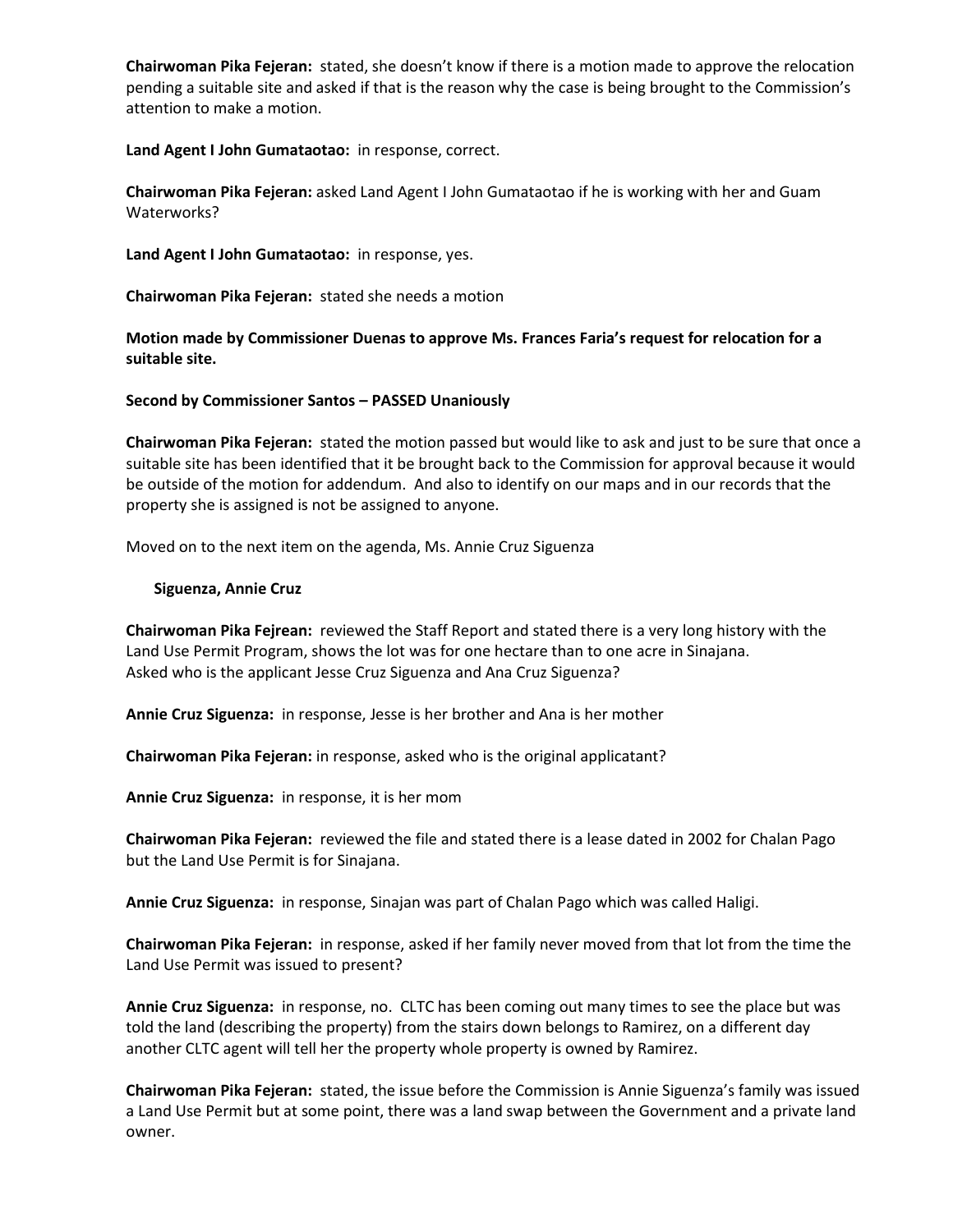**Chairwoman Pika Fejeran:** stated, she doesn't know if there is a motion made to approve the relocation pending a suitable site and asked if that is the reason why the case is being brought to the Commission's attention to make a motion.

**Land Agent I John Gumataotao:** in response, correct.

**Chairwoman Pika Fejeran:** asked Land Agent I John Gumataotao if he is working with her and Guam Waterworks?

**Land Agent I John Gumataotao:** in response, yes.

**Chairwoman Pika Fejeran:** stated she needs a motion

**Motion made by Commissioner Duenas to approve Ms. Frances Faria's request for relocation for a suitable site.**

**Second by Commissioner Santos – PASSED Unaniously**

**Chairwoman Pika Fejeran:** stated the motion passed but would like to ask and just to be sure that once a suitable site has been identified that it be brought back to the Commission for approval because it would be outside of the motion for addendum. And also to identify on our maps and in our records that the property she is assigned is not be assigned to anyone.

Moved on to the next item on the agenda, Ms. Annie Cruz Siguenza

**Siguenza, Annie Cruz**

**Chairwoman Pika Fejrean:** reviewed the Staff Report and stated there is a very long history with the Land Use Permit Program, shows the lot was for one hectare than to one acre in Sinajana.
Asked who is the applicant Jesse Cruz Siguenza and Ana Cruz Siguenza?

**Annie Cruz Siguenza:** in response, Jesse is her brother and Ana is her mother

**Chairwoman Pika Fejeran:** in response, asked who is the original applicatant?

**Annie Cruz Siguenza:** in response, it is her mom

**Chairwoman Pika Fejeran:** reviewed the file and stated there is a lease dated in 2002 for Chalan Pago but the Land Use Permit is for Sinajana.

**Annie Cruz Siguenza:** in response, Sinajan was part of Chalan Pago which was called Haligi.

**Chairwoman Pika Fejeran:** in response, asked if her family never moved from that lot from the time the Land Use Permit was issued to present?

**Annie Cruz Siguenza:** in response, no. CLTC has been coming out many times to see the place but was told the land (describing the property) from the stairs down belongs to Ramirez, on a different day another CLTC agent will tell her the property whole property is owned by Ramirez.

**Chairwoman Pika Fejeran:** stated, the issue before the Commission is Annie Siguenza's family was issued a Land Use Permit but at some point, there was a land swap between the Government and a private land owner.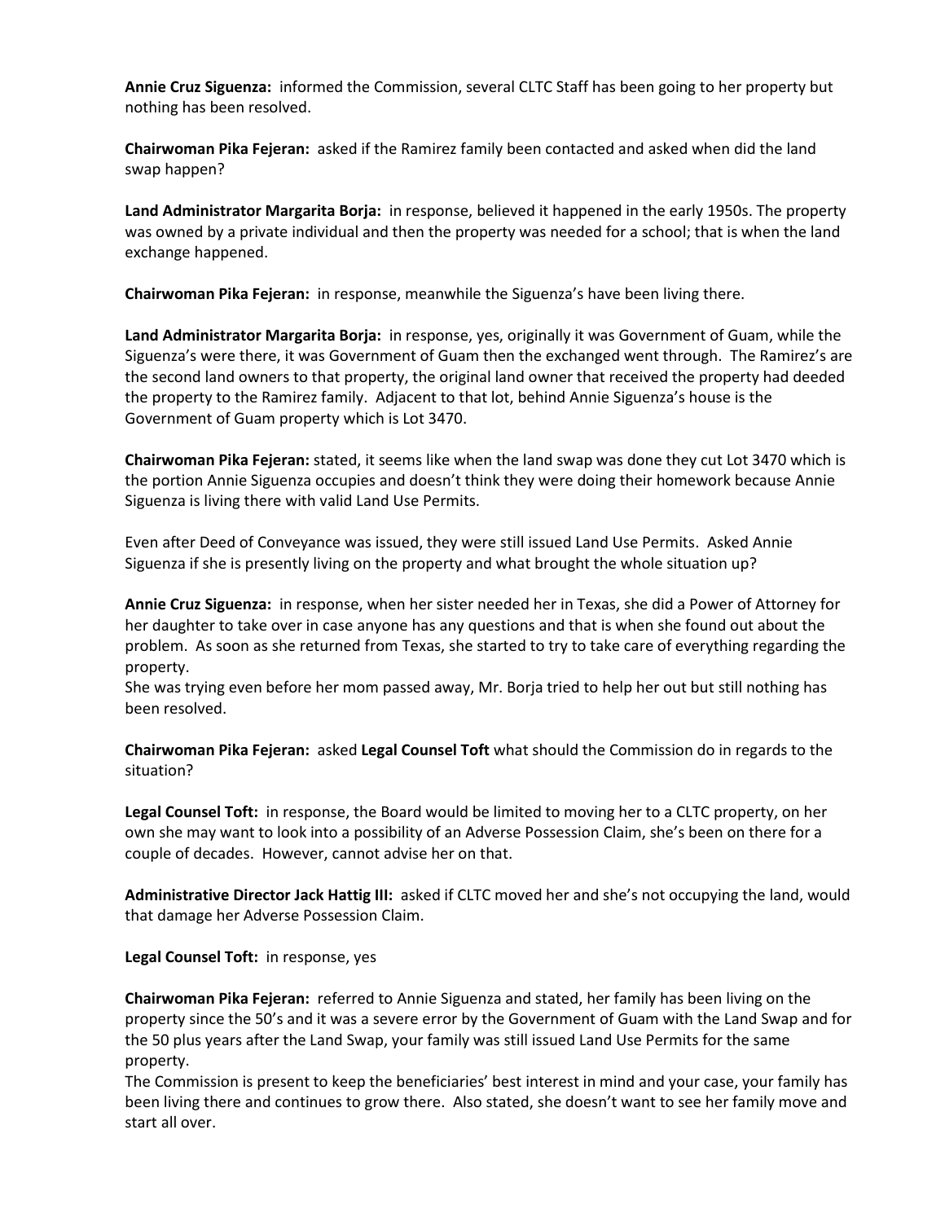**Annie Cruz Siguenza:** informed the Commission, several CLTC Staff has been going to her property but nothing has been resolved.

**Chairwoman Pika Fejeran:** asked if the Ramirez family been contacted and asked when did the land swap happen?

**Land Administrator Margarita Borja:** in response, believed it happened in the early 1950s. The property was owned by a private individual and then the property was needed for a school; that is when the land exchange happened.

**Chairwoman Pika Fejeran:** in response, meanwhile the Siguenza's have been living there.

**Land Administrator Margarita Borja:** in response, yes, originally it was Government of Guam, while the Siguenza's were there, it was Government of Guam then the exchanged went through. The Ramirez's are the second land owners to that property, the original land owner that received the property had deeded the property to the Ramirez family. Adjacent to that lot, behind Annie Siguenza's house is the Government of Guam property which is Lot 3470.

**Chairwoman Pika Fejeran:** stated, it seems like when the land swap was done they cut Lot 3470 which is the portion Annie Siguenza occupies and doesn't think they were doing their homework because Annie Siguenza is living there with valid Land Use Permits.

Even after Deed of Conveyance was issued, they were still issued Land Use Permits. Asked Annie Siguenza if she is presently living on the property and what brought the whole situation up?

**Annie Cruz Siguenza:** in response, when her sister needed her in Texas, she did a Power of Attorney for her daughter to take over in case anyone has any questions and that is when she found out about the problem. As soon as she returned from Texas, she started to try to take care of everything regarding the property.
She was trying even before her mom passed away, Mr. Borja tried to help her out but still nothing has been resolved.

**Chairwoman Pika Fejeran:** asked **Legal Counsel Toft** what should the Commission do in regards to the situation?

**Legal Counsel Toft:** in response, the Board would be limited to moving her to a CLTC property, on her own she may want to look into a possibility of an Adverse Possession Claim, she's been on there for a couple of decades. However, cannot advise her on that.

**Administrative Director Jack Hattig III:** asked if CLTC moved her and she's not occupying the land, would that damage her Adverse Possession Claim.

**Legal Counsel Toft:** in response, yes

**Chairwoman Pika Fejeran:** referred to Annie Siguenza and stated, her family has been living on the property since the 50's and it was a severe error by the Government of Guam with the Land Swap and for the 50 plus years after the Land Swap, your family was still issued Land Use Permits for the same property.
The Commission is present to keep the beneficiaries' best interest in mind and your case, your family has been living there and continues to grow there. Also stated, she doesn't want to see her family move and start all over.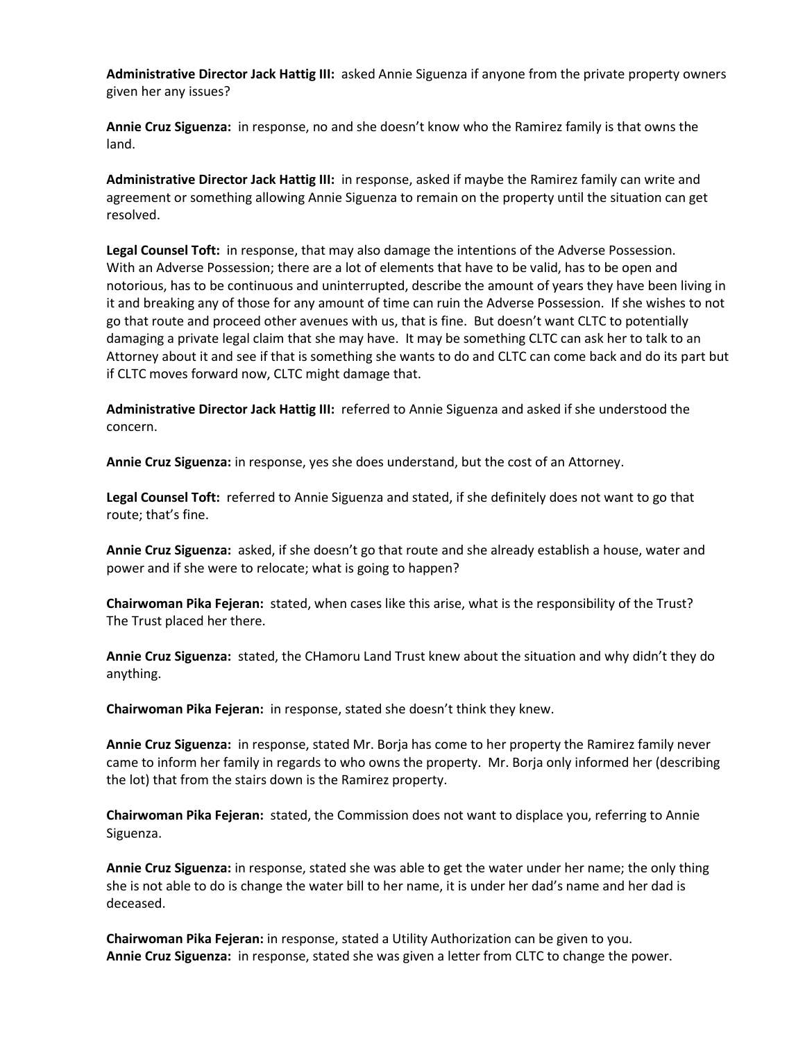**Administrative Director Jack Hattig III:** asked Annie Siguenza if anyone from the private property owners given her any issues?

**Annie Cruz Siguenza:** in response, no and she doesn't know who the Ramirez family is that owns the land.

**Administrative Director Jack Hattig III:** in response, asked if maybe the Ramirez family can write and agreement or something allowing Annie Siguenza to remain on the property until the situation can get resolved.

**Legal Counsel Toft:** in response, that may also damage the intentions of the Adverse Possession. With an Adverse Possession; there are a lot of elements that have to be valid, has to be open and notorious, has to be continuous and uninterrupted, describe the amount of years they have been living in it and breaking any of those for any amount of time can ruin the Adverse Possession. If she wishes to not go that route and proceed other avenues with us, that is fine. But doesn't want CLTC to potentially damaging a private legal claim that she may have. It may be something CLTC can ask her to talk to an Attorney about it and see if that is something she wants to do and CLTC can come back and do its part but if CLTC moves forward now, CLTC might damage that.

**Administrative Director Jack Hattig III:** referred to Annie Siguenza and asked if she understood the concern.

**Annie Cruz Siguenza:** in response, yes she does understand, but the cost of an Attorney.

**Legal Counsel Toft:** referred to Annie Siguenza and stated, if she definitely does not want to go that route; that's fine.

**Annie Cruz Siguenza:** asked, if she doesn't go that route and she already establish a house, water and power and if she were to relocate; what is going to happen?

**Chairwoman Pika Fejeran:** stated, when cases like this arise, what is the responsibility of the Trust? The Trust placed her there.

**Annie Cruz Siguenza:** stated, the CHamoru Land Trust knew about the situation and why didn't they do anything.

**Chairwoman Pika Fejeran:** in response, stated she doesn't think they knew.

**Annie Cruz Siguenza:** in response, stated Mr. Borja has come to her property the Ramirez family never came to inform her family in regards to who owns the property. Mr. Borja only informed her (describing the lot) that from the stairs down is the Ramirez property.

**Chairwoman Pika Fejeran:** stated, the Commission does not want to displace you, referring to Annie Siguenza.

**Annie Cruz Siguenza:** in response, stated she was able to get the water under her name; the only thing she is not able to do is change the water bill to her name, it is under her dad's name and her dad is deceased.

**Chairwoman Pika Fejeran:** in response, stated a Utility Authorization can be given to you.
**Annie Cruz Siguenza:** in response, stated she was given a letter from CLTC to change the power.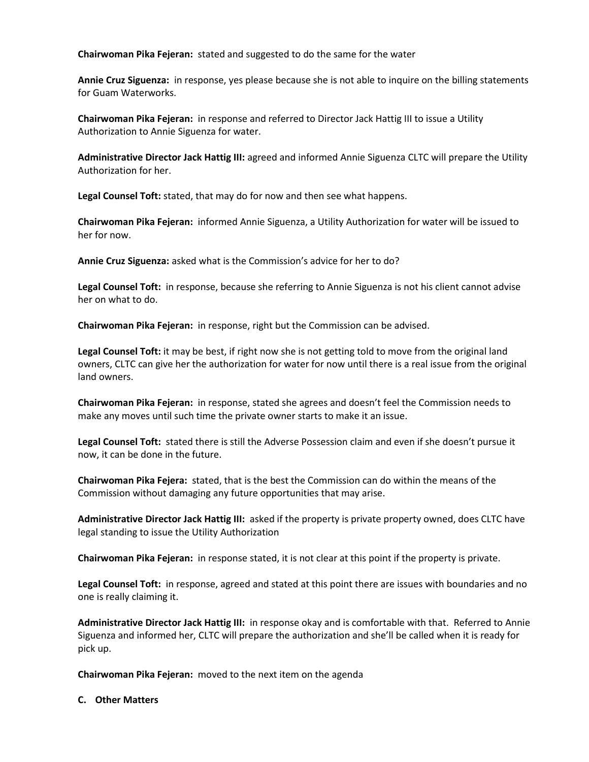**Chairwoman Pika Fejeran:** stated and suggested to do the same for the water

**Annie Cruz Siguenza:** in response, yes please because she is not able to inquire on the billing statements for Guam Waterworks.

**Chairwoman Pika Fejeran:** in response and referred to Director Jack Hattig III to issue a Utility Authorization to Annie Siguenza for water.

**Administrative Director Jack Hattig III:** agreed and informed Annie Siguenza CLTC will prepare the Utility Authorization for her.

**Legal Counsel Toft:** stated, that may do for now and then see what happens.

**Chairwoman Pika Fejeran:** informed Annie Siguenza, a Utility Authorization for water will be issued to her for now.

**Annie Cruz Siguenza:** asked what is the Commission's advice for her to do?

**Legal Counsel Toft:** in response, because she referring to Annie Siguenza is not his client cannot advise her on what to do.

**Chairwoman Pika Fejeran:** in response, right but the Commission can be advised.

**Legal Counsel Toft:** it may be best, if right now she is not getting told to move from the original land owners, CLTC can give her the authorization for water for now until there is a real issue from the original land owners.

**Chairwoman Pika Fejeran:** in response, stated she agrees and doesn't feel the Commission needs to make any moves until such time the private owner starts to make it an issue.

**Legal Counsel Toft:** stated there is still the Adverse Possession claim and even if she doesn't pursue it now, it can be done in the future.

**Chairwoman Pika Fejera:** stated, that is the best the Commission can do within the means of the Commission without damaging any future opportunities that may arise.

**Administrative Director Jack Hattig III:** asked if the property is private property owned, does CLTC have legal standing to issue the Utility Authorization

**Chairwoman Pika Fejeran:** in response stated, it is not clear at this point if the property is private.

**Legal Counsel Toft:** in response, agreed and stated at this point there are issues with boundaries and no one is really claiming it.

**Administrative Director Jack Hattig III:** in response okay and is comfortable with that. Referred to Annie Siguenza and informed her, CLTC will prepare the authorization and she'll be called when it is ready for pick up.

**Chairwoman Pika Fejeran:** moved to the next item on the agenda

**C. Other Matters**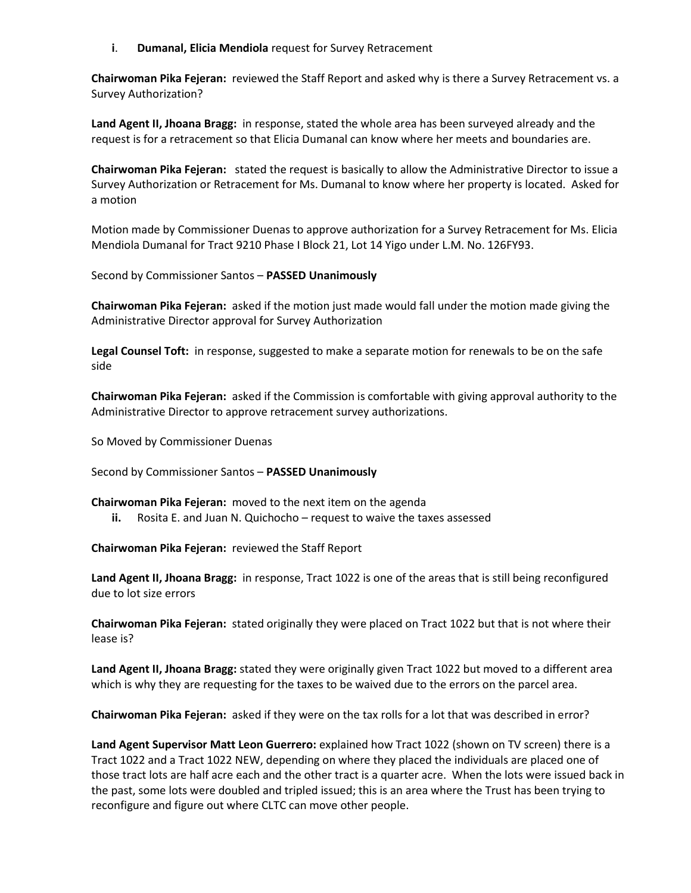**i**. **Dumanal, Elicia Mendiola** request for Survey Retracement

**Chairwoman Pika Fejeran:** reviewed the Staff Report and asked why is there a Survey Retracement vs. a Survey Authorization?

**Land Agent II, Jhoana Bragg:** in response, stated the whole area has been surveyed already and the request is for a retracement so that Elicia Dumanal can know where her meets and boundaries are.

**Chairwoman Pika Fejeran:** stated the request is basically to allow the Administrative Director to issue a Survey Authorization or Retracement for Ms. Dumanal to know where her property is located. Asked for a motion

Motion made by Commissioner Duenas to approve authorization for a Survey Retracement for Ms. Elicia Mendiola Dumanal for Tract 9210 Phase I Block 21, Lot 14 Yigo under L.M. No. 126FY93.

Second by Commissioner Santos – **PASSED Unanimously**

**Chairwoman Pika Fejeran:** asked if the motion just made would fall under the motion made giving the Administrative Director approval for Survey Authorization

**Legal Counsel Toft:** in response, suggested to make a separate motion for renewals to be on the safe side

**Chairwoman Pika Fejeran:** asked if the Commission is comfortable with giving approval authority to the Administrative Director to approve retracement survey authorizations.

So Moved by Commissioner Duenas

Second by Commissioner Santos – **PASSED Unanimously**

**Chairwoman Pika Fejeran:** moved to the next item on the agenda

**ii.** Rosita E. and Juan N. Quichocho – request to waive the taxes assessed

**Chairwoman Pika Fejeran:** reviewed the Staff Report

**Land Agent II, Jhoana Bragg:** in response, Tract 1022 is one of the areas that is still being reconfigured due to lot size errors

**Chairwoman Pika Fejeran:** stated originally they were placed on Tract 1022 but that is not where their lease is?

**Land Agent II, Jhoana Bragg:** stated they were originally given Tract 1022 but moved to a different area which is why they are requesting for the taxes to be waived due to the errors on the parcel area.

**Chairwoman Pika Fejeran:** asked if they were on the tax rolls for a lot that was described in error?

**Land Agent Supervisor Matt Leon Guerrero:** explained how Tract 1022 (shown on TV screen) there is a Tract 1022 and a Tract 1022 NEW, depending on where they placed the individuals are placed one of those tract lots are half acre each and the other tract is a quarter acre. When the lots were issued back in the past, some lots were doubled and tripled issued; this is an area where the Trust has been trying to reconfigure and figure out where CLTC can move other people.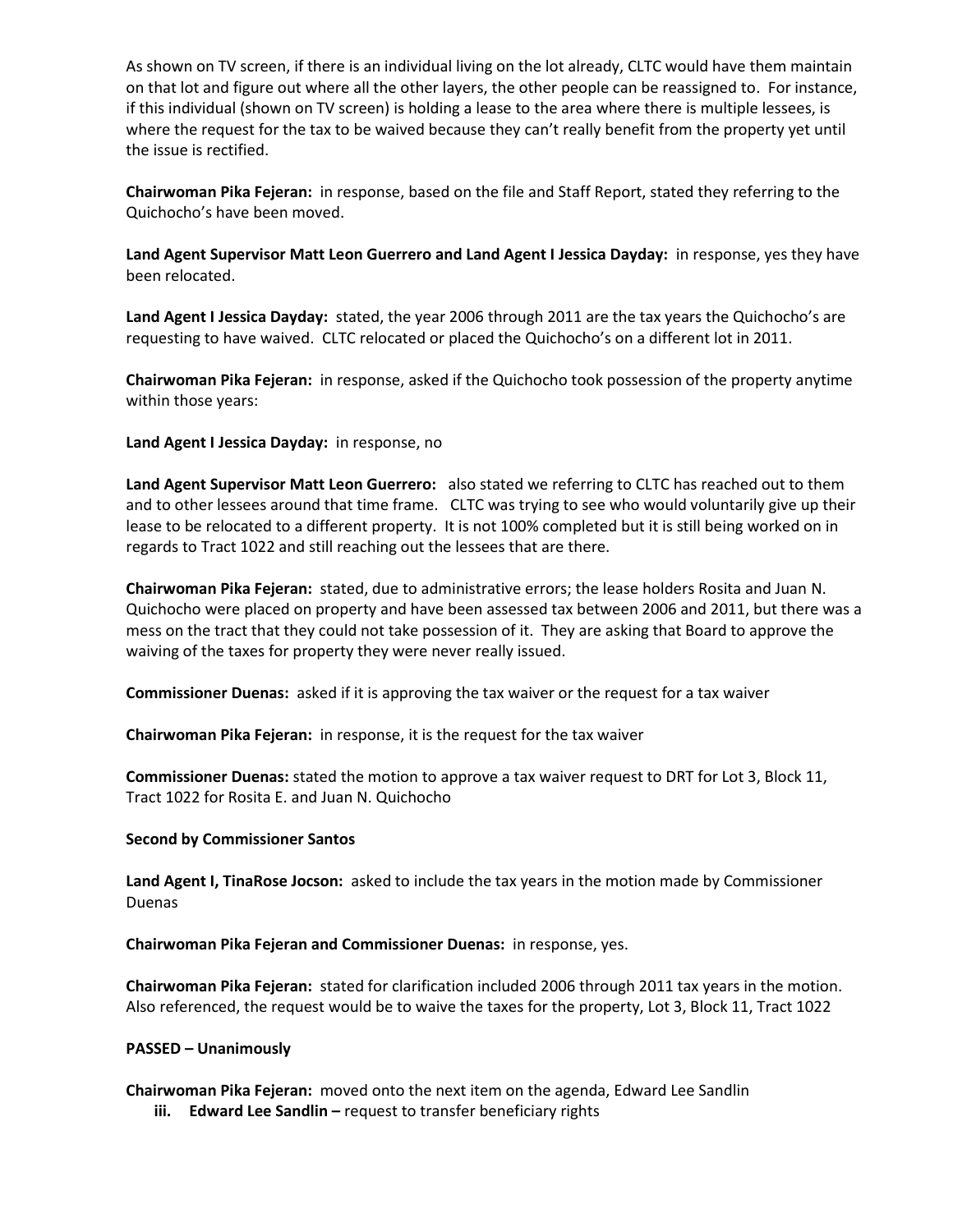As shown on TV screen, if there is an individual living on the lot already, CLTC would have them maintain on that lot and figure out where all the other layers, the other people can be reassigned to. For instance, if this individual (shown on TV screen) is holding a lease to the area where there is multiple lessees, is where the request for the tax to be waived because they can't really benefit from the property yet until the issue is rectified.

**Chairwoman Pika Fejeran:** in response, based on the file and Staff Report, stated they referring to the Quichocho's have been moved.

**Land Agent Supervisor Matt Leon Guerrero and Land Agent I Jessica Dayday:** in response, yes they have been relocated.

**Land Agent I Jessica Dayday:** stated, the year 2006 through 2011 are the tax years the Quichocho's are requesting to have waived. CLTC relocated or placed the Quichocho's on a different lot in 2011.

**Chairwoman Pika Fejeran:** in response, asked if the Quichocho took possession of the property anytime within those years:

**Land Agent I Jessica Dayday:** in response, no

**Land Agent Supervisor Matt Leon Guerrero:** also stated we referring to CLTC has reached out to them and to other lessees around that time frame. CLTC was trying to see who would voluntarily give up their lease to be relocated to a different property. It is not 100% completed but it is still being worked on in regards to Tract 1022 and still reaching out the lessees that are there.

**Chairwoman Pika Fejeran:** stated, due to administrative errors; the lease holders Rosita and Juan N. Quichocho were placed on property and have been assessed tax between 2006 and 2011, but there was a mess on the tract that they could not take possession of it. They are asking that Board to approve the waiving of the taxes for property they were never really issued.

**Commissioner Duenas:** asked if it is approving the tax waiver or the request for a tax waiver

**Chairwoman Pika Fejeran:** in response, it is the request for the tax waiver

**Commissioner Duenas:** stated the motion to approve a tax waiver request to DRT for Lot 3, Block 11, Tract 1022 for Rosita E. and Juan N. Quichocho

**Second by Commissioner Santos**

**Land Agent I, TinaRose Jocson:** asked to include the tax years in the motion made by Commissioner Duenas

**Chairwoman Pika Fejeran and Commissioner Duenas:** in response, yes.

**Chairwoman Pika Fejeran:** stated for clarification included 2006 through 2011 tax years in the motion. Also referenced, the request would be to waive the taxes for the property, Lot 3, Block 11, Tract 1022

**PASSED – Unanimously**

**Chairwoman Pika Fejeran:** moved onto the next item on the agenda, Edward Lee Sandlin

**iii. Edward Lee Sandlin –** request to transfer beneficiary rights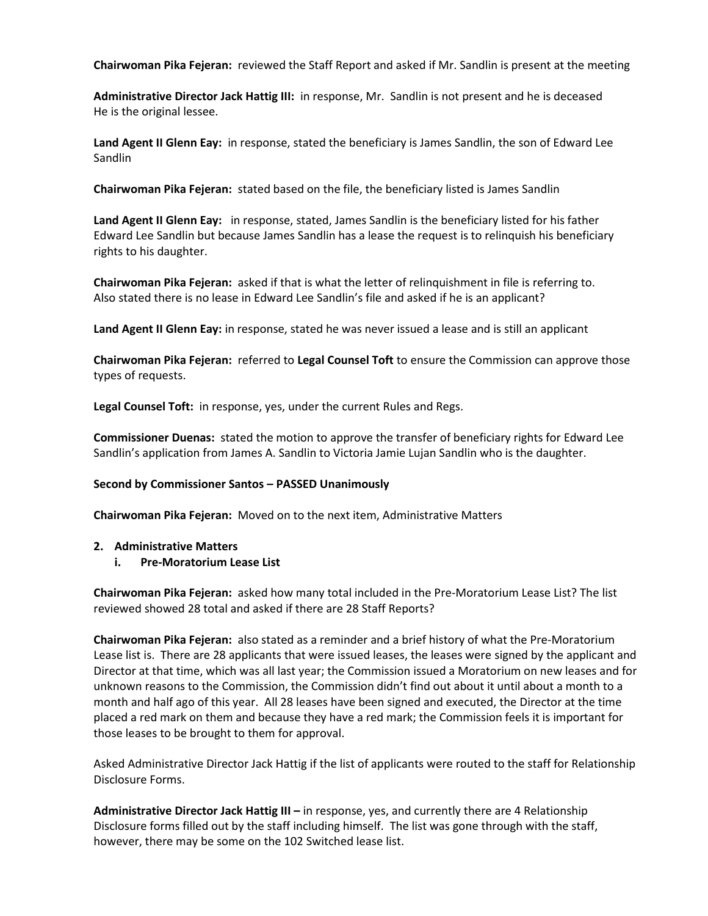**Chairwoman Pika Fejeran:** reviewed the Staff Report and asked if Mr. Sandlin is present at the meeting

**Administrative Director Jack Hattig III:** in response, Mr. Sandlin is not present and he is deceased He is the original lessee.

**Land Agent II Glenn Eay:** in response, stated the beneficiary is James Sandlin, the son of Edward Lee Sandlin

**Chairwoman Pika Fejeran:** stated based on the file, the beneficiary listed is James Sandlin

**Land Agent II Glenn Eay:** in response, stated, James Sandlin is the beneficiary listed for his father Edward Lee Sandlin but because James Sandlin has a lease the request is to relinquish his beneficiary rights to his daughter.

**Chairwoman Pika Fejeran:** asked if that is what the letter of relinquishment in file is referring to. Also stated there is no lease in Edward Lee Sandlin's file and asked if he is an applicant?

**Land Agent II Glenn Eay:** in response, stated he was never issued a lease and is still an applicant

**Chairwoman Pika Fejeran:** referred to **Legal Counsel Toft** to ensure the Commission can approve those types of requests.

**Legal Counsel Toft:** in response, yes, under the current Rules and Regs.

**Commissioner Duenas:** stated the motion to approve the transfer of beneficiary rights for Edward Lee Sandlin's application from James A. Sandlin to Victoria Jamie Lujan Sandlin who is the daughter.

**Second by Commissioner Santos – PASSED Unanimously**

**Chairwoman Pika Fejeran:** Moved on to the next item, Administrative Matters

2. **Administrative Matters**
   i. **Pre-Moratorium Lease List**

**Chairwoman Pika Fejeran:** asked how many total included in the Pre-Moratorium Lease List? The list reviewed showed 28 total and asked if there are 28 Staff Reports?

**Chairwoman Pika Fejeran:** also stated as a reminder and a brief history of what the Pre-Moratorium Lease list is. There are 28 applicants that were issued leases, the leases were signed by the applicant and Director at that time, which was all last year; the Commission issued a Moratorium on new leases and for unknown reasons to the Commission, the Commission didn't find out about it until about a month to a month and half ago of this year. All 28 leases have been signed and executed, the Director at the time placed a red mark on them and because they have a red mark; the Commission feels it is important for those leases to be brought to them for approval.

Asked Administrative Director Jack Hattig if the list of applicants were routed to the staff for Relationship Disclosure Forms.

**Administrative Director Jack Hattig III –** in response, yes, and currently there are 4 Relationship Disclosure forms filled out by the staff including himself. The list was gone through with the staff, however, there may be some on the 102 Switched lease list.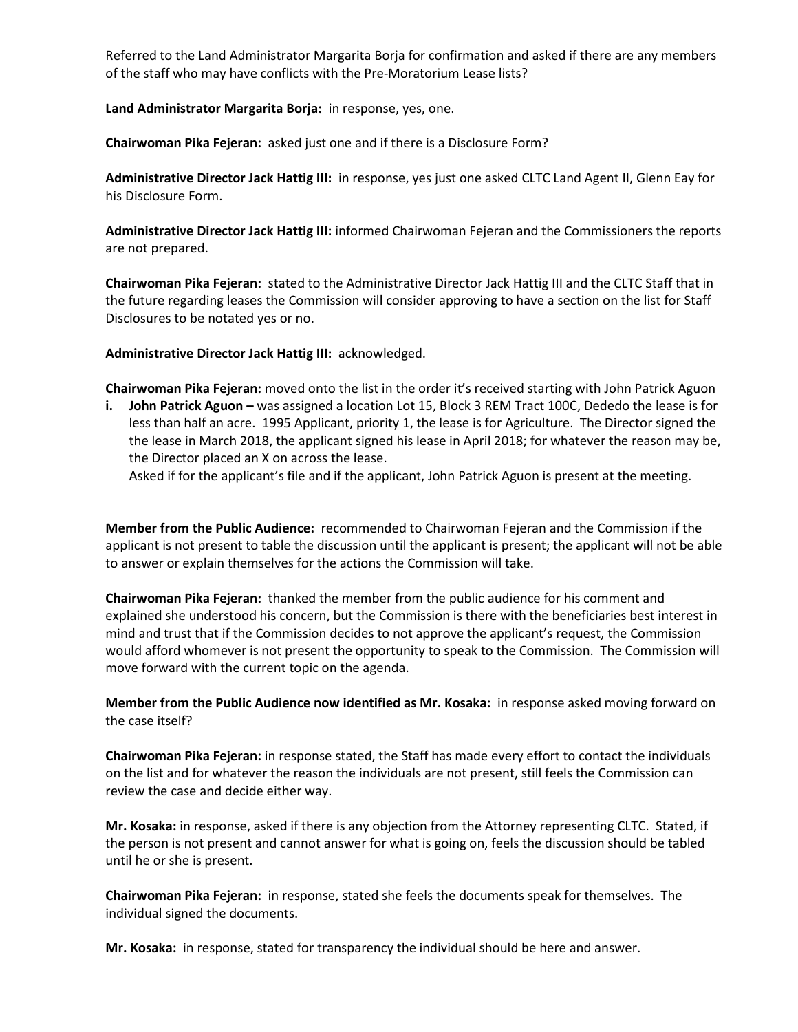Referred to the Land Administrator Margarita Borja for confirmation and asked if there are any members of the staff who may have conflicts with the Pre-Moratorium Lease lists?

**Land Administrator Margarita Borja:** in response, yes, one.

**Chairwoman Pika Fejeran:** asked just one and if there is a Disclosure Form?

**Administrative Director Jack Hattig III:** in response, yes just one asked CLTC Land Agent II, Glenn Eay for his Disclosure Form.

**Administrative Director Jack Hattig III:** informed Chairwoman Fejeran and the Commissioners the reports are not prepared.

**Chairwoman Pika Fejeran:** stated to the Administrative Director Jack Hattig III and the CLTC Staff that in the future regarding leases the Commission will consider approving to have a section on the list for Staff Disclosures to be notated yes or no.

**Administrative Director Jack Hattig III:** acknowledged.

**Chairwoman Pika Fejeran:** moved onto the list in the order it's received starting with John Patrick Aguon

**i. John Patrick Aguon –** was assigned a location Lot 15, Block 3 REM Tract 100C, Dededo the lease is for less than half an acre. 1995 Applicant, priority 1, the lease is for Agriculture. The Director signed the the lease in March 2018, the applicant signed his lease in April 2018; for whatever the reason may be, the Director placed an X on across the lease.
Asked if for the applicant's file and if the applicant, John Patrick Aguon is present at the meeting.

**Member from the Public Audience:** recommended to Chairwoman Fejeran and the Commission if the applicant is not present to table the discussion until the applicant is present; the applicant will not be able to answer or explain themselves for the actions the Commission will take.

**Chairwoman Pika Fejeran:** thanked the member from the public audience for his comment and explained she understood his concern, but the Commission is there with the beneficiaries best interest in mind and trust that if the Commission decides to not approve the applicant's request, the Commission would afford whomever is not present the opportunity to speak to the Commission. The Commission will move forward with the current topic on the agenda.

**Member from the Public Audience now identified as Mr. Kosaka:** in response asked moving forward on the case itself?

**Chairwoman Pika Fejeran:** in response stated, the Staff has made every effort to contact the individuals on the list and for whatever the reason the individuals are not present, still feels the Commission can review the case and decide either way.

**Mr. Kosaka:** in response, asked if there is any objection from the Attorney representing CLTC. Stated, if the person is not present and cannot answer for what is going on, feels the discussion should be tabled until he or she is present.

**Chairwoman Pika Fejeran:** in response, stated she feels the documents speak for themselves. The individual signed the documents.

**Mr. Kosaka:** in response, stated for transparency the individual should be here and answer.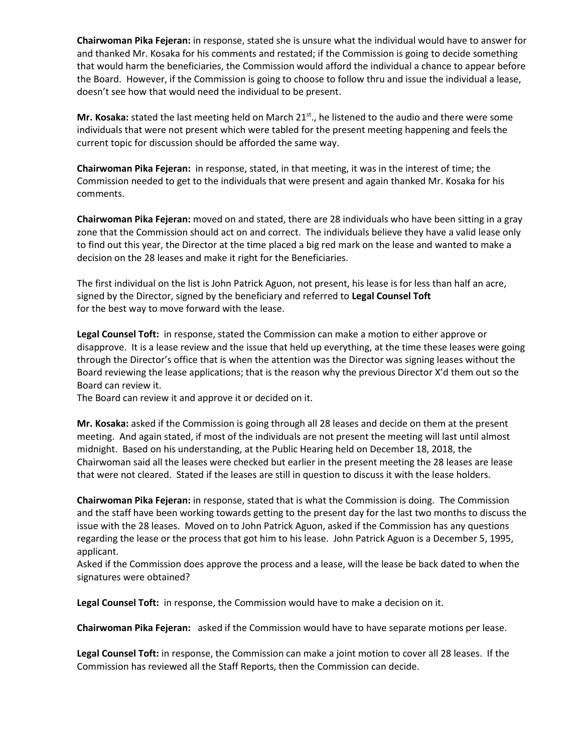**Chairwoman Pika Fejeran:** in response, stated she is unsure what the individual would have to answer for and thanked Mr. Kosaka for his comments and restated; if the Commission is going to decide something that would harm the beneficiaries, the Commission would afford the individual a chance to appear before the Board. However, if the Commission is going to choose to follow thru and issue the individual a lease, doesn't see how that would need the individual to be present.

**Mr. Kosaka:** stated the last meeting held on March 21st., he listened to the audio and there were some individuals that were not present which were tabled for the present meeting happening and feels the current topic for discussion should be afforded the same way.

**Chairwoman Pika Fejeran:** in response, stated, in that meeting, it was in the interest of time; the Commission needed to get to the individuals that were present and again thanked Mr. Kosaka for his comments.

**Chairwoman Pika Fejeran:** moved on and stated, there are 28 individuals who have been sitting in a gray zone that the Commission should act on and correct. The individuals believe they have a valid lease only to find out this year, the Director at the time placed a big red mark on the lease and wanted to make a decision on the 28 leases and make it right for the Beneficiaries.

The first individual on the list is John Patrick Aguon, not present, his lease is for less than half an acre, signed by the Director, signed by the beneficiary and referred to **Legal Counsel Toft** for the best way to move forward with the lease.

**Legal Counsel Toft:** in response, stated the Commission can make a motion to either approve or disapprove. It is a lease review and the issue that held up everything, at the time these leases were going through the Director's office that is when the attention was the Director was signing leases without the Board reviewing the lease applications; that is the reason why the previous Director X'd them out so the Board can review it.
The Board can review it and approve it or decided on it.

**Mr. Kosaka:** asked if the Commission is going through all 28 leases and decide on them at the present meeting. And again stated, if most of the individuals are not present the meeting will last until almost midnight. Based on his understanding, at the Public Hearing held on December 18, 2018, the Chairwoman said all the leases were checked but earlier in the present meeting the 28 leases are lease that were not cleared. Stated if the leases are still in question to discuss it with the lease holders.

**Chairwoman Pika Fejeran:** in response, stated that is what the Commission is doing. The Commission and the staff have been working towards getting to the present day for the last two months to discuss the issue with the 28 leases. Moved on to John Patrick Aguon, asked if the Commission has any questions regarding the lease or the process that got him to his lease. John Patrick Aguon is a December 5, 1995, applicant.
Asked if the Commission does approve the process and a lease, will the lease be back dated to when the signatures were obtained?

**Legal Counsel Toft:** in response, the Commission would have to make a decision on it.

**Chairwoman Pika Fejeran:** asked if the Commission would have to have separate motions per lease.

**Legal Counsel Toft:** in response, the Commission can make a joint motion to cover all 28 leases. If the Commission has reviewed all the Staff Reports, then the Commission can decide.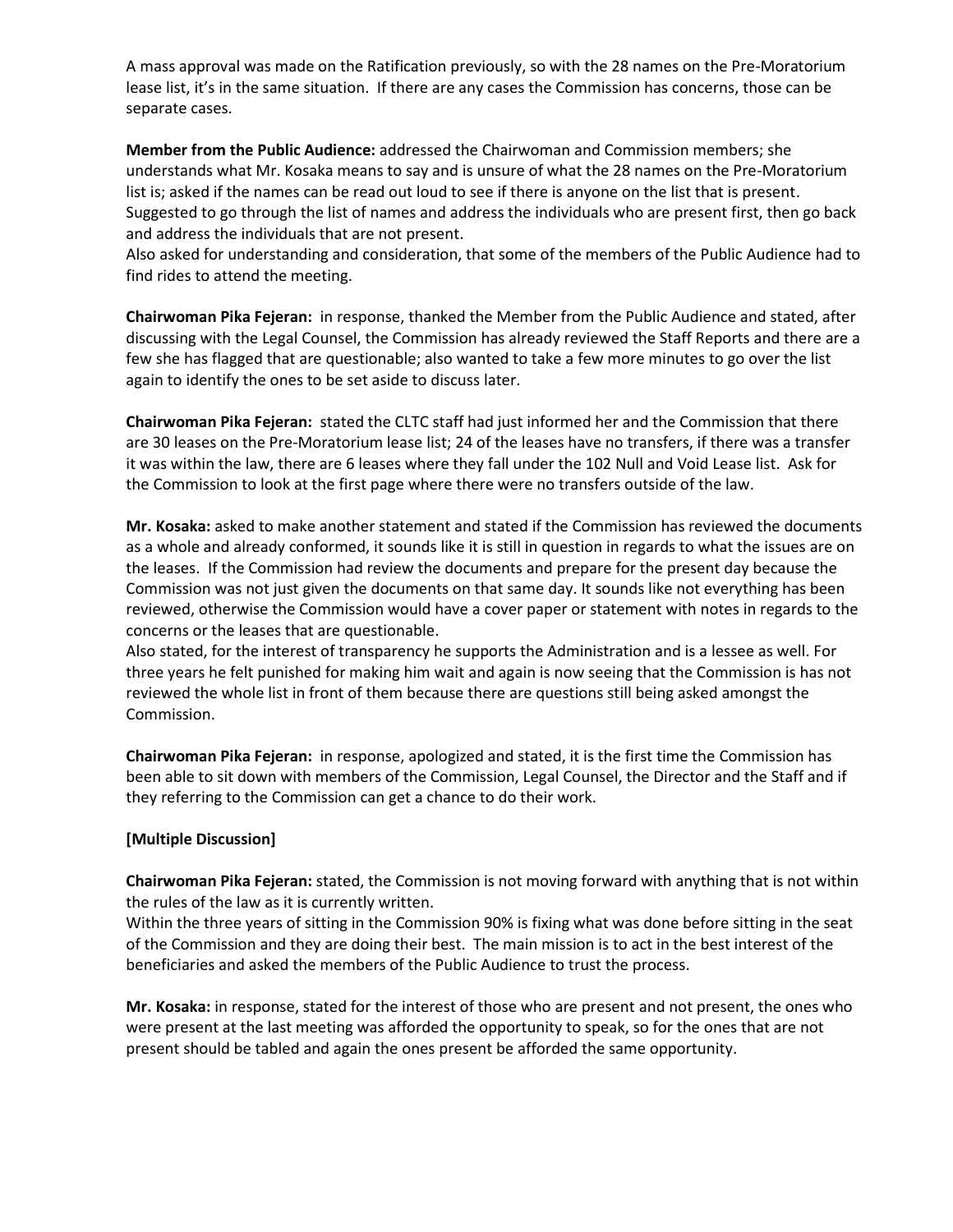A mass approval was made on the Ratification previously, so with the 28 names on the Pre-Moratorium lease list, it's in the same situation. If there are any cases the Commission has concerns, those can be separate cases.

**Member from the Public Audience:** addressed the Chairwoman and Commission members; she understands what Mr. Kosaka means to say and is unsure of what the 28 names on the Pre-Moratorium list is; asked if the names can be read out loud to see if there is anyone on the list that is present. Suggested to go through the list of names and address the individuals who are present first, then go back and address the individuals that are not present.
Also asked for understanding and consideration, that some of the members of the Public Audience had to find rides to attend the meeting.

**Chairwoman Pika Fejeran:** in response, thanked the Member from the Public Audience and stated, after discussing with the Legal Counsel, the Commission has already reviewed the Staff Reports and there are a few she has flagged that are questionable; also wanted to take a few more minutes to go over the list again to identify the ones to be set aside to discuss later.

**Chairwoman Pika Fejeran:** stated the CLTC staff had just informed her and the Commission that there are 30 leases on the Pre-Moratorium lease list; 24 of the leases have no transfers, if there was a transfer it was within the law, there are 6 leases where they fall under the 102 Null and Void Lease list. Ask for the Commission to look at the first page where there were no transfers outside of the law.

**Mr. Kosaka:** asked to make another statement and stated if the Commission has reviewed the documents as a whole and already conformed, it sounds like it is still in question in regards to what the issues are on the leases. If the Commission had review the documents and prepare for the present day because the Commission was not just given the documents on that same day. It sounds like not everything has been reviewed, otherwise the Commission would have a cover paper or statement with notes in regards to the concerns or the leases that are questionable.
Also stated, for the interest of transparency he supports the Administration and is a lessee as well. For three years he felt punished for making him wait and again is now seeing that the Commission is has not reviewed the whole list in front of them because there are questions still being asked amongst the Commission.

**Chairwoman Pika Fejeran:** in response, apologized and stated, it is the first time the Commission has been able to sit down with members of the Commission, Legal Counsel, the Director and the Staff and if they referring to the Commission can get a chance to do their work.

**[Multiple Discussion]**

**Chairwoman Pika Fejeran:** stated, the Commission is not moving forward with anything that is not within the rules of the law as it is currently written.
Within the three years of sitting in the Commission 90% is fixing what was done before sitting in the seat of the Commission and they are doing their best. The main mission is to act in the best interest of the beneficiaries and asked the members of the Public Audience to trust the process.

**Mr. Kosaka:** in response, stated for the interest of those who are present and not present, the ones who were present at the last meeting was afforded the opportunity to speak, so for the ones that are not present should be tabled and again the ones present be afforded the same opportunity.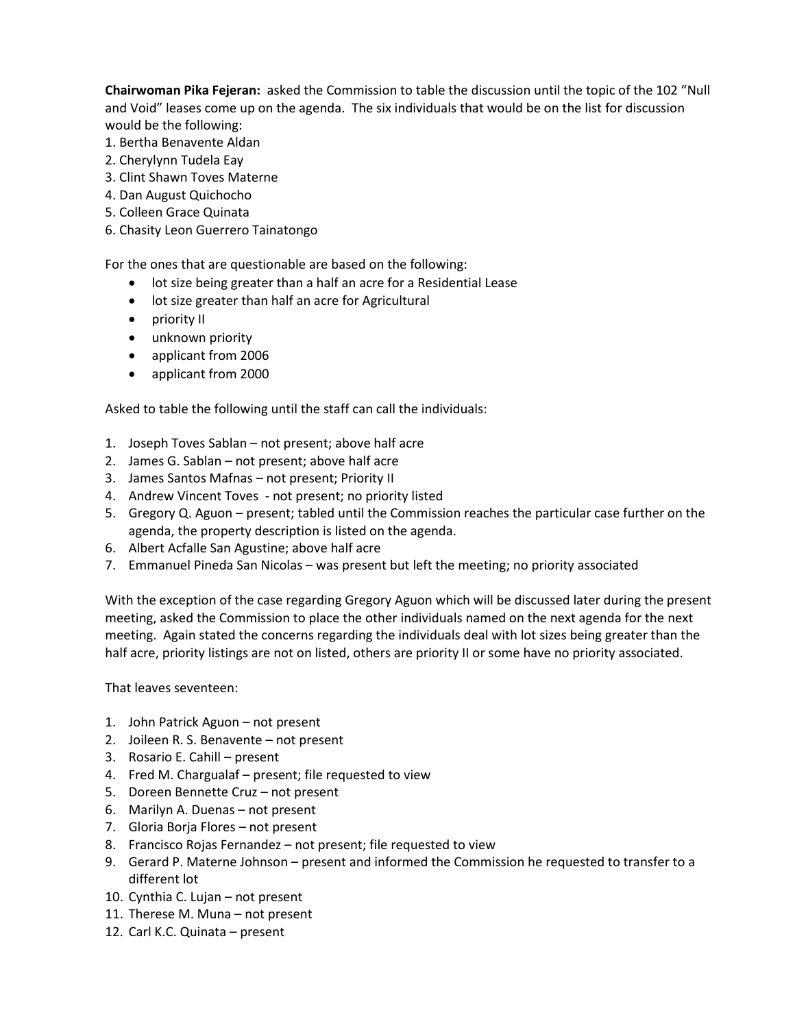**Chairwoman Pika Fejeran:** asked the Commission to table the discussion until the topic of the 102 "Null and Void" leases come up on the agenda. The six individuals that would be on the list for discussion would be the following:

1. Bertha Benavente Aldan
2. Cherylynn Tudela Eay
3. Clint Shawn Toves Materne
4. Dan August Quichocho
5. Colleen Grace Quinata
6. Chasity Leon Guerrero Tainatongo

For the ones that are questionable are based on the following:

- lot size being greater than a half an acre for a Residential Lease
- lot size greater than half an acre for Agricultural
- priority II
- unknown priority
- applicant from 2006
- applicant from 2000

Asked to table the following until the staff can call the individuals:

1. Joseph Toves Sablan – not present; above half acre
2. James G. Sablan – not present; above half acre
3. James Santos Mafnas – not present; Priority II
4. Andrew Vincent Toves - not present; no priority listed
5. Gregory Q. Aguon – present; tabled until the Commission reaches the particular case further on the agenda, the property description is listed on the agenda.
6. Albert Acfalle San Agustine; above half acre
7. Emmanuel Pineda San Nicolas – was present but left the meeting; no priority associated

With the exception of the case regarding Gregory Aguon which will be discussed later during the present meeting, asked the Commission to place the other individuals named on the next agenda for the next meeting. Again stated the concerns regarding the individuals deal with lot sizes being greater than the half acre, priority listings are not on listed, others are priority II or some have no priority associated.

That leaves seventeen:

1. John Patrick Aguon – not present
2. Joileen R. S. Benavente – not present
3. Rosario E. Cahill – present
4. Fred M. Chargualaf – present; file requested to view
5. Doreen Bennette Cruz – not present
6. Marilyn A. Duenas – not present
7. Gloria Borja Flores – not present
8. Francisco Rojas Fernandez – not present; file requested to view
9. Gerard P. Materne Johnson – present and informed the Commission he requested to transfer to a different lot
10. Cynthia C. Lujan – not present
11. Therese M. Muna – not present
12. Carl K.C. Quinata – present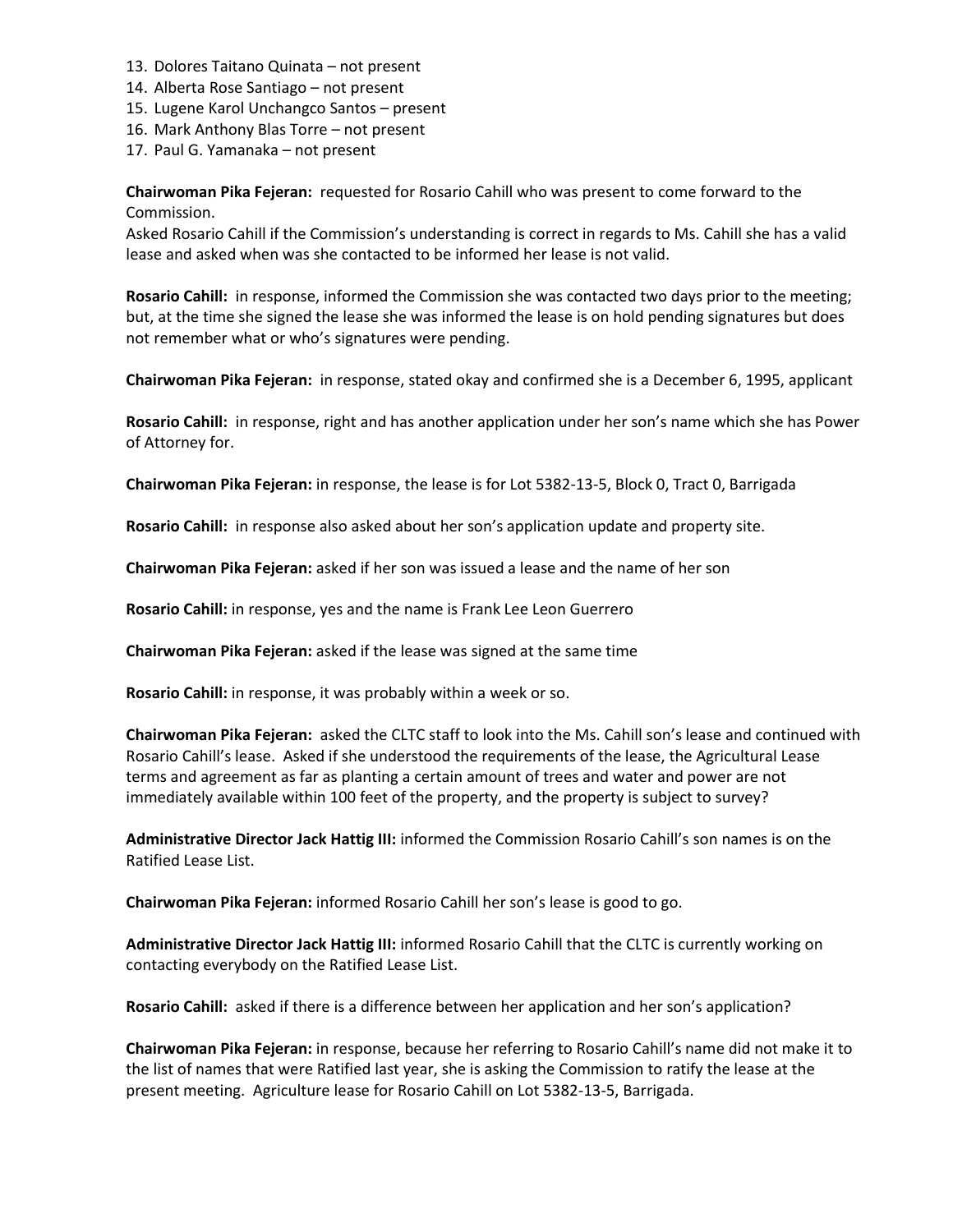13. Dolores Taitano Quinata – not present
14. Alberta Rose Santiago – not present
15. Lugene Karol Unchangco Santos – present
16. Mark Anthony Blas Torre – not present
17. Paul G. Yamanaka – not present

**Chairwoman Pika Fejeran:** requested for Rosario Cahill who was present to come forward to the Commission.
Asked Rosario Cahill if the Commission's understanding is correct in regards to Ms. Cahill she has a valid lease and asked when was she contacted to be informed her lease is not valid.

**Rosario Cahill:** in response, informed the Commission she was contacted two days prior to the meeting; but, at the time she signed the lease she was informed the lease is on hold pending signatures but does not remember what or who's signatures were pending.

**Chairwoman Pika Fejeran:** in response, stated okay and confirmed she is a December 6, 1995, applicant

**Rosario Cahill:** in response, right and has another application under her son's name which she has Power of Attorney for.

**Chairwoman Pika Fejeran:** in response, the lease is for Lot 5382-13-5, Block 0, Tract 0, Barrigada

**Rosario Cahill:** in response also asked about her son's application update and property site.

**Chairwoman Pika Fejeran:** asked if her son was issued a lease and the name of her son

**Rosario Cahill:** in response, yes and the name is Frank Lee Leon Guerrero

**Chairwoman Pika Fejeran:** asked if the lease was signed at the same time

**Rosario Cahill:** in response, it was probably within a week or so.

**Chairwoman Pika Fejeran:** asked the CLTC staff to look into the Ms. Cahill son's lease and continued with Rosario Cahill's lease. Asked if she understood the requirements of the lease, the Agricultural Lease terms and agreement as far as planting a certain amount of trees and water and power are not immediately available within 100 feet of the property, and the property is subject to survey?

**Administrative Director Jack Hattig III:** informed the Commission Rosario Cahill's son names is on the Ratified Lease List.

**Chairwoman Pika Fejeran:** informed Rosario Cahill her son's lease is good to go.

**Administrative Director Jack Hattig III:** informed Rosario Cahill that the CLTC is currently working on contacting everybody on the Ratified Lease List.

**Rosario Cahill:** asked if there is a difference between her application and her son's application?

**Chairwoman Pika Fejeran:** in response, because her referring to Rosario Cahill's name did not make it to the list of names that were Ratified last year, she is asking the Commission to ratify the lease at the present meeting. Agriculture lease for Rosario Cahill on Lot 5382-13-5, Barrigada.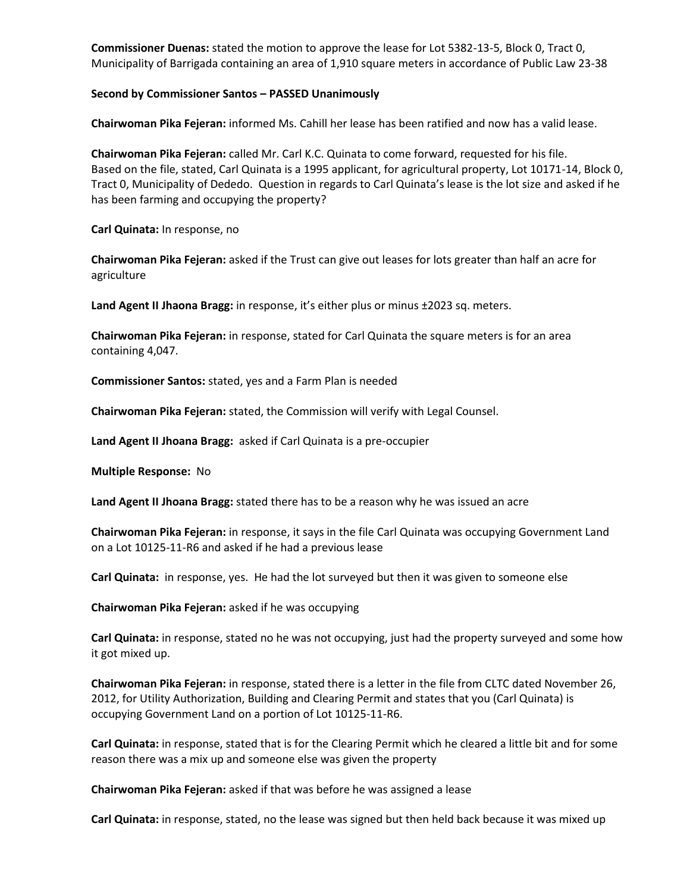**Commissioner Duenas:** stated the motion to approve the lease for Lot 5382-13-5, Block 0, Tract 0, Municipality of Barrigada containing an area of 1,910 square meters in accordance of Public Law 23-38

**Second by Commissioner Santos – PASSED Unanimously**

**Chairwoman Pika Fejeran:** informed Ms. Cahill her lease has been ratified and now has a valid lease.

**Chairwoman Pika Fejeran:** called Mr. Carl K.C. Quinata to come forward, requested for his file. Based on the file, stated, Carl Quinata is a 1995 applicant, for agricultural property, Lot 10171-14, Block 0, Tract 0, Municipality of Dededo. Question in regards to Carl Quinata's lease is the lot size and asked if he has been farming and occupying the property?

**Carl Quinata:** In response, no

**Chairwoman Pika Fejeran:** asked if the Trust can give out leases for lots greater than half an acre for agriculture

**Land Agent II Jhaona Bragg:** in response, it's either plus or minus ±2023 sq. meters.

**Chairwoman Pika Fejeran:** in response, stated for Carl Quinata the square meters is for an area containing 4,047.

**Commissioner Santos:** stated, yes and a Farm Plan is needed

**Chairwoman Pika Fejeran:** stated, the Commission will verify with Legal Counsel.

**Land Agent II Jhoana Bragg:** asked if Carl Quinata is a pre-occupier

**Multiple Response:** No

**Land Agent II Jhoana Bragg:** stated there has to be a reason why he was issued an acre

**Chairwoman Pika Fejeran:** in response, it says in the file Carl Quinata was occupying Government Land on a Lot 10125-11-R6 and asked if he had a previous lease

**Carl Quinata:** in response, yes. He had the lot surveyed but then it was given to someone else

**Chairwoman Pika Fejeran:** asked if he was occupying

**Carl Quinata:** in response, stated no he was not occupying, just had the property surveyed and some how it got mixed up.

**Chairwoman Pika Fejeran:** in response, stated there is a letter in the file from CLTC dated November 26, 2012, for Utility Authorization, Building and Clearing Permit and states that you (Carl Quinata) is occupying Government Land on a portion of Lot 10125-11-R6.

**Carl Quinata:** in response, stated that is for the Clearing Permit which he cleared a little bit and for some reason there was a mix up and someone else was given the property

**Chairwoman Pika Fejeran:** asked if that was before he was assigned a lease

**Carl Quinata:** in response, stated, no the lease was signed but then held back because it was mixed up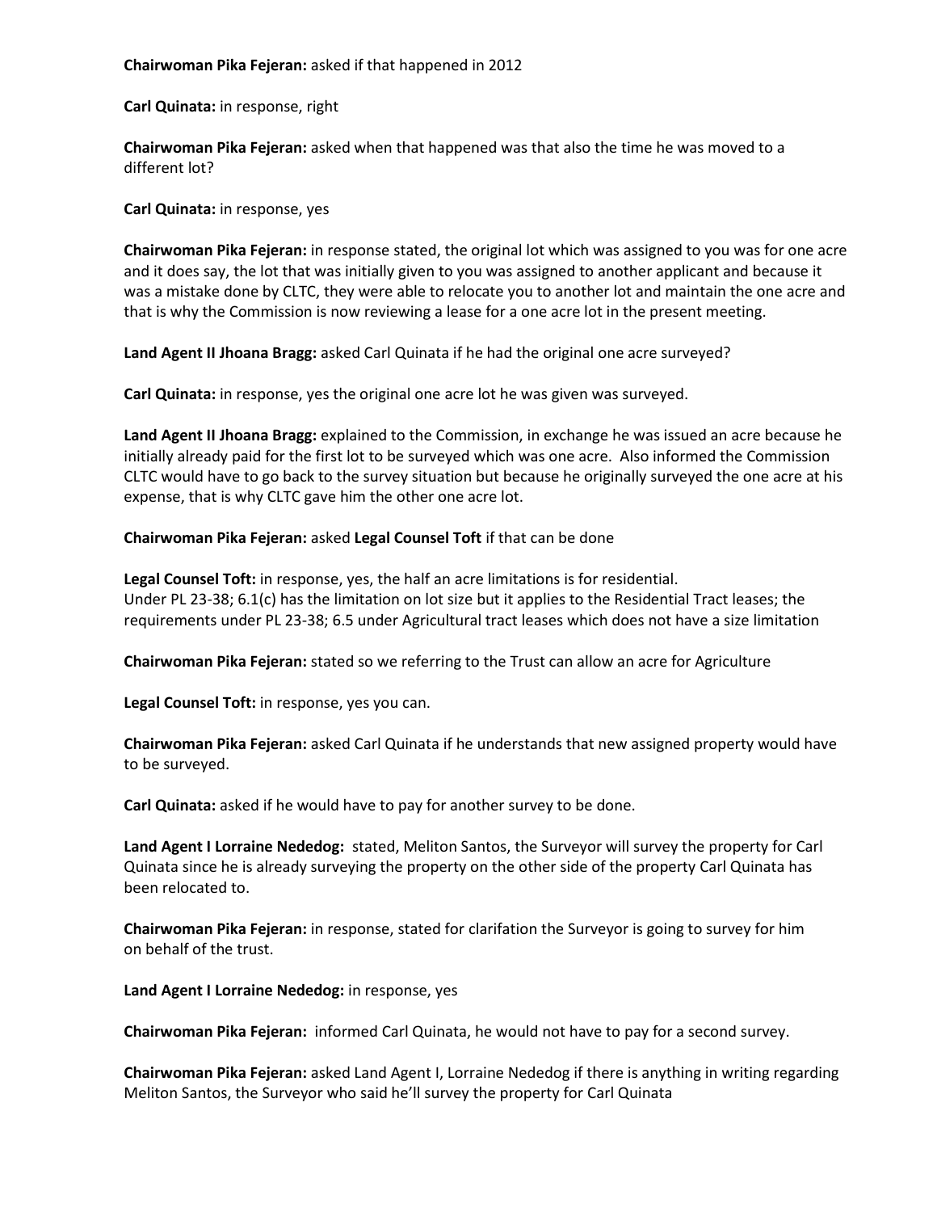**Chairwoman Pika Fejeran:** asked if that happened in 2012

**Carl Quinata:** in response, right

**Chairwoman Pika Fejeran:** asked when that happened was that also the time he was moved to a different lot?

**Carl Quinata:** in response, yes

**Chairwoman Pika Fejeran:** in response stated, the original lot which was assigned to you was for one acre and it does say, the lot that was initially given to you was assigned to another applicant and because it was a mistake done by CLTC, they were able to relocate you to another lot and maintain the one acre and that is why the Commission is now reviewing a lease for a one acre lot in the present meeting.

**Land Agent II Jhoana Bragg:** asked Carl Quinata if he had the original one acre surveyed?

**Carl Quinata:** in response, yes the original one acre lot he was given was surveyed.

**Land Agent II Jhoana Bragg:** explained to the Commission, in exchange he was issued an acre because he initially already paid for the first lot to be surveyed which was one acre. Also informed the Commission CLTC would have to go back to the survey situation but because he originally surveyed the one acre at his expense, that is why CLTC gave him the other one acre lot.

**Chairwoman Pika Fejeran:** asked **Legal Counsel Toft** if that can be done

**Legal Counsel Toft:** in response, yes, the half an acre limitations is for residential.
Under PL 23-38; 6.1(c) has the limitation on lot size but it applies to the Residential Tract leases; the requirements under PL 23-38; 6.5 under Agricultural tract leases which does not have a size limitation

**Chairwoman Pika Fejeran:** stated so we referring to the Trust can allow an acre for Agriculture

**Legal Counsel Toft:** in response, yes you can.

**Chairwoman Pika Fejeran:** asked Carl Quinata if he understands that new assigned property would have to be surveyed.

**Carl Quinata:** asked if he would have to pay for another survey to be done.

**Land Agent I Lorraine Nededog:** stated, Meliton Santos, the Surveyor will survey the property for Carl Quinata since he is already surveying the property on the other side of the property Carl Quinata has been relocated to.

**Chairwoman Pika Fejeran:** in response, stated for clarifation the Surveyor is going to survey for him on behalf of the trust.

**Land Agent I Lorraine Nededog:** in response, yes

**Chairwoman Pika Fejeran:** informed Carl Quinata, he would not have to pay for a second survey.

**Chairwoman Pika Fejeran:** asked Land Agent I, Lorraine Nededog if there is anything in writing regarding Meliton Santos, the Surveyor who said he'll survey the property for Carl Quinata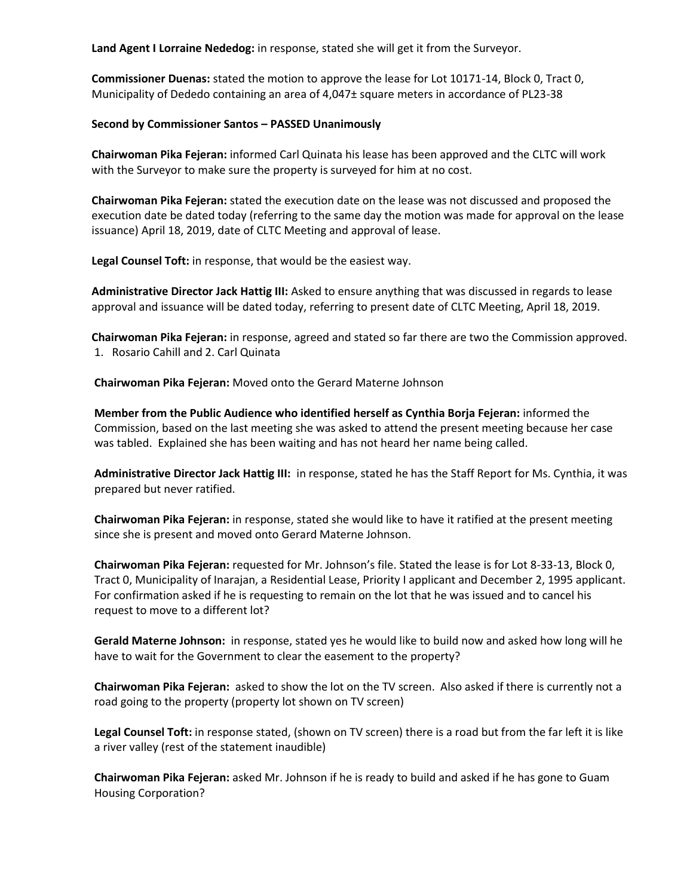**Land Agent I Lorraine Nededog:** in response, stated she will get it from the Surveyor.

**Commissioner Duenas:** stated the motion to approve the lease for Lot 10171-14, Block 0, Tract 0, Municipality of Dededo containing an area of 4,047± square meters in accordance of PL23-38

**Second by Commissioner Santos – PASSED Unanimously**

**Chairwoman Pika Fejeran:** informed Carl Quinata his lease has been approved and the CLTC will work with the Surveyor to make sure the property is surveyed for him at no cost.

**Chairwoman Pika Fejeran:** stated the execution date on the lease was not discussed and proposed the execution date be dated today (referring to the same day the motion was made for approval on the lease issuance) April 18, 2019, date of CLTC Meeting and approval of lease.

**Legal Counsel Toft:** in response, that would be the easiest way.

**Administrative Director Jack Hattig III:** Asked to ensure anything that was discussed in regards to lease approval and issuance will be dated today, referring to present date of CLTC Meeting, April 18, 2019.

**Chairwoman Pika Fejeran:** in response, agreed and stated so far there are two the Commission approved.

1. Rosario Cahill and 2. Carl Quinata

**Chairwoman Pika Fejeran:** Moved onto the Gerard Materne Johnson

**Member from the Public Audience who identified herself as Cynthia Borja Fejeran:** informed the Commission, based on the last meeting she was asked to attend the present meeting because her case was tabled. Explained she has been waiting and has not heard her name being called.

**Administrative Director Jack Hattig III:** in response, stated he has the Staff Report for Ms. Cynthia, it was prepared but never ratified.

**Chairwoman Pika Fejeran:** in response, stated she would like to have it ratified at the present meeting since she is present and moved onto Gerard Materne Johnson.

**Chairwoman Pika Fejeran:** requested for Mr. Johnson's file. Stated the lease is for Lot 8-33-13, Block 0, Tract 0, Municipality of Inarajan, a Residential Lease, Priority I applicant and December 2, 1995 applicant. For confirmation asked if he is requesting to remain on the lot that he was issued and to cancel his request to move to a different lot?

**Gerald Materne Johnson:** in response, stated yes he would like to build now and asked how long will he have to wait for the Government to clear the easement to the property?

**Chairwoman Pika Fejeran:** asked to show the lot on the TV screen. Also asked if there is currently not a road going to the property (property lot shown on TV screen)

**Legal Counsel Toft:** in response stated, (shown on TV screen) there is a road but from the far left it is like a river valley (rest of the statement inaudible)

**Chairwoman Pika Fejeran:** asked Mr. Johnson if he is ready to build and asked if he has gone to Guam Housing Corporation?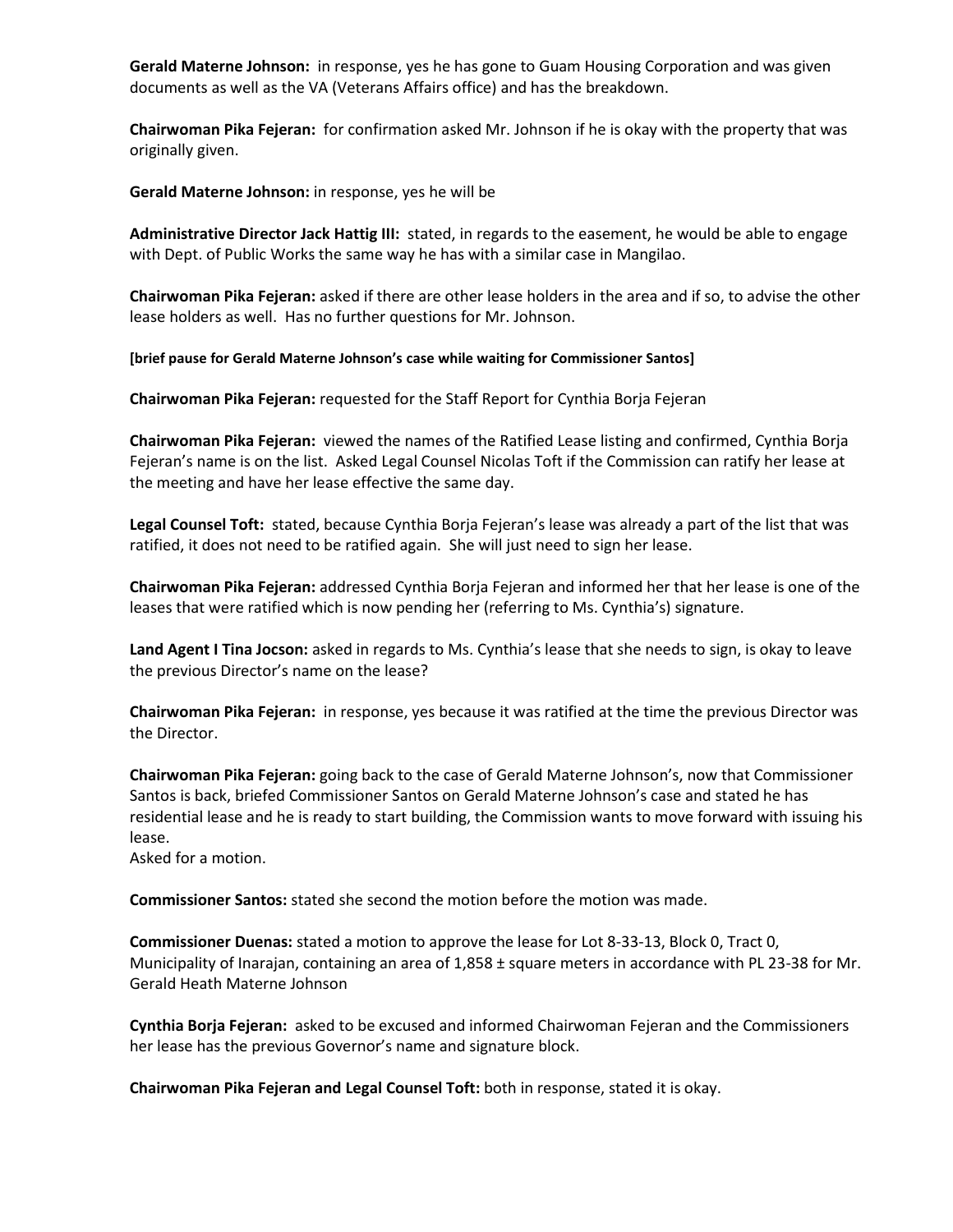**Gerald Materne Johnson:** in response, yes he has gone to Guam Housing Corporation and was given documents as well as the VA (Veterans Affairs office) and has the breakdown.

**Chairwoman Pika Fejeran:** for confirmation asked Mr. Johnson if he is okay with the property that was originally given.

**Gerald Materne Johnson:** in response, yes he will be

**Administrative Director Jack Hattig III:** stated, in regards to the easement, he would be able to engage with Dept. of Public Works the same way he has with a similar case in Mangilao.

**Chairwoman Pika Fejeran:** asked if there are other lease holders in the area and if so, to advise the other lease holders as well. Has no further questions for Mr. Johnson.

**[brief pause for Gerald Materne Johnson's case while waiting for Commissioner Santos]**

**Chairwoman Pika Fejeran:** requested for the Staff Report for Cynthia Borja Fejeran

**Chairwoman Pika Fejeran:** viewed the names of the Ratified Lease listing and confirmed, Cynthia Borja Fejeran's name is on the list. Asked Legal Counsel Nicolas Toft if the Commission can ratify her lease at the meeting and have her lease effective the same day.

**Legal Counsel Toft:** stated, because Cynthia Borja Fejeran's lease was already a part of the list that was ratified, it does not need to be ratified again. She will just need to sign her lease.

**Chairwoman Pika Fejeran:** addressed Cynthia Borja Fejeran and informed her that her lease is one of the leases that were ratified which is now pending her (referring to Ms. Cynthia's) signature.

**Land Agent I Tina Jocson:** asked in regards to Ms. Cynthia's lease that she needs to sign, is okay to leave the previous Director's name on the lease?

**Chairwoman Pika Fejeran:** in response, yes because it was ratified at the time the previous Director was the Director.

**Chairwoman Pika Fejeran:** going back to the case of Gerald Materne Johnson's, now that Commissioner Santos is back, briefed Commissioner Santos on Gerald Materne Johnson's case and stated he has residential lease and he is ready to start building, the Commission wants to move forward with issuing his lease.
Asked for a motion.

**Commissioner Santos:** stated she second the motion before the motion was made.

**Commissioner Duenas:** stated a motion to approve the lease for Lot 8-33-13, Block 0, Tract 0, Municipality of Inarajan, containing an area of 1,858 ± square meters in accordance with PL 23-38 for Mr. Gerald Heath Materne Johnson

**Cynthia Borja Fejeran:** asked to be excused and informed Chairwoman Fejeran and the Commissioners her lease has the previous Governor's name and signature block.

**Chairwoman Pika Fejeran and Legal Counsel Toft:** both in response, stated it is okay.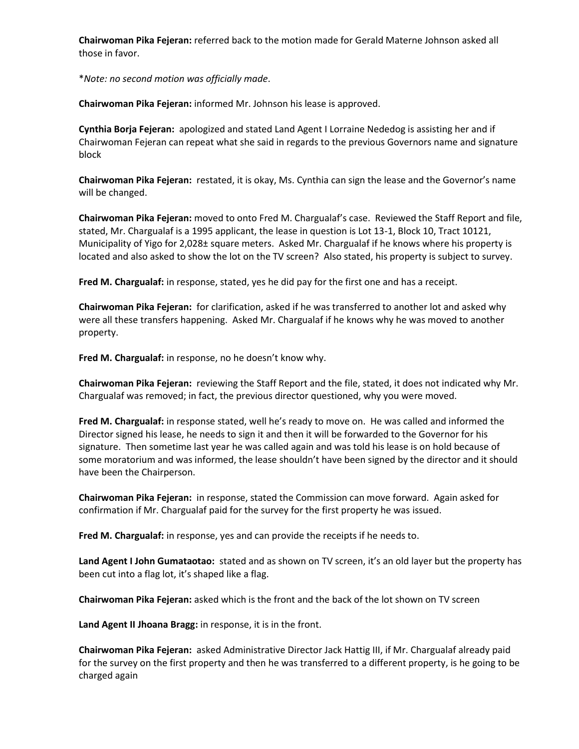**Chairwoman Pika Fejeran:** referred back to the motion made for Gerald Materne Johnson asked all those in favor.

**Note: no second motion was officially made*.

**Chairwoman Pika Fejeran:** informed Mr. Johnson his lease is approved.

**Cynthia Borja Fejeran:** apologized and stated Land Agent I Lorraine Nededog is assisting her and if Chairwoman Fejeran can repeat what she said in regards to the previous Governors name and signature block

**Chairwoman Pika Fejeran:** restated, it is okay, Ms. Cynthia can sign the lease and the Governor's name will be changed.

**Chairwoman Pika Fejeran:** moved to onto Fred M. Chargualaf's case. Reviewed the Staff Report and file, stated, Mr. Chargualaf is a 1995 applicant, the lease in question is Lot 13-1, Block 10, Tract 10121, Municipality of Yigo for 2,028± square meters. Asked Mr. Chargualaf if he knows where his property is located and also asked to show the lot on the TV screen? Also stated, his property is subject to survey.

**Fred M. Chargualaf:** in response, stated, yes he did pay for the first one and has a receipt.

**Chairwoman Pika Fejeran:** for clarification, asked if he was transferred to another lot and asked why were all these transfers happening. Asked Mr. Chargualaf if he knows why he was moved to another property.

**Fred M. Chargualaf:** in response, no he doesn't know why.

**Chairwoman Pika Fejeran:** reviewing the Staff Report and the file, stated, it does not indicated why Mr. Chargualaf was removed; in fact, the previous director questioned, why you were moved.

**Fred M. Chargualaf:** in response stated, well he's ready to move on. He was called and informed the Director signed his lease, he needs to sign it and then it will be forwarded to the Governor for his signature. Then sometime last year he was called again and was told his lease is on hold because of some moratorium and was informed, the lease shouldn't have been signed by the director and it should have been the Chairperson.

**Chairwoman Pika Fejeran:** in response, stated the Commission can move forward. Again asked for confirmation if Mr. Chargualaf paid for the survey for the first property he was issued.

**Fred M. Chargualaf:** in response, yes and can provide the receipts if he needs to.

**Land Agent I John Gumataotao:** stated and as shown on TV screen, it's an old layer but the property has been cut into a flag lot, it's shaped like a flag.

**Chairwoman Pika Fejeran:** asked which is the front and the back of the lot shown on TV screen

**Land Agent II Jhoana Bragg:** in response, it is in the front.

**Chairwoman Pika Fejeran:** asked Administrative Director Jack Hattig III, if Mr. Chargualaf already paid for the survey on the first property and then he was transferred to a different property, is he going to be charged again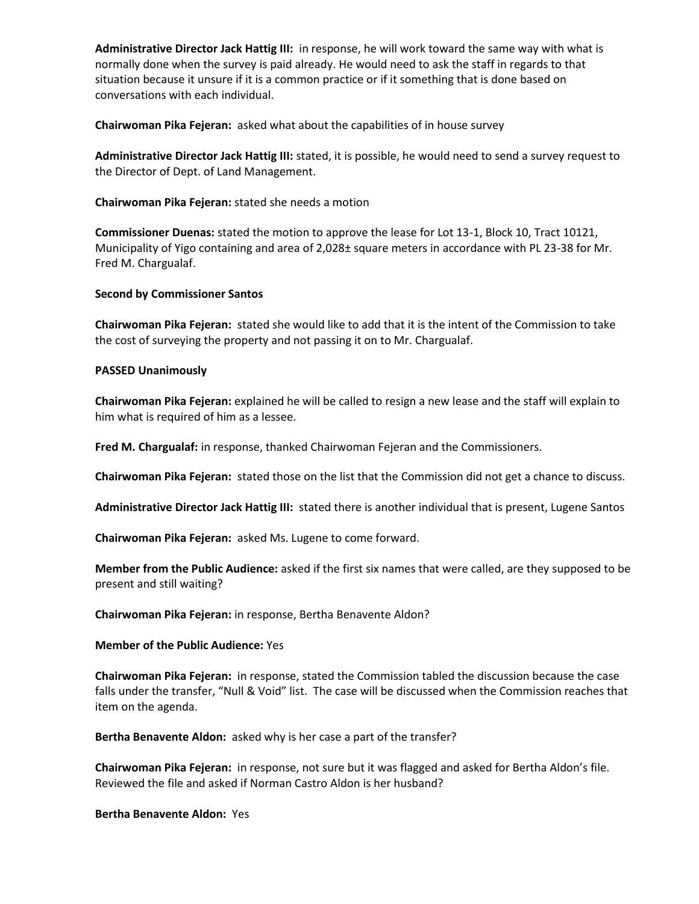**Administrative Director Jack Hattig III:** in response, he will work toward the same way with what is normally done when the survey is paid already. He would need to ask the staff in regards to that situation because it unsure if it is a common practice or if it something that is done based on conversations with each individual.

**Chairwoman Pika Fejeran:** asked what about the capabilities of in house survey

**Administrative Director Jack Hattig III:** stated, it is possible, he would need to send a survey request to the Director of Dept. of Land Management.

**Chairwoman Pika Fejeran:** stated she needs a motion

**Commissioner Duenas:** stated the motion to approve the lease for Lot 13-1, Block 10, Tract 10121, Municipality of Yigo containing and area of 2,028± square meters in accordance with PL 23-38 for Mr. Fred M. Chargualaf.

**Second by Commissioner Santos**

**Chairwoman Pika Fejeran:** stated she would like to add that it is the intent of the Commission to take the cost of surveying the property and not passing it on to Mr. Chargualaf.

**PASSED Unanimously**

**Chairwoman Pika Fejeran:** explained he will be called to resign a new lease and the staff will explain to him what is required of him as a lessee.

**Fred M. Chargualaf:** in response, thanked Chairwoman Fejeran and the Commissioners.

**Chairwoman Pika Fejeran:** stated those on the list that the Commission did not get a chance to discuss.

**Administrative Director Jack Hattig III:** stated there is another individual that is present, Lugene Santos

**Chairwoman Pika Fejeran:** asked Ms. Lugene to come forward.

**Member from the Public Audience:** asked if the first six names that were called, are they supposed to be present and still waiting?

**Chairwoman Pika Fejeran:** in response, Bertha Benavente Aldon?

**Member of the Public Audience:** Yes

**Chairwoman Pika Fejeran:** in response, stated the Commission tabled the discussion because the case falls under the transfer, "Null & Void" list. The case will be discussed when the Commission reaches that item on the agenda.

**Bertha Benavente Aldon:** asked why is her case a part of the transfer?

**Chairwoman Pika Fejeran:** in response, not sure but it was flagged and asked for Bertha Aldon's file. Reviewed the file and asked if Norman Castro Aldon is her husband?

**Bertha Benavente Aldon:** Yes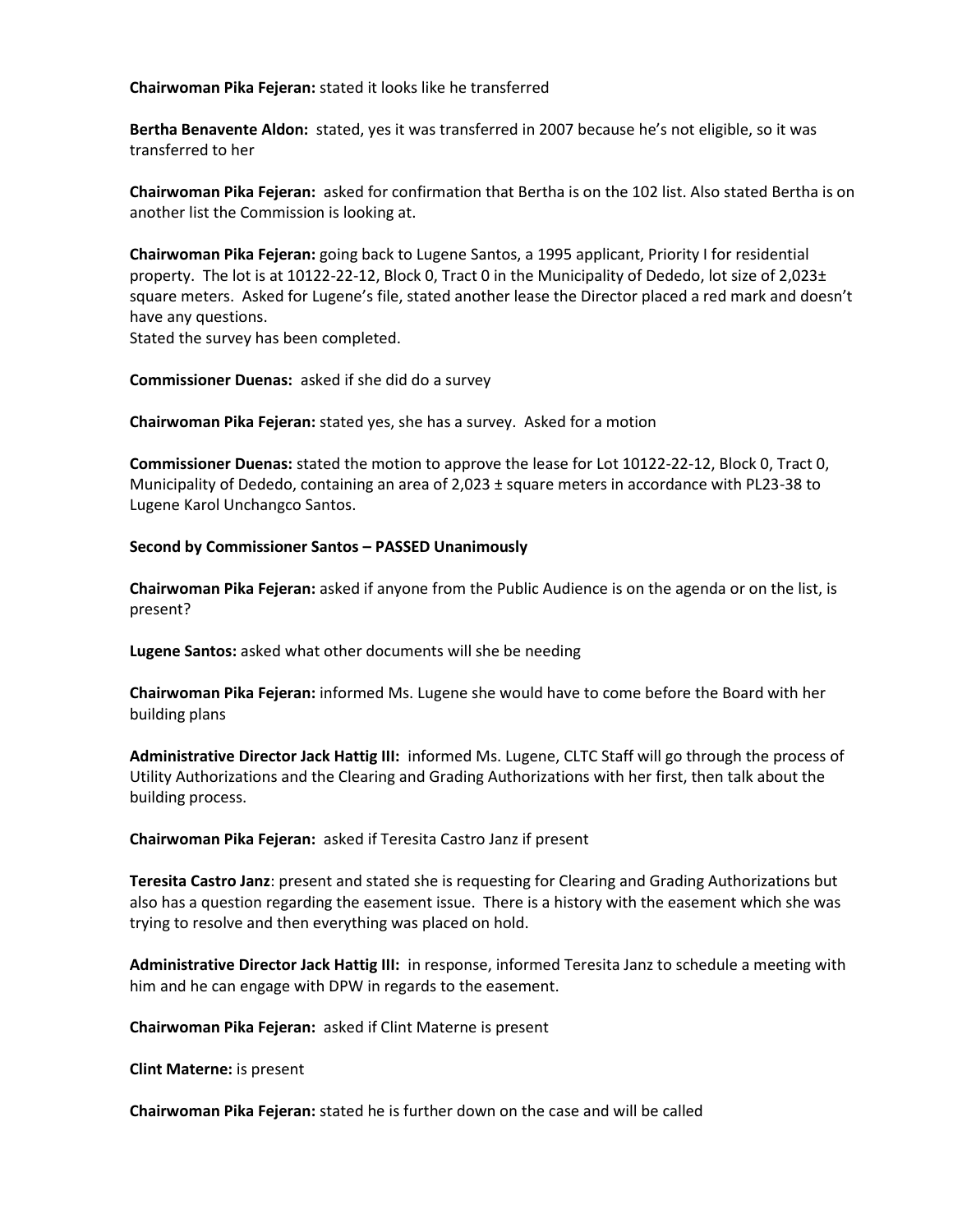**Chairwoman Pika Fejeran:** stated it looks like he transferred

**Bertha Benavente Aldon:** stated, yes it was transferred in 2007 because he's not eligible, so it was transferred to her

**Chairwoman Pika Fejeran:** asked for confirmation that Bertha is on the 102 list. Also stated Bertha is on another list the Commission is looking at.

**Chairwoman Pika Fejeran:** going back to Lugene Santos, a 1995 applicant, Priority I for residential property. The lot is at 10122-22-12, Block 0, Tract 0 in the Municipality of Dededo, lot size of 2,023± square meters. Asked for Lugene's file, stated another lease the Director placed a red mark and doesn't have any questions.
Stated the survey has been completed.

**Commissioner Duenas:** asked if she did do a survey

**Chairwoman Pika Fejeran:** stated yes, she has a survey. Asked for a motion

**Commissioner Duenas:** stated the motion to approve the lease for Lot 10122-22-12, Block 0, Tract 0, Municipality of Dededo, containing an area of 2,023 ± square meters in accordance with PL23-38 to Lugene Karol Unchangco Santos.

**Second by Commissioner Santos – PASSED Unanimously**

**Chairwoman Pika Fejeran:** asked if anyone from the Public Audience is on the agenda or on the list, is present?

**Lugene Santos:** asked what other documents will she be needing

**Chairwoman Pika Fejeran:** informed Ms. Lugene she would have to come before the Board with her building plans

**Administrative Director Jack Hattig III:** informed Ms. Lugene, CLTC Staff will go through the process of Utility Authorizations and the Clearing and Grading Authorizations with her first, then talk about the building process.

**Chairwoman Pika Fejeran:** asked if Teresita Castro Janz if present

**Teresita Castro Janz**: present and stated she is requesting for Clearing and Grading Authorizations but also has a question regarding the easement issue. There is a history with the easement which she was trying to resolve and then everything was placed on hold.

**Administrative Director Jack Hattig III:** in response, informed Teresita Janz to schedule a meeting with him and he can engage with DPW in regards to the easement.

**Chairwoman Pika Fejeran:** asked if Clint Materne is present

**Clint Materne:** is present

**Chairwoman Pika Fejeran:** stated he is further down on the case and will be called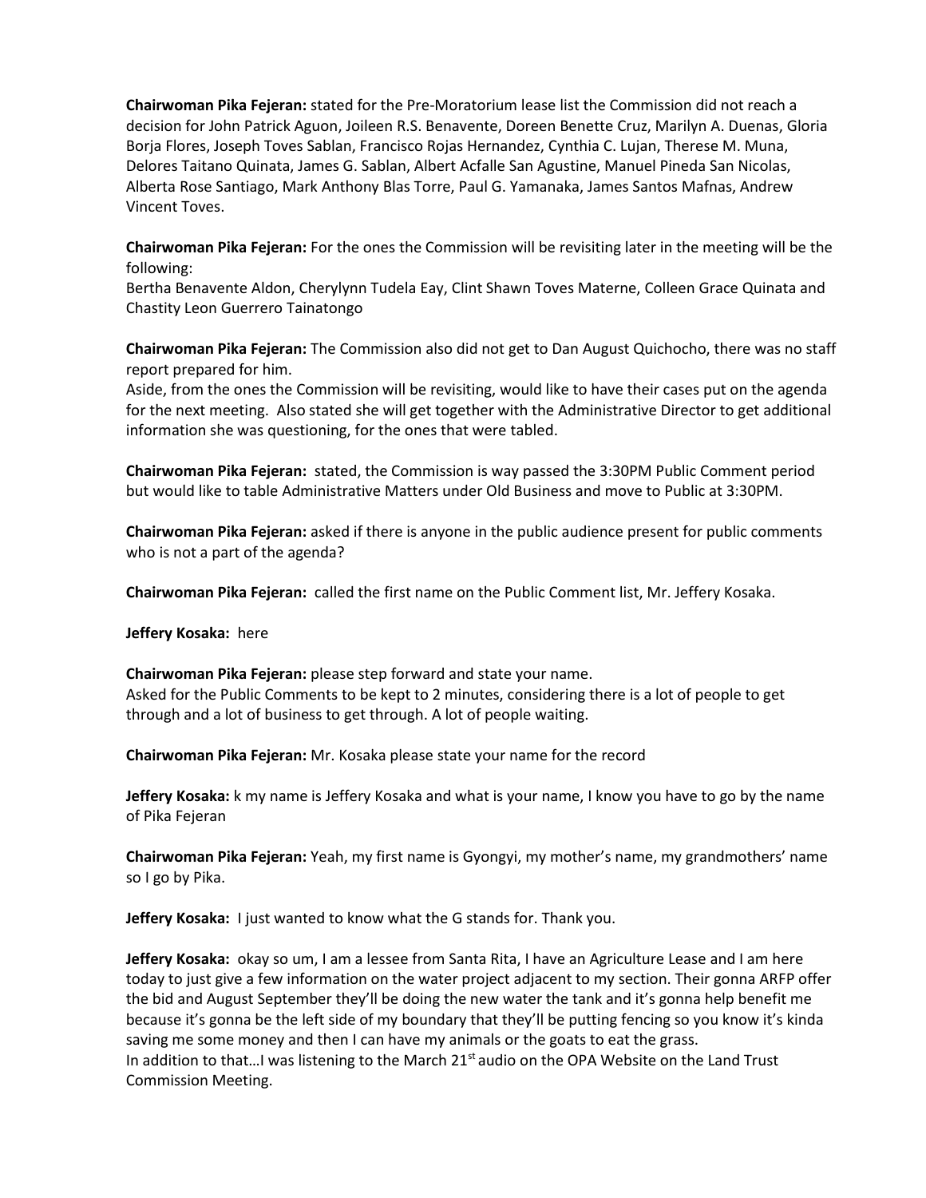**Chairwoman Pika Fejeran:** stated for the Pre-Moratorium lease list the Commission did not reach a decision for John Patrick Aguon, Joileen R.S. Benavente, Doreen Benette Cruz, Marilyn A. Duenas, Gloria Borja Flores, Joseph Toves Sablan, Francisco Rojas Hernandez, Cynthia C. Lujan, Therese M. Muna, Delores Taitano Quinata, James G. Sablan, Albert Acfalle San Agustine, Manuel Pineda San Nicolas, Alberta Rose Santiago, Mark Anthony Blas Torre, Paul G. Yamanaka, James Santos Mafnas, Andrew Vincent Toves.

**Chairwoman Pika Fejeran:** For the ones the Commission will be revisiting later in the meeting will be the following:
Bertha Benavente Aldon, Cherylynn Tudela Eay, Clint Shawn Toves Materne, Colleen Grace Quinata and Chastity Leon Guerrero Tainatongo

**Chairwoman Pika Fejeran:** The Commission also did not get to Dan August Quichocho, there was no staff report prepared for him.
Aside, from the ones the Commission will be revisiting, would like to have their cases put on the agenda for the next meeting. Also stated she will get together with the Administrative Director to get additional information she was questioning, for the ones that were tabled.

**Chairwoman Pika Fejeran:** stated, the Commission is way passed the 3:30PM Public Comment period but would like to table Administrative Matters under Old Business and move to Public at 3:30PM.

**Chairwoman Pika Fejeran:** asked if there is anyone in the public audience present for public comments who is not a part of the agenda?

**Chairwoman Pika Fejeran:** called the first name on the Public Comment list, Mr. Jeffery Kosaka.

**Jeffery Kosaka:** here

**Chairwoman Pika Fejeran:** please step forward and state your name.
Asked for the Public Comments to be kept to 2 minutes, considering there is a lot of people to get through and a lot of business to get through. A lot of people waiting.

**Chairwoman Pika Fejeran:** Mr. Kosaka please state your name for the record

**Jeffery Kosaka:** k my name is Jeffery Kosaka and what is your name, I know you have to go by the name of Pika Fejeran

**Chairwoman Pika Fejeran:** Yeah, my first name is Gyongyi, my mother's name, my grandmothers' name so I go by Pika.

**Jeffery Kosaka:** I just wanted to know what the G stands for. Thank you.

**Jeffery Kosaka:** okay so um, I am a lessee from Santa Rita, I have an Agriculture Lease and I am here today to just give a few information on the water project adjacent to my section. Their gonna ARFP offer the bid and August September they'll be doing the new water the tank and it's gonna help benefit me because it's gonna be the left side of my boundary that they'll be putting fencing so you know it's kinda saving me some money and then I can have my animals or the goats to eat the grass.
In addition to that…I was listening to the March 21st audio on the OPA Website on the Land Trust Commission Meeting.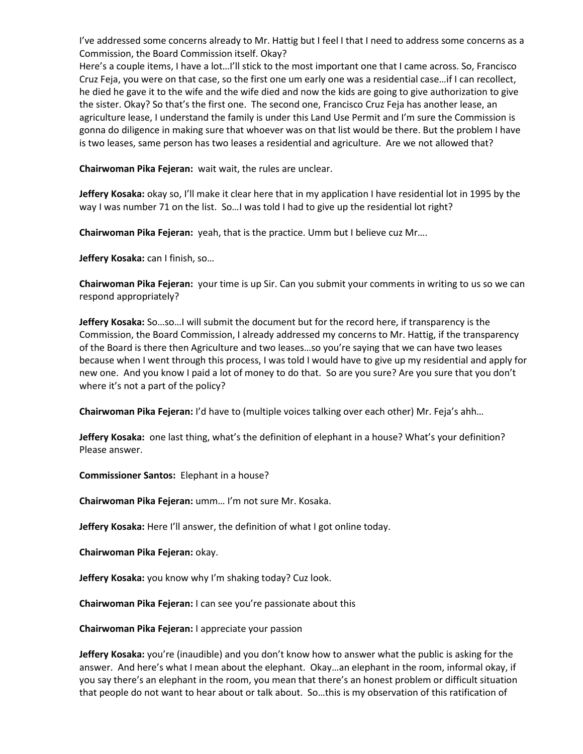I've addressed some concerns already to Mr. Hattig but I feel I that I need to address some concerns as a Commission, the Board Commission itself. Okay?

Here's a couple items, I have a lot…I'll stick to the most important one that I came across. So, Francisco Cruz Feja, you were on that case, so the first one um early one was a residential case…if I can recollect, he died he gave it to the wife and the wife died and now the kids are going to give authorization to give the sister. Okay? So that's the first one. The second one, Francisco Cruz Feja has another lease, an agriculture lease, I understand the family is under this Land Use Permit and I'm sure the Commission is gonna do diligence in making sure that whoever was on that list would be there. But the problem I have is two leases, same person has two leases a residential and agriculture. Are we not allowed that?

**Chairwoman Pika Fejeran:** wait wait, the rules are unclear.

**Jeffery Kosaka:** okay so, I'll make it clear here that in my application I have residential lot in 1995 by the way I was number 71 on the list. So…I was told I had to give up the residential lot right?

**Chairwoman Pika Fejeran:** yeah, that is the practice. Umm but I believe cuz Mr….

**Jeffery Kosaka:** can I finish, so…

**Chairwoman Pika Fejeran:** your time is up Sir. Can you submit your comments in writing to us so we can respond appropriately?

**Jeffery Kosaka:** So…so…I will submit the document but for the record here, if transparency is the Commission, the Board Commission, I already addressed my concerns to Mr. Hattig, if the transparency of the Board is there then Agriculture and two leases…so you're saying that we can have two leases because when I went through this process, I was told I would have to give up my residential and apply for new one. And you know I paid a lot of money to do that. So are you sure? Are you sure that you don't where it's not a part of the policy?

**Chairwoman Pika Fejeran:** I'd have to (multiple voices talking over each other) Mr. Feja's ahh…

**Jeffery Kosaka:** one last thing, what's the definition of elephant in a house? What's your definition? Please answer.

**Commissioner Santos:** Elephant in a house?

**Chairwoman Pika Fejeran:** umm… I'm not sure Mr. Kosaka.

**Jeffery Kosaka:** Here I'll answer, the definition of what I got online today.

**Chairwoman Pika Fejeran:** okay.

**Jeffery Kosaka:** you know why I'm shaking today? Cuz look.

**Chairwoman Pika Fejeran:** I can see you're passionate about this

**Chairwoman Pika Fejeran:** I appreciate your passion

**Jeffery Kosaka:** you're (inaudible) and you don't know how to answer what the public is asking for the answer. And here's what I mean about the elephant. Okay…an elephant in the room, informal okay, if you say there's an elephant in the room, you mean that there's an honest problem or difficult situation that people do not want to hear about or talk about. So…this is my observation of this ratification of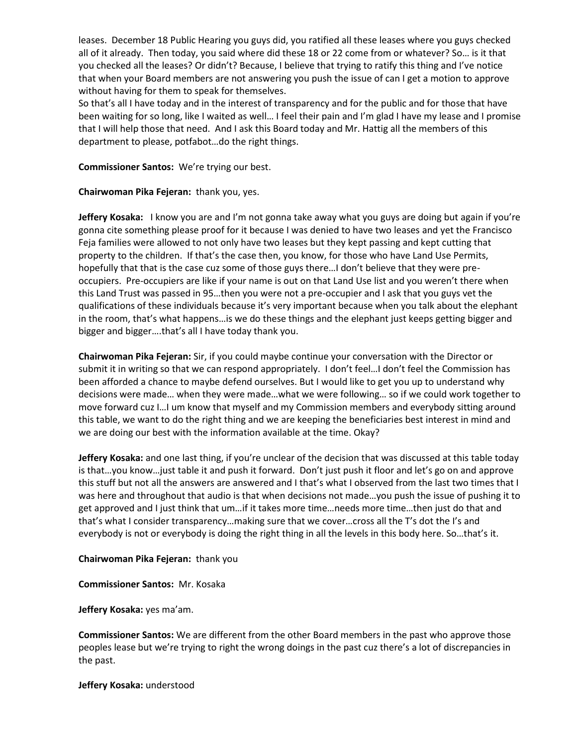leases. December 18 Public Hearing you guys did, you ratified all these leases where you guys checked all of it already. Then today, you said where did these 18 or 22 come from or whatever? So… is it that you checked all the leases? Or didn't? Because, I believe that trying to ratify this thing and I've notice that when your Board members are not answering you push the issue of can I get a motion to approve without having for them to speak for themselves.
So that's all I have today and in the interest of transparency and for the public and for those that have been waiting for so long, like I waited as well… I feel their pain and I'm glad I have my lease and I promise that I will help those that need. And I ask this Board today and Mr. Hattig all the members of this department to please, potfabot…do the right things.

**Commissioner Santos:** We're trying our best.

**Chairwoman Pika Fejeran:** thank you, yes.

**Jeffery Kosaka:** I know you are and I'm not gonna take away what you guys are doing but again if you're gonna cite something please proof for it because I was denied to have two leases and yet the Francisco Feja families were allowed to not only have two leases but they kept passing and kept cutting that property to the children. If that's the case then, you know, for those who have Land Use Permits, hopefully that that is the case cuz some of those guys there…I don't believe that they were pre-occupiers. Pre-occupiers are like if your name is out on that Land Use list and you weren't there when this Land Trust was passed in 95…then you were not a pre-occupier and I ask that you guys vet the qualifications of these individuals because it's very important because when you talk about the elephant in the room, that's what happens…is we do these things and the elephant just keeps getting bigger and bigger and bigger….that's all I have today thank you.

**Chairwoman Pika Fejeran:** Sir, if you could maybe continue your conversation with the Director or submit it in writing so that we can respond appropriately. I don't feel…I don't feel the Commission has been afforded a chance to maybe defend ourselves. But I would like to get you up to understand why decisions were made… when they were made…what we were following… so if we could work together to move forward cuz I…I um know that myself and my Commission members and everybody sitting around this table, we want to do the right thing and we are keeping the beneficiaries best interest in mind and we are doing our best with the information available at the time. Okay?

**Jeffery Kosaka:** and one last thing, if you're unclear of the decision that was discussed at this table today is that…you know…just table it and push it forward. Don't just push it floor and let's go on and approve this stuff but not all the answers are answered and I that's what I observed from the last two times that I was here and throughout that audio is that when decisions not made…you push the issue of pushing it to get approved and I just think that um…if it takes more time…needs more time…then just do that and that's what I consider transparency…making sure that we cover…cross all the T's dot the I's and everybody is not or everybody is doing the right thing in all the levels in this body here. So…that's it.

**Chairwoman Pika Fejeran:** thank you

**Commissioner Santos:** Mr. Kosaka

**Jeffery Kosaka:** yes ma'am.

**Commissioner Santos:** We are different from the other Board members in the past who approve those peoples lease but we're trying to right the wrong doings in the past cuz there's a lot of discrepancies in the past.

**Jeffery Kosaka:** understood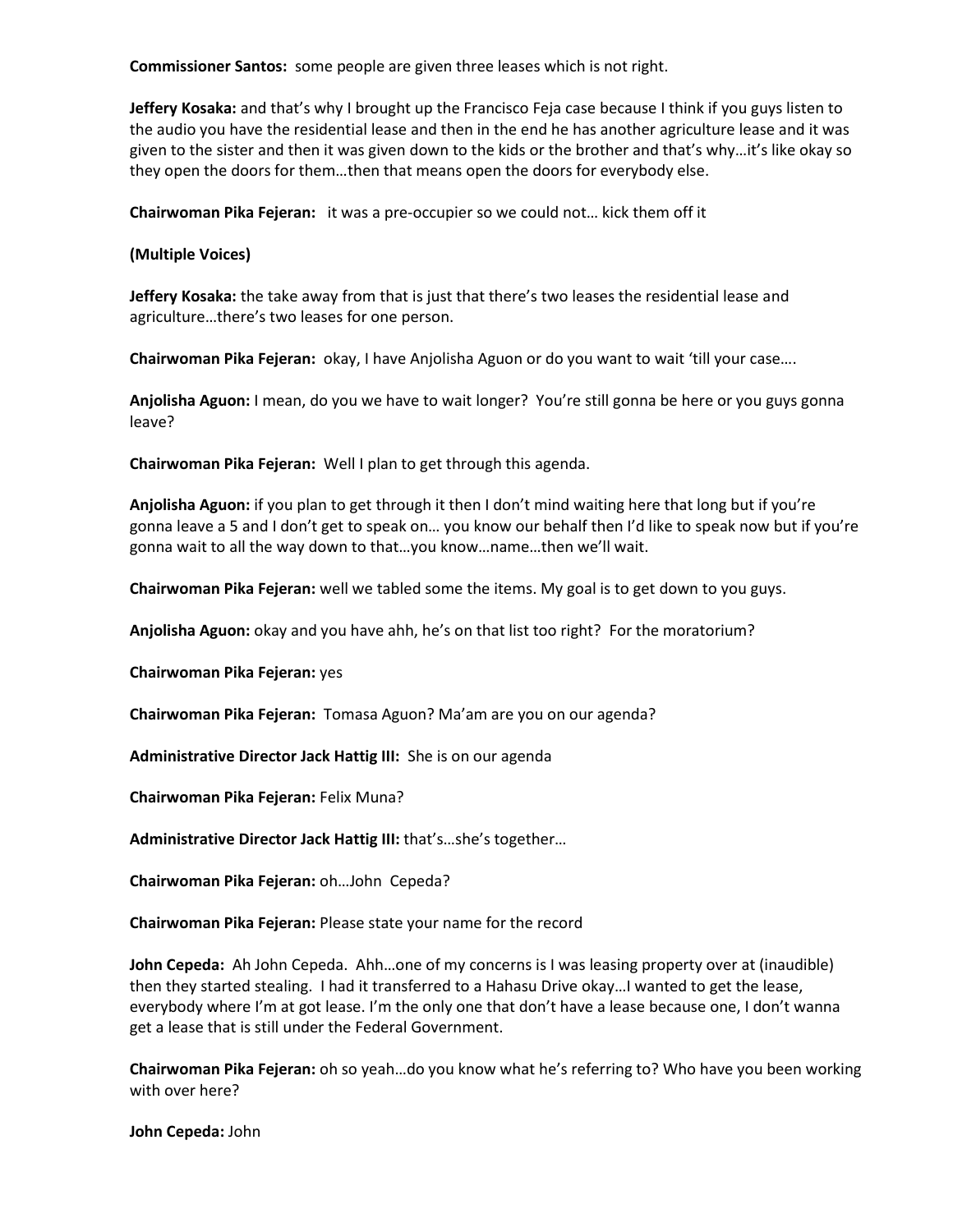**Commissioner Santos:** some people are given three leases which is not right.

**Jeffery Kosaka:** and that's why I brought up the Francisco Feja case because I think if you guys listen to the audio you have the residential lease and then in the end he has another agriculture lease and it was given to the sister and then it was given down to the kids or the brother and that's why…it's like okay so they open the doors for them…then that means open the doors for everybody else.

**Chairwoman Pika Fejeran:** it was a pre-occupier so we could not… kick them off it

**(Multiple Voices)**

**Jeffery Kosaka:** the take away from that is just that there's two leases the residential lease and agriculture…there's two leases for one person.

**Chairwoman Pika Fejeran:** okay, I have Anjolisha Aguon or do you want to wait 'till your case….

**Anjolisha Aguon:** I mean, do you we have to wait longer? You're still gonna be here or you guys gonna leave?

**Chairwoman Pika Fejeran:** Well I plan to get through this agenda.

**Anjolisha Aguon:** if you plan to get through it then I don't mind waiting here that long but if you're gonna leave a 5 and I don't get to speak on… you know our behalf then I'd like to speak now but if you're gonna wait to all the way down to that…you know…name…then we'll wait.

**Chairwoman Pika Fejeran:** well we tabled some the items. My goal is to get down to you guys.

**Anjolisha Aguon:** okay and you have ahh, he's on that list too right? For the moratorium?

**Chairwoman Pika Fejeran:** yes

**Chairwoman Pika Fejeran:** Tomasa Aguon? Ma'am are you on our agenda?

**Administrative Director Jack Hattig III:** She is on our agenda

**Chairwoman Pika Fejeran:** Felix Muna?

**Administrative Director Jack Hattig III:** that's…she's together…

**Chairwoman Pika Fejeran:** oh…John Cepeda?

**Chairwoman Pika Fejeran:** Please state your name for the record

**John Cepeda:** Ah John Cepeda. Ahh…one of my concerns is I was leasing property over at (inaudible) then they started stealing. I had it transferred to a Hahasu Drive okay…I wanted to get the lease, everybody where I'm at got lease. I'm the only one that don't have a lease because one, I don't wanna get a lease that is still under the Federal Government.

**Chairwoman Pika Fejeran:** oh so yeah…do you know what he's referring to? Who have you been working with over here?

**John Cepeda:** John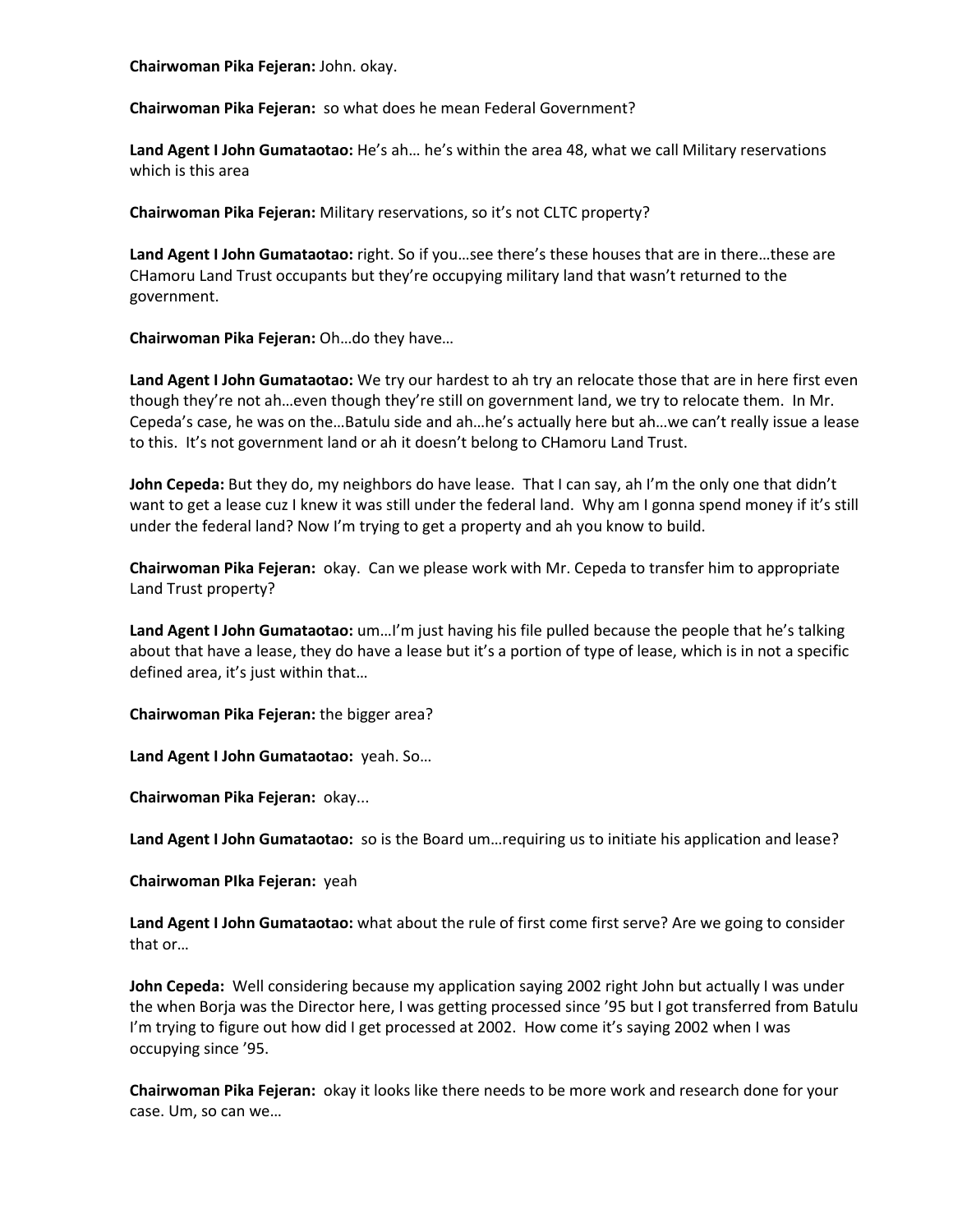**Chairwoman Pika Fejeran:** John. okay.

**Chairwoman Pika Fejeran:** so what does he mean Federal Government?

**Land Agent I John Gumataotao:** He's ah… he's within the area 48, what we call Military reservations which is this area

**Chairwoman Pika Fejeran:** Military reservations, so it's not CLTC property?

**Land Agent I John Gumataotao:** right. So if you…see there's these houses that are in there…these are CHamoru Land Trust occupants but they're occupying military land that wasn't returned to the government.

**Chairwoman Pika Fejeran:** Oh…do they have…

**Land Agent I John Gumataotao:** We try our hardest to ah try an relocate those that are in here first even though they're not ah…even though they're still on government land, we try to relocate them. In Mr. Cepeda's case, he was on the…Batulu side and ah…he's actually here but ah…we can't really issue a lease to this. It's not government land or ah it doesn't belong to CHamoru Land Trust.

**John Cepeda:** But they do, my neighbors do have lease. That I can say, ah I'm the only one that didn't want to get a lease cuz I knew it was still under the federal land. Why am I gonna spend money if it's still under the federal land? Now I'm trying to get a property and ah you know to build.

**Chairwoman Pika Fejeran:** okay. Can we please work with Mr. Cepeda to transfer him to appropriate Land Trust property?

**Land Agent I John Gumataotao:** um…I'm just having his file pulled because the people that he's talking about that have a lease, they do have a lease but it's a portion of type of lease, which is in not a specific defined area, it's just within that…

**Chairwoman Pika Fejeran:** the bigger area?

**Land Agent I John Gumataotao:** yeah. So…

**Chairwoman Pika Fejeran:** okay...

**Land Agent I John Gumataotao:** so is the Board um…requiring us to initiate his application and lease?

**Chairwoman PIka Fejeran:** yeah

**Land Agent I John Gumataotao:** what about the rule of first come first serve? Are we going to consider that or…

**John Cepeda:** Well considering because my application saying 2002 right John but actually I was under the when Borja was the Director here, I was getting processed since '95 but I got transferred from Batulu I'm trying to figure out how did I get processed at 2002. How come it's saying 2002 when I was occupying since '95.

**Chairwoman Pika Fejeran:** okay it looks like there needs to be more work and research done for your case. Um, so can we…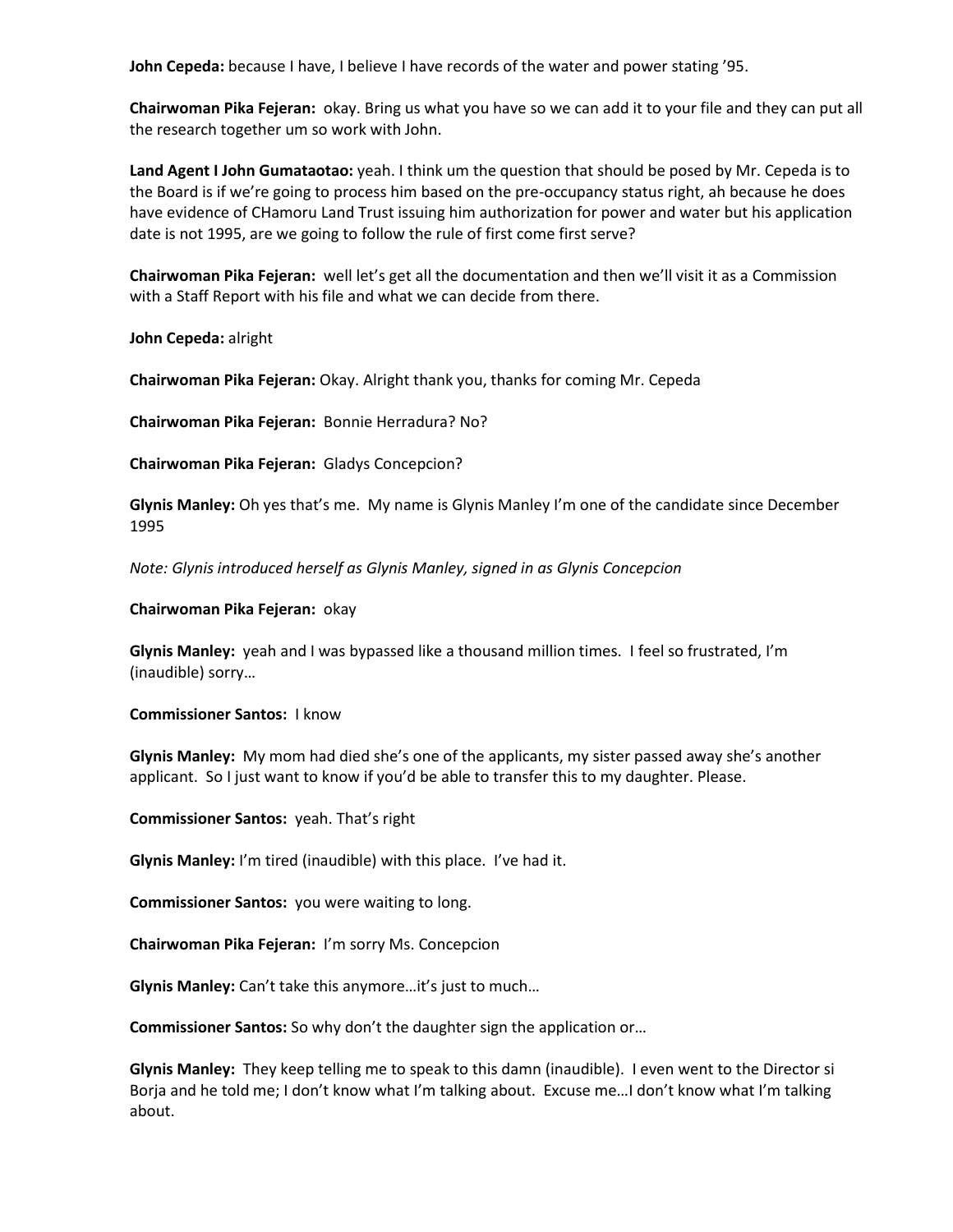**John Cepeda:** because I have, I believe I have records of the water and power stating '95.

**Chairwoman Pika Fejeran:** okay. Bring us what you have so we can add it to your file and they can put all the research together um so work with John.

**Land Agent I John Gumataotao:** yeah. I think um the question that should be posed by Mr. Cepeda is to the Board is if we're going to process him based on the pre-occupancy status right, ah because he does have evidence of CHamoru Land Trust issuing him authorization for power and water but his application date is not 1995, are we going to follow the rule of first come first serve?

**Chairwoman Pika Fejeran:** well let's get all the documentation and then we'll visit it as a Commission with a Staff Report with his file and what we can decide from there.

**John Cepeda:** alright

**Chairwoman Pika Fejeran:** Okay. Alright thank you, thanks for coming Mr. Cepeda

**Chairwoman Pika Fejeran:** Bonnie Herradura? No?

**Chairwoman Pika Fejeran:** Gladys Concepcion?

**Glynis Manley:** Oh yes that's me. My name is Glynis Manley I'm one of the candidate since December 1995

*Note: Glynis introduced herself as Glynis Manley, signed in as Glynis Concepcion*

**Chairwoman Pika Fejeran:** okay

**Glynis Manley:** yeah and I was bypassed like a thousand million times. I feel so frustrated, I'm (inaudible) sorry…

**Commissioner Santos:** I know

**Glynis Manley:** My mom had died she's one of the applicants, my sister passed away she's another applicant. So I just want to know if you'd be able to transfer this to my daughter. Please.

**Commissioner Santos:** yeah. That's right

**Glynis Manley:** I'm tired (inaudible) with this place. I've had it.

**Commissioner Santos:** you were waiting to long.

**Chairwoman Pika Fejeran:** I'm sorry Ms. Concepcion

**Glynis Manley:** Can't take this anymore…it's just to much…

**Commissioner Santos:** So why don't the daughter sign the application or…

**Glynis Manley:** They keep telling me to speak to this damn (inaudible). I even went to the Director si Borja and he told me; I don't know what I'm talking about. Excuse me…I don't know what I'm talking about.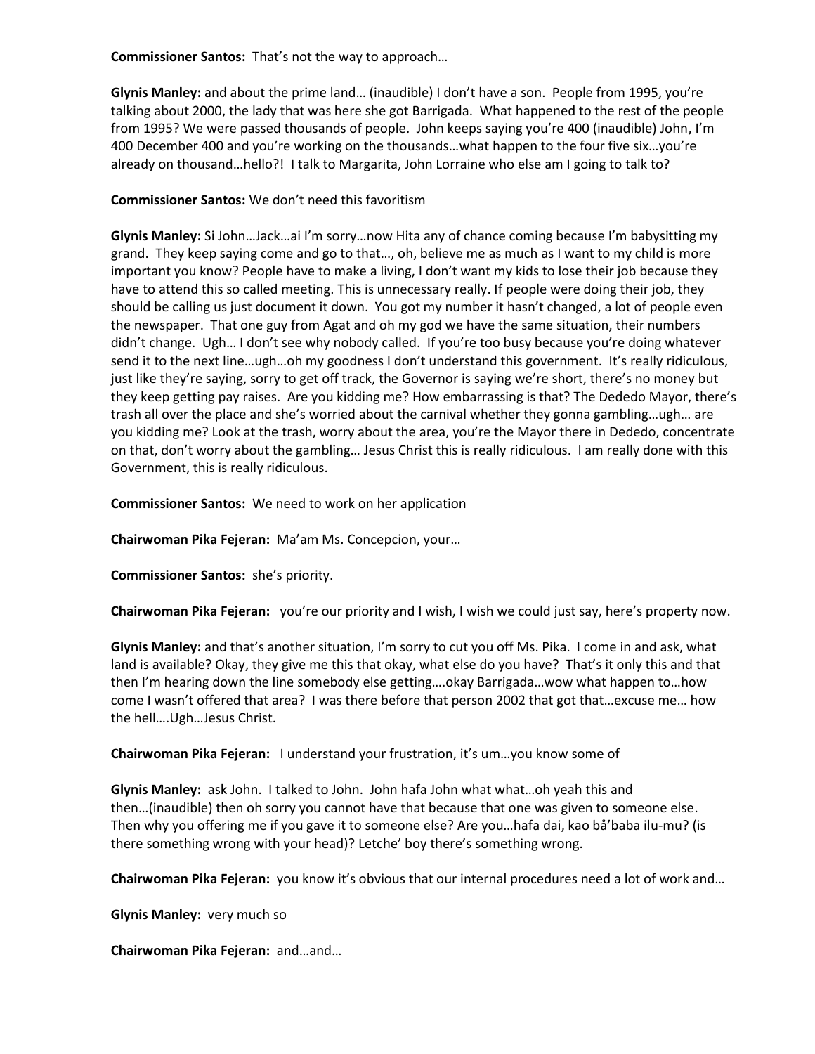**Commissioner Santos:** That's not the way to approach…

**Glynis Manley:** and about the prime land… (inaudible) I don't have a son. People from 1995, you're talking about 2000, the lady that was here she got Barrigada. What happened to the rest of the people from 1995? We were passed thousands of people. John keeps saying you're 400 (inaudible) John, I'm 400 December 400 and you're working on the thousands…what happen to the four five six…you're already on thousand…hello?! I talk to Margarita, John Lorraine who else am I going to talk to?

**Commissioner Santos:** We don't need this favoritism

**Glynis Manley:** Si John…Jack…ai I'm sorry…now Hita any of chance coming because I'm babysitting my grand. They keep saying come and go to that…, oh, believe me as much as I want to my child is more important you know? People have to make a living, I don't want my kids to lose their job because they have to attend this so called meeting. This is unnecessary really. If people were doing their job, they should be calling us just document it down. You got my number it hasn't changed, a lot of people even the newspaper. That one guy from Agat and oh my god we have the same situation, their numbers didn't change. Ugh… I don't see why nobody called. If you're too busy because you're doing whatever send it to the next line…ugh…oh my goodness I don't understand this government. It's really ridiculous, just like they're saying, sorry to get off track, the Governor is saying we're short, there's no money but they keep getting pay raises. Are you kidding me? How embarrassing is that? The Dededo Mayor, there's trash all over the place and she's worried about the carnival whether they gonna gambling…ugh… are you kidding me? Look at the trash, worry about the area, you're the Mayor there in Dededo, concentrate on that, don't worry about the gambling… Jesus Christ this is really ridiculous. I am really done with this Government, this is really ridiculous.

**Commissioner Santos:** We need to work on her application

**Chairwoman Pika Fejeran:** Ma'am Ms. Concepcion, your…

**Commissioner Santos:** she's priority.

**Chairwoman Pika Fejeran:** you're our priority and I wish, I wish we could just say, here's property now.

**Glynis Manley:** and that's another situation, I'm sorry to cut you off Ms. Pika. I come in and ask, what land is available? Okay, they give me this that okay, what else do you have? That's it only this and that then I'm hearing down the line somebody else getting….okay Barrigada…wow what happen to…how come I wasn't offered that area? I was there before that person 2002 that got that…excuse me… how the hell….Ugh…Jesus Christ.

**Chairwoman Pika Fejeran:** I understand your frustration, it's um…you know some of

**Glynis Manley:** ask John. I talked to John. John hafa John what what…oh yeah this and then…(inaudible) then oh sorry you cannot have that because that one was given to someone else. Then why you offering me if you gave it to someone else? Are you…hafa dai, kao bå'baba ilu-mu? (is there something wrong with your head)? Letche' boy there's something wrong.

**Chairwoman Pika Fejeran:** you know it's obvious that our internal procedures need a lot of work and…

**Glynis Manley:** very much so

**Chairwoman Pika Fejeran:** and…and…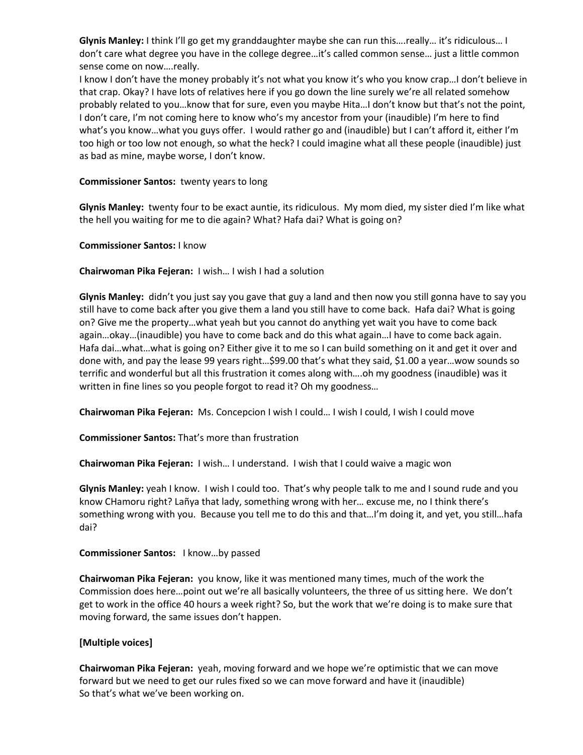**Glynis Manley:** I think I'll go get my granddaughter maybe she can run this….really… it's ridiculous… I don't care what degree you have in the college degree…it's called common sense… just a little common sense come on now….really.
I know I don't have the money probably it's not what you know it's who you know crap…I don't believe in that crap. Okay? I have lots of relatives here if you go down the line surely we're all related somehow probably related to you…know that for sure, even you maybe Hita…I don't know but that's not the point, I don't care, I'm not coming here to know who's my ancestor from your (inaudible) I'm here to find what's you know…what you guys offer. I would rather go and (inaudible) but I can't afford it, either I'm too high or too low not enough, so what the heck? I could imagine what all these people (inaudible) just as bad as mine, maybe worse, I don't know.

**Commissioner Santos:** twenty years to long

**Glynis Manley:** twenty four to be exact auntie, its ridiculous. My mom died, my sister died I'm like what the hell you waiting for me to die again? What? Hafa dai? What is going on?

**Commissioner Santos:** I know

**Chairwoman Pika Fejeran:** I wish… I wish I had a solution

**Glynis Manley:** didn't you just say you gave that guy a land and then now you still gonna have to say you still have to come back after you give them a land you still have to come back. Hafa dai? What is going on? Give me the property…what yeah but you cannot do anything yet wait you have to come back again…okay…(inaudible) you have to come back and do this what again…I have to come back again. Hafa dai…what…what is going on? Either give it to me so I can build something on it and get it over and done with, and pay the lease 99 years right…$99.00 that's what they said, $1.00 a year…wow sounds so terrific and wonderful but all this frustration it comes along with….oh my goodness (inaudible) was it written in fine lines so you people forgot to read it? Oh my goodness…

**Chairwoman Pika Fejeran:** Ms. Concepcion I wish I could… I wish I could, I wish I could move

**Commissioner Santos:** That's more than frustration

**Chairwoman Pika Fejeran:** I wish… I understand. I wish that I could waive a magic won

**Glynis Manley:** yeah I know. I wish I could too. That's why people talk to me and I sound rude and you know CHamoru right? Lañya that lady, something wrong with her… excuse me, no I think there's something wrong with you. Because you tell me to do this and that…I'm doing it, and yet, you still…hafa dai?

**Commissioner Santos:** I know…by passed

**Chairwoman Pika Fejeran:** you know, like it was mentioned many times, much of the work the Commission does here…point out we're all basically volunteers, the three of us sitting here. We don't get to work in the office 40 hours a week right? So, but the work that we're doing is to make sure that moving forward, the same issues don't happen.

**[Multiple voices]**

**Chairwoman Pika Fejeran:** yeah, moving forward and we hope we're optimistic that we can move forward but we need to get our rules fixed so we can move forward and have it (inaudible)
So that's what we've been working on.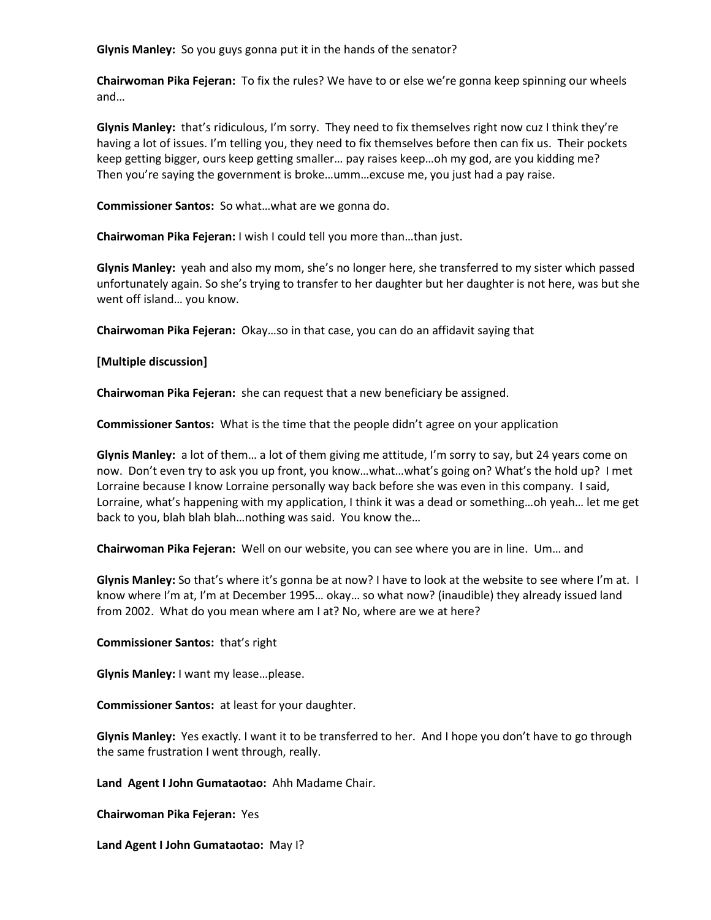**Glynis Manley:** So you guys gonna put it in the hands of the senator?

**Chairwoman Pika Fejeran:** To fix the rules? We have to or else we're gonna keep spinning our wheels and…

**Glynis Manley:** that's ridiculous, I'm sorry. They need to fix themselves right now cuz I think they're having a lot of issues. I'm telling you, they need to fix themselves before then can fix us. Their pockets keep getting bigger, ours keep getting smaller… pay raises keep…oh my god, are you kidding me? Then you're saying the government is broke…umm…excuse me, you just had a pay raise.

**Commissioner Santos:** So what…what are we gonna do.

**Chairwoman Pika Fejeran:** I wish I could tell you more than…than just.

**Glynis Manley:** yeah and also my mom, she's no longer here, she transferred to my sister which passed unfortunately again. So she's trying to transfer to her daughter but her daughter is not here, was but she went off island… you know.

**Chairwoman Pika Fejeran:** Okay…so in that case, you can do an affidavit saying that

**[Multiple discussion]**

**Chairwoman Pika Fejeran:** she can request that a new beneficiary be assigned.

**Commissioner Santos:** What is the time that the people didn't agree on your application

**Glynis Manley:** a lot of them… a lot of them giving me attitude, I'm sorry to say, but 24 years come on now. Don't even try to ask you up front, you know…what…what's going on? What's the hold up? I met Lorraine because I know Lorraine personally way back before she was even in this company. I said, Lorraine, what's happening with my application, I think it was a dead or something…oh yeah… let me get back to you, blah blah blah…nothing was said. You know the…

**Chairwoman Pika Fejeran:** Well on our website, you can see where you are in line. Um… and

**Glynis Manley:** So that's where it's gonna be at now? I have to look at the website to see where I'm at. I know where I'm at, I'm at December 1995… okay… so what now? (inaudible) they already issued land from 2002. What do you mean where am I at? No, where are we at here?

**Commissioner Santos:** that's right

**Glynis Manley:** I want my lease…please.

**Commissioner Santos:** at least for your daughter.

**Glynis Manley:** Yes exactly. I want it to be transferred to her. And I hope you don't have to go through the same frustration I went through, really.

**Land Agent I John Gumataotao:** Ahh Madame Chair.

**Chairwoman Pika Fejeran:** Yes

**Land Agent I John Gumataotao:** May I?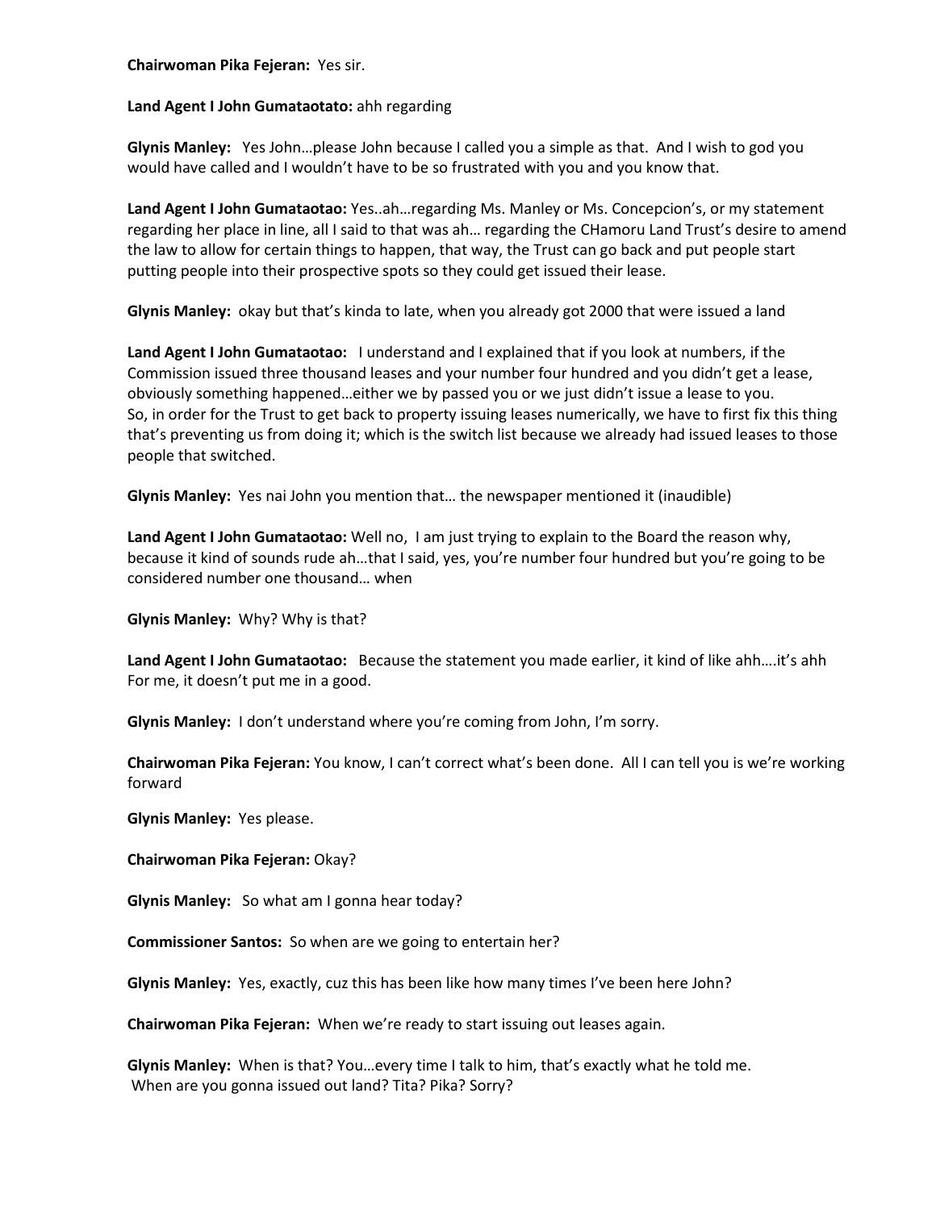**Chairwoman Pika Fejeran:** Yes sir.

**Land Agent I John Gumataotato:** ahh regarding

**Glynis Manley:** Yes John…please John because I called you a simple as that. And I wish to god you would have called and I wouldn't have to be so frustrated with you and you know that.

**Land Agent I John Gumataotao:** Yes..ah…regarding Ms. Manley or Ms. Concepcion's, or my statement regarding her place in line, all I said to that was ah… regarding the CHamoru Land Trust's desire to amend the law to allow for certain things to happen, that way, the Trust can go back and put people start putting people into their prospective spots so they could get issued their lease.

**Glynis Manley:** okay but that's kinda to late, when you already got 2000 that were issued a land

**Land Agent I John Gumataotao:** I understand and I explained that if you look at numbers, if the Commission issued three thousand leases and your number four hundred and you didn't get a lease, obviously something happened…either we by passed you or we just didn't issue a lease to you. So, in order for the Trust to get back to property issuing leases numerically, we have to first fix this thing that's preventing us from doing it; which is the switch list because we already had issued leases to those people that switched.

**Glynis Manley:** Yes nai John you mention that… the newspaper mentioned it (inaudible)

**Land Agent I John Gumataotao:** Well no, I am just trying to explain to the Board the reason why, because it kind of sounds rude ah…that I said, yes, you're number four hundred but you're going to be considered number one thousand… when

**Glynis Manley:** Why? Why is that?

**Land Agent I John Gumataotao:** Because the statement you made earlier, it kind of like ahh….it's ahh For me, it doesn't put me in a good.

**Glynis Manley:** I don't understand where you're coming from John, I'm sorry.

**Chairwoman Pika Fejeran:** You know, I can't correct what's been done. All I can tell you is we're working forward

**Glynis Manley:** Yes please.

**Chairwoman Pika Fejeran:** Okay?

**Glynis Manley:** So what am I gonna hear today?

**Commissioner Santos:** So when are we going to entertain her?

**Glynis Manley:** Yes, exactly, cuz this has been like how many times I've been here John?

**Chairwoman Pika Fejeran:** When we're ready to start issuing out leases again.

**Glynis Manley:** When is that? You…every time I talk to him, that's exactly what he told me. When are you gonna issued out land? Tita? Pika? Sorry?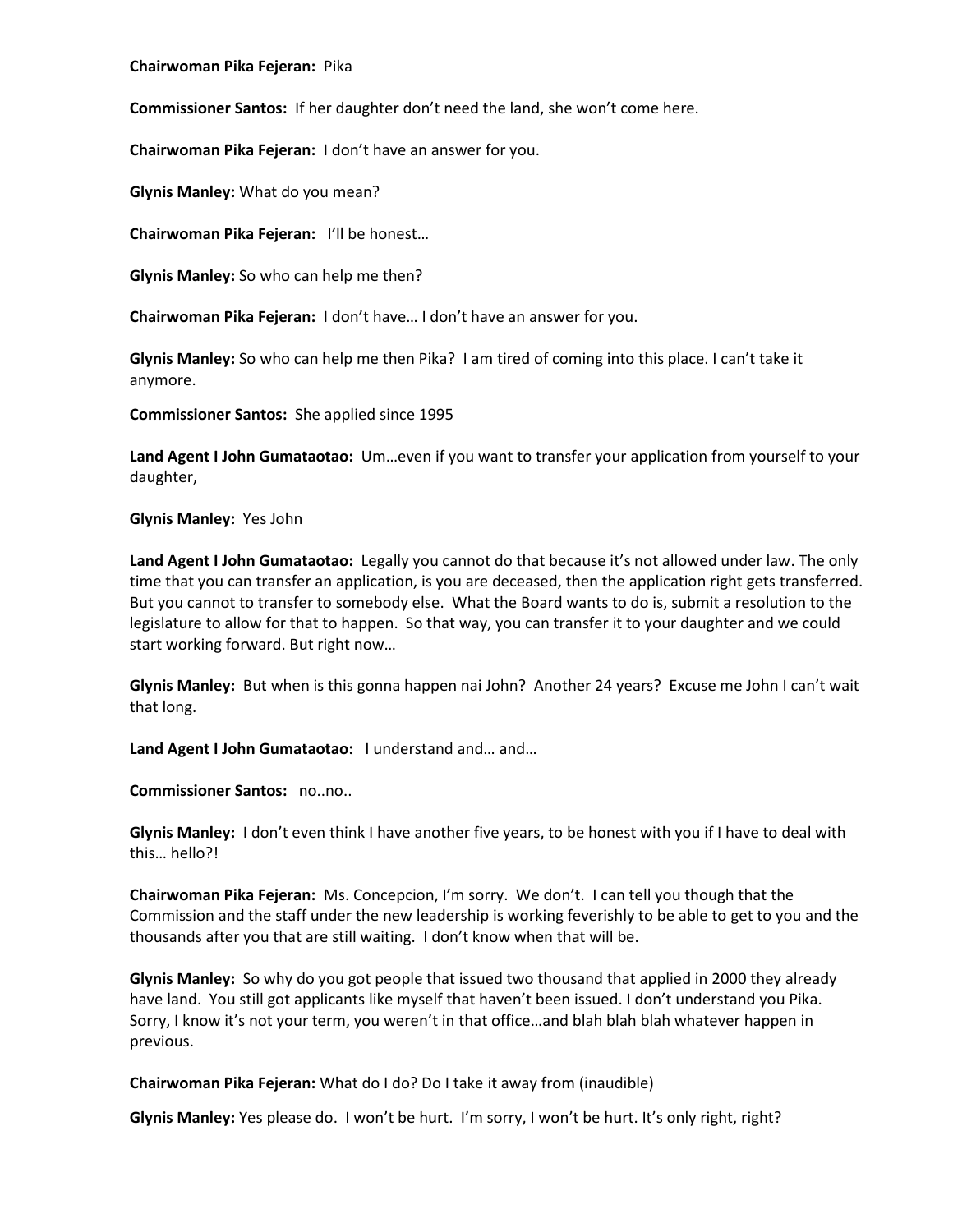**Chairwoman Pika Fejeran:** Pika

**Commissioner Santos:** If her daughter don't need the land, she won't come here.

**Chairwoman Pika Fejeran:** I don't have an answer for you.

**Glynis Manley:** What do you mean?

**Chairwoman Pika Fejeran:** I'll be honest…

**Glynis Manley:** So who can help me then?

**Chairwoman Pika Fejeran:** I don't have… I don't have an answer for you.

**Glynis Manley:** So who can help me then Pika? I am tired of coming into this place. I can't take it anymore.

**Commissioner Santos:** She applied since 1995

**Land Agent I John Gumataotao:** Um…even if you want to transfer your application from yourself to your daughter,

**Glynis Manley:** Yes John

**Land Agent I John Gumataotao:** Legally you cannot do that because it's not allowed under law. The only time that you can transfer an application, is you are deceased, then the application right gets transferred. But you cannot to transfer to somebody else. What the Board wants to do is, submit a resolution to the legislature to allow for that to happen. So that way, you can transfer it to your daughter and we could start working forward. But right now…

**Glynis Manley:** But when is this gonna happen nai John? Another 24 years? Excuse me John I can't wait that long.

**Land Agent I John Gumataotao:** I understand and… and…

**Commissioner Santos:** no..no..

**Glynis Manley:** I don't even think I have another five years, to be honest with you if I have to deal with this… hello?!

**Chairwoman Pika Fejeran:** Ms. Concepcion, I'm sorry. We don't. I can tell you though that the Commission and the staff under the new leadership is working feverishly to be able to get to you and the thousands after you that are still waiting. I don't know when that will be.

**Glynis Manley:** So why do you got people that issued two thousand that applied in 2000 they already have land. You still got applicants like myself that haven't been issued. I don't understand you Pika. Sorry, I know it's not your term, you weren't in that office…and blah blah blah whatever happen in previous.

**Chairwoman Pika Fejeran:** What do I do? Do I take it away from (inaudible)

**Glynis Manley:** Yes please do. I won't be hurt. I'm sorry, I won't be hurt. It's only right, right?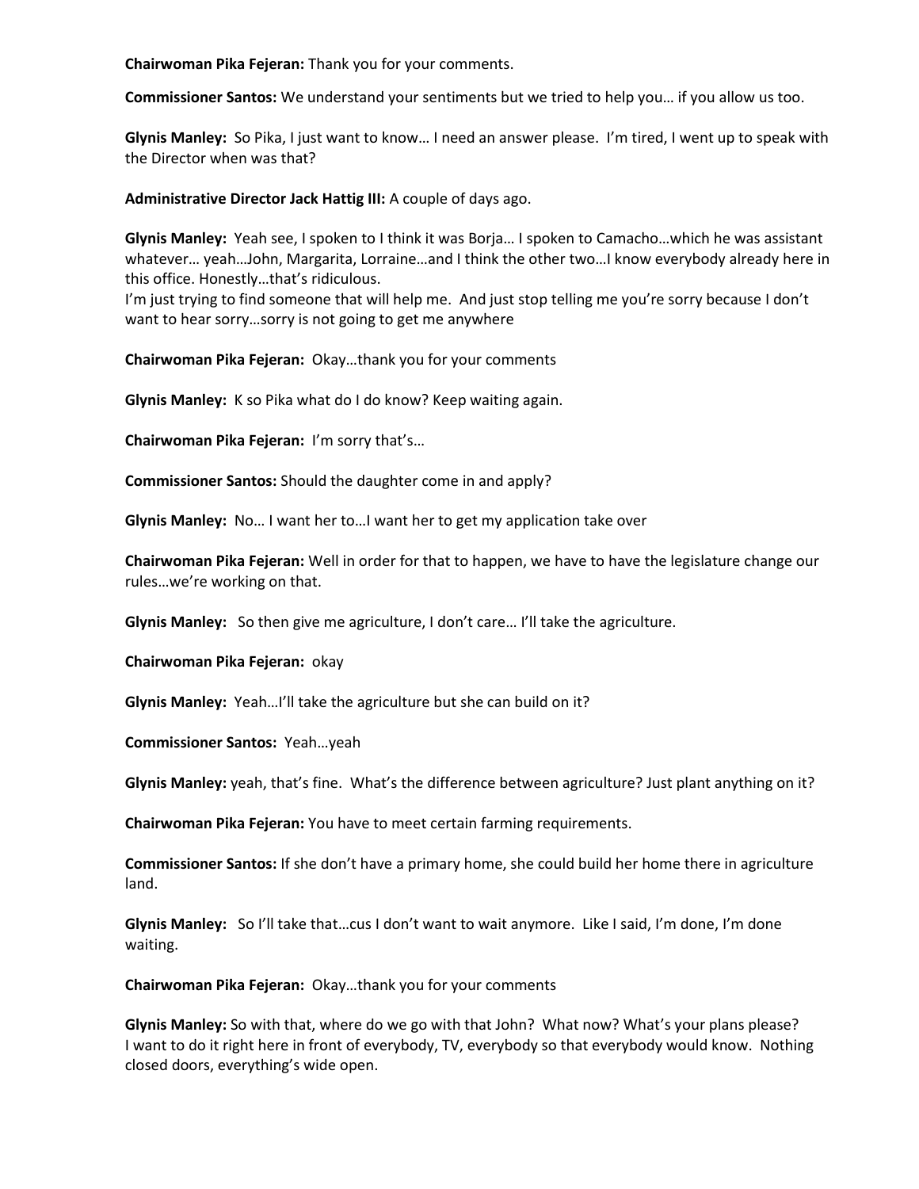**Chairwoman Pika Fejeran:** Thank you for your comments.

**Commissioner Santos:** We understand your sentiments but we tried to help you… if you allow us too.

**Glynis Manley:** So Pika, I just want to know… I need an answer please. I'm tired, I went up to speak with the Director when was that?

**Administrative Director Jack Hattig III:** A couple of days ago.

**Glynis Manley:** Yeah see, I spoken to I think it was Borja… I spoken to Camacho…which he was assistant whatever… yeah…John, Margarita, Lorraine…and I think the other two…I know everybody already here in this office. Honestly…that's ridiculous.
I'm just trying to find someone that will help me. And just stop telling me you're sorry because I don't want to hear sorry…sorry is not going to get me anywhere

**Chairwoman Pika Fejeran:** Okay…thank you for your comments

**Glynis Manley:** K so Pika what do I do know? Keep waiting again.

**Chairwoman Pika Fejeran:** I'm sorry that's…

**Commissioner Santos:** Should the daughter come in and apply?

**Glynis Manley:** No… I want her to…I want her to get my application take over

**Chairwoman Pika Fejeran:** Well in order for that to happen, we have to have the legislature change our rules…we're working on that.

**Glynis Manley:** So then give me agriculture, I don't care… I'll take the agriculture.

**Chairwoman Pika Fejeran:** okay

**Glynis Manley:** Yeah…I'll take the agriculture but she can build on it?

**Commissioner Santos:** Yeah…yeah

**Glynis Manley:** yeah, that's fine. What's the difference between agriculture? Just plant anything on it?

**Chairwoman Pika Fejeran:** You have to meet certain farming requirements.

**Commissioner Santos:** If she don't have a primary home, she could build her home there in agriculture land.

**Glynis Manley:** So I'll take that…cus I don't want to wait anymore. Like I said, I'm done, I'm done waiting.

**Chairwoman Pika Fejeran:** Okay…thank you for your comments

**Glynis Manley:** So with that, where do we go with that John? What now? What's your plans please? I want to do it right here in front of everybody, TV, everybody so that everybody would know. Nothing closed doors, everything's wide open.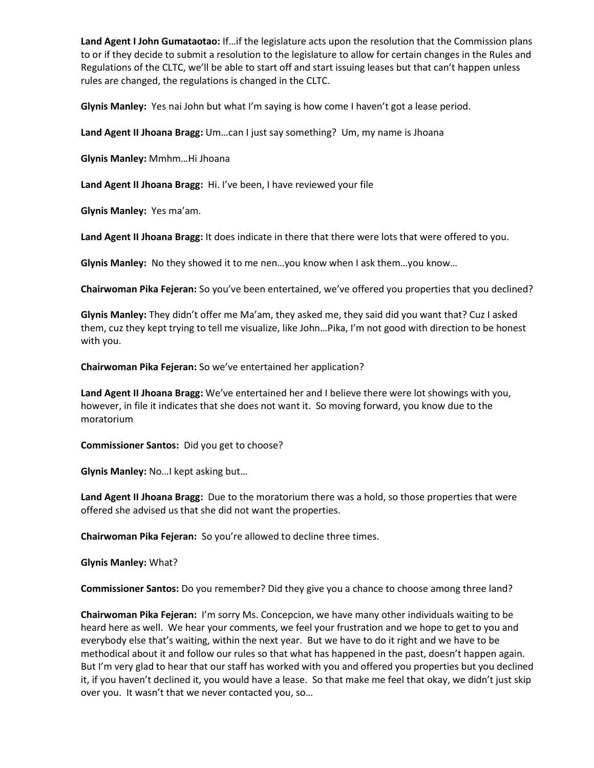**Land Agent I John Gumataotao:** If…if the legislature acts upon the resolution that the Commission plans to or if they decide to submit a resolution to the legislature to allow for certain changes in the Rules and Regulations of the CLTC, we'll be able to start off and start issuing leases but that can't happen unless rules are changed, the regulations is changed in the CLTC.

**Glynis Manley:** Yes nai John but what I'm saying is how come I haven't got a lease period.

**Land Agent II Jhoana Bragg:** Um…can I just say something? Um, my name is Jhoana

**Glynis Manley:** Mmhm…Hi Jhoana

**Land Agent II Jhoana Bragg:** Hi. I've been, I have reviewed your file

**Glynis Manley:** Yes ma'am.

**Land Agent II Jhoana Bragg:** It does indicate in there that there were lots that were offered to you.

**Glynis Manley:** No they showed it to me nen…you know when I ask them…you know…

**Chairwoman Pika Fejeran:** So you've been entertained, we've offered you properties that you declined?

**Glynis Manley:** They didn't offer me Ma'am, they asked me, they said did you want that? Cuz I asked them, cuz they kept trying to tell me visualize, like John…Pika, I'm not good with direction to be honest with you.

**Chairwoman Pika Fejeran:** So we've entertained her application?

**Land Agent II Jhoana Bragg:** We've entertained her and I believe there were lot showings with you, however, in file it indicates that she does not want it. So moving forward, you know due to the moratorium

**Commissioner Santos:** Did you get to choose?

**Glynis Manley:** No…I kept asking but…

**Land Agent II Jhoana Bragg:** Due to the moratorium there was a hold, so those properties that were offered she advised us that she did not want the properties.

**Chairwoman Pika Fejeran:** So you're allowed to decline three times.

**Glynis Manley:** What?

**Commissioner Santos:** Do you remember? Did they give you a chance to choose among three land?

**Chairwoman Pika Fejeran:** I'm sorry Ms. Concepcion, we have many other individuals waiting to be heard here as well. We hear your comments, we feel your frustration and we hope to get to you and everybody else that's waiting, within the next year. But we have to do it right and we have to be methodical about it and follow our rules so that what has happened in the past, doesn't happen again. But I'm very glad to hear that our staff has worked with you and offered you properties but you declined it, if you haven't declined it, you would have a lease. So that make me feel that okay, we didn't just skip over you. It wasn't that we never contacted you, so…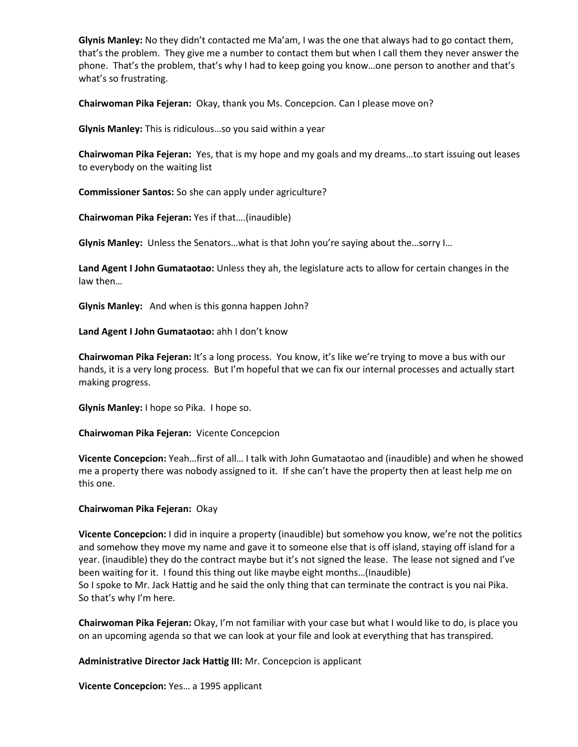**Glynis Manley:** No they didn't contacted me Ma'am, I was the one that always had to go contact them, that's the problem. They give me a number to contact them but when I call them they never answer the phone. That's the problem, that's why I had to keep going you know…one person to another and that's what's so frustrating.

**Chairwoman Pika Fejeran:** Okay, thank you Ms. Concepcion. Can I please move on?

**Glynis Manley:** This is ridiculous…so you said within a year

**Chairwoman Pika Fejeran:** Yes, that is my hope and my goals and my dreams…to start issuing out leases to everybody on the waiting list

**Commissioner Santos:** So she can apply under agriculture?

**Chairwoman Pika Fejeran:** Yes if that….(inaudible)

**Glynis Manley:** Unless the Senators…what is that John you're saying about the…sorry I…

**Land Agent I John Gumataotao:** Unless they ah, the legislature acts to allow for certain changes in the law then…

**Glynis Manley:** And when is this gonna happen John?

**Land Agent I John Gumataotao:** ahh I don't know

**Chairwoman Pika Fejeran:** It's a long process. You know, it's like we're trying to move a bus with our hands, it is a very long process. But I'm hopeful that we can fix our internal processes and actually start making progress.

**Glynis Manley:** I hope so Pika. I hope so.

**Chairwoman Pika Fejeran:** Vicente Concepcion

**Vicente Concepcion:** Yeah…first of all… I talk with John Gumataotao and (inaudible) and when he showed me a property there was nobody assigned to it. If she can't have the property then at least help me on this one.

**Chairwoman Pika Fejeran:** Okay

**Vicente Concepcion:** I did in inquire a property (inaudible) but somehow you know, we're not the politics and somehow they move my name and gave it to someone else that is off island, staying off island for a year. (inaudible) they do the contract maybe but it's not signed the lease. The lease not signed and I've been waiting for it. I found this thing out like maybe eight months…(Inaudible)
So I spoke to Mr. Jack Hattig and he said the only thing that can terminate the contract is you nai Pika. So that's why I'm here.

**Chairwoman Pika Fejeran:** Okay, I'm not familiar with your case but what I would like to do, is place you on an upcoming agenda so that we can look at your file and look at everything that has transpired.

**Administrative Director Jack Hattig III:** Mr. Concepcion is applicant

**Vicente Concepcion:** Yes… a 1995 applicant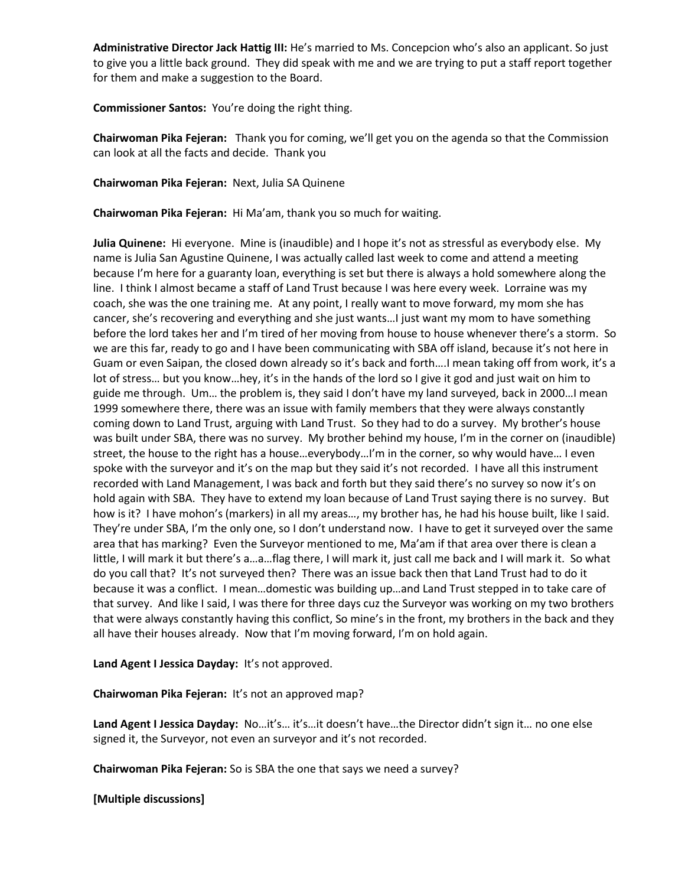**Administrative Director Jack Hattig III:** He's married to Ms. Concepcion who's also an applicant. So just to give you a little back ground. They did speak with me and we are trying to put a staff report together for them and make a suggestion to the Board.

**Commissioner Santos:** You're doing the right thing.

**Chairwoman Pika Fejeran:** Thank you for coming, we'll get you on the agenda so that the Commission can look at all the facts and decide. Thank you

**Chairwoman Pika Fejeran:** Next, Julia SA Quinene

**Chairwoman Pika Fejeran:** Hi Ma'am, thank you so much for waiting.

**Julia Quinene:** Hi everyone. Mine is (inaudible) and I hope it's not as stressful as everybody else. My name is Julia San Agustine Quinene, I was actually called last week to come and attend a meeting because I'm here for a guaranty loan, everything is set but there is always a hold somewhere along the line. I think I almost became a staff of Land Trust because I was here every week. Lorraine was my coach, she was the one training me. At any point, I really want to move forward, my mom she has cancer, she's recovering and everything and she just wants…I just want my mom to have something before the lord takes her and I'm tired of her moving from house to house whenever there's a storm. So we are this far, ready to go and I have been communicating with SBA off island, because it's not here in Guam or even Saipan, the closed down already so it's back and forth….I mean taking off from work, it's a lot of stress… but you know…hey, it's in the hands of the lord so I give it god and just wait on him to guide me through. Um… the problem is, they said I don't have my land surveyed, back in 2000…I mean 1999 somewhere there, there was an issue with family members that they were always constantly coming down to Land Trust, arguing with Land Trust. So they had to do a survey. My brother's house was built under SBA, there was no survey. My brother behind my house, I'm in the corner on (inaudible) street, the house to the right has a house…everybody…I'm in the corner, so why would have… I even spoke with the surveyor and it's on the map but they said it's not recorded. I have all this instrument recorded with Land Management, I was back and forth but they said there's no survey so now it's on hold again with SBA. They have to extend my loan because of Land Trust saying there is no survey. But how is it? I have mohon's (markers) in all my areas…, my brother has, he had his house built, like I said. They're under SBA, I'm the only one, so I don't understand now. I have to get it surveyed over the same area that has marking? Even the Surveyor mentioned to me, Ma'am if that area over there is clean a little, I will mark it but there's a…a…flag there, I will mark it, just call me back and I will mark it. So what do you call that? It's not surveyed then? There was an issue back then that Land Trust had to do it because it was a conflict. I mean…domestic was building up…and Land Trust stepped in to take care of that survey. And like I said, I was there for three days cuz the Surveyor was working on my two brothers that were always constantly having this conflict, So mine's in the front, my brothers in the back and they all have their houses already. Now that I'm moving forward, I'm on hold again.

**Land Agent I Jessica Dayday:** It's not approved.

**Chairwoman Pika Fejeran:** It's not an approved map?

**Land Agent I Jessica Dayday:** No…it's… it's…it doesn't have…the Director didn't sign it… no one else signed it, the Surveyor, not even an surveyor and it's not recorded.

**Chairwoman Pika Fejeran:** So is SBA the one that says we need a survey?

**[Multiple discussions]**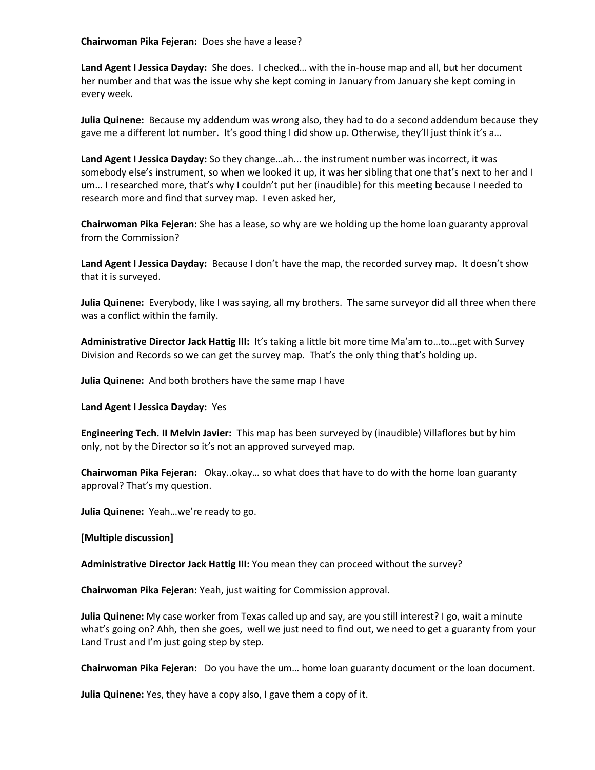**Chairwoman Pika Fejeran:** Does she have a lease?

**Land Agent I Jessica Dayday:** She does. I checked… with the in-house map and all, but her document her number and that was the issue why she kept coming in January from January she kept coming in every week.

**Julia Quinene:** Because my addendum was wrong also, they had to do a second addendum because they gave me a different lot number. It's good thing I did show up. Otherwise, they'll just think it's a…

**Land Agent I Jessica Dayday:** So they change…ah... the instrument number was incorrect, it was somebody else's instrument, so when we looked it up, it was her sibling that one that's next to her and I um… I researched more, that's why I couldn't put her (inaudible) for this meeting because I needed to research more and find that survey map. I even asked her,

**Chairwoman Pika Fejeran:** She has a lease, so why are we holding up the home loan guaranty approval from the Commission?

**Land Agent I Jessica Dayday:** Because I don't have the map, the recorded survey map. It doesn't show that it is surveyed.

**Julia Quinene:** Everybody, like I was saying, all my brothers. The same surveyor did all three when there was a conflict within the family.

**Administrative Director Jack Hattig III:** It's taking a little bit more time Ma'am to…to…get with Survey Division and Records so we can get the survey map. That's the only thing that's holding up.

**Julia Quinene:** And both brothers have the same map I have

**Land Agent I Jessica Dayday:** Yes

**Engineering Tech. II Melvin Javier:** This map has been surveyed by (inaudible) Villaflores but by him only, not by the Director so it's not an approved surveyed map.

**Chairwoman Pika Fejeran:** Okay..okay… so what does that have to do with the home loan guaranty approval? That's my question.

**Julia Quinene:** Yeah…we're ready to go.

**[Multiple discussion]**

**Administrative Director Jack Hattig III:** You mean they can proceed without the survey?

**Chairwoman Pika Fejeran:** Yeah, just waiting for Commission approval.

**Julia Quinene:** My case worker from Texas called up and say, are you still interest? I go, wait a minute what's going on? Ahh, then she goes, well we just need to find out, we need to get a guaranty from your Land Trust and I'm just going step by step.

**Chairwoman Pika Fejeran:** Do you have the um… home loan guaranty document or the loan document.

**Julia Quinene:** Yes, they have a copy also, I gave them a copy of it.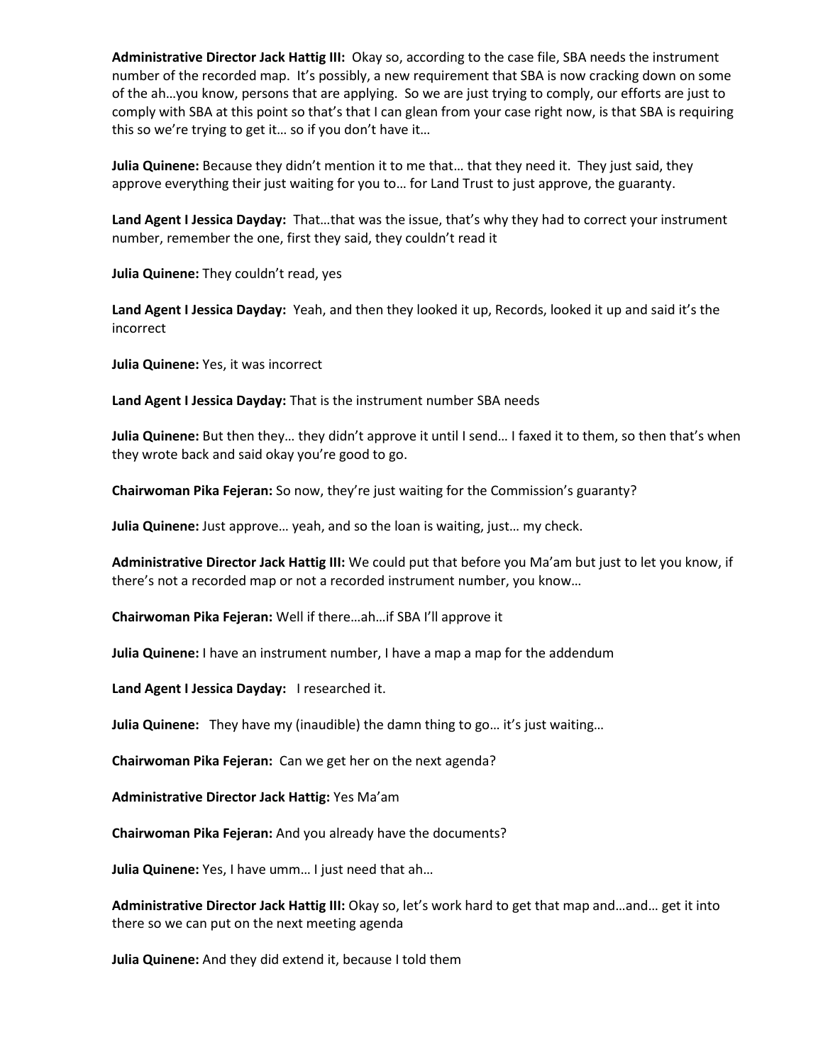**Administrative Director Jack Hattig III:** Okay so, according to the case file, SBA needs the instrument number of the recorded map. It's possibly, a new requirement that SBA is now cracking down on some of the ah…you know, persons that are applying. So we are just trying to comply, our efforts are just to comply with SBA at this point so that's that I can glean from your case right now, is that SBA is requiring this so we're trying to get it… so if you don't have it…

**Julia Quinene:** Because they didn't mention it to me that… that they need it. They just said, they approve everything their just waiting for you to… for Land Trust to just approve, the guaranty.

**Land Agent I Jessica Dayday:** That…that was the issue, that's why they had to correct your instrument number, remember the one, first they said, they couldn't read it

**Julia Quinene:** They couldn't read, yes

**Land Agent I Jessica Dayday:** Yeah, and then they looked it up, Records, looked it up and said it's the incorrect

**Julia Quinene:** Yes, it was incorrect

**Land Agent I Jessica Dayday:** That is the instrument number SBA needs

**Julia Quinene:** But then they… they didn't approve it until I send… I faxed it to them, so then that's when they wrote back and said okay you're good to go.

**Chairwoman Pika Fejeran:** So now, they're just waiting for the Commission's guaranty?

**Julia Quinene:** Just approve… yeah, and so the loan is waiting, just… my check.

**Administrative Director Jack Hattig III:** We could put that before you Ma'am but just to let you know, if there's not a recorded map or not a recorded instrument number, you know…

**Chairwoman Pika Fejeran:** Well if there…ah…if SBA I'll approve it

**Julia Quinene:** I have an instrument number, I have a map a map for the addendum

**Land Agent I Jessica Dayday:** I researched it.

**Julia Quinene:** They have my (inaudible) the damn thing to go… it's just waiting…

**Chairwoman Pika Fejeran:** Can we get her on the next agenda?

**Administrative Director Jack Hattig:** Yes Ma'am

**Chairwoman Pika Fejeran:** And you already have the documents?

**Julia Quinene:** Yes, I have umm… I just need that ah…

**Administrative Director Jack Hattig III:** Okay so, let's work hard to get that map and…and… get it into there so we can put on the next meeting agenda

**Julia Quinene:** And they did extend it, because I told them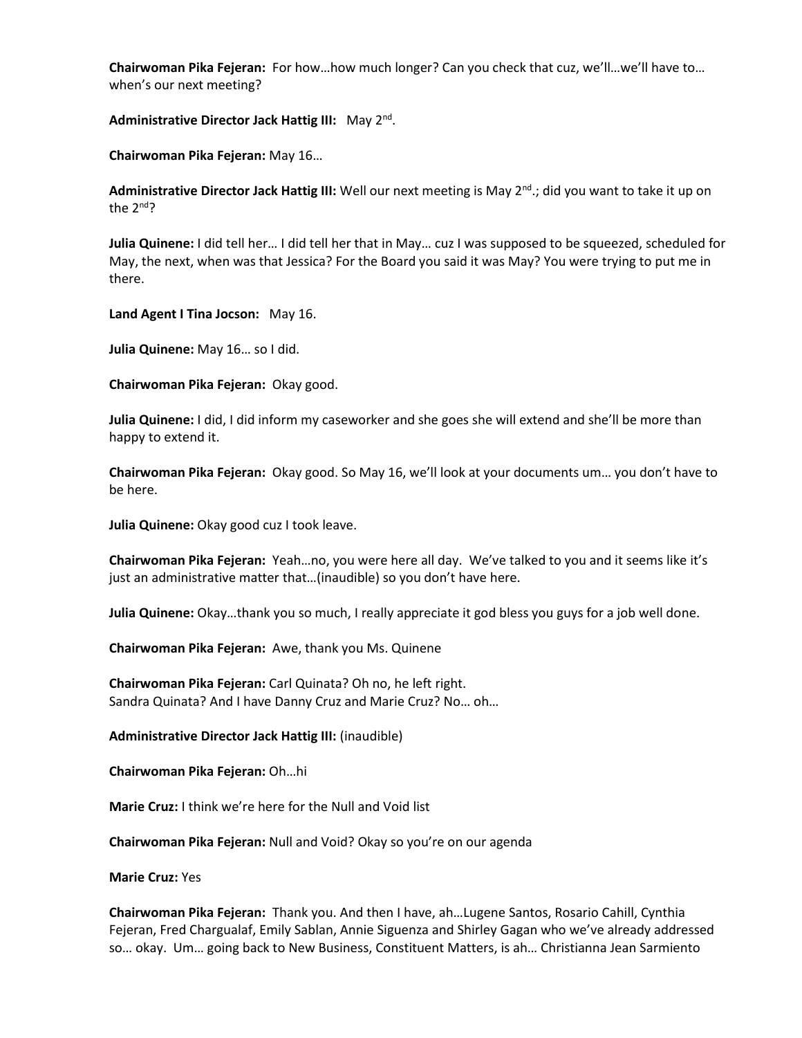**Chairwoman Pika Fejeran:** For how…how much longer? Can you check that cuz, we'll…we'll have to… when's our next meeting?

**Administrative Director Jack Hattig III:** May 2nd.

**Chairwoman Pika Fejeran:** May 16…

**Administrative Director Jack Hattig III:** Well our next meeting is May 2nd.; did you want to take it up on the 2nd?

**Julia Quinene:** I did tell her… I did tell her that in May… cuz I was supposed to be squeezed, scheduled for May, the next, when was that Jessica? For the Board you said it was May? You were trying to put me in there.

**Land Agent I Tina Jocson:** May 16.

**Julia Quinene:** May 16… so I did.

**Chairwoman Pika Fejeran:** Okay good.

**Julia Quinene:** I did, I did inform my caseworker and she goes she will extend and she'll be more than happy to extend it.

**Chairwoman Pika Fejeran:** Okay good. So May 16, we'll look at your documents um… you don't have to be here.

**Julia Quinene:** Okay good cuz I took leave.

**Chairwoman Pika Fejeran:** Yeah…no, you were here all day. We've talked to you and it seems like it's just an administrative matter that…(inaudible) so you don't have here.

**Julia Quinene:** Okay…thank you so much, I really appreciate it god bless you guys for a job well done.

**Chairwoman Pika Fejeran:** Awe, thank you Ms. Quinene

**Chairwoman Pika Fejeran:** Carl Quinata? Oh no, he left right.
Sandra Quinata? And I have Danny Cruz and Marie Cruz? No… oh…

**Administrative Director Jack Hattig III:** (inaudible)

**Chairwoman Pika Fejeran:** Oh…hi

**Marie Cruz:** I think we're here for the Null and Void list

**Chairwoman Pika Fejeran:** Null and Void? Okay so you're on our agenda

**Marie Cruz:** Yes

**Chairwoman Pika Fejeran:** Thank you. And then I have, ah…Lugene Santos, Rosario Cahill, Cynthia Fejeran, Fred Chargualaf, Emily Sablan, Annie Siguenza and Shirley Gagan who we've already addressed so… okay. Um… going back to New Business, Constituent Matters, is ah… Christianna Jean Sarmiento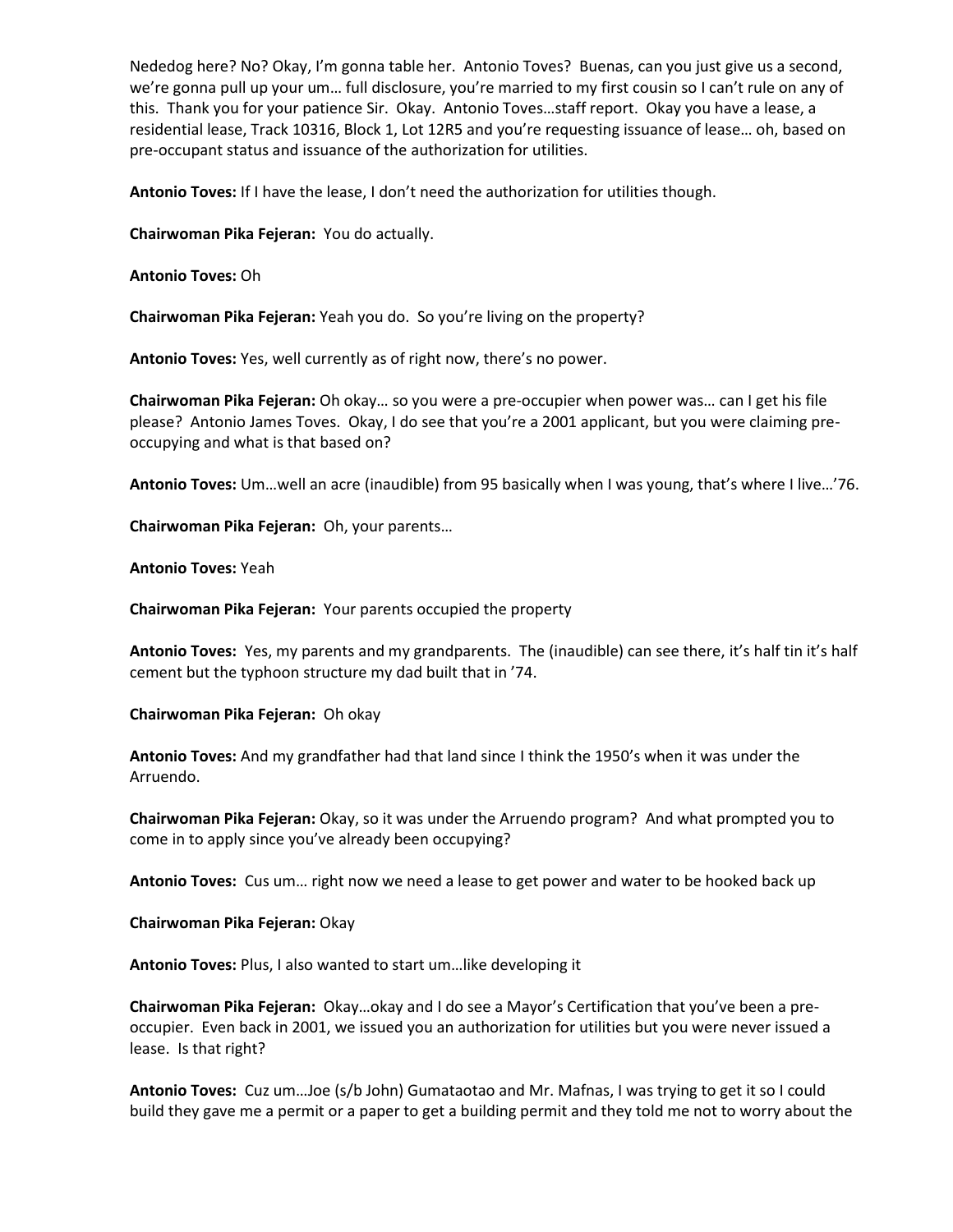Nededog here? No? Okay, I'm gonna table her. Antonio Toves? Buenas, can you just give us a second, we're gonna pull up your um… full disclosure, you're married to my first cousin so I can't rule on any of this. Thank you for your patience Sir. Okay. Antonio Toves…staff report. Okay you have a lease, a residential lease, Track 10316, Block 1, Lot 12R5 and you're requesting issuance of lease… oh, based on pre-occupant status and issuance of the authorization for utilities.

**Antonio Toves:** If I have the lease, I don't need the authorization for utilities though.

**Chairwoman Pika Fejeran:** You do actually.

**Antonio Toves:** Oh

**Chairwoman Pika Fejeran:** Yeah you do. So you're living on the property?

**Antonio Toves:** Yes, well currently as of right now, there's no power.

**Chairwoman Pika Fejeran:** Oh okay… so you were a pre-occupier when power was… can I get his file please? Antonio James Toves. Okay, I do see that you're a 2001 applicant, but you were claiming pre-occupying and what is that based on?

**Antonio Toves:** Um…well an acre (inaudible) from 95 basically when I was young, that's where I live…'76.

**Chairwoman Pika Fejeran:** Oh, your parents…

**Antonio Toves:** Yeah

**Chairwoman Pika Fejeran:** Your parents occupied the property

**Antonio Toves:** Yes, my parents and my grandparents. The (inaudible) can see there, it's half tin it's half cement but the typhoon structure my dad built that in '74.

**Chairwoman Pika Fejeran:** Oh okay

**Antonio Toves:** And my grandfather had that land since I think the 1950's when it was under the Arruendo.

**Chairwoman Pika Fejeran:** Okay, so it was under the Arruendo program? And what prompted you to come in to apply since you've already been occupying?

**Antonio Toves:** Cus um… right now we need a lease to get power and water to be hooked back up

**Chairwoman Pika Fejeran:** Okay

**Antonio Toves:** Plus, I also wanted to start um…like developing it

**Chairwoman Pika Fejeran:** Okay…okay and I do see a Mayor's Certification that you've been a pre-occupier. Even back in 2001, we issued you an authorization for utilities but you were never issued a lease. Is that right?

**Antonio Toves:** Cuz um…Joe (s/b John) Gumataotao and Mr. Mafnas, I was trying to get it so I could build they gave me a permit or a paper to get a building permit and they told me not to worry about the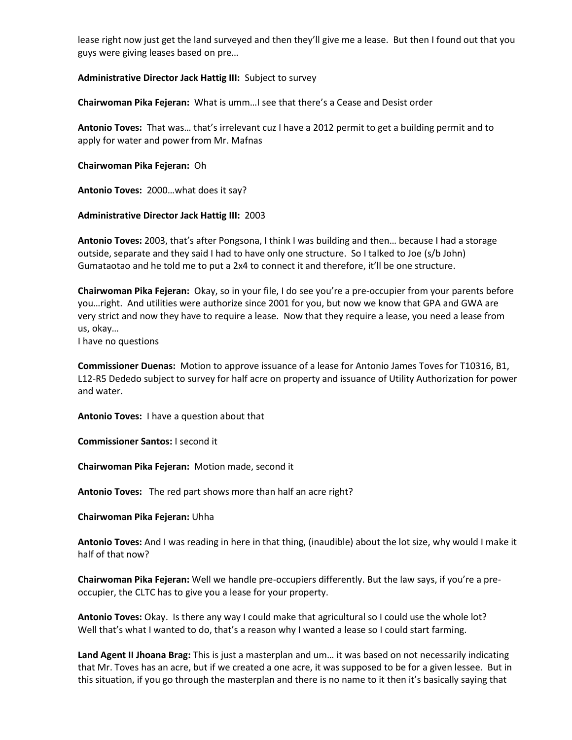lease right now just get the land surveyed and then they'll give me a lease. But then I found out that you guys were giving leases based on pre…

**Administrative Director Jack Hattig III:** Subject to survey

**Chairwoman Pika Fejeran:** What is umm…I see that there's a Cease and Desist order

**Antonio Toves:** That was… that's irrelevant cuz I have a 2012 permit to get a building permit and to apply for water and power from Mr. Mafnas

**Chairwoman Pika Fejeran:** Oh

**Antonio Toves:** 2000…what does it say?

**Administrative Director Jack Hattig III:** 2003

**Antonio Toves:** 2003, that's after Pongsona, I think I was building and then… because I had a storage outside, separate and they said I had to have only one structure. So I talked to Joe (s/b John) Gumataotao and he told me to put a 2x4 to connect it and therefore, it'll be one structure.

**Chairwoman Pika Fejeran:** Okay, so in your file, I do see you're a pre-occupier from your parents before you…right. And utilities were authorize since 2001 for you, but now we know that GPA and GWA are very strict and now they have to require a lease. Now that they require a lease, you need a lease from us, okay…
I have no questions

**Commissioner Duenas:** Motion to approve issuance of a lease for Antonio James Toves for T10316, B1, L12-R5 Dededo subject to survey for half acre on property and issuance of Utility Authorization for power and water.

**Antonio Toves:** I have a question about that

**Commissioner Santos:** I second it

**Chairwoman Pika Fejeran:** Motion made, second it

**Antonio Toves:** The red part shows more than half an acre right?

**Chairwoman Pika Fejeran:** Uhha

**Antonio Toves:** And I was reading in here in that thing, (inaudible) about the lot size, why would I make it half of that now?

**Chairwoman Pika Fejeran:** Well we handle pre-occupiers differently. But the law says, if you're a pre-occupier, the CLTC has to give you a lease for your property.

**Antonio Toves:** Okay. Is there any way I could make that agricultural so I could use the whole lot? Well that's what I wanted to do, that's a reason why I wanted a lease so I could start farming.

**Land Agent II Jhoana Brag:** This is just a masterplan and um… it was based on not necessarily indicating that Mr. Toves has an acre, but if we created a one acre, it was supposed to be for a given lessee. But in this situation, if you go through the masterplan and there is no name to it then it's basically saying that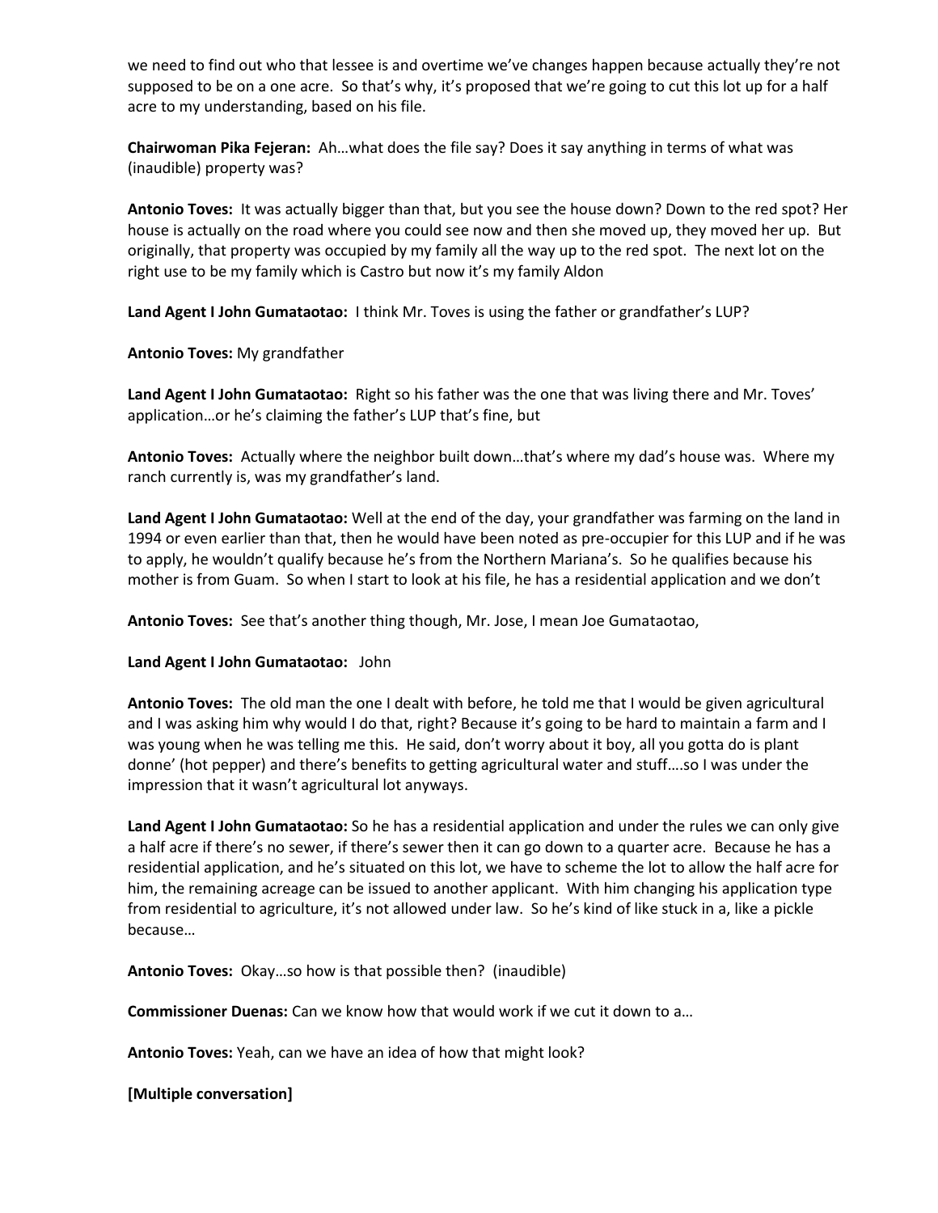we need to find out who that lessee is and overtime we've changes happen because actually they're not supposed to be on a one acre. So that's why, it's proposed that we're going to cut this lot up for a half acre to my understanding, based on his file.

**Chairwoman Pika Fejeran:** Ah…what does the file say? Does it say anything in terms of what was (inaudible) property was?

**Antonio Toves:** It was actually bigger than that, but you see the house down? Down to the red spot? Her house is actually on the road where you could see now and then she moved up, they moved her up. But originally, that property was occupied by my family all the way up to the red spot. The next lot on the right use to be my family which is Castro but now it's my family Aldon

**Land Agent I John Gumataotao:** I think Mr. Toves is using the father or grandfather's LUP?

**Antonio Toves:** My grandfather

**Land Agent I John Gumataotao:** Right so his father was the one that was living there and Mr. Toves' application…or he's claiming the father's LUP that's fine, but

**Antonio Toves:** Actually where the neighbor built down…that's where my dad's house was. Where my ranch currently is, was my grandfather's land.

**Land Agent I John Gumataotao:** Well at the end of the day, your grandfather was farming on the land in 1994 or even earlier than that, then he would have been noted as pre-occupier for this LUP and if he was to apply, he wouldn't qualify because he's from the Northern Mariana's. So he qualifies because his mother is from Guam. So when I start to look at his file, he has a residential application and we don't

**Antonio Toves:** See that's another thing though, Mr. Jose, I mean Joe Gumataotao,

**Land Agent I John Gumataotao:** John

**Antonio Toves:** The old man the one I dealt with before, he told me that I would be given agricultural and I was asking him why would I do that, right? Because it's going to be hard to maintain a farm and I was young when he was telling me this. He said, don't worry about it boy, all you gotta do is plant donne' (hot pepper) and there's benefits to getting agricultural water and stuff….so I was under the impression that it wasn't agricultural lot anyways.

**Land Agent I John Gumataotao:** So he has a residential application and under the rules we can only give a half acre if there's no sewer, if there's sewer then it can go down to a quarter acre. Because he has a residential application, and he's situated on this lot, we have to scheme the lot to allow the half acre for him, the remaining acreage can be issued to another applicant. With him changing his application type from residential to agriculture, it's not allowed under law. So he's kind of like stuck in a, like a pickle because…

**Antonio Toves:** Okay…so how is that possible then? (inaudible)

**Commissioner Duenas:** Can we know how that would work if we cut it down to a…

**Antonio Toves:** Yeah, can we have an idea of how that might look?

**[Multiple conversation]**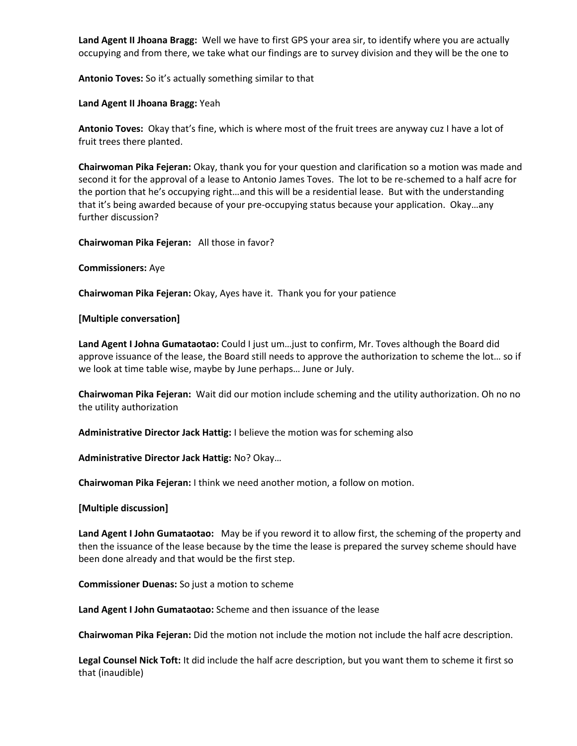**Land Agent II Jhoana Bragg:** Well we have to first GPS your area sir, to identify where you are actually occupying and from there, we take what our findings are to survey division and they will be the one to

**Antonio Toves:** So it's actually something similar to that

**Land Agent II Jhoana Bragg:** Yeah

**Antonio Toves:** Okay that's fine, which is where most of the fruit trees are anyway cuz I have a lot of fruit trees there planted.

**Chairwoman Pika Fejeran:** Okay, thank you for your question and clarification so a motion was made and second it for the approval of a lease to Antonio James Toves. The lot to be re-schemed to a half acre for the portion that he's occupying right…and this will be a residential lease. But with the understanding that it's being awarded because of your pre-occupying status because your application. Okay…any further discussion?

**Chairwoman Pika Fejeran:** All those in favor?

**Commissioners:** Aye

**Chairwoman Pika Fejeran:** Okay, Ayes have it. Thank you for your patience

**[Multiple conversation]**

**Land Agent I Johna Gumataotao:** Could I just um…just to confirm, Mr. Toves although the Board did approve issuance of the lease, the Board still needs to approve the authorization to scheme the lot… so if we look at time table wise, maybe by June perhaps… June or July.

**Chairwoman Pika Fejeran:** Wait did our motion include scheming and the utility authorization. Oh no no the utility authorization

**Administrative Director Jack Hattig:** I believe the motion was for scheming also

**Administrative Director Jack Hattig:** No? Okay…

**Chairwoman Pika Fejeran:** I think we need another motion, a follow on motion.

**[Multiple discussion]**

**Land Agent I John Gumataotao:** May be if you reword it to allow first, the scheming of the property and then the issuance of the lease because by the time the lease is prepared the survey scheme should have been done already and that would be the first step.

**Commissioner Duenas:** So just a motion to scheme

**Land Agent I John Gumataotao:** Scheme and then issuance of the lease

**Chairwoman Pika Fejeran:** Did the motion not include the motion not include the half acre description.

**Legal Counsel Nick Toft:** It did include the half acre description, but you want them to scheme it first so that (inaudible)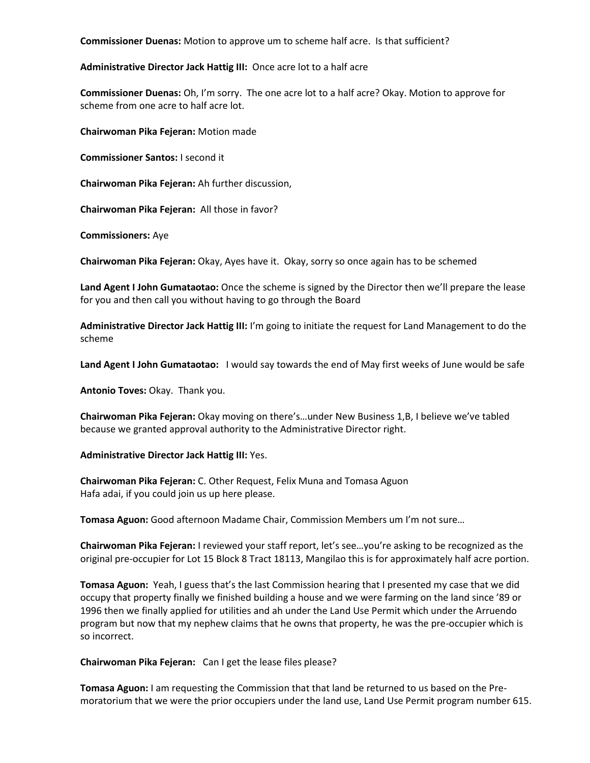**Commissioner Duenas:** Motion to approve um to scheme half acre. Is that sufficient?

**Administrative Director Jack Hattig III:** Once acre lot to a half acre

**Commissioner Duenas:** Oh, I'm sorry. The one acre lot to a half acre? Okay. Motion to approve for scheme from one acre to half acre lot.

**Chairwoman Pika Fejeran:** Motion made

**Commissioner Santos:** I second it

**Chairwoman Pika Fejeran:** Ah further discussion,

**Chairwoman Pika Fejeran:** All those in favor?

**Commissioners:** Aye

**Chairwoman Pika Fejeran:** Okay, Ayes have it. Okay, sorry so once again has to be schemed

**Land Agent I John Gumataotao:** Once the scheme is signed by the Director then we'll prepare the lease for you and then call you without having to go through the Board

**Administrative Director Jack Hattig III:** I'm going to initiate the request for Land Management to do the scheme

**Land Agent I John Gumataotao:** I would say towards the end of May first weeks of June would be safe

**Antonio Toves:** Okay. Thank you.

**Chairwoman Pika Fejeran:** Okay moving on there's…under New Business 1,B, I believe we've tabled because we granted approval authority to the Administrative Director right.

**Administrative Director Jack Hattig III:** Yes.

**Chairwoman Pika Fejeran:** C. Other Request, Felix Muna and Tomasa Aguon
Hafa adai, if you could join us up here please.

**Tomasa Aguon:** Good afternoon Madame Chair, Commission Members um I'm not sure…

**Chairwoman Pika Fejeran:** I reviewed your staff report, let's see…you're asking to be recognized as the original pre-occupier for Lot 15 Block 8 Tract 18113, Mangilao this is for approximately half acre portion.

**Tomasa Aguon:** Yeah, I guess that's the last Commission hearing that I presented my case that we did occupy that property finally we finished building a house and we were farming on the land since '89 or 1996 then we finally applied for utilities and ah under the Land Use Permit which under the Arruendo program but now that my nephew claims that he owns that property, he was the pre-occupier which is so incorrect.

**Chairwoman Pika Fejeran:** Can I get the lease files please?

**Tomasa Aguon:** I am requesting the Commission that that land be returned to us based on the Pre-moratorium that we were the prior occupiers under the land use, Land Use Permit program number 615.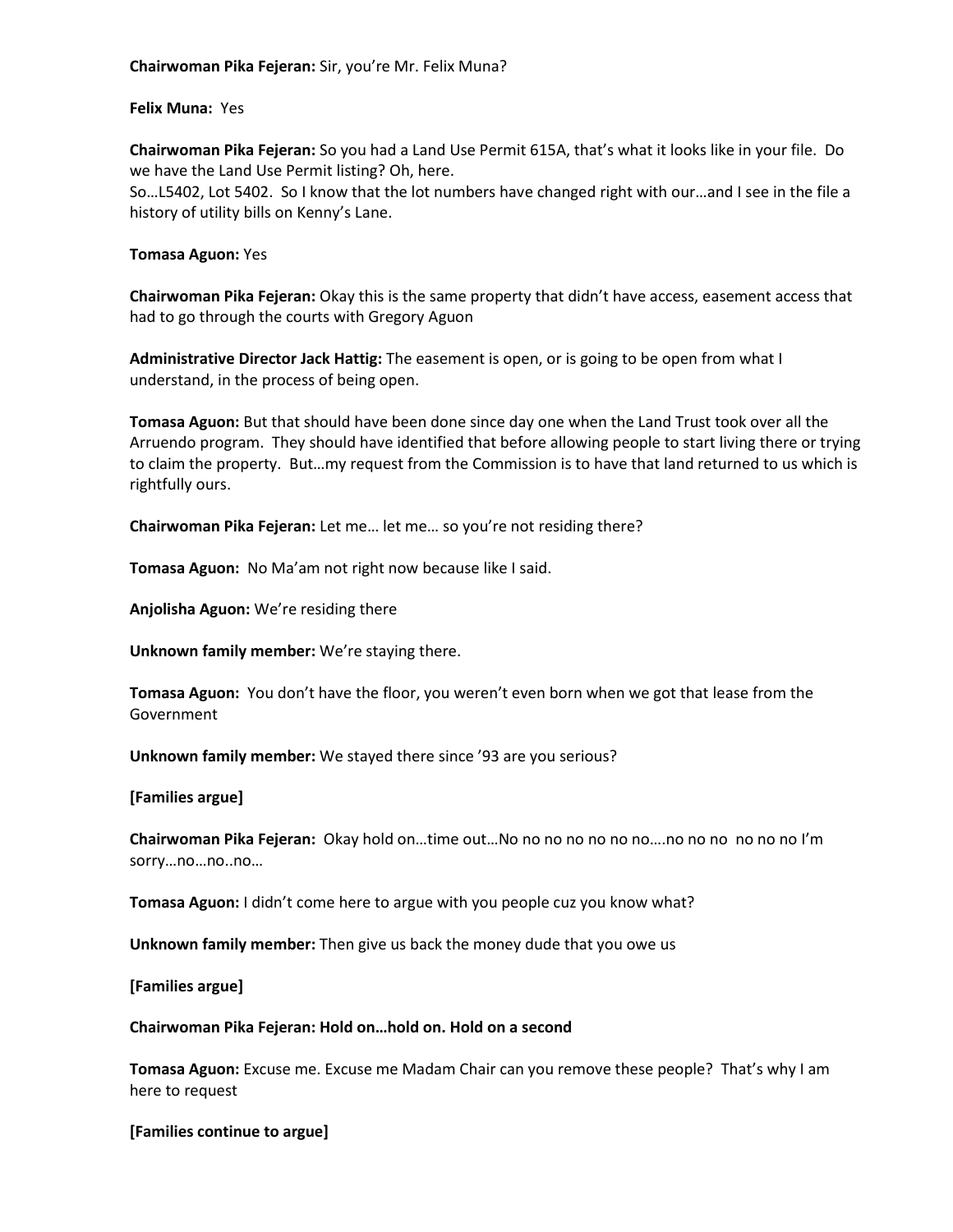**Chairwoman Pika Fejeran:** Sir, you're Mr. Felix Muna?

**Felix Muna:** Yes

**Chairwoman Pika Fejeran:** So you had a Land Use Permit 615A, that's what it looks like in your file. Do we have the Land Use Permit listing? Oh, here.
So…L5402, Lot 5402. So I know that the lot numbers have changed right with our…and I see in the file a history of utility bills on Kenny's Lane.

**Tomasa Aguon:** Yes

**Chairwoman Pika Fejeran:** Okay this is the same property that didn't have access, easement access that had to go through the courts with Gregory Aguon

**Administrative Director Jack Hattig:** The easement is open, or is going to be open from what I understand, in the process of being open.

**Tomasa Aguon:** But that should have been done since day one when the Land Trust took over all the Arruendo program. They should have identified that before allowing people to start living there or trying to claim the property. But…my request from the Commission is to have that land returned to us which is rightfully ours.

**Chairwoman Pika Fejeran:** Let me… let me… so you're not residing there?

**Tomasa Aguon:** No Ma'am not right now because like I said.

**Anjolisha Aguon:** We're residing there

**Unknown family member:** We're staying there.

**Tomasa Aguon:** You don't have the floor, you weren't even born when we got that lease from the Government

**Unknown family member:** We stayed there since '93 are you serious?

**[Families argue]**

**Chairwoman Pika Fejeran:** Okay hold on…time out…No no no no no no no….no no no no no no I'm sorry…no…no..no…

**Tomasa Aguon:** I didn't come here to argue with you people cuz you know what?

**Unknown family member:** Then give us back the money dude that you owe us

**[Families argue]**

**Chairwoman Pika Fejeran: Hold on…hold on. Hold on a second**

**Tomasa Aguon:** Excuse me. Excuse me Madam Chair can you remove these people? That's why I am here to request

**[Families continue to argue]**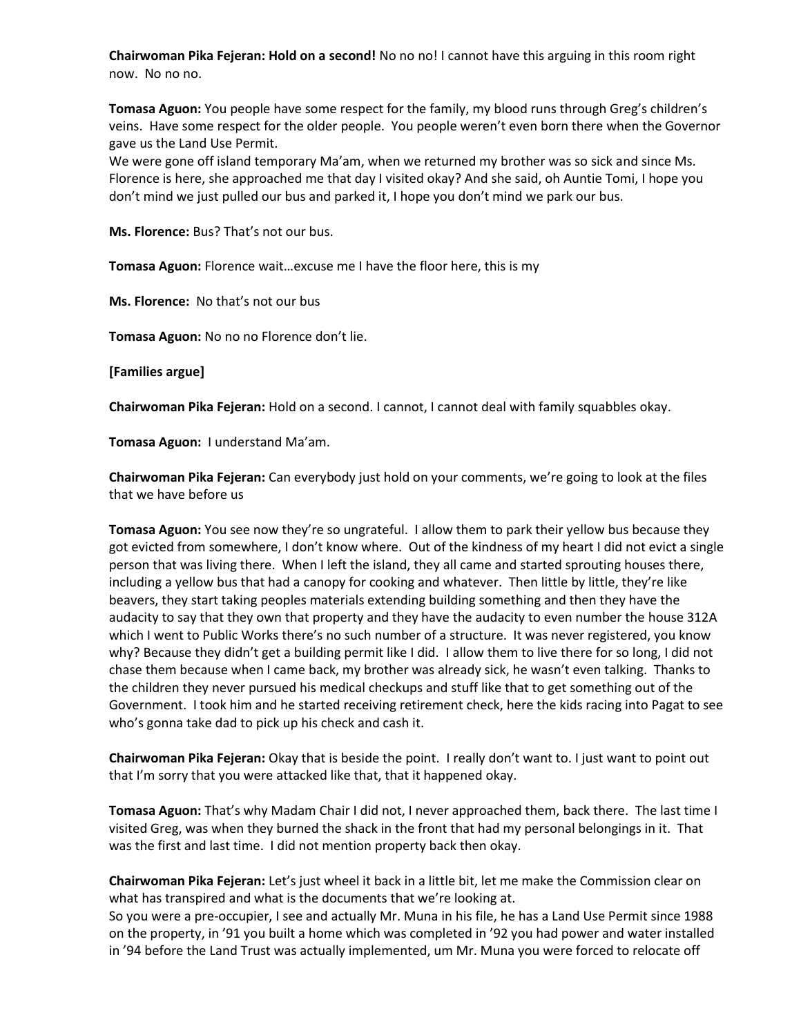**Chairwoman Pika Fejeran: Hold on a second!** No no no! I cannot have this arguing in this room right now. No no no.

**Tomasa Aguon:** You people have some respect for the family, my blood runs through Greg's children's veins. Have some respect for the older people. You people weren't even born there when the Governor gave us the Land Use Permit.
We were gone off island temporary Ma'am, when we returned my brother was so sick and since Ms. Florence is here, she approached me that day I visited okay? And she said, oh Auntie Tomi, I hope you don't mind we just pulled our bus and parked it, I hope you don't mind we park our bus.

**Ms. Florence:** Bus? That's not our bus.

**Tomasa Aguon:** Florence wait…excuse me I have the floor here, this is my

**Ms. Florence:** No that's not our bus

**Tomasa Aguon:** No no no Florence don't lie.

**[Families argue]**

**Chairwoman Pika Fejeran:** Hold on a second. I cannot, I cannot deal with family squabbles okay.

**Tomasa Aguon:** I understand Ma'am.

**Chairwoman Pika Fejeran:** Can everybody just hold on your comments, we're going to look at the files that we have before us

**Tomasa Aguon:** You see now they're so ungrateful. I allow them to park their yellow bus because they got evicted from somewhere, I don't know where. Out of the kindness of my heart I did not evict a single person that was living there. When I left the island, they all came and started sprouting houses there, including a yellow bus that had a canopy for cooking and whatever. Then little by little, they're like beavers, they start taking peoples materials extending building something and then they have the audacity to say that they own that property and they have the audacity to even number the house 312A which I went to Public Works there's no such number of a structure. It was never registered, you know why? Because they didn't get a building permit like I did. I allow them to live there for so long, I did not chase them because when I came back, my brother was already sick, he wasn't even talking. Thanks to the children they never pursued his medical checkups and stuff like that to get something out of the Government. I took him and he started receiving retirement check, here the kids racing into Pagat to see who's gonna take dad to pick up his check and cash it.

**Chairwoman Pika Fejeran:** Okay that is beside the point. I really don't want to. I just want to point out that I'm sorry that you were attacked like that, that it happened okay.

**Tomasa Aguon:** That's why Madam Chair I did not, I never approached them, back there. The last time I visited Greg, was when they burned the shack in the front that had my personal belongings in it. That was the first and last time. I did not mention property back then okay.

**Chairwoman Pika Fejeran:** Let's just wheel it back in a little bit, let me make the Commission clear on what has transpired and what is the documents that we're looking at.
So you were a pre-occupier, I see and actually Mr. Muna in his file, he has a Land Use Permit since 1988 on the property, in '91 you built a home which was completed in '92 you had power and water installed in '94 before the Land Trust was actually implemented, um Mr. Muna you were forced to relocate off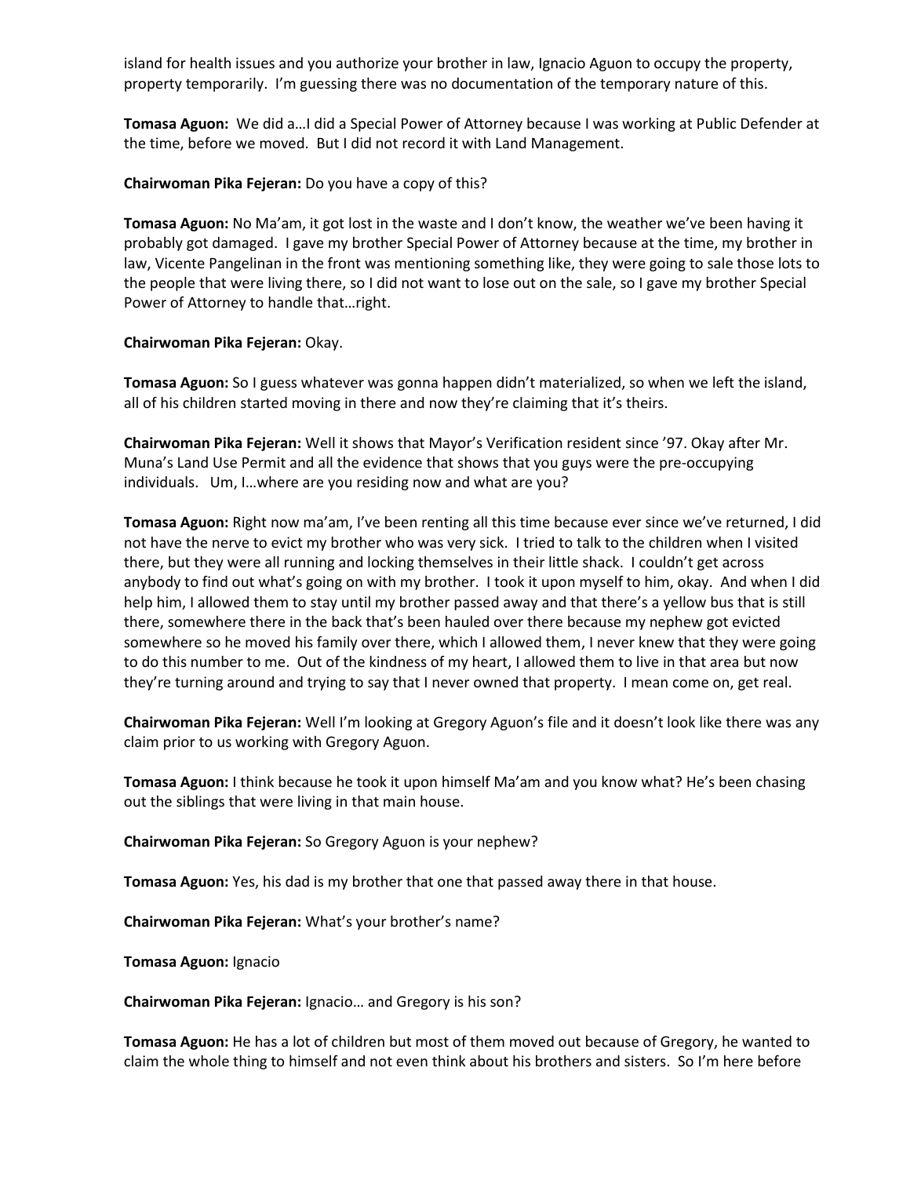island for health issues and you authorize your brother in law, Ignacio Aguon to occupy the property, property temporarily. I'm guessing there was no documentation of the temporary nature of this.

**Tomasa Aguon:** We did a…I did a Special Power of Attorney because I was working at Public Defender at the time, before we moved. But I did not record it with Land Management.

**Chairwoman Pika Fejeran:** Do you have a copy of this?

**Tomasa Aguon:** No Ma'am, it got lost in the waste and I don't know, the weather we've been having it probably got damaged. I gave my brother Special Power of Attorney because at the time, my brother in law, Vicente Pangelinan in the front was mentioning something like, they were going to sale those lots to the people that were living there, so I did not want to lose out on the sale, so I gave my brother Special Power of Attorney to handle that…right.

**Chairwoman Pika Fejeran:** Okay.

**Tomasa Aguon:** So I guess whatever was gonna happen didn't materialized, so when we left the island, all of his children started moving in there and now they're claiming that it's theirs.

**Chairwoman Pika Fejeran:** Well it shows that Mayor's Verification resident since '97. Okay after Mr. Muna's Land Use Permit and all the evidence that shows that you guys were the pre-occupying individuals. Um, I…where are you residing now and what are you?

**Tomasa Aguon:** Right now ma'am, I've been renting all this time because ever since we've returned, I did not have the nerve to evict my brother who was very sick. I tried to talk to the children when I visited there, but they were all running and locking themselves in their little shack. I couldn't get across anybody to find out what's going on with my brother. I took it upon myself to him, okay. And when I did help him, I allowed them to stay until my brother passed away and that there's a yellow bus that is still there, somewhere there in the back that's been hauled over there because my nephew got evicted somewhere so he moved his family over there, which I allowed them, I never knew that they were going to do this number to me. Out of the kindness of my heart, I allowed them to live in that area but now they're turning around and trying to say that I never owned that property. I mean come on, get real.

**Chairwoman Pika Fejeran:** Well I'm looking at Gregory Aguon's file and it doesn't look like there was any claim prior to us working with Gregory Aguon.

**Tomasa Aguon:** I think because he took it upon himself Ma'am and you know what? He's been chasing out the siblings that were living in that main house.

**Chairwoman Pika Fejeran:** So Gregory Aguon is your nephew?

**Tomasa Aguon:** Yes, his dad is my brother that one that passed away there in that house.

**Chairwoman Pika Fejeran:** What's your brother's name?

**Tomasa Aguon:** Ignacio

**Chairwoman Pika Fejeran:** Ignacio… and Gregory is his son?

**Tomasa Aguon:** He has a lot of children but most of them moved out because of Gregory, he wanted to claim the whole thing to himself and not even think about his brothers and sisters. So I'm here before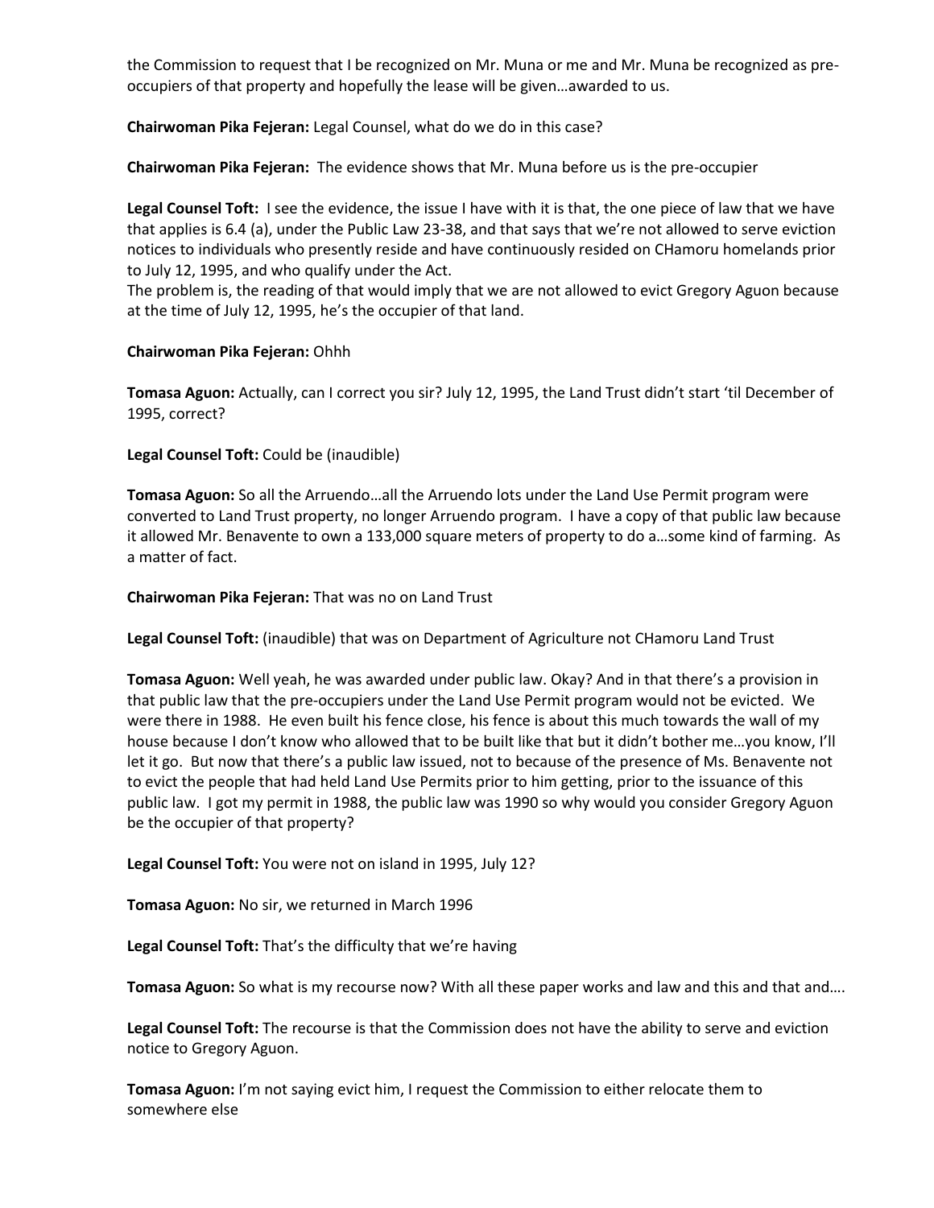the Commission to request that I be recognized on Mr. Muna or me and Mr. Muna be recognized as pre-occupiers of that property and hopefully the lease will be given…awarded to us.

**Chairwoman Pika Fejeran:** Legal Counsel, what do we do in this case?

**Chairwoman Pika Fejeran:** The evidence shows that Mr. Muna before us is the pre-occupier

**Legal Counsel Toft:** I see the evidence, the issue I have with it is that, the one piece of law that we have that applies is 6.4 (a), under the Public Law 23-38, and that says that we're not allowed to serve eviction notices to individuals who presently reside and have continuously resided on CHamoru homelands prior to July 12, 1995, and who qualify under the Act.
The problem is, the reading of that would imply that we are not allowed to evict Gregory Aguon because at the time of July 12, 1995, he's the occupier of that land.

**Chairwoman Pika Fejeran:** Ohhh

**Tomasa Aguon:** Actually, can I correct you sir? July 12, 1995, the Land Trust didn't start 'til December of 1995, correct?

**Legal Counsel Toft:** Could be (inaudible)

**Tomasa Aguon:** So all the Arruendo…all the Arruendo lots under the Land Use Permit program were converted to Land Trust property, no longer Arruendo program. I have a copy of that public law because it allowed Mr. Benavente to own a 133,000 square meters of property to do a…some kind of farming. As a matter of fact.

**Chairwoman Pika Fejeran:** That was no on Land Trust

**Legal Counsel Toft:** (inaudible) that was on Department of Agriculture not CHamoru Land Trust

**Tomasa Aguon:** Well yeah, he was awarded under public law. Okay? And in that there's a provision in that public law that the pre-occupiers under the Land Use Permit program would not be evicted. We were there in 1988. He even built his fence close, his fence is about this much towards the wall of my house because I don't know who allowed that to be built like that but it didn't bother me…you know, I'll let it go. But now that there's a public law issued, not to because of the presence of Ms. Benavente not to evict the people that had held Land Use Permits prior to him getting, prior to the issuance of this public law. I got my permit in 1988, the public law was 1990 so why would you consider Gregory Aguon be the occupier of that property?

**Legal Counsel Toft:** You were not on island in 1995, July 12?

**Tomasa Aguon:** No sir, we returned in March 1996

**Legal Counsel Toft:** That's the difficulty that we're having

**Tomasa Aguon:** So what is my recourse now? With all these paper works and law and this and that and….

**Legal Counsel Toft:** The recourse is that the Commission does not have the ability to serve and eviction notice to Gregory Aguon.

**Tomasa Aguon:** I'm not saying evict him, I request the Commission to either relocate them to somewhere else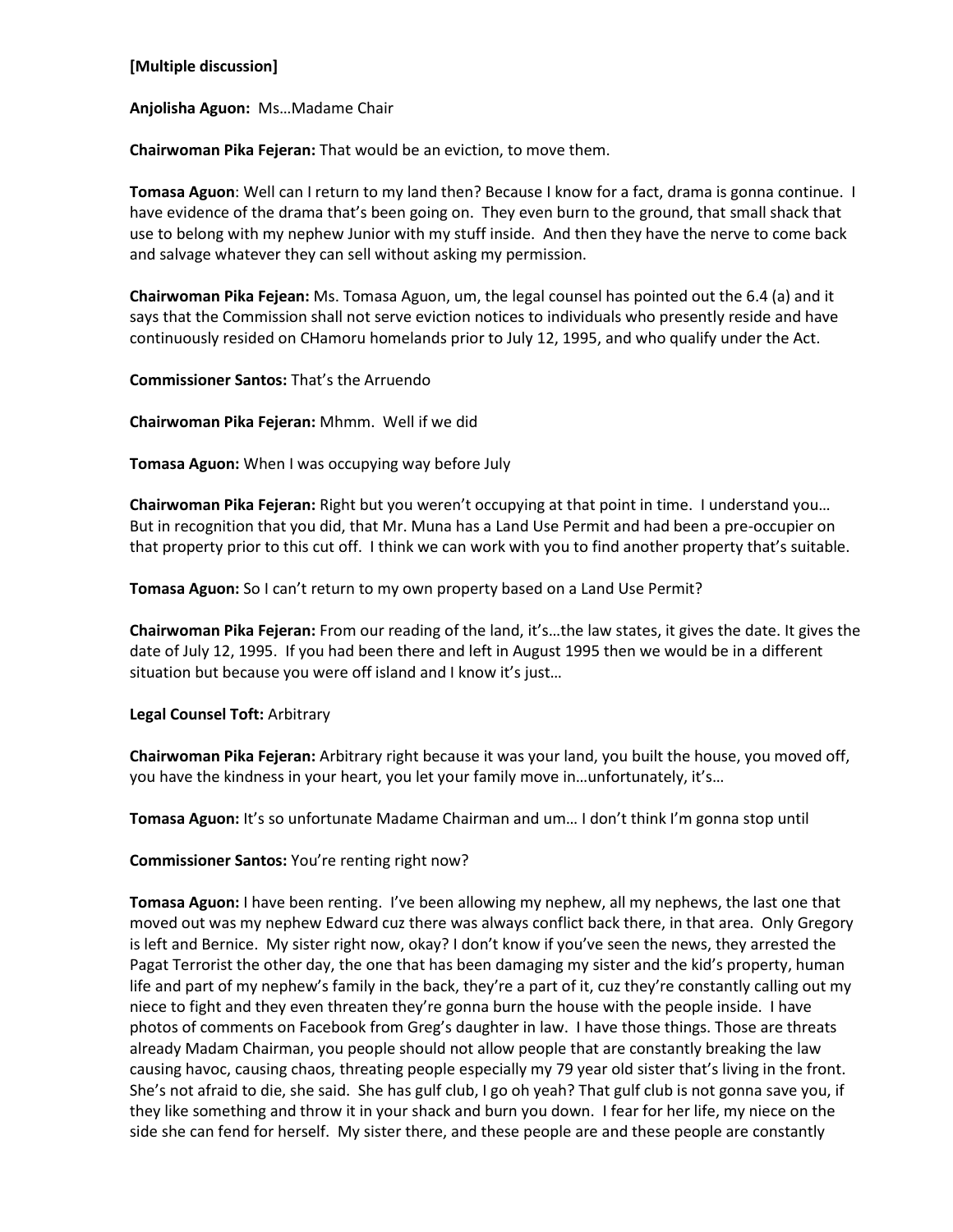**[Multiple discussion]**

**Anjolisha Aguon:** Ms…Madame Chair

**Chairwoman Pika Fejeran:** That would be an eviction, to move them.

**Tomasa Aguon**: Well can I return to my land then? Because I know for a fact, drama is gonna continue. I have evidence of the drama that's been going on. They even burn to the ground, that small shack that use to belong with my nephew Junior with my stuff inside. And then they have the nerve to come back and salvage whatever they can sell without asking my permission.

**Chairwoman Pika Fejean:** Ms. Tomasa Aguon, um, the legal counsel has pointed out the 6.4 (a) and it says that the Commission shall not serve eviction notices to individuals who presently reside and have continuously resided on CHamoru homelands prior to July 12, 1995, and who qualify under the Act.

**Commissioner Santos:** That's the Arruendo

**Chairwoman Pika Fejeran:** Mhmm. Well if we did

**Tomasa Aguon:** When I was occupying way before July

**Chairwoman Pika Fejeran:** Right but you weren't occupying at that point in time. I understand you… But in recognition that you did, that Mr. Muna has a Land Use Permit and had been a pre-occupier on that property prior to this cut off. I think we can work with you to find another property that's suitable.

**Tomasa Aguon:** So I can't return to my own property based on a Land Use Permit?

**Chairwoman Pika Fejeran:** From our reading of the land, it's…the law states, it gives the date. It gives the date of July 12, 1995. If you had been there and left in August 1995 then we would be in a different situation but because you were off island and I know it's just…

**Legal Counsel Toft:** Arbitrary

**Chairwoman Pika Fejeran:** Arbitrary right because it was your land, you built the house, you moved off, you have the kindness in your heart, you let your family move in…unfortunately, it's…

**Tomasa Aguon:** It's so unfortunate Madame Chairman and um… I don't think I'm gonna stop until

**Commissioner Santos:** You're renting right now?

**Tomasa Aguon:** I have been renting. I've been allowing my nephew, all my nephews, the last one that moved out was my nephew Edward cuz there was always conflict back there, in that area. Only Gregory is left and Bernice. My sister right now, okay? I don't know if you've seen the news, they arrested the Pagat Terrorist the other day, the one that has been damaging my sister and the kid's property, human life and part of my nephew's family in the back, they're a part of it, cuz they're constantly calling out my niece to fight and they even threaten they're gonna burn the house with the people inside. I have photos of comments on Facebook from Greg's daughter in law. I have those things. Those are threats already Madam Chairman, you people should not allow people that are constantly breaking the law causing havoc, causing chaos, threating people especially my 79 year old sister that's living in the front. She's not afraid to die, she said. She has gulf club, I go oh yeah? That gulf club is not gonna save you, if they like something and throw it in your shack and burn you down. I fear for her life, my niece on the side she can fend for herself. My sister there, and these people are and these people are constantly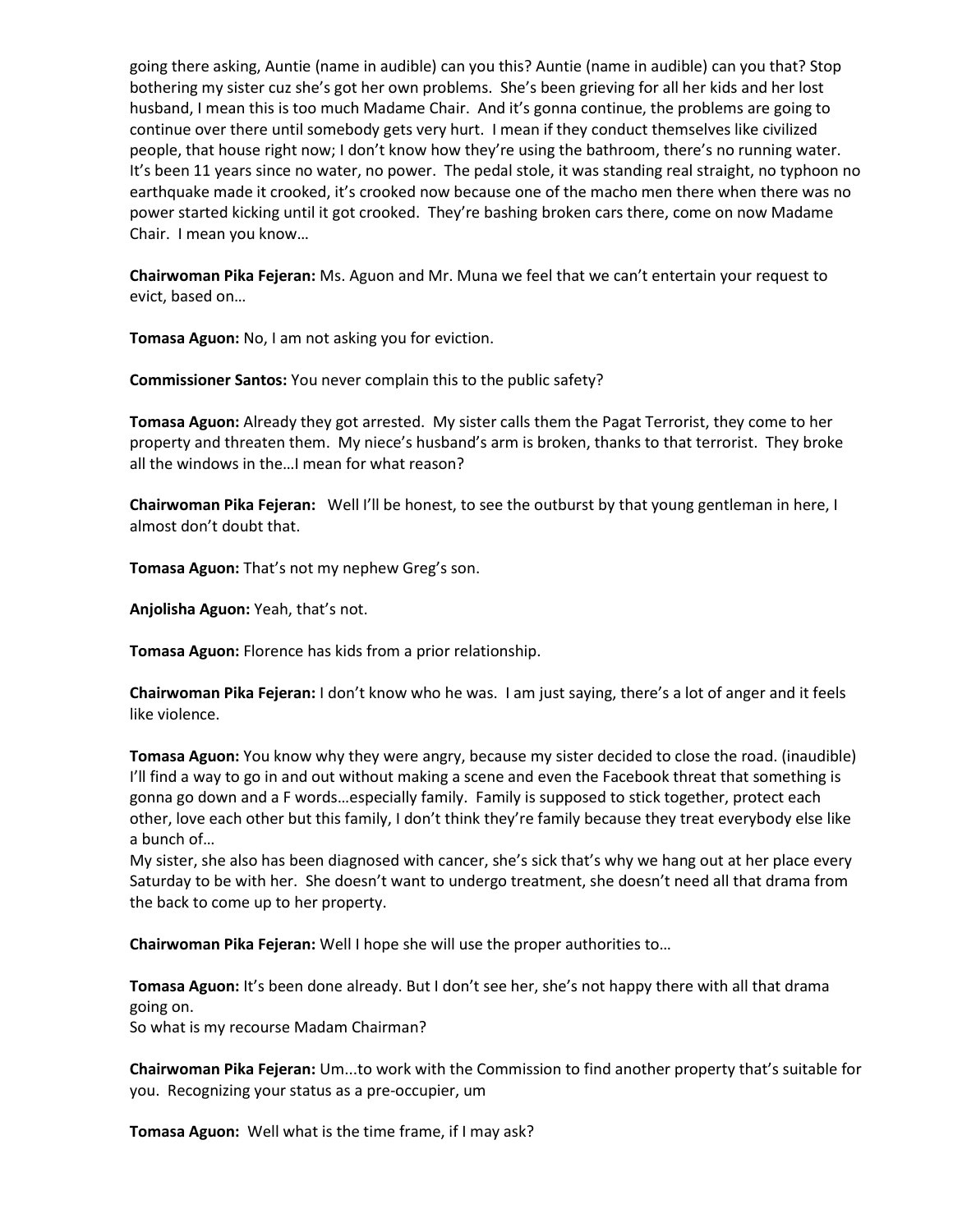going there asking, Auntie (name in audible) can you this? Auntie (name in audible) can you that? Stop bothering my sister cuz she's got her own problems. She's been grieving for all her kids and her lost husband, I mean this is too much Madame Chair. And it's gonna continue, the problems are going to continue over there until somebody gets very hurt. I mean if they conduct themselves like civilized people, that house right now; I don't know how they're using the bathroom, there's no running water. It's been 11 years since no water, no power. The pedal stole, it was standing real straight, no typhoon no earthquake made it crooked, it's crooked now because one of the macho men there when there was no power started kicking until it got crooked. They're bashing broken cars there, come on now Madame Chair. I mean you know…

**Chairwoman Pika Fejeran:** Ms. Aguon and Mr. Muna we feel that we can't entertain your request to evict, based on…

**Tomasa Aguon:** No, I am not asking you for eviction.

**Commissioner Santos:** You never complain this to the public safety?

**Tomasa Aguon:** Already they got arrested. My sister calls them the Pagat Terrorist, they come to her property and threaten them. My niece's husband's arm is broken, thanks to that terrorist. They broke all the windows in the…I mean for what reason?

**Chairwoman Pika Fejeran:** Well I'll be honest, to see the outburst by that young gentleman in here, I almost don't doubt that.

**Tomasa Aguon:** That's not my nephew Greg's son.

**Anjolisha Aguon:** Yeah, that's not.

**Tomasa Aguon:** Florence has kids from a prior relationship.

**Chairwoman Pika Fejeran:** I don't know who he was. I am just saying, there's a lot of anger and it feels like violence.

**Tomasa Aguon:** You know why they were angry, because my sister decided to close the road. (inaudible) I'll find a way to go in and out without making a scene and even the Facebook threat that something is gonna go down and a F words…especially family. Family is supposed to stick together, protect each other, love each other but this family, I don't think they're family because they treat everybody else like a bunch of…
My sister, she also has been diagnosed with cancer, she's sick that's why we hang out at her place every Saturday to be with her. She doesn't want to undergo treatment, she doesn't need all that drama from the back to come up to her property.

**Chairwoman Pika Fejeran:** Well I hope she will use the proper authorities to…

**Tomasa Aguon:** It's been done already. But I don't see her, she's not happy there with all that drama going on.
So what is my recourse Madam Chairman?

**Chairwoman Pika Fejeran:** Um...to work with the Commission to find another property that's suitable for you. Recognizing your status as a pre-occupier, um

**Tomasa Aguon:** Well what is the time frame, if I may ask?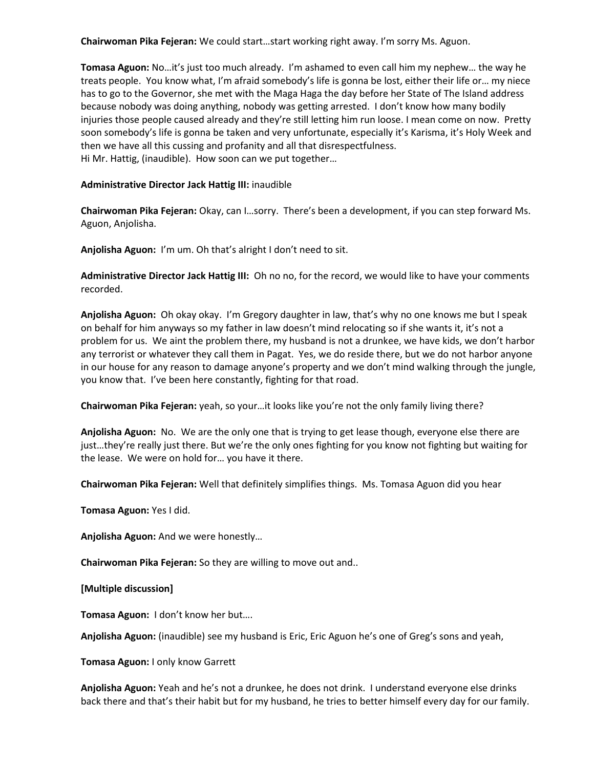**Chairwoman Pika Fejeran:** We could start…start working right away. I'm sorry Ms. Aguon.

**Tomasa Aguon:** No…it's just too much already. I'm ashamed to even call him my nephew… the way he treats people. You know what, I'm afraid somebody's life is gonna be lost, either their life or… my niece has to go to the Governor, she met with the Maga Haga the day before her State of The Island address because nobody was doing anything, nobody was getting arrested. I don't know how many bodily injuries those people caused already and they're still letting him run loose. I mean come on now. Pretty soon somebody's life is gonna be taken and very unfortunate, especially it's Karisma, it's Holy Week and then we have all this cussing and profanity and all that disrespectfulness.
Hi Mr. Hattig, (inaudible). How soon can we put together…

**Administrative Director Jack Hattig III:** inaudible

**Chairwoman Pika Fejeran:** Okay, can I…sorry. There's been a development, if you can step forward Ms. Aguon, Anjolisha.

**Anjolisha Aguon:** I'm um. Oh that's alright I don't need to sit.

**Administrative Director Jack Hattig III:** Oh no no, for the record, we would like to have your comments recorded.

**Anjolisha Aguon:** Oh okay okay. I'm Gregory daughter in law, that's why no one knows me but I speak on behalf for him anyways so my father in law doesn't mind relocating so if she wants it, it's not a problem for us. We aint the problem there, my husband is not a drunkee, we have kids, we don't harbor any terrorist or whatever they call them in Pagat. Yes, we do reside there, but we do not harbor anyone in our house for any reason to damage anyone's property and we don't mind walking through the jungle, you know that. I've been here constantly, fighting for that road.

**Chairwoman Pika Fejeran:** yeah, so your…it looks like you're not the only family living there?

**Anjolisha Aguon:** No. We are the only one that is trying to get lease though, everyone else there are just…they're really just there. But we're the only ones fighting for you know not fighting but waiting for the lease. We were on hold for… you have it there.

**Chairwoman Pika Fejeran:** Well that definitely simplifies things. Ms. Tomasa Aguon did you hear

**Tomasa Aguon:** Yes I did.

**Anjolisha Aguon:** And we were honestly…

**Chairwoman Pika Fejeran:** So they are willing to move out and..

**[Multiple discussion]**

**Tomasa Aguon:** I don't know her but….

**Anjolisha Aguon:** (inaudible) see my husband is Eric, Eric Aguon he's one of Greg's sons and yeah,

**Tomasa Aguon:** I only know Garrett

**Anjolisha Aguon:** Yeah and he's not a drunkee, he does not drink. I understand everyone else drinks back there and that's their habit but for my husband, he tries to better himself every day for our family.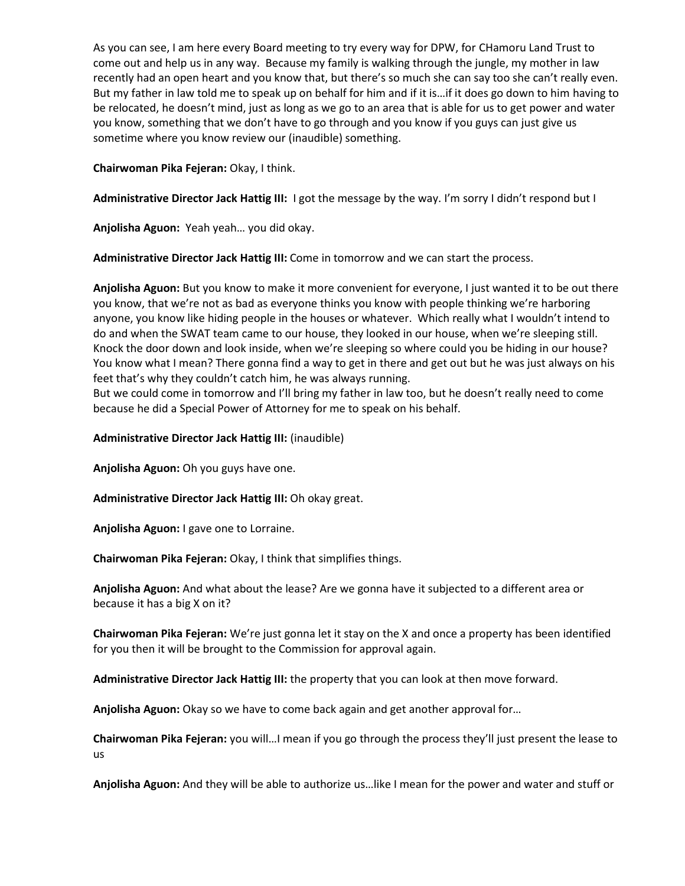As you can see, I am here every Board meeting to try every way for DPW, for CHamoru Land Trust to come out and help us in any way. Because my family is walking through the jungle, my mother in law recently had an open heart and you know that, but there's so much she can say too she can't really even. But my father in law told me to speak up on behalf for him and if it is…if it does go down to him having to be relocated, he doesn't mind, just as long as we go to an area that is able for us to get power and water you know, something that we don't have to go through and you know if you guys can just give us sometime where you know review our (inaudible) something.

**Chairwoman Pika Fejeran:** Okay, I think.

**Administrative Director Jack Hattig III:** I got the message by the way. I'm sorry I didn't respond but I

**Anjolisha Aguon:** Yeah yeah… you did okay.

**Administrative Director Jack Hattig III:** Come in tomorrow and we can start the process.

**Anjolisha Aguon:** But you know to make it more convenient for everyone, I just wanted it to be out there you know, that we're not as bad as everyone thinks you know with people thinking we're harboring anyone, you know like hiding people in the houses or whatever. Which really what I wouldn't intend to do and when the SWAT team came to our house, they looked in our house, when we're sleeping still. Knock the door down and look inside, when we're sleeping so where could you be hiding in our house? You know what I mean? There gonna find a way to get in there and get out but he was just always on his feet that's why they couldn't catch him, he was always running.
But we could come in tomorrow and I'll bring my father in law too, but he doesn't really need to come because he did a Special Power of Attorney for me to speak on his behalf.

**Administrative Director Jack Hattig III:** (inaudible)

**Anjolisha Aguon:** Oh you guys have one.

**Administrative Director Jack Hattig III:** Oh okay great.

**Anjolisha Aguon:** I gave one to Lorraine.

**Chairwoman Pika Fejeran:** Okay, I think that simplifies things.

**Anjolisha Aguon:** And what about the lease? Are we gonna have it subjected to a different area or because it has a big X on it?

**Chairwoman Pika Fejeran:** We're just gonna let it stay on the X and once a property has been identified for you then it will be brought to the Commission for approval again.

**Administrative Director Jack Hattig III:** the property that you can look at then move forward.

**Anjolisha Aguon:** Okay so we have to come back again and get another approval for…

**Chairwoman Pika Fejeran:** you will…I mean if you go through the process they'll just present the lease to us

**Anjolisha Aguon:** And they will be able to authorize us…like I mean for the power and water and stuff or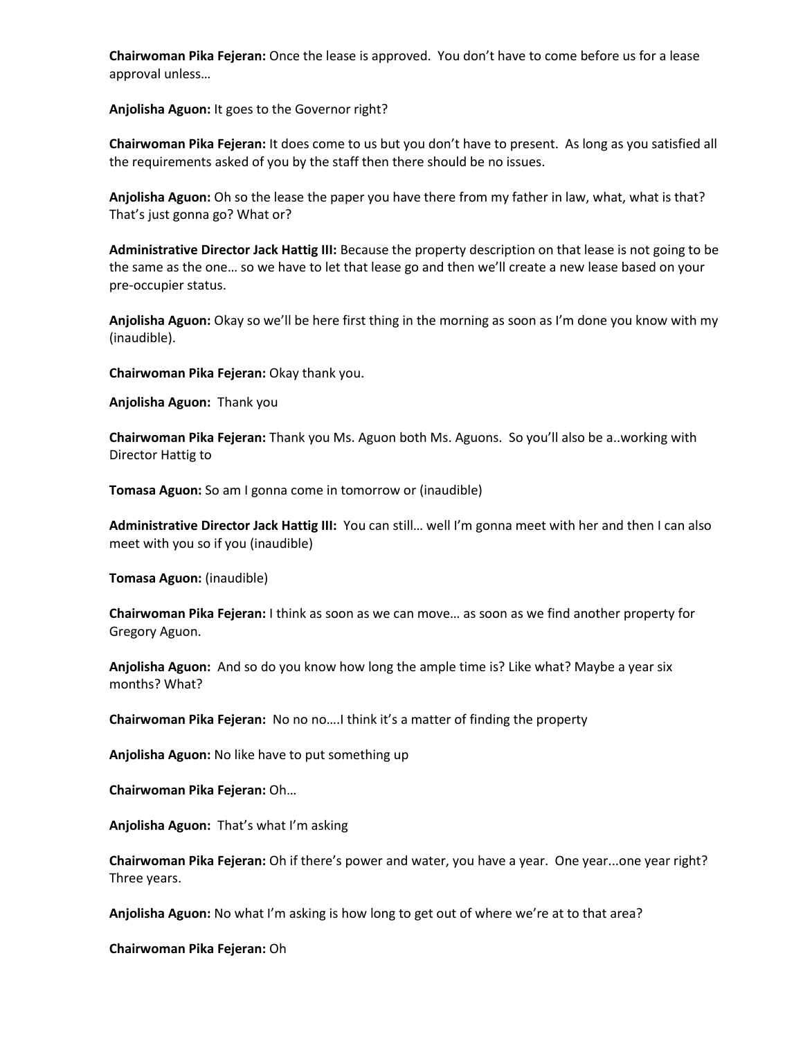**Chairwoman Pika Fejeran:** Once the lease is approved. You don't have to come before us for a lease approval unless…

**Anjolisha Aguon:** It goes to the Governor right?

**Chairwoman Pika Fejeran:** It does come to us but you don't have to present. As long as you satisfied all the requirements asked of you by the staff then there should be no issues.

**Anjolisha Aguon:** Oh so the lease the paper you have there from my father in law, what, what is that? That's just gonna go? What or?

**Administrative Director Jack Hattig III:** Because the property description on that lease is not going to be the same as the one… so we have to let that lease go and then we'll create a new lease based on your pre-occupier status.

**Anjolisha Aguon:** Okay so we'll be here first thing in the morning as soon as I'm done you know with my (inaudible).

**Chairwoman Pika Fejeran:** Okay thank you.

**Anjolisha Aguon:** Thank you

**Chairwoman Pika Fejeran:** Thank you Ms. Aguon both Ms. Aguons. So you'll also be a..working with Director Hattig to

**Tomasa Aguon:** So am I gonna come in tomorrow or (inaudible)

**Administrative Director Jack Hattig III:** You can still… well I'm gonna meet with her and then I can also meet with you so if you (inaudible)

**Tomasa Aguon:** (inaudible)

**Chairwoman Pika Fejeran:** I think as soon as we can move… as soon as we find another property for Gregory Aguon.

**Anjolisha Aguon:** And so do you know how long the ample time is? Like what? Maybe a year six months? What?

**Chairwoman Pika Fejeran:** No no no….I think it's a matter of finding the property

**Anjolisha Aguon:** No like have to put something up

**Chairwoman Pika Fejeran:** Oh…

**Anjolisha Aguon:** That's what I'm asking

**Chairwoman Pika Fejeran:** Oh if there's power and water, you have a year. One year...one year right? Three years.

**Anjolisha Aguon:** No what I'm asking is how long to get out of where we're at to that area?

**Chairwoman Pika Fejeran:** Oh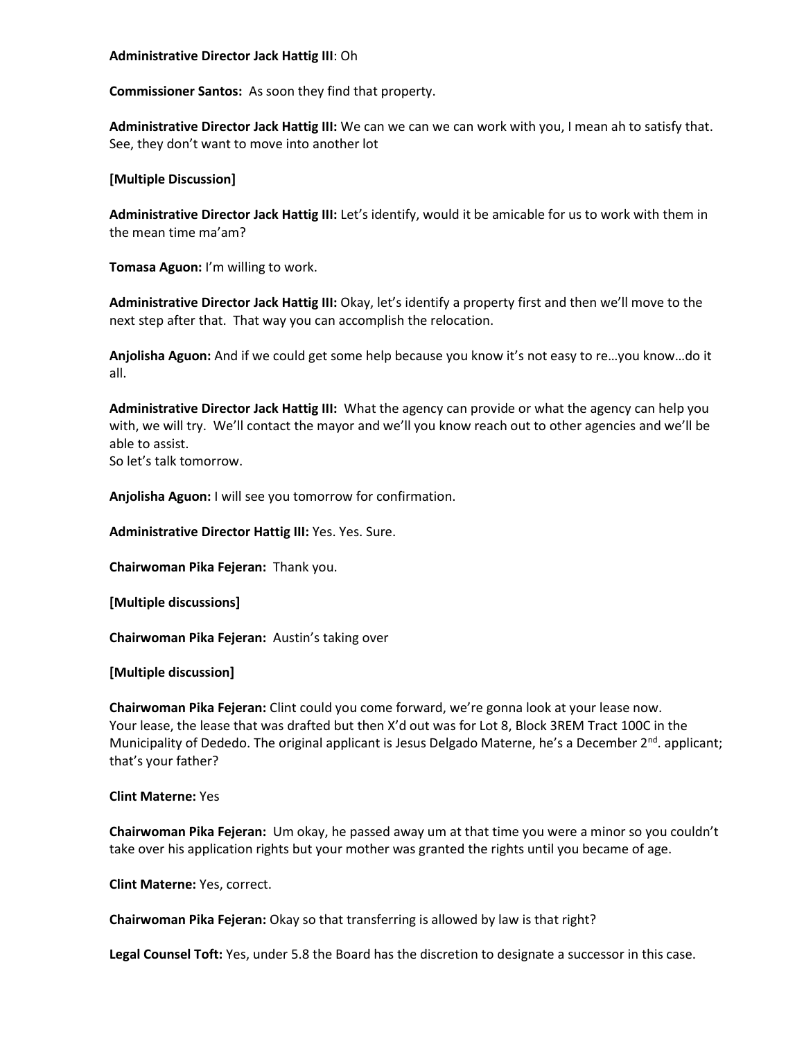**Administrative Director Jack Hattig III**: Oh

**Commissioner Santos:** As soon they find that property.

**Administrative Director Jack Hattig III:** We can we can we can work with you, I mean ah to satisfy that. See, they don't want to move into another lot

**[Multiple Discussion]**

**Administrative Director Jack Hattig III:** Let's identify, would it be amicable for us to work with them in the mean time ma'am?

**Tomasa Aguon:** I'm willing to work.

**Administrative Director Jack Hattig III:** Okay, let's identify a property first and then we'll move to the next step after that. That way you can accomplish the relocation.

**Anjolisha Aguon:** And if we could get some help because you know it's not easy to re…you know…do it all.

**Administrative Director Jack Hattig III:** What the agency can provide or what the agency can help you with, we will try. We'll contact the mayor and we'll you know reach out to other agencies and we'll be able to assist.
So let's talk tomorrow.

**Anjolisha Aguon:** I will see you tomorrow for confirmation.

**Administrative Director Hattig III:** Yes. Yes. Sure.

**Chairwoman Pika Fejeran:** Thank you.

**[Multiple discussions]**

**Chairwoman Pika Fejeran:** Austin's taking over

**[Multiple discussion]**

**Chairwoman Pika Fejeran:** Clint could you come forward, we're gonna look at your lease now.
Your lease, the lease that was drafted but then X'd out was for Lot 8, Block 3REM Tract 100C in the Municipality of Dededo. The original applicant is Jesus Delgado Materne, he's a December 2nd. applicant; that's your father?

**Clint Materne:** Yes

**Chairwoman Pika Fejeran:** Um okay, he passed away um at that time you were a minor so you couldn't take over his application rights but your mother was granted the rights until you became of age.

**Clint Materne:** Yes, correct.

**Chairwoman Pika Fejeran:** Okay so that transferring is allowed by law is that right?

**Legal Counsel Toft:** Yes, under 5.8 the Board has the discretion to designate a successor in this case.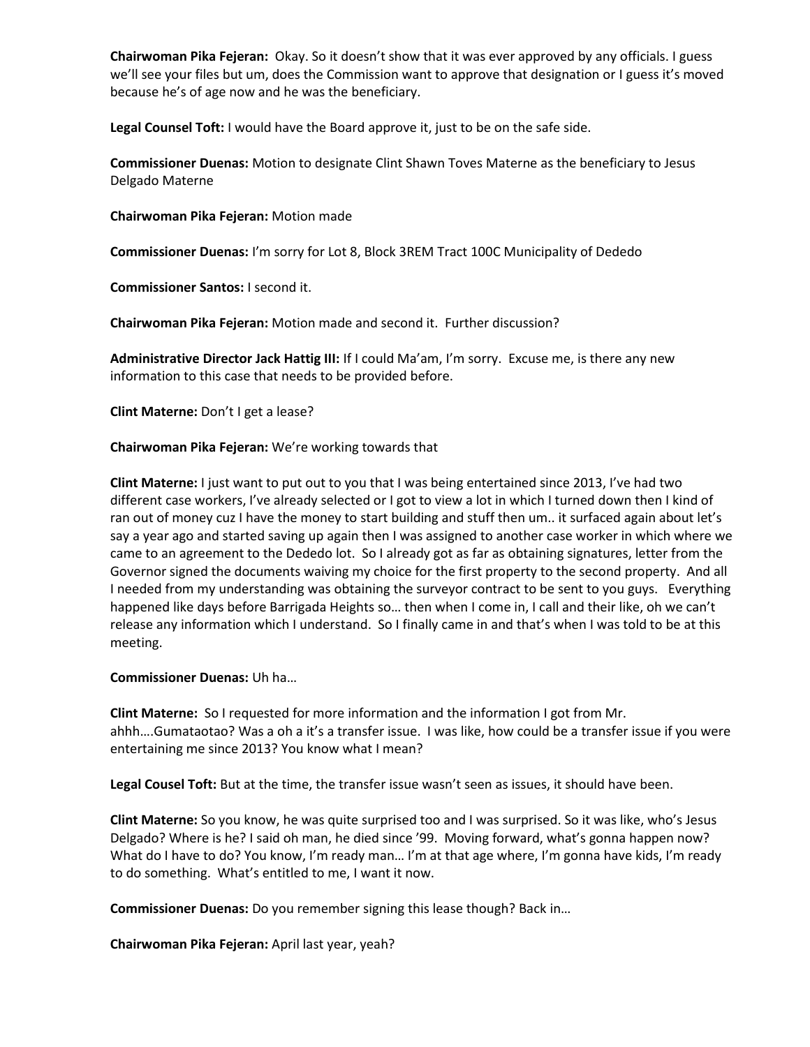**Chairwoman Pika Fejeran:** Okay. So it doesn't show that it was ever approved by any officials. I guess we'll see your files but um, does the Commission want to approve that designation or I guess it's moved because he's of age now and he was the beneficiary.

**Legal Counsel Toft:** I would have the Board approve it, just to be on the safe side.

**Commissioner Duenas:** Motion to designate Clint Shawn Toves Materne as the beneficiary to Jesus Delgado Materne

**Chairwoman Pika Fejeran:** Motion made

**Commissioner Duenas:** I'm sorry for Lot 8, Block 3REM Tract 100C Municipality of Dededo

**Commissioner Santos:** I second it.

**Chairwoman Pika Fejeran:** Motion made and second it. Further discussion?

**Administrative Director Jack Hattig III:** If I could Ma'am, I'm sorry. Excuse me, is there any new information to this case that needs to be provided before.

**Clint Materne:** Don't I get a lease?

**Chairwoman Pika Fejeran:** We're working towards that

**Clint Materne:** I just want to put out to you that I was being entertained since 2013, I've had two different case workers, I've already selected or I got to view a lot in which I turned down then I kind of ran out of money cuz I have the money to start building and stuff then um.. it surfaced again about let's say a year ago and started saving up again then I was assigned to another case worker in which where we came to an agreement to the Dededo lot. So I already got as far as obtaining signatures, letter from the Governor signed the documents waiving my choice for the first property to the second property. And all I needed from my understanding was obtaining the surveyor contract to be sent to you guys. Everything happened like days before Barrigada Heights so… then when I come in, I call and their like, oh we can't release any information which I understand. So I finally came in and that's when I was told to be at this meeting.

**Commissioner Duenas:** Uh ha…

**Clint Materne:** So I requested for more information and the information I got from Mr. ahhh….Gumataotao? Was a oh a it's a transfer issue. I was like, how could be a transfer issue if you were entertaining me since 2013? You know what I mean?

**Legal Cousel Toft:** But at the time, the transfer issue wasn't seen as issues, it should have been.

**Clint Materne:** So you know, he was quite surprised too and I was surprised. So it was like, who's Jesus Delgado? Where is he? I said oh man, he died since '99. Moving forward, what's gonna happen now? What do I have to do? You know, I'm ready man… I'm at that age where, I'm gonna have kids, I'm ready to do something. What's entitled to me, I want it now.

**Commissioner Duenas:** Do you remember signing this lease though? Back in…

**Chairwoman Pika Fejeran:** April last year, yeah?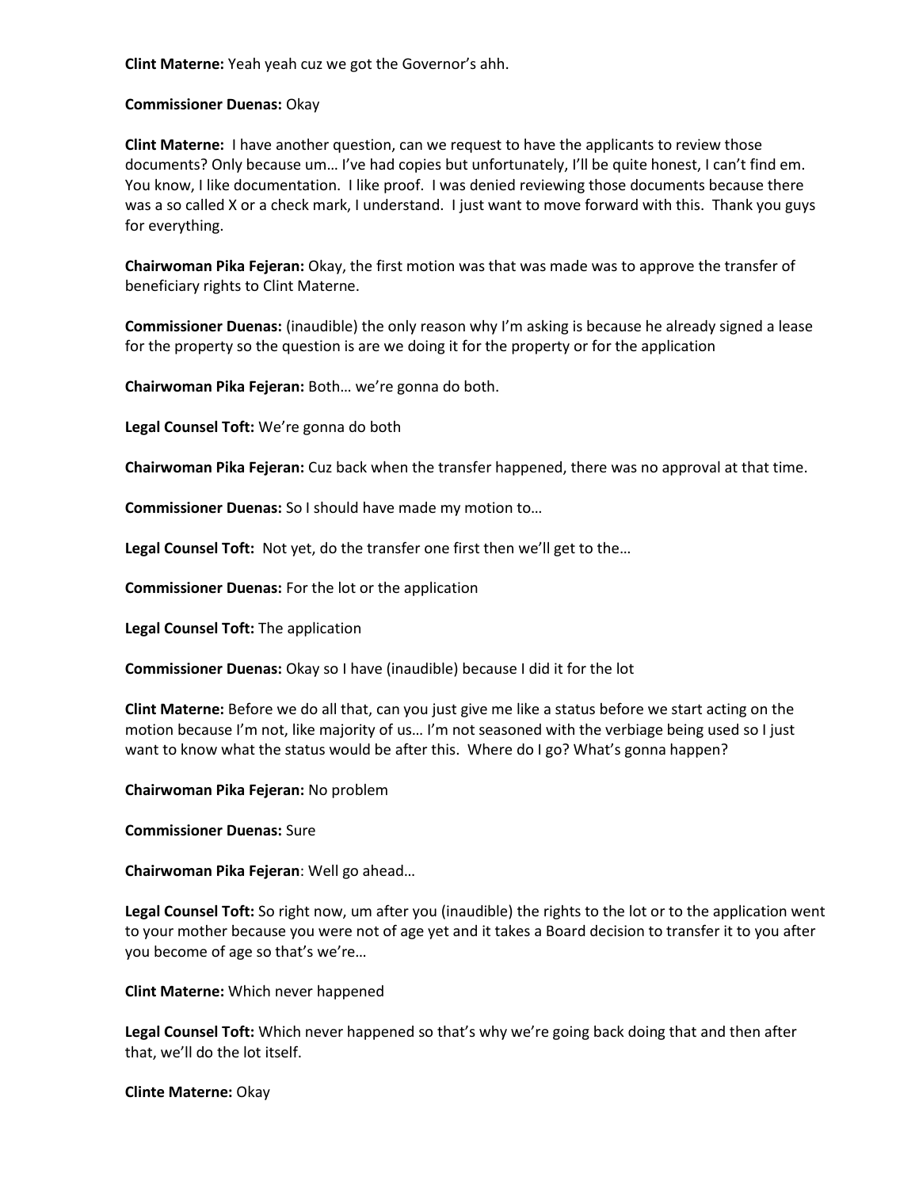**Clint Materne:** Yeah yeah cuz we got the Governor's ahh.

**Commissioner Duenas:** Okay

**Clint Materne:** I have another question, can we request to have the applicants to review those documents? Only because um… I've had copies but unfortunately, I'll be quite honest, I can't find em. You know, I like documentation. I like proof. I was denied reviewing those documents because there was a so called X or a check mark, I understand. I just want to move forward with this. Thank you guys for everything.

**Chairwoman Pika Fejeran:** Okay, the first motion was that was made was to approve the transfer of beneficiary rights to Clint Materne.

**Commissioner Duenas:** (inaudible) the only reason why I'm asking is because he already signed a lease for the property so the question is are we doing it for the property or for the application

**Chairwoman Pika Fejeran:** Both… we're gonna do both.

**Legal Counsel Toft:** We're gonna do both

**Chairwoman Pika Fejeran:** Cuz back when the transfer happened, there was no approval at that time.

**Commissioner Duenas:** So I should have made my motion to…

**Legal Counsel Toft:** Not yet, do the transfer one first then we'll get to the…

**Commissioner Duenas:** For the lot or the application

**Legal Counsel Toft:** The application

**Commissioner Duenas:** Okay so I have (inaudible) because I did it for the lot

**Clint Materne:** Before we do all that, can you just give me like a status before we start acting on the motion because I'm not, like majority of us… I'm not seasoned with the verbiage being used so I just want to know what the status would be after this. Where do I go? What's gonna happen?

**Chairwoman Pika Fejeran:** No problem

**Commissioner Duenas:** Sure

**Chairwoman Pika Fejeran**: Well go ahead…

**Legal Counsel Toft:** So right now, um after you (inaudible) the rights to the lot or to the application went to your mother because you were not of age yet and it takes a Board decision to transfer it to you after you become of age so that's we're…

**Clint Materne:** Which never happened

**Legal Counsel Toft:** Which never happened so that's why we're going back doing that and then after that, we'll do the lot itself.

**Clinte Materne:** Okay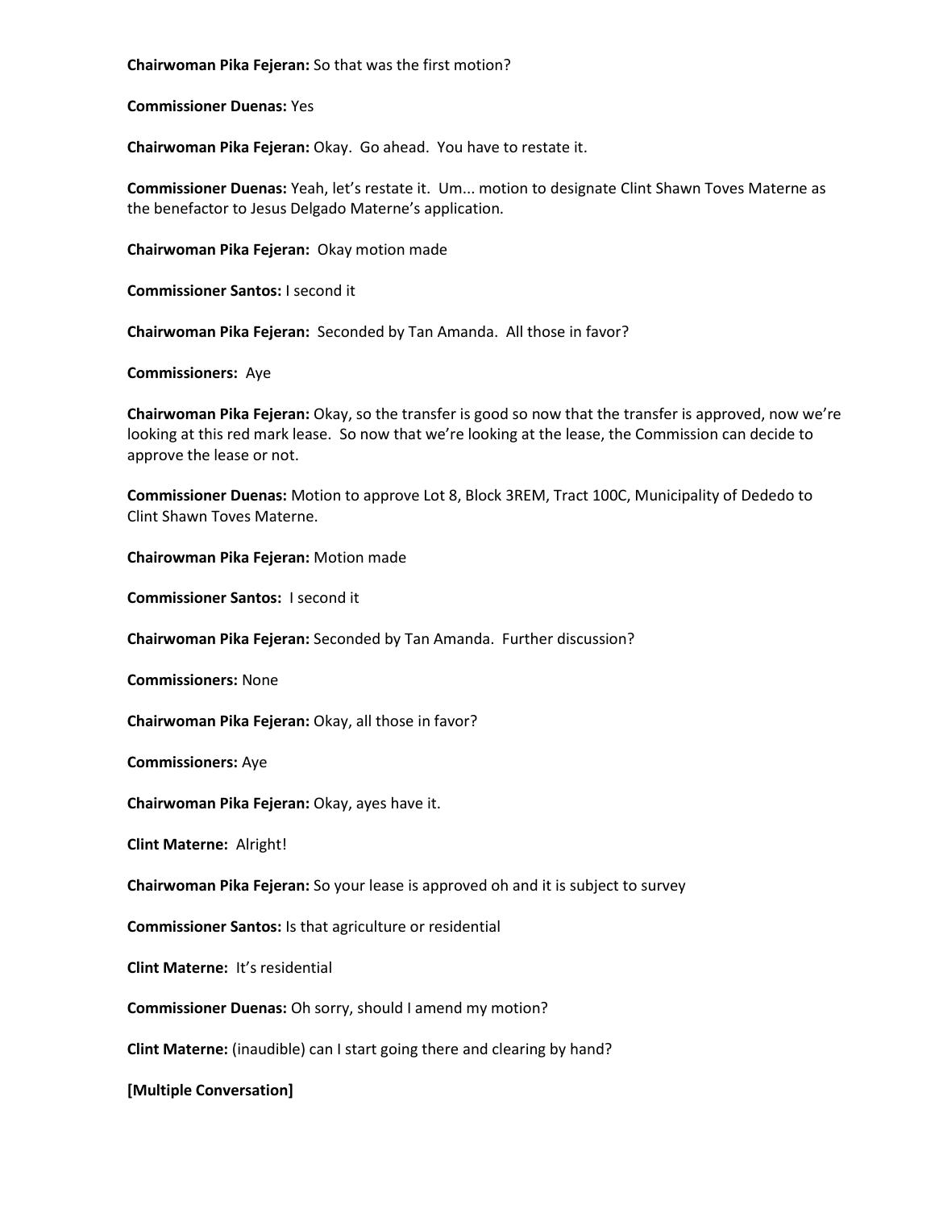**Chairwoman Pika Fejeran:** So that was the first motion?

**Commissioner Duenas:** Yes

**Chairwoman Pika Fejeran:** Okay. Go ahead. You have to restate it.

**Commissioner Duenas:** Yeah, let's restate it. Um... motion to designate Clint Shawn Toves Materne as the benefactor to Jesus Delgado Materne's application.

**Chairwoman Pika Fejeran:** Okay motion made

**Commissioner Santos:** I second it

**Chairwoman Pika Fejeran:** Seconded by Tan Amanda. All those in favor?

**Commissioners:** Aye

**Chairwoman Pika Fejeran:** Okay, so the transfer is good so now that the transfer is approved, now we're looking at this red mark lease. So now that we're looking at the lease, the Commission can decide to approve the lease or not.

**Commissioner Duenas:** Motion to approve Lot 8, Block 3REM, Tract 100C, Municipality of Dededo to Clint Shawn Toves Materne.

**Chairowman Pika Fejeran:** Motion made

**Commissioner Santos:** I second it

**Chairwoman Pika Fejeran:** Seconded by Tan Amanda. Further discussion?

**Commissioners:** None

**Chairwoman Pika Fejeran:** Okay, all those in favor?

**Commissioners:** Aye

**Chairwoman Pika Fejeran:** Okay, ayes have it.

**Clint Materne:** Alright!

**Chairwoman Pika Fejeran:** So your lease is approved oh and it is subject to survey

**Commissioner Santos:** Is that agriculture or residential

**Clint Materne:** It's residential

**Commissioner Duenas:** Oh sorry, should I amend my motion?

**Clint Materne:** (inaudible) can I start going there and clearing by hand?

**[Multiple Conversation]**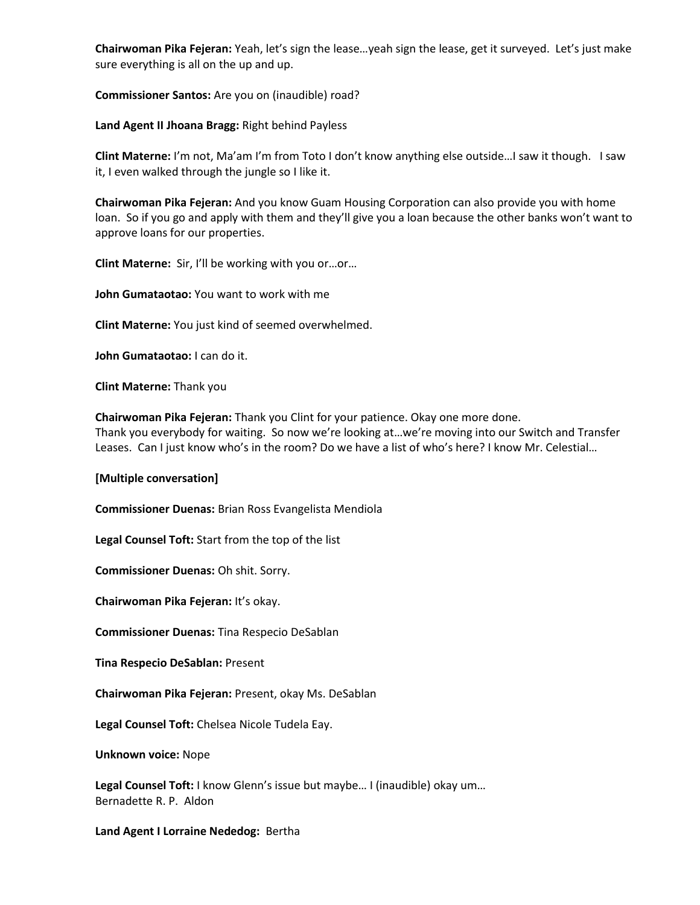**Chairwoman Pika Fejeran:** Yeah, let's sign the lease…yeah sign the lease, get it surveyed. Let's just make sure everything is all on the up and up.

**Commissioner Santos:** Are you on (inaudible) road?

**Land Agent II Jhoana Bragg:** Right behind Payless

**Clint Materne:** I'm not, Ma'am I'm from Toto I don't know anything else outside…I saw it though. I saw it, I even walked through the jungle so I like it.

**Chairwoman Pika Fejeran:** And you know Guam Housing Corporation can also provide you with home loan. So if you go and apply with them and they'll give you a loan because the other banks won't want to approve loans for our properties.

**Clint Materne:** Sir, I'll be working with you or…or…

**John Gumataotao:** You want to work with me

**Clint Materne:** You just kind of seemed overwhelmed.

**John Gumataotao:** I can do it.

**Clint Materne:** Thank you

**Chairwoman Pika Fejeran:** Thank you Clint for your patience. Okay one more done.
Thank you everybody for waiting. So now we're looking at…we're moving into our Switch and Transfer Leases. Can I just know who's in the room? Do we have a list of who's here? I know Mr. Celestial…

**[Multiple conversation]**

**Commissioner Duenas:** Brian Ross Evangelista Mendiola

**Legal Counsel Toft:** Start from the top of the list

**Commissioner Duenas:** Oh shit. Sorry.

**Chairwoman Pika Fejeran:** It's okay.

**Commissioner Duenas:** Tina Respecio DeSablan

**Tina Respecio DeSablan:** Present

**Chairwoman Pika Fejeran:** Present, okay Ms. DeSablan

**Legal Counsel Toft:** Chelsea Nicole Tudela Eay.

**Unknown voice:** Nope

**Legal Counsel Toft:** I know Glenn's issue but maybe… I (inaudible) okay um…
Bernadette R. P. Aldon

**Land Agent I Lorraine Nededog:** Bertha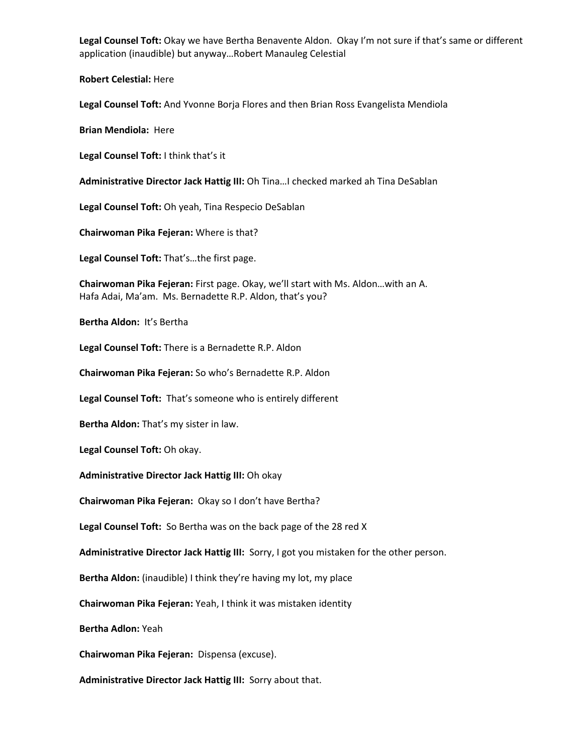**Legal Counsel Toft:** Okay we have Bertha Benavente Aldon. Okay I'm not sure if that's same or different application (inaudible) but anyway…Robert Manauleg Celestial

**Robert Celestial:** Here

**Legal Counsel Toft:** And Yvonne Borja Flores and then Brian Ross Evangelista Mendiola

**Brian Mendiola:** Here

**Legal Counsel Toft:** I think that's it

**Administrative Director Jack Hattig III:** Oh Tina…I checked marked ah Tina DeSablan

**Legal Counsel Toft:** Oh yeah, Tina Respecio DeSablan

**Chairwoman Pika Fejeran:** Where is that?

**Legal Counsel Toft:** That's…the first page.

**Chairwoman Pika Fejeran:** First page. Okay, we'll start with Ms. Aldon…with an A. Hafa Adai, Ma'am. Ms. Bernadette R.P. Aldon, that's you?

**Bertha Aldon:** It's Bertha

**Legal Counsel Toft:** There is a Bernadette R.P. Aldon

**Chairwoman Pika Fejeran:** So who's Bernadette R.P. Aldon

**Legal Counsel Toft:** That's someone who is entirely different

**Bertha Aldon:** That's my sister in law.

**Legal Counsel Toft:** Oh okay.

**Administrative Director Jack Hattig III:** Oh okay

**Chairwoman Pika Fejeran:** Okay so I don't have Bertha?

**Legal Counsel Toft:** So Bertha was on the back page of the 28 red X

**Administrative Director Jack Hattig III:** Sorry, I got you mistaken for the other person.

**Bertha Aldon:** (inaudible) I think they're having my lot, my place

**Chairwoman Pika Fejeran:** Yeah, I think it was mistaken identity

**Bertha Adlon:** Yeah

**Chairwoman Pika Fejeran:** Dispensa (excuse).

**Administrative Director Jack Hattig III:** Sorry about that.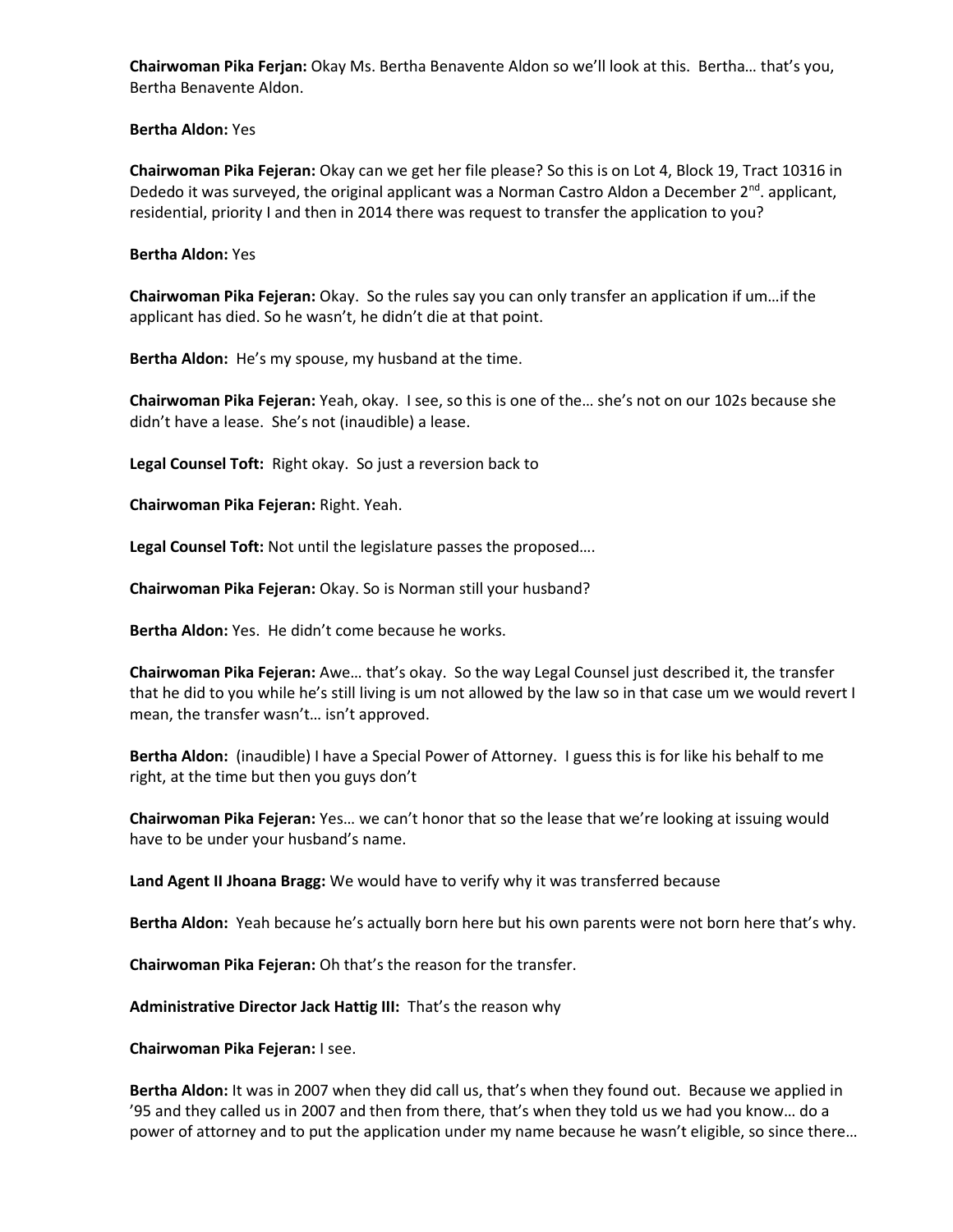**Chairwoman Pika Ferjan:** Okay Ms. Bertha Benavente Aldon so we'll look at this. Bertha… that's you, Bertha Benavente Aldon.

**Bertha Aldon:** Yes

**Chairwoman Pika Fejeran:** Okay can we get her file please? So this is on Lot 4, Block 19, Tract 10316 in Dededo it was surveyed, the original applicant was a Norman Castro Aldon a December 2nd. applicant, residential, priority I and then in 2014 there was request to transfer the application to you?

**Bertha Aldon:** Yes

**Chairwoman Pika Fejeran:** Okay. So the rules say you can only transfer an application if um…if the applicant has died. So he wasn't, he didn't die at that point.

**Bertha Aldon:** He's my spouse, my husband at the time.

**Chairwoman Pika Fejeran:** Yeah, okay. I see, so this is one of the… she's not on our 102s because she didn't have a lease. She's not (inaudible) a lease.

**Legal Counsel Toft:** Right okay. So just a reversion back to

**Chairwoman Pika Fejeran:** Right. Yeah.

**Legal Counsel Toft:** Not until the legislature passes the proposed….

**Chairwoman Pika Fejeran:** Okay. So is Norman still your husband?

**Bertha Aldon:** Yes. He didn't come because he works.

**Chairwoman Pika Fejeran:** Awe… that's okay. So the way Legal Counsel just described it, the transfer that he did to you while he's still living is um not allowed by the law so in that case um we would revert I mean, the transfer wasn't… isn't approved.

**Bertha Aldon:** (inaudible) I have a Special Power of Attorney. I guess this is for like his behalf to me right, at the time but then you guys don't

**Chairwoman Pika Fejeran:** Yes… we can't honor that so the lease that we're looking at issuing would have to be under your husband's name.

**Land Agent II Jhoana Bragg:** We would have to verify why it was transferred because

**Bertha Aldon:** Yeah because he's actually born here but his own parents were not born here that's why.

**Chairwoman Pika Fejeran:** Oh that's the reason for the transfer.

**Administrative Director Jack Hattig III:** That's the reason why

**Chairwoman Pika Fejeran:** I see.

**Bertha Aldon:** It was in 2007 when they did call us, that's when they found out. Because we applied in '95 and they called us in 2007 and then from there, that's when they told us we had you know… do a power of attorney and to put the application under my name because he wasn't eligible, so since there…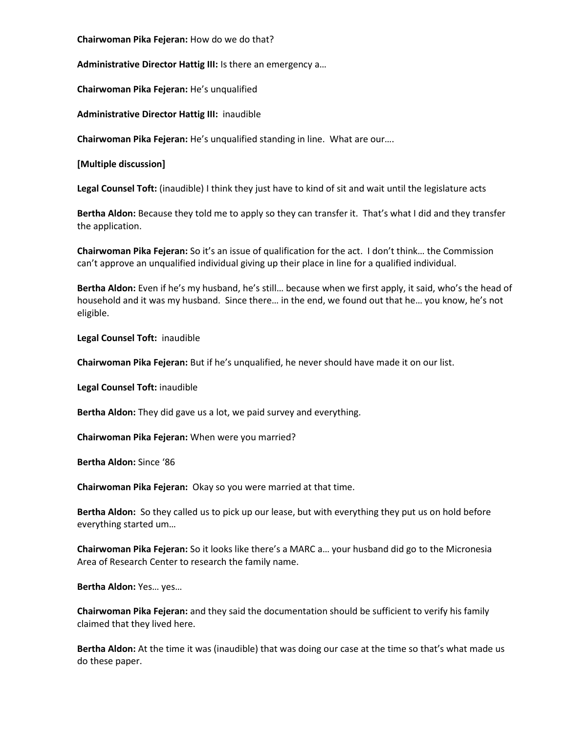**Chairwoman Pika Fejeran:** How do we do that?

**Administrative Director Hattig III:** Is there an emergency a…

**Chairwoman Pika Fejeran:** He's unqualified

**Administrative Director Hattig III:** inaudible

**Chairwoman Pika Fejeran:** He's unqualified standing in line. What are our….

**[Multiple discussion]**

**Legal Counsel Toft:** (inaudible) I think they just have to kind of sit and wait until the legislature acts

**Bertha Aldon:** Because they told me to apply so they can transfer it. That's what I did and they transfer the application.

**Chairwoman Pika Fejeran:** So it's an issue of qualification for the act. I don't think… the Commission can't approve an unqualified individual giving up their place in line for a qualified individual.

**Bertha Aldon:** Even if he's my husband, he's still… because when we first apply, it said, who's the head of household and it was my husband. Since there… in the end, we found out that he… you know, he's not eligible.

**Legal Counsel Toft:** inaudible

**Chairwoman Pika Fejeran:** But if he's unqualified, he never should have made it on our list.

**Legal Counsel Toft:** inaudible

**Bertha Aldon:** They did gave us a lot, we paid survey and everything.

**Chairwoman Pika Fejeran:** When were you married?

**Bertha Aldon:** Since '86

**Chairwoman Pika Fejeran:** Okay so you were married at that time.

**Bertha Aldon:** So they called us to pick up our lease, but with everything they put us on hold before everything started um…

**Chairwoman Pika Fejeran:** So it looks like there's a MARC a… your husband did go to the Micronesia Area of Research Center to research the family name.

**Bertha Aldon:** Yes… yes…

**Chairwoman Pika Fejeran:** and they said the documentation should be sufficient to verify his family claimed that they lived here.

**Bertha Aldon:** At the time it was (inaudible) that was doing our case at the time so that's what made us do these paper.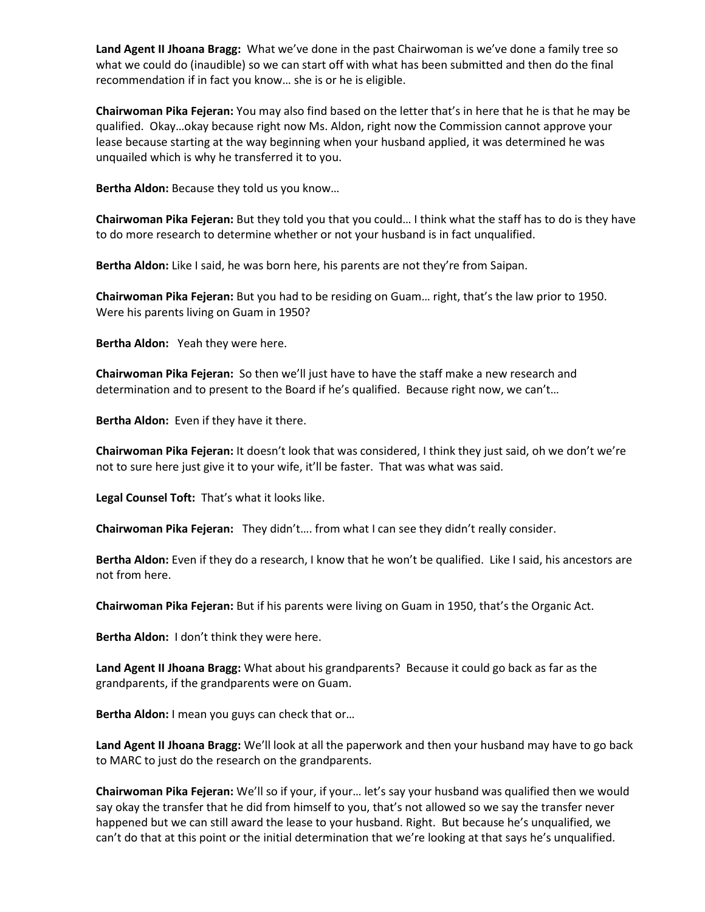**Land Agent II Jhoana Bragg:** What we've done in the past Chairwoman is we've done a family tree so what we could do (inaudible) so we can start off with what has been submitted and then do the final recommendation if in fact you know… she is or he is eligible.

**Chairwoman Pika Fejeran:** You may also find based on the letter that's in here that he is that he may be qualified. Okay…okay because right now Ms. Aldon, right now the Commission cannot approve your lease because starting at the way beginning when your husband applied, it was determined he was unquailed which is why he transferred it to you.

**Bertha Aldon:** Because they told us you know…

**Chairwoman Pika Fejeran:** But they told you that you could… I think what the staff has to do is they have to do more research to determine whether or not your husband is in fact unqualified.

**Bertha Aldon:** Like I said, he was born here, his parents are not they're from Saipan.

**Chairwoman Pika Fejeran:** But you had to be residing on Guam… right, that's the law prior to 1950. Were his parents living on Guam in 1950?

**Bertha Aldon:** Yeah they were here.

**Chairwoman Pika Fejeran:** So then we'll just have to have the staff make a new research and determination and to present to the Board if he's qualified. Because right now, we can't…

**Bertha Aldon:** Even if they have it there.

**Chairwoman Pika Fejeran:** It doesn't look that was considered, I think they just said, oh we don't we're not to sure here just give it to your wife, it'll be faster. That was what was said.

**Legal Counsel Toft:** That's what it looks like.

**Chairwoman Pika Fejeran:** They didn't…. from what I can see they didn't really consider.

**Bertha Aldon:** Even if they do a research, I know that he won't be qualified. Like I said, his ancestors are not from here.

**Chairwoman Pika Fejeran:** But if his parents were living on Guam in 1950, that's the Organic Act.

**Bertha Aldon:** I don't think they were here.

**Land Agent II Jhoana Bragg:** What about his grandparents? Because it could go back as far as the grandparents, if the grandparents were on Guam.

**Bertha Aldon:** I mean you guys can check that or…

**Land Agent II Jhoana Bragg:** We'll look at all the paperwork and then your husband may have to go back to MARC to just do the research on the grandparents.

**Chairwoman Pika Fejeran:** We'll so if your, if your… let's say your husband was qualified then we would say okay the transfer that he did from himself to you, that's not allowed so we say the transfer never happened but we can still award the lease to your husband. Right. But because he's unqualified, we can't do that at this point or the initial determination that we're looking at that says he's unqualified.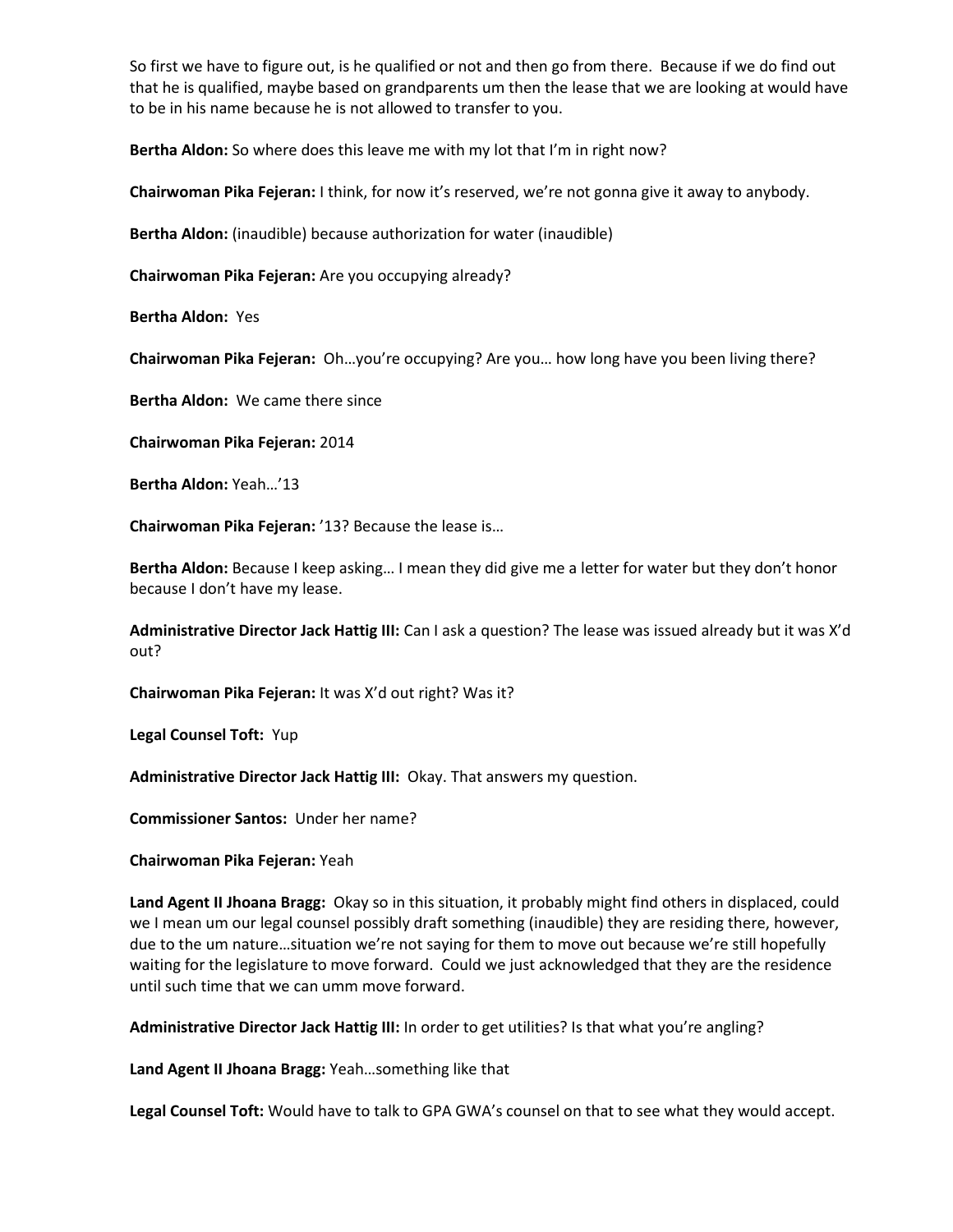So first we have to figure out, is he qualified or not and then go from there. Because if we do find out that he is qualified, maybe based on grandparents um then the lease that we are looking at would have to be in his name because he is not allowed to transfer to you.

**Bertha Aldon:** So where does this leave me with my lot that I'm in right now?

**Chairwoman Pika Fejeran:** I think, for now it's reserved, we're not gonna give it away to anybody.

**Bertha Aldon:** (inaudible) because authorization for water (inaudible)

**Chairwoman Pika Fejeran:** Are you occupying already?

**Bertha Aldon:** Yes

**Chairwoman Pika Fejeran:** Oh…you're occupying? Are you… how long have you been living there?

**Bertha Aldon:** We came there since

**Chairwoman Pika Fejeran:** 2014

**Bertha Aldon:** Yeah…'13

**Chairwoman Pika Fejeran:** '13? Because the lease is…

**Bertha Aldon:** Because I keep asking… I mean they did give me a letter for water but they don't honor because I don't have my lease.

**Administrative Director Jack Hattig III:** Can I ask a question? The lease was issued already but it was X'd out?

**Chairwoman Pika Fejeran:** It was X'd out right? Was it?

**Legal Counsel Toft:** Yup

**Administrative Director Jack Hattig III:** Okay. That answers my question.

**Commissioner Santos:** Under her name?

**Chairwoman Pika Fejeran:** Yeah

**Land Agent II Jhoana Bragg:** Okay so in this situation, it probably might find others in displaced, could we I mean um our legal counsel possibly draft something (inaudible) they are residing there, however, due to the um nature…situation we're not saying for them to move out because we're still hopefully waiting for the legislature to move forward. Could we just acknowledged that they are the residence until such time that we can umm move forward.

**Administrative Director Jack Hattig III:** In order to get utilities? Is that what you're angling?

**Land Agent II Jhoana Bragg:** Yeah…something like that

**Legal Counsel Toft:** Would have to talk to GPA GWA's counsel on that to see what they would accept.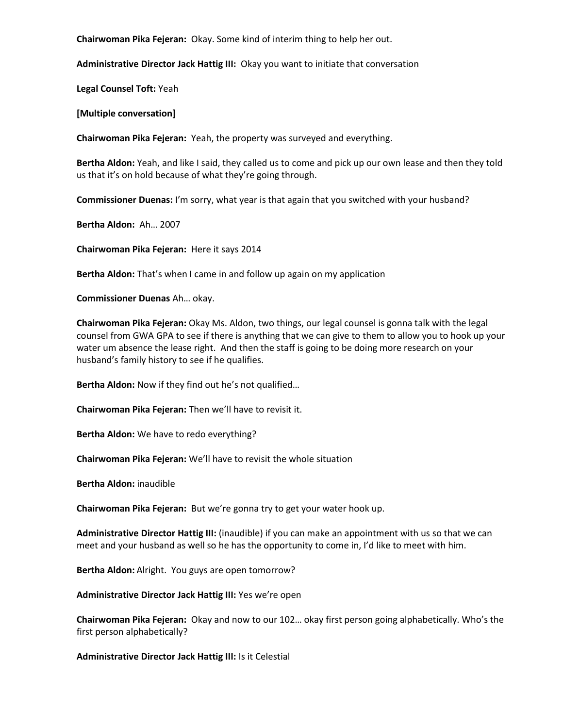**Chairwoman Pika Fejeran:** Okay. Some kind of interim thing to help her out.

**Administrative Director Jack Hattig III:** Okay you want to initiate that conversation

**Legal Counsel Toft:** Yeah

**[Multiple conversation]**

**Chairwoman Pika Fejeran:** Yeah, the property was surveyed and everything.

**Bertha Aldon:** Yeah, and like I said, they called us to come and pick up our own lease and then they told us that it's on hold because of what they're going through.

**Commissioner Duenas:** I'm sorry, what year is that again that you switched with your husband?

**Bertha Aldon:** Ah… 2007

**Chairwoman Pika Fejeran:** Here it says 2014

**Bertha Aldon:** That's when I came in and follow up again on my application

**Commissioner Duenas** Ah… okay.

**Chairwoman Pika Fejeran:** Okay Ms. Aldon, two things, our legal counsel is gonna talk with the legal counsel from GWA GPA to see if there is anything that we can give to them to allow you to hook up your water um absence the lease right. And then the staff is going to be doing more research on your husband's family history to see if he qualifies.

**Bertha Aldon:** Now if they find out he's not qualified…

**Chairwoman Pika Fejeran:** Then we'll have to revisit it.

**Bertha Aldon:** We have to redo everything?

**Chairwoman Pika Fejeran:** We'll have to revisit the whole situation

**Bertha Aldon:** inaudible

**Chairwoman Pika Fejeran:** But we're gonna try to get your water hook up.

**Administrative Director Hattig III:** (inaudible) if you can make an appointment with us so that we can meet and your husband as well so he has the opportunity to come in, I'd like to meet with him.

**Bertha Aldon:** Alright. You guys are open tomorrow?

**Administrative Director Jack Hattig III:** Yes we're open

**Chairwoman Pika Fejeran:** Okay and now to our 102… okay first person going alphabetically. Who's the first person alphabetically?

**Administrative Director Jack Hattig III:** Is it Celestial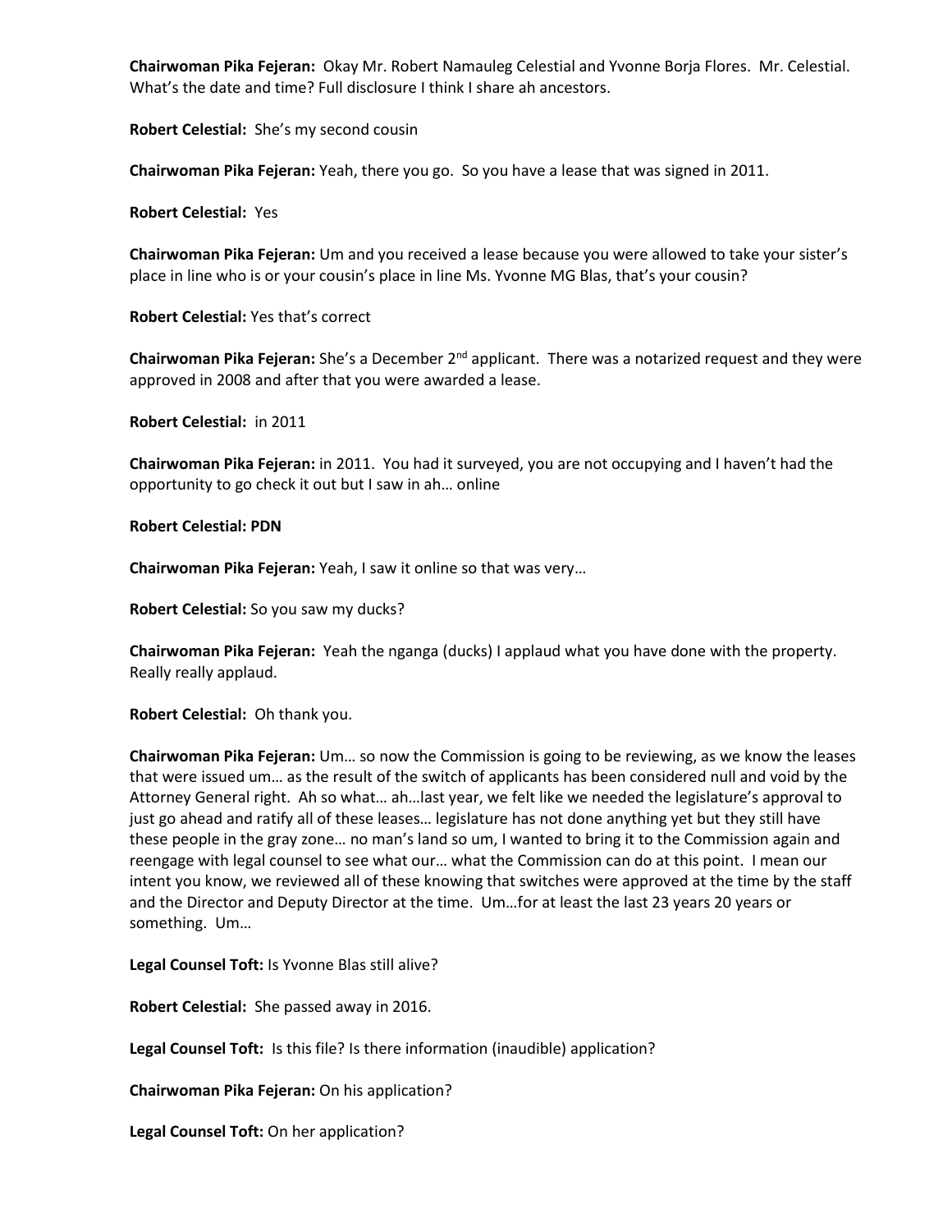**Chairwoman Pika Fejeran:** Okay Mr. Robert Namauleg Celestial and Yvonne Borja Flores. Mr. Celestial. What's the date and time? Full disclosure I think I share ah ancestors.

**Robert Celestial:** She's my second cousin

**Chairwoman Pika Fejeran:** Yeah, there you go. So you have a lease that was signed in 2011.

**Robert Celestial:** Yes

**Chairwoman Pika Fejeran:** Um and you received a lease because you were allowed to take your sister's place in line who is or your cousin's place in line Ms. Yvonne MG Blas, that's your cousin?

**Robert Celestial:** Yes that's correct

**Chairwoman Pika Fejeran:** She's a December 2nd applicant. There was a notarized request and they were approved in 2008 and after that you were awarded a lease.

**Robert Celestial:** in 2011

**Chairwoman Pika Fejeran:** in 2011. You had it surveyed, you are not occupying and I haven't had the opportunity to go check it out but I saw in ah… online

**Robert Celestial: PDN**

**Chairwoman Pika Fejeran:** Yeah, I saw it online so that was very…

**Robert Celestial:** So you saw my ducks?

**Chairwoman Pika Fejeran:** Yeah the nganga (ducks) I applaud what you have done with the property. Really really applaud.

**Robert Celestial:** Oh thank you.

**Chairwoman Pika Fejeran:** Um… so now the Commission is going to be reviewing, as we know the leases that were issued um… as the result of the switch of applicants has been considered null and void by the Attorney General right. Ah so what… ah…last year, we felt like we needed the legislature's approval to just go ahead and ratify all of these leases… legislature has not done anything yet but they still have these people in the gray zone… no man's land so um, I wanted to bring it to the Commission again and reengage with legal counsel to see what our… what the Commission can do at this point. I mean our intent you know, we reviewed all of these knowing that switches were approved at the time by the staff and the Director and Deputy Director at the time. Um…for at least the last 23 years 20 years or something. Um…

**Legal Counsel Toft:** Is Yvonne Blas still alive?

**Robert Celestial:** She passed away in 2016.

**Legal Counsel Toft:** Is this file? Is there information (inaudible) application?

**Chairwoman Pika Fejeran:** On his application?

**Legal Counsel Toft:** On her application?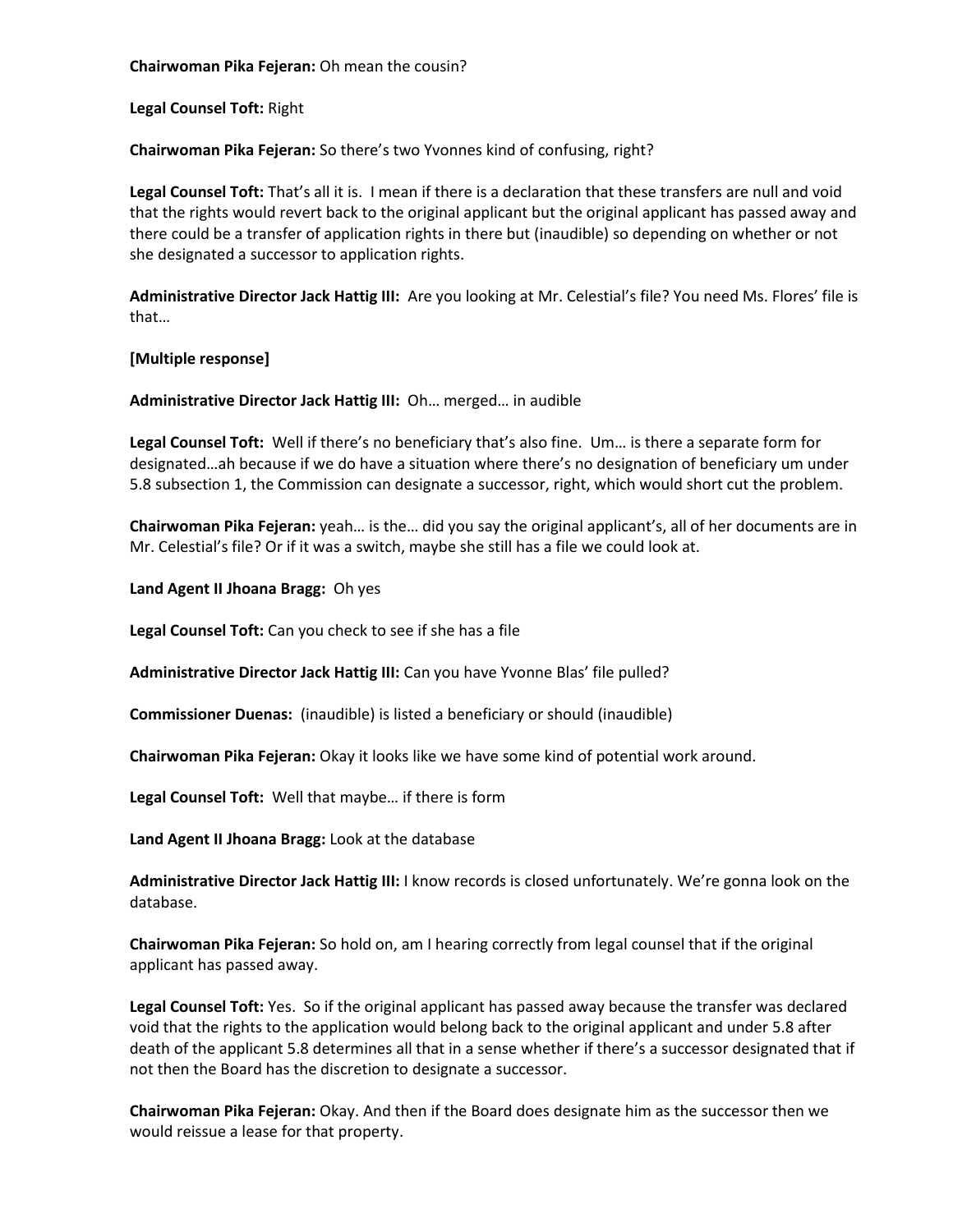**Chairwoman Pika Fejeran:** Oh mean the cousin?

**Legal Counsel Toft:** Right

**Chairwoman Pika Fejeran:** So there's two Yvonnes kind of confusing, right?

**Legal Counsel Toft:** That's all it is. I mean if there is a declaration that these transfers are null and void that the rights would revert back to the original applicant but the original applicant has passed away and there could be a transfer of application rights in there but (inaudible) so depending on whether or not she designated a successor to application rights.

**Administrative Director Jack Hattig III:** Are you looking at Mr. Celestial's file? You need Ms. Flores' file is that…

**[Multiple response]**

**Administrative Director Jack Hattig III:** Oh… merged… in audible

**Legal Counsel Toft:** Well if there's no beneficiary that's also fine. Um… is there a separate form for designated…ah because if we do have a situation where there's no designation of beneficiary um under 5.8 subsection 1, the Commission can designate a successor, right, which would short cut the problem.

**Chairwoman Pika Fejeran:** yeah… is the… did you say the original applicant's, all of her documents are in Mr. Celestial's file? Or if it was a switch, maybe she still has a file we could look at.

**Land Agent II Jhoana Bragg:** Oh yes

**Legal Counsel Toft:** Can you check to see if she has a file

**Administrative Director Jack Hattig III:** Can you have Yvonne Blas' file pulled?

**Commissioner Duenas:** (inaudible) is listed a beneficiary or should (inaudible)

**Chairwoman Pika Fejeran:** Okay it looks like we have some kind of potential work around.

**Legal Counsel Toft:** Well that maybe… if there is form

**Land Agent II Jhoana Bragg:** Look at the database

**Administrative Director Jack Hattig III:** I know records is closed unfortunately. We're gonna look on the database.

**Chairwoman Pika Fejeran:** So hold on, am I hearing correctly from legal counsel that if the original applicant has passed away.

**Legal Counsel Toft:** Yes. So if the original applicant has passed away because the transfer was declared void that the rights to the application would belong back to the original applicant and under 5.8 after death of the applicant 5.8 determines all that in a sense whether if there's a successor designated that if not then the Board has the discretion to designate a successor.

**Chairwoman Pika Fejeran:** Okay. And then if the Board does designate him as the successor then we would reissue a lease for that property.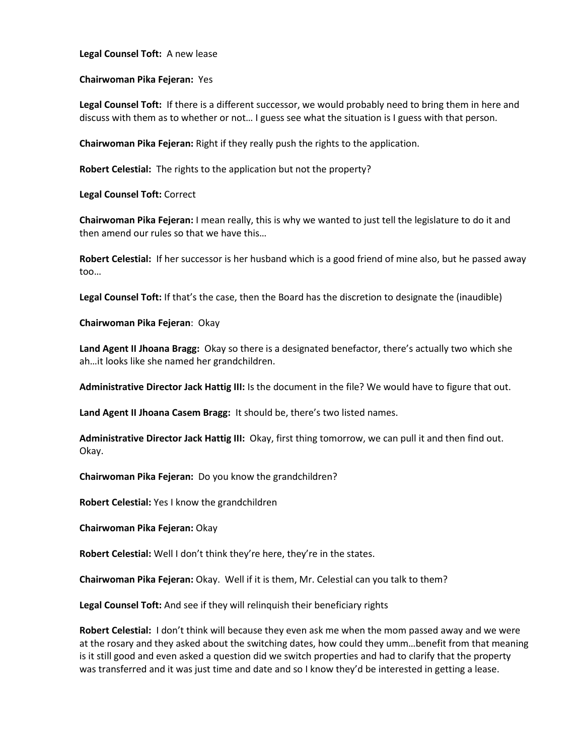**Legal Counsel Toft:** A new lease

**Chairwoman Pika Fejeran:** Yes

**Legal Counsel Toft:** If there is a different successor, we would probably need to bring them in here and discuss with them as to whether or not… I guess see what the situation is I guess with that person.

**Chairwoman Pika Fejeran:** Right if they really push the rights to the application.

**Robert Celestial:** The rights to the application but not the property?

**Legal Counsel Toft:** Correct

**Chairwoman Pika Fejeran:** I mean really, this is why we wanted to just tell the legislature to do it and then amend our rules so that we have this…

**Robert Celestial:** If her successor is her husband which is a good friend of mine also, but he passed away too…

**Legal Counsel Toft:** If that's the case, then the Board has the discretion to designate the (inaudible)

**Chairwoman Pika Fejeran**: Okay

**Land Agent II Jhoana Bragg:** Okay so there is a designated benefactor, there's actually two which she ah…it looks like she named her grandchildren.

**Administrative Director Jack Hattig III:** Is the document in the file? We would have to figure that out.

**Land Agent II Jhoana Casem Bragg:** It should be, there's two listed names.

**Administrative Director Jack Hattig III:** Okay, first thing tomorrow, we can pull it and then find out. Okay.

**Chairwoman Pika Fejeran:** Do you know the grandchildren?

**Robert Celestial:** Yes I know the grandchildren

**Chairwoman Pika Fejeran:** Okay

**Robert Celestial:** Well I don't think they're here, they're in the states.

**Chairwoman Pika Fejeran:** Okay. Well if it is them, Mr. Celestial can you talk to them?

**Legal Counsel Toft:** And see if they will relinquish their beneficiary rights

**Robert Celestial:** I don't think will because they even ask me when the mom passed away and we were at the rosary and they asked about the switching dates, how could they umm…benefit from that meaning is it still good and even asked a question did we switch properties and had to clarify that the property was transferred and it was just time and date and so I know they'd be interested in getting a lease.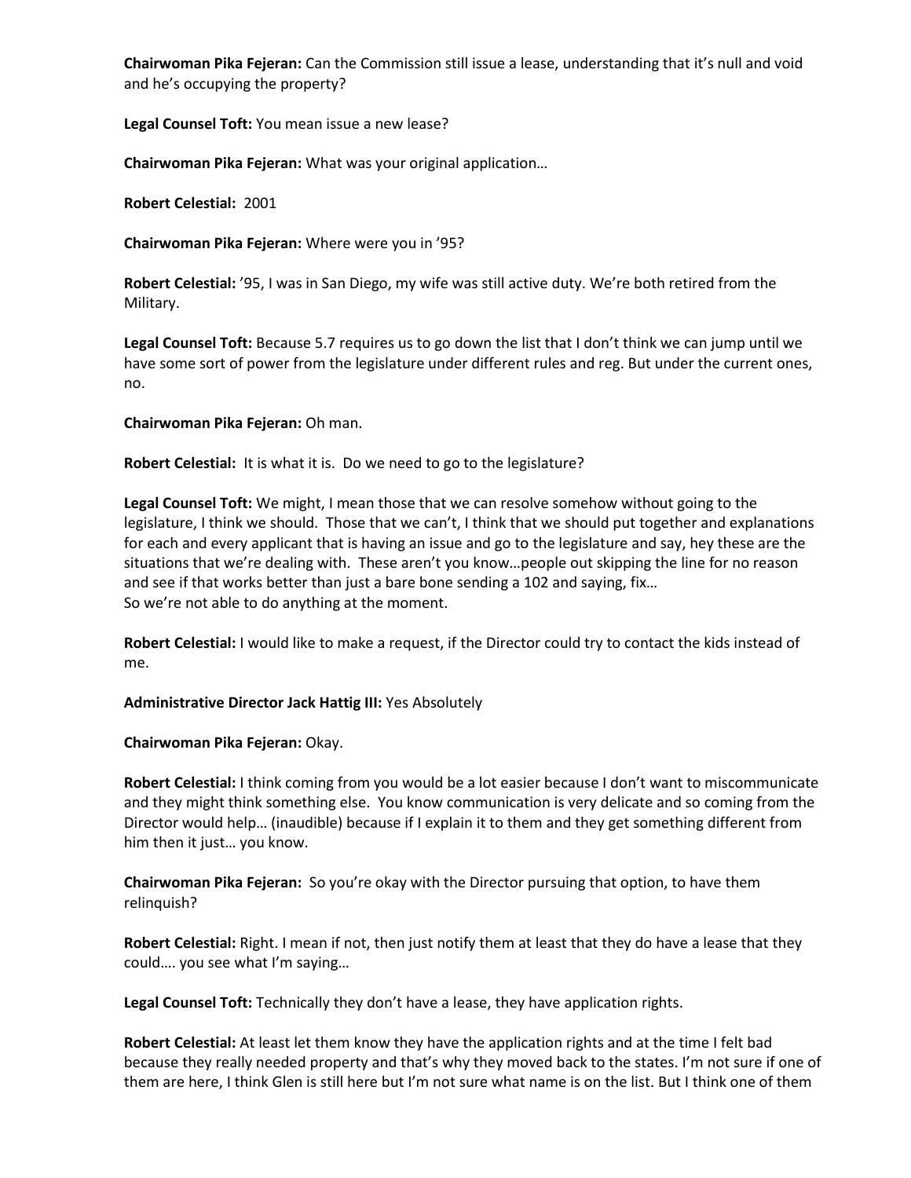**Chairwoman Pika Fejeran:** Can the Commission still issue a lease, understanding that it's null and void and he's occupying the property?

**Legal Counsel Toft:** You mean issue a new lease?

**Chairwoman Pika Fejeran:** What was your original application…

**Robert Celestial:** 2001

**Chairwoman Pika Fejeran:** Where were you in '95?

**Robert Celestial:** '95, I was in San Diego, my wife was still active duty. We're both retired from the Military.

**Legal Counsel Toft:** Because 5.7 requires us to go down the list that I don't think we can jump until we have some sort of power from the legislature under different rules and reg. But under the current ones, no.

**Chairwoman Pika Fejeran:** Oh man.

**Robert Celestial:** It is what it is. Do we need to go to the legislature?

**Legal Counsel Toft:** We might, I mean those that we can resolve somehow without going to the legislature, I think we should. Those that we can't, I think that we should put together and explanations for each and every applicant that is having an issue and go to the legislature and say, hey these are the situations that we're dealing with. These aren't you know…people out skipping the line for no reason and see if that works better than just a bare bone sending a 102 and saying, fix…
So we're not able to do anything at the moment.

**Robert Celestial:** I would like to make a request, if the Director could try to contact the kids instead of me.

**Administrative Director Jack Hattig III:** Yes Absolutely

**Chairwoman Pika Fejeran:** Okay.

**Robert Celestial:** I think coming from you would be a lot easier because I don't want to miscommunicate and they might think something else. You know communication is very delicate and so coming from the Director would help… (inaudible) because if I explain it to them and they get something different from him then it just… you know.

**Chairwoman Pika Fejeran:** So you're okay with the Director pursuing that option, to have them relinquish?

**Robert Celestial:** Right. I mean if not, then just notify them at least that they do have a lease that they could…. you see what I'm saying…

**Legal Counsel Toft:** Technically they don't have a lease, they have application rights.

**Robert Celestial:** At least let them know they have the application rights and at the time I felt bad because they really needed property and that's why they moved back to the states. I'm not sure if one of them are here, I think Glen is still here but I'm not sure what name is on the list. But I think one of them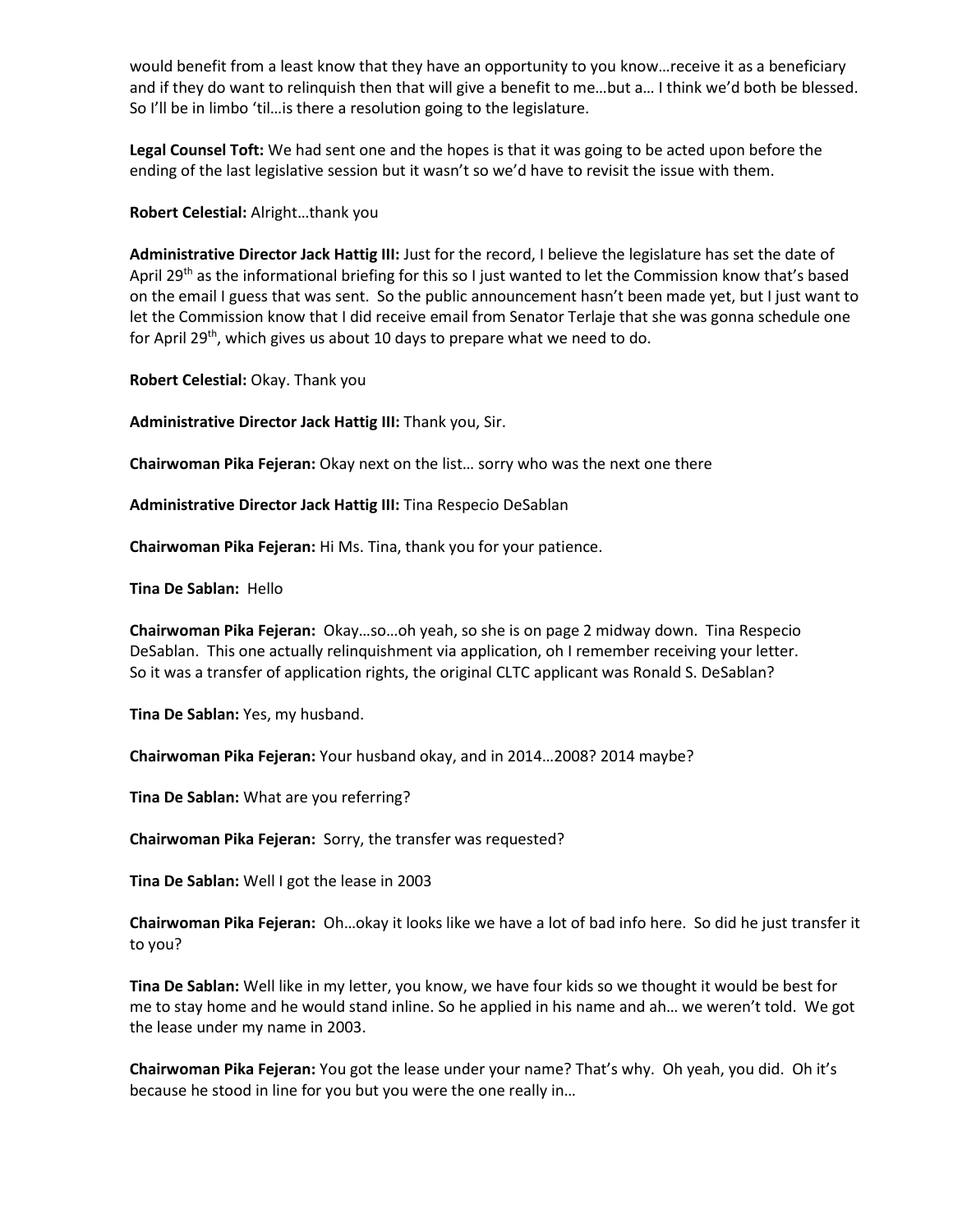would benefit from a least know that they have an opportunity to you know…receive it as a beneficiary and if they do want to relinquish then that will give a benefit to me…but a… I think we'd both be blessed. So I'll be in limbo 'til…is there a resolution going to the legislature.

**Legal Counsel Toft:** We had sent one and the hopes is that it was going to be acted upon before the ending of the last legislative session but it wasn't so we'd have to revisit the issue with them.

**Robert Celestial:** Alright…thank you

**Administrative Director Jack Hattig III:** Just for the record, I believe the legislature has set the date of April 29th as the informational briefing for this so I just wanted to let the Commission know that's based on the email I guess that was sent. So the public announcement hasn't been made yet, but I just want to let the Commission know that I did receive email from Senator Terlaje that she was gonna schedule one for April 29th, which gives us about 10 days to prepare what we need to do.

**Robert Celestial:** Okay. Thank you

**Administrative Director Jack Hattig III:** Thank you, Sir.

**Chairwoman Pika Fejeran:** Okay next on the list… sorry who was the next one there

**Administrative Director Jack Hattig III:** Tina Respecio DeSablan

**Chairwoman Pika Fejeran:** Hi Ms. Tina, thank you for your patience.

**Tina De Sablan:** Hello

**Chairwoman Pika Fejeran:** Okay…so…oh yeah, so she is on page 2 midway down. Tina Respecio DeSablan. This one actually relinquishment via application, oh I remember receiving your letter. So it was a transfer of application rights, the original CLTC applicant was Ronald S. DeSablan?

**Tina De Sablan:** Yes, my husband.

**Chairwoman Pika Fejeran:** Your husband okay, and in 2014…2008? 2014 maybe?

**Tina De Sablan:** What are you referring?

**Chairwoman Pika Fejeran:** Sorry, the transfer was requested?

**Tina De Sablan:** Well I got the lease in 2003

**Chairwoman Pika Fejeran:** Oh…okay it looks like we have a lot of bad info here. So did he just transfer it to you?

**Tina De Sablan:** Well like in my letter, you know, we have four kids so we thought it would be best for me to stay home and he would stand inline. So he applied in his name and ah… we weren't told. We got the lease under my name in 2003.

**Chairwoman Pika Fejeran:** You got the lease under your name? That's why. Oh yeah, you did. Oh it's because he stood in line for you but you were the one really in…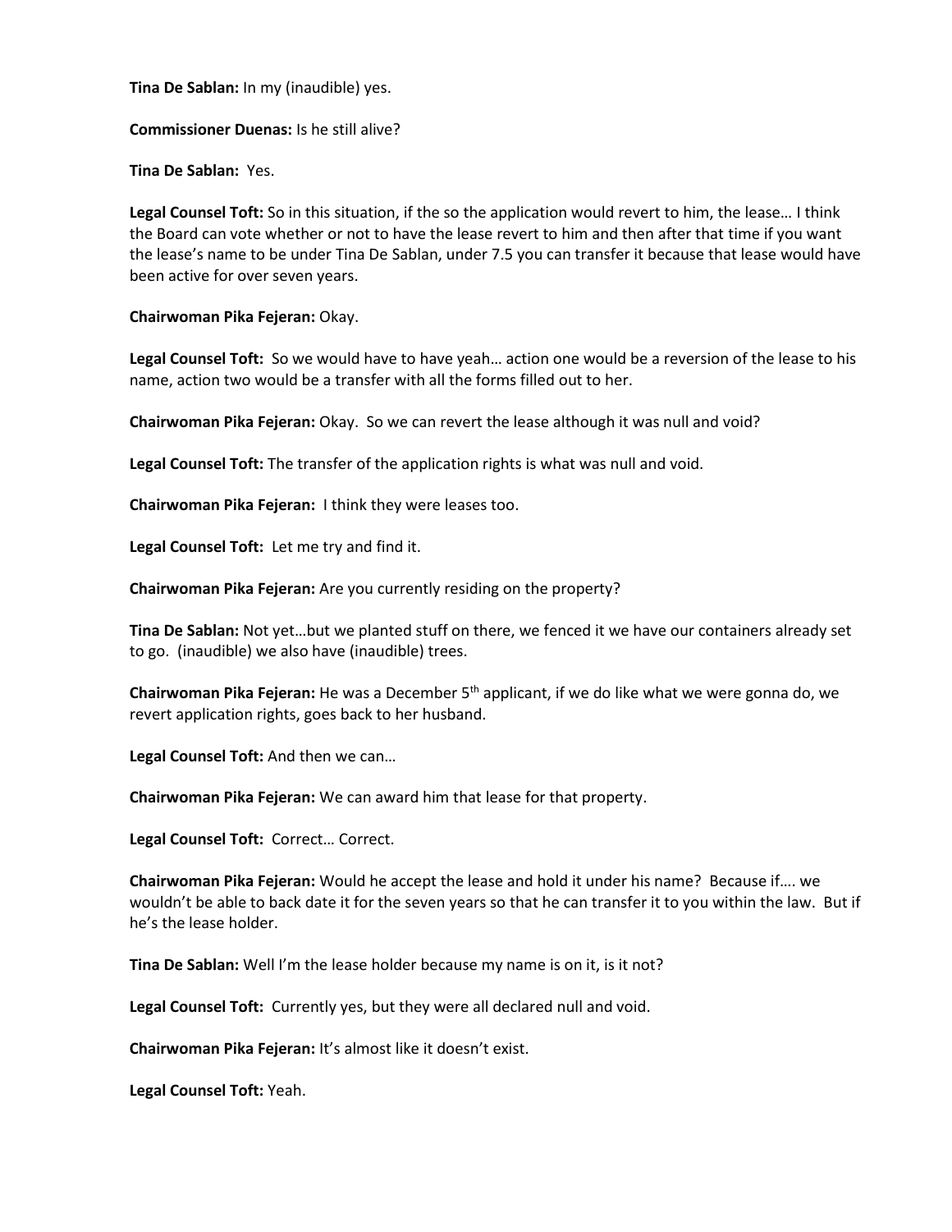**Tina De Sablan:** In my (inaudible) yes.

**Commissioner Duenas:** Is he still alive?

**Tina De Sablan:** Yes.

**Legal Counsel Toft:** So in this situation, if the so the application would revert to him, the lease… I think the Board can vote whether or not to have the lease revert to him and then after that time if you want the lease's name to be under Tina De Sablan, under 7.5 you can transfer it because that lease would have been active for over seven years.

**Chairwoman Pika Fejeran:** Okay.

**Legal Counsel Toft:** So we would have to have yeah… action one would be a reversion of the lease to his name, action two would be a transfer with all the forms filled out to her.

**Chairwoman Pika Fejeran:** Okay. So we can revert the lease although it was null and void?

**Legal Counsel Toft:** The transfer of the application rights is what was null and void.

**Chairwoman Pika Fejeran:** I think they were leases too.

**Legal Counsel Toft:** Let me try and find it.

**Chairwoman Pika Fejeran:** Are you currently residing on the property?

**Tina De Sablan:** Not yet…but we planted stuff on there, we fenced it we have our containers already set to go. (inaudible) we also have (inaudible) trees.

**Chairwoman Pika Fejeran:** He was a December 5th applicant, if we do like what we were gonna do, we revert application rights, goes back to her husband.

**Legal Counsel Toft:** And then we can…

**Chairwoman Pika Fejeran:** We can award him that lease for that property.

**Legal Counsel Toft:** Correct… Correct.

**Chairwoman Pika Fejeran:** Would he accept the lease and hold it under his name? Because if…. we wouldn't be able to back date it for the seven years so that he can transfer it to you within the law. But if he's the lease holder.

**Tina De Sablan:** Well I'm the lease holder because my name is on it, is it not?

**Legal Counsel Toft:** Currently yes, but they were all declared null and void.

**Chairwoman Pika Fejeran:** It's almost like it doesn't exist.

**Legal Counsel Toft:** Yeah.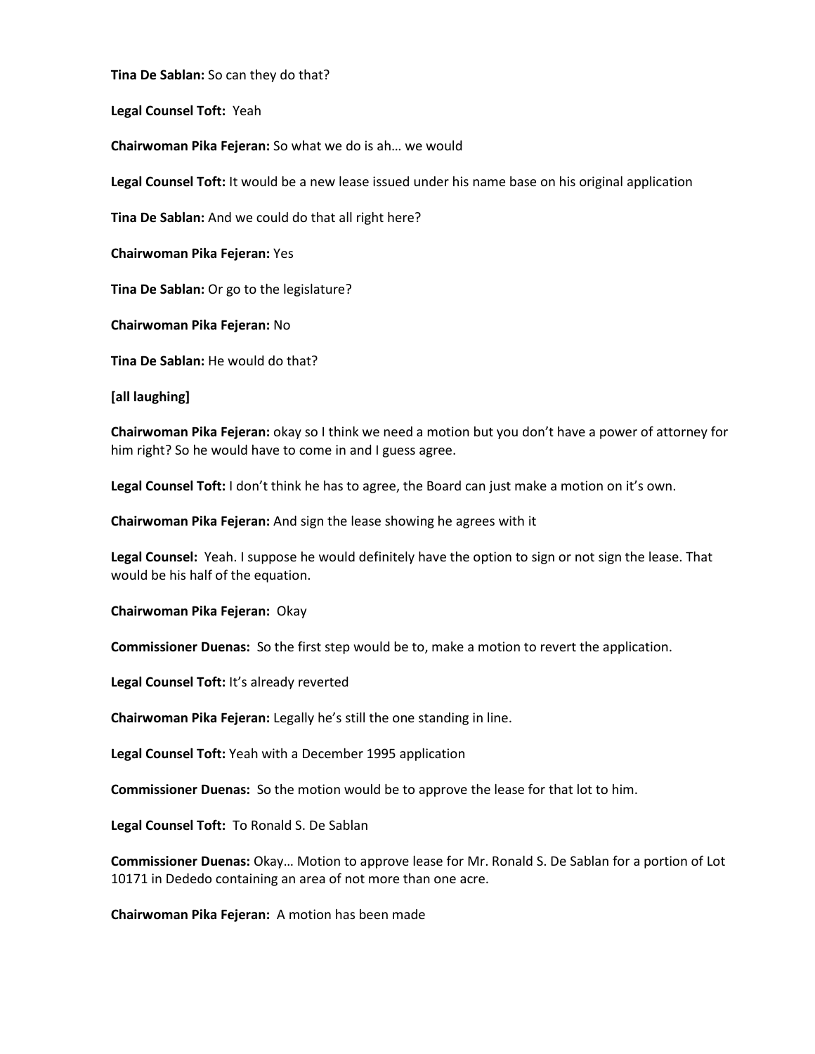**Tina De Sablan:** So can they do that?

**Legal Counsel Toft:** Yeah

**Chairwoman Pika Fejeran:** So what we do is ah… we would

**Legal Counsel Toft:** It would be a new lease issued under his name base on his original application

**Tina De Sablan:** And we could do that all right here?

**Chairwoman Pika Fejeran:** Yes

**Tina De Sablan:** Or go to the legislature?

**Chairwoman Pika Fejeran:** No

**Tina De Sablan:** He would do that?

**[all laughing]**

**Chairwoman Pika Fejeran:** okay so I think we need a motion but you don't have a power of attorney for him right? So he would have to come in and I guess agree.

**Legal Counsel Toft:** I don't think he has to agree, the Board can just make a motion on it's own.

**Chairwoman Pika Fejeran:** And sign the lease showing he agrees with it

**Legal Counsel:** Yeah. I suppose he would definitely have the option to sign or not sign the lease. That would be his half of the equation.

**Chairwoman Pika Fejeran:** Okay

**Commissioner Duenas:** So the first step would be to, make a motion to revert the application.

**Legal Counsel Toft:** It's already reverted

**Chairwoman Pika Fejeran:** Legally he's still the one standing in line.

**Legal Counsel Toft:** Yeah with a December 1995 application

**Commissioner Duenas:** So the motion would be to approve the lease for that lot to him.

**Legal Counsel Toft:** To Ronald S. De Sablan

**Commissioner Duenas:** Okay… Motion to approve lease for Mr. Ronald S. De Sablan for a portion of Lot 10171 in Dededo containing an area of not more than one acre.

**Chairwoman Pika Fejeran:** A motion has been made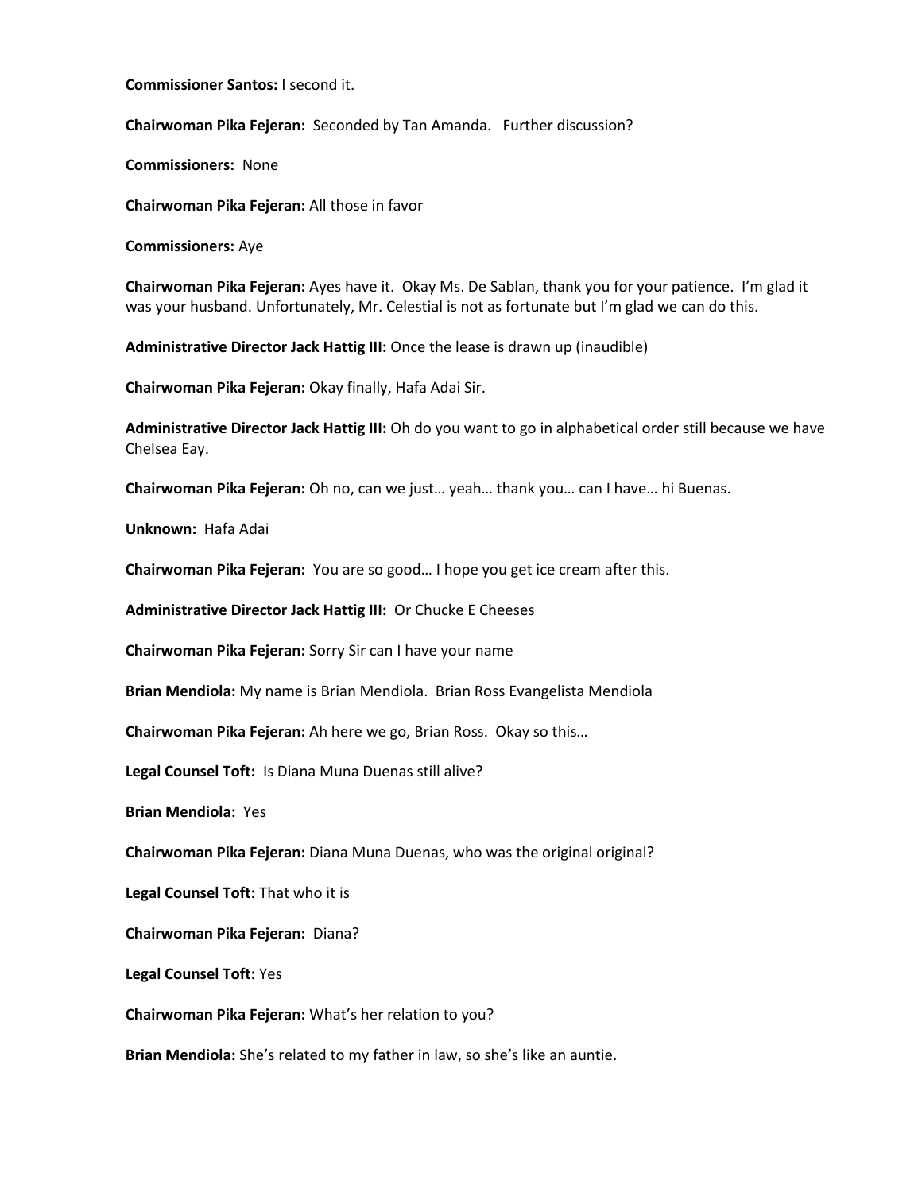**Commissioner Santos:** I second it.

**Chairwoman Pika Fejeran:** Seconded by Tan Amanda. Further discussion?

**Commissioners:** None

**Chairwoman Pika Fejeran:** All those in favor

**Commissioners:** Aye

**Chairwoman Pika Fejeran:** Ayes have it. Okay Ms. De Sablan, thank you for your patience. I'm glad it was your husband. Unfortunately, Mr. Celestial is not as fortunate but I'm glad we can do this.

**Administrative Director Jack Hattig III:** Once the lease is drawn up (inaudible)

**Chairwoman Pika Fejeran:** Okay finally, Hafa Adai Sir.

**Administrative Director Jack Hattig III:** Oh do you want to go in alphabetical order still because we have Chelsea Eay.

**Chairwoman Pika Fejeran:** Oh no, can we just… yeah… thank you… can I have… hi Buenas.

**Unknown:** Hafa Adai

**Chairwoman Pika Fejeran:** You are so good… I hope you get ice cream after this.

**Administrative Director Jack Hattig III:** Or Chucke E Cheeses

**Chairwoman Pika Fejeran:** Sorry Sir can I have your name

**Brian Mendiola:** My name is Brian Mendiola. Brian Ross Evangelista Mendiola

**Chairwoman Pika Fejeran:** Ah here we go, Brian Ross. Okay so this…

**Legal Counsel Toft:** Is Diana Muna Duenas still alive?

**Brian Mendiola:** Yes

**Chairwoman Pika Fejeran:** Diana Muna Duenas, who was the original original?

**Legal Counsel Toft:** That who it is

**Chairwoman Pika Fejeran:** Diana?

**Legal Counsel Toft:** Yes

**Chairwoman Pika Fejeran:** What's her relation to you?

**Brian Mendiola:** She's related to my father in law, so she's like an auntie.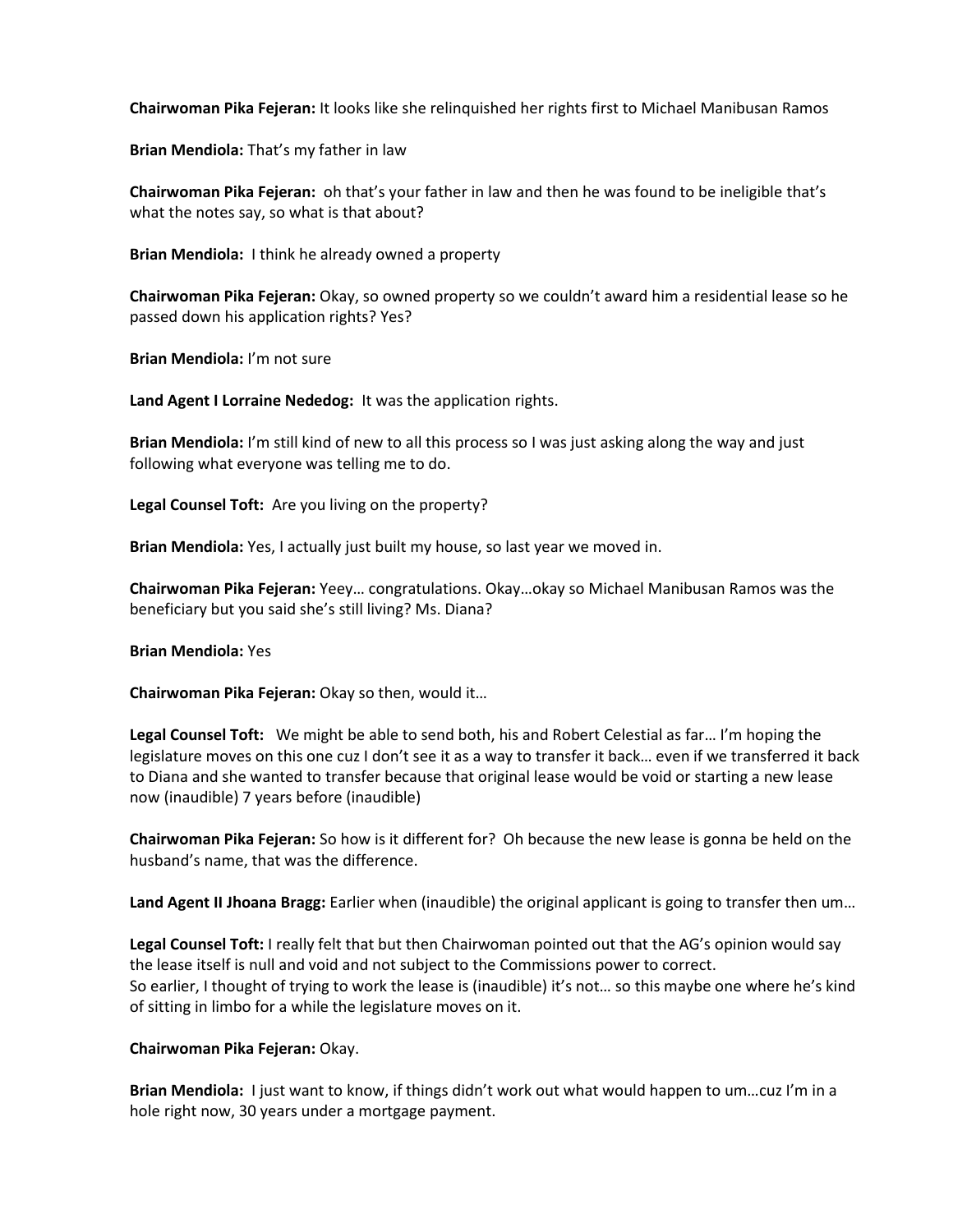**Chairwoman Pika Fejeran:** It looks like she relinquished her rights first to Michael Manibusan Ramos

**Brian Mendiola:** That's my father in law

**Chairwoman Pika Fejeran:** oh that's your father in law and then he was found to be ineligible that's what the notes say, so what is that about?

**Brian Mendiola:** I think he already owned a property

**Chairwoman Pika Fejeran:** Okay, so owned property so we couldn't award him a residential lease so he passed down his application rights? Yes?

**Brian Mendiola:** I'm not sure

**Land Agent I Lorraine Nededog:** It was the application rights.

**Brian Mendiola:** I'm still kind of new to all this process so I was just asking along the way and just following what everyone was telling me to do.

**Legal Counsel Toft:** Are you living on the property?

**Brian Mendiola:** Yes, I actually just built my house, so last year we moved in.

**Chairwoman Pika Fejeran:** Yeey… congratulations. Okay…okay so Michael Manibusan Ramos was the beneficiary but you said she's still living? Ms. Diana?

**Brian Mendiola:** Yes

**Chairwoman Pika Fejeran:** Okay so then, would it…

**Legal Counsel Toft:** We might be able to send both, his and Robert Celestial as far… I'm hoping the legislature moves on this one cuz I don't see it as a way to transfer it back… even if we transferred it back to Diana and she wanted to transfer because that original lease would be void or starting a new lease now (inaudible) 7 years before (inaudible)

**Chairwoman Pika Fejeran:** So how is it different for? Oh because the new lease is gonna be held on the husband's name, that was the difference.

**Land Agent II Jhoana Bragg:** Earlier when (inaudible) the original applicant is going to transfer then um…

**Legal Counsel Toft:** I really felt that but then Chairwoman pointed out that the AG's opinion would say the lease itself is null and void and not subject to the Commissions power to correct.
So earlier, I thought of trying to work the lease is (inaudible) it's not… so this maybe one where he's kind of sitting in limbo for a while the legislature moves on it.

**Chairwoman Pika Fejeran:** Okay.

**Brian Mendiola:** I just want to know, if things didn't work out what would happen to um…cuz I'm in a hole right now, 30 years under a mortgage payment.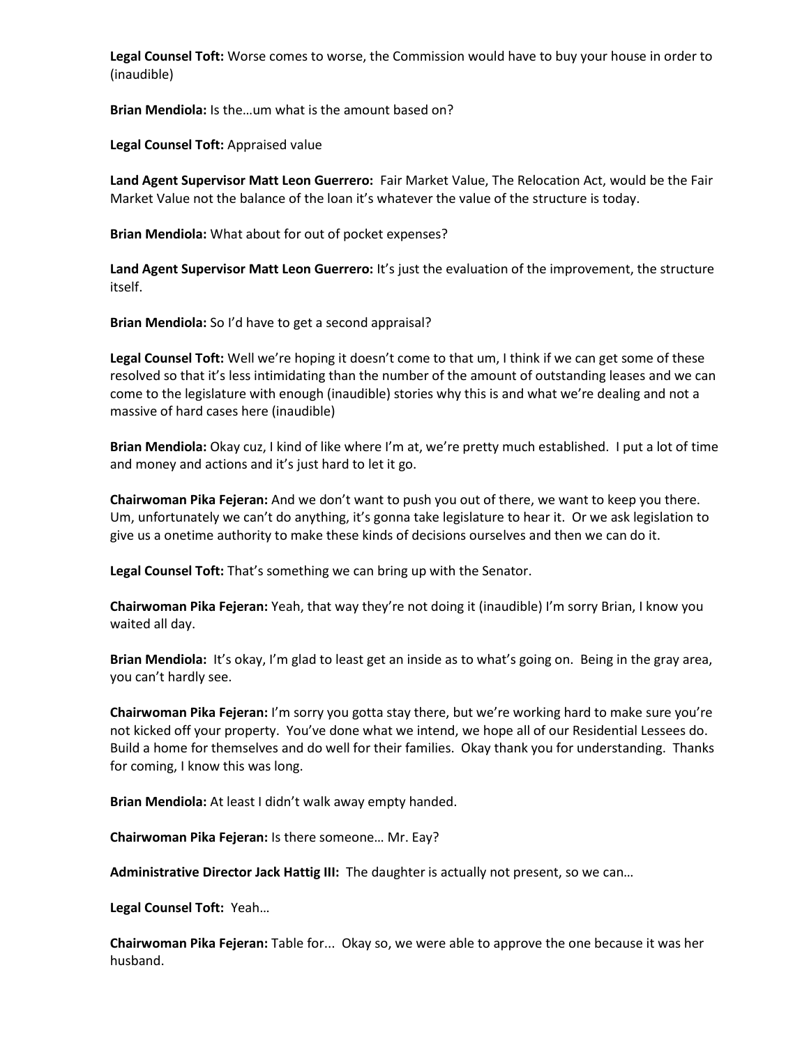**Legal Counsel Toft:** Worse comes to worse, the Commission would have to buy your house in order to (inaudible)

**Brian Mendiola:** Is the…um what is the amount based on?

**Legal Counsel Toft:** Appraised value

**Land Agent Supervisor Matt Leon Guerrero:** Fair Market Value, The Relocation Act, would be the Fair Market Value not the balance of the loan it's whatever the value of the structure is today.

**Brian Mendiola:** What about for out of pocket expenses?

**Land Agent Supervisor Matt Leon Guerrero:** It's just the evaluation of the improvement, the structure itself.

**Brian Mendiola:** So I'd have to get a second appraisal?

**Legal Counsel Toft:** Well we're hoping it doesn't come to that um, I think if we can get some of these resolved so that it's less intimidating than the number of the amount of outstanding leases and we can come to the legislature with enough (inaudible) stories why this is and what we're dealing and not a massive of hard cases here (inaudible)

**Brian Mendiola:** Okay cuz, I kind of like where I'm at, we're pretty much established. I put a lot of time and money and actions and it's just hard to let it go.

**Chairwoman Pika Fejeran:** And we don't want to push you out of there, we want to keep you there. Um, unfortunately we can't do anything, it's gonna take legislature to hear it. Or we ask legislation to give us a onetime authority to make these kinds of decisions ourselves and then we can do it.

**Legal Counsel Toft:** That's something we can bring up with the Senator.

**Chairwoman Pika Fejeran:** Yeah, that way they're not doing it (inaudible) I'm sorry Brian, I know you waited all day.

**Brian Mendiola:** It's okay, I'm glad to least get an inside as to what's going on. Being in the gray area, you can't hardly see.

**Chairwoman Pika Fejeran:** I'm sorry you gotta stay there, but we're working hard to make sure you're not kicked off your property. You've done what we intend, we hope all of our Residential Lessees do. Build a home for themselves and do well for their families. Okay thank you for understanding. Thanks for coming, I know this was long.

**Brian Mendiola:** At least I didn't walk away empty handed.

**Chairwoman Pika Fejeran:** Is there someone… Mr. Eay?

**Administrative Director Jack Hattig III:** The daughter is actually not present, so we can…

**Legal Counsel Toft:** Yeah…

**Chairwoman Pika Fejeran:** Table for... Okay so, we were able to approve the one because it was her husband.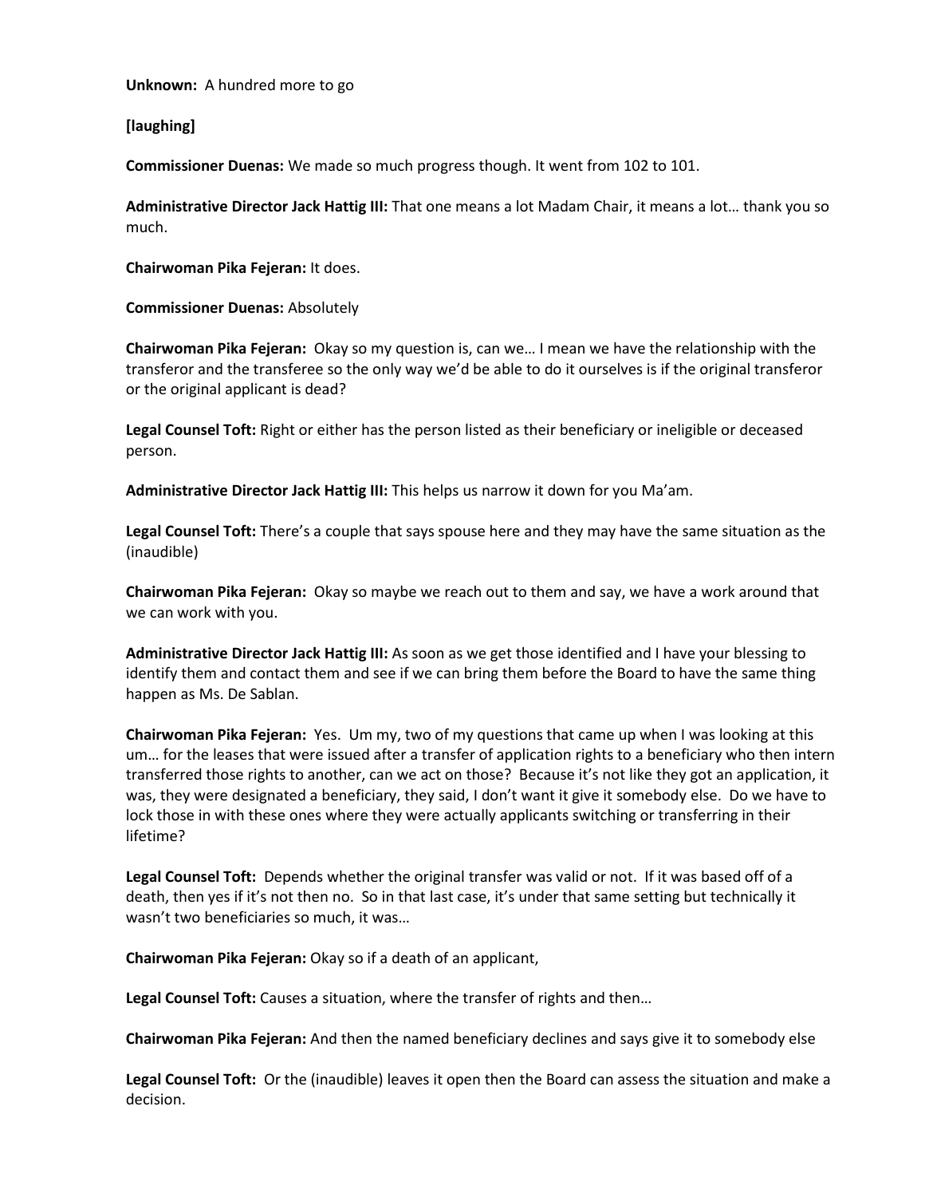**Unknown:** A hundred more to go

**[laughing]**

**Commissioner Duenas:** We made so much progress though. It went from 102 to 101.

**Administrative Director Jack Hattig III:** That one means a lot Madam Chair, it means a lot… thank you so much.

**Chairwoman Pika Fejeran:** It does.

**Commissioner Duenas:** Absolutely

**Chairwoman Pika Fejeran:** Okay so my question is, can we… I mean we have the relationship with the transferor and the transferee so the only way we'd be able to do it ourselves is if the original transferor or the original applicant is dead?

**Legal Counsel Toft:** Right or either has the person listed as their beneficiary or ineligible or deceased person.

**Administrative Director Jack Hattig III:** This helps us narrow it down for you Ma'am.

**Legal Counsel Toft:** There's a couple that says spouse here and they may have the same situation as the (inaudible)

**Chairwoman Pika Fejeran:** Okay so maybe we reach out to them and say, we have a work around that we can work with you.

**Administrative Director Jack Hattig III:** As soon as we get those identified and I have your blessing to identify them and contact them and see if we can bring them before the Board to have the same thing happen as Ms. De Sablan.

**Chairwoman Pika Fejeran:** Yes. Um my, two of my questions that came up when I was looking at this um… for the leases that were issued after a transfer of application rights to a beneficiary who then intern transferred those rights to another, can we act on those? Because it's not like they got an application, it was, they were designated a beneficiary, they said, I don't want it give it somebody else. Do we have to lock those in with these ones where they were actually applicants switching or transferring in their lifetime?

**Legal Counsel Toft:** Depends whether the original transfer was valid or not. If it was based off of a death, then yes if it's not then no. So in that last case, it's under that same setting but technically it wasn't two beneficiaries so much, it was…

**Chairwoman Pika Fejeran:** Okay so if a death of an applicant,

**Legal Counsel Toft:** Causes a situation, where the transfer of rights and then…

**Chairwoman Pika Fejeran:** And then the named beneficiary declines and says give it to somebody else

**Legal Counsel Toft:** Or the (inaudible) leaves it open then the Board can assess the situation and make a decision.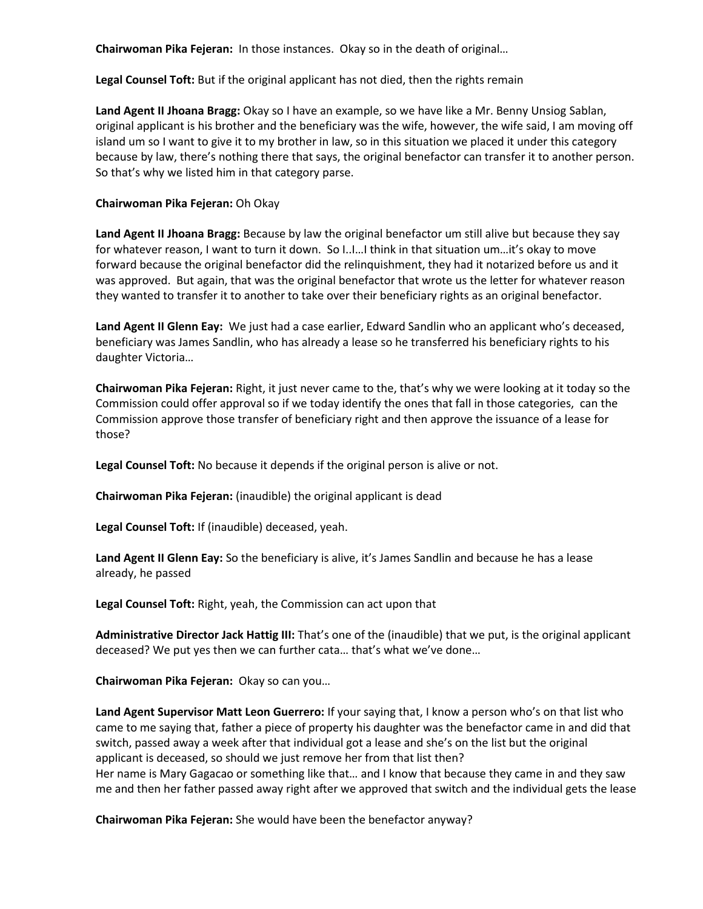**Chairwoman Pika Fejeran:** In those instances. Okay so in the death of original…

**Legal Counsel Toft:** But if the original applicant has not died, then the rights remain

**Land Agent II Jhoana Bragg:** Okay so I have an example, so we have like a Mr. Benny Unsiog Sablan, original applicant is his brother and the beneficiary was the wife, however, the wife said, I am moving off island um so I want to give it to my brother in law, so in this situation we placed it under this category because by law, there's nothing there that says, the original benefactor can transfer it to another person. So that's why we listed him in that category parse.

**Chairwoman Pika Fejeran:** Oh Okay

**Land Agent II Jhoana Bragg:** Because by law the original benefactor um still alive but because they say for whatever reason, I want to turn it down. So I..I…I think in that situation um…it's okay to move forward because the original benefactor did the relinquishment, they had it notarized before us and it was approved. But again, that was the original benefactor that wrote us the letter for whatever reason they wanted to transfer it to another to take over their beneficiary rights as an original benefactor.

**Land Agent II Glenn Eay:** We just had a case earlier, Edward Sandlin who an applicant who's deceased, beneficiary was James Sandlin, who has already a lease so he transferred his beneficiary rights to his daughter Victoria…

**Chairwoman Pika Fejeran:** Right, it just never came to the, that's why we were looking at it today so the Commission could offer approval so if we today identify the ones that fall in those categories, can the Commission approve those transfer of beneficiary right and then approve the issuance of a lease for those?

**Legal Counsel Toft:** No because it depends if the original person is alive or not.

**Chairwoman Pika Fejeran:** (inaudible) the original applicant is dead

**Legal Counsel Toft:** If (inaudible) deceased, yeah.

**Land Agent II Glenn Eay:** So the beneficiary is alive, it's James Sandlin and because he has a lease already, he passed

**Legal Counsel Toft:** Right, yeah, the Commission can act upon that

**Administrative Director Jack Hattig III:** That's one of the (inaudible) that we put, is the original applicant deceased? We put yes then we can further cata… that's what we've done…

**Chairwoman Pika Fejeran:** Okay so can you…

**Land Agent Supervisor Matt Leon Guerrero:** If your saying that, I know a person who's on that list who came to me saying that, father a piece of property his daughter was the benefactor came in and did that switch, passed away a week after that individual got a lease and she's on the list but the original applicant is deceased, so should we just remove her from that list then?
Her name is Mary Gagacao or something like that… and I know that because they came in and they saw me and then her father passed away right after we approved that switch and the individual gets the lease

**Chairwoman Pika Fejeran:** She would have been the benefactor anyway?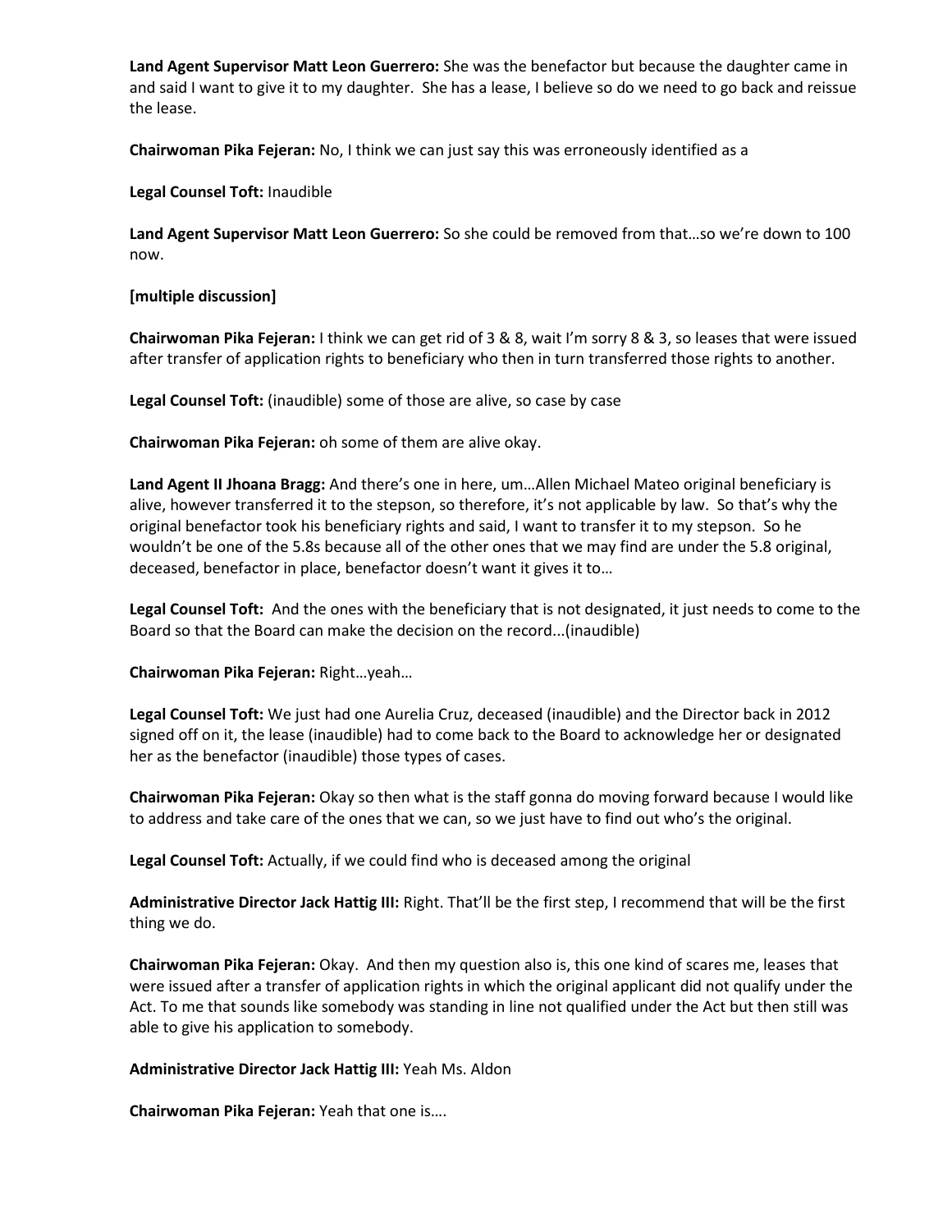**Land Agent Supervisor Matt Leon Guerrero:** She was the benefactor but because the daughter came in and said I want to give it to my daughter. She has a lease, I believe so do we need to go back and reissue the lease.

**Chairwoman Pika Fejeran:** No, I think we can just say this was erroneously identified as a

**Legal Counsel Toft:** Inaudible

**Land Agent Supervisor Matt Leon Guerrero:** So she could be removed from that…so we're down to 100 now.

**[multiple discussion]**

**Chairwoman Pika Fejeran:** I think we can get rid of 3 & 8, wait I'm sorry 8 & 3, so leases that were issued after transfer of application rights to beneficiary who then in turn transferred those rights to another.

**Legal Counsel Toft:** (inaudible) some of those are alive, so case by case

**Chairwoman Pika Fejeran:** oh some of them are alive okay.

**Land Agent II Jhoana Bragg:** And there's one in here, um…Allen Michael Mateo original beneficiary is alive, however transferred it to the stepson, so therefore, it's not applicable by law. So that's why the original benefactor took his beneficiary rights and said, I want to transfer it to my stepson. So he wouldn't be one of the 5.8s because all of the other ones that we may find are under the 5.8 original, deceased, benefactor in place, benefactor doesn't want it gives it to…

**Legal Counsel Toft:** And the ones with the beneficiary that is not designated, it just needs to come to the Board so that the Board can make the decision on the record...(inaudible)

**Chairwoman Pika Fejeran:** Right…yeah…

**Legal Counsel Toft:** We just had one Aurelia Cruz, deceased (inaudible) and the Director back in 2012 signed off on it, the lease (inaudible) had to come back to the Board to acknowledge her or designated her as the benefactor (inaudible) those types of cases.

**Chairwoman Pika Fejeran:** Okay so then what is the staff gonna do moving forward because I would like to address and take care of the ones that we can, so we just have to find out who's the original.

**Legal Counsel Toft:** Actually, if we could find who is deceased among the original

**Administrative Director Jack Hattig III:** Right. That'll be the first step, I recommend that will be the first thing we do.

**Chairwoman Pika Fejeran:** Okay. And then my question also is, this one kind of scares me, leases that were issued after a transfer of application rights in which the original applicant did not qualify under the Act. To me that sounds like somebody was standing in line not qualified under the Act but then still was able to give his application to somebody.

**Administrative Director Jack Hattig III:** Yeah Ms. Aldon

**Chairwoman Pika Fejeran:** Yeah that one is….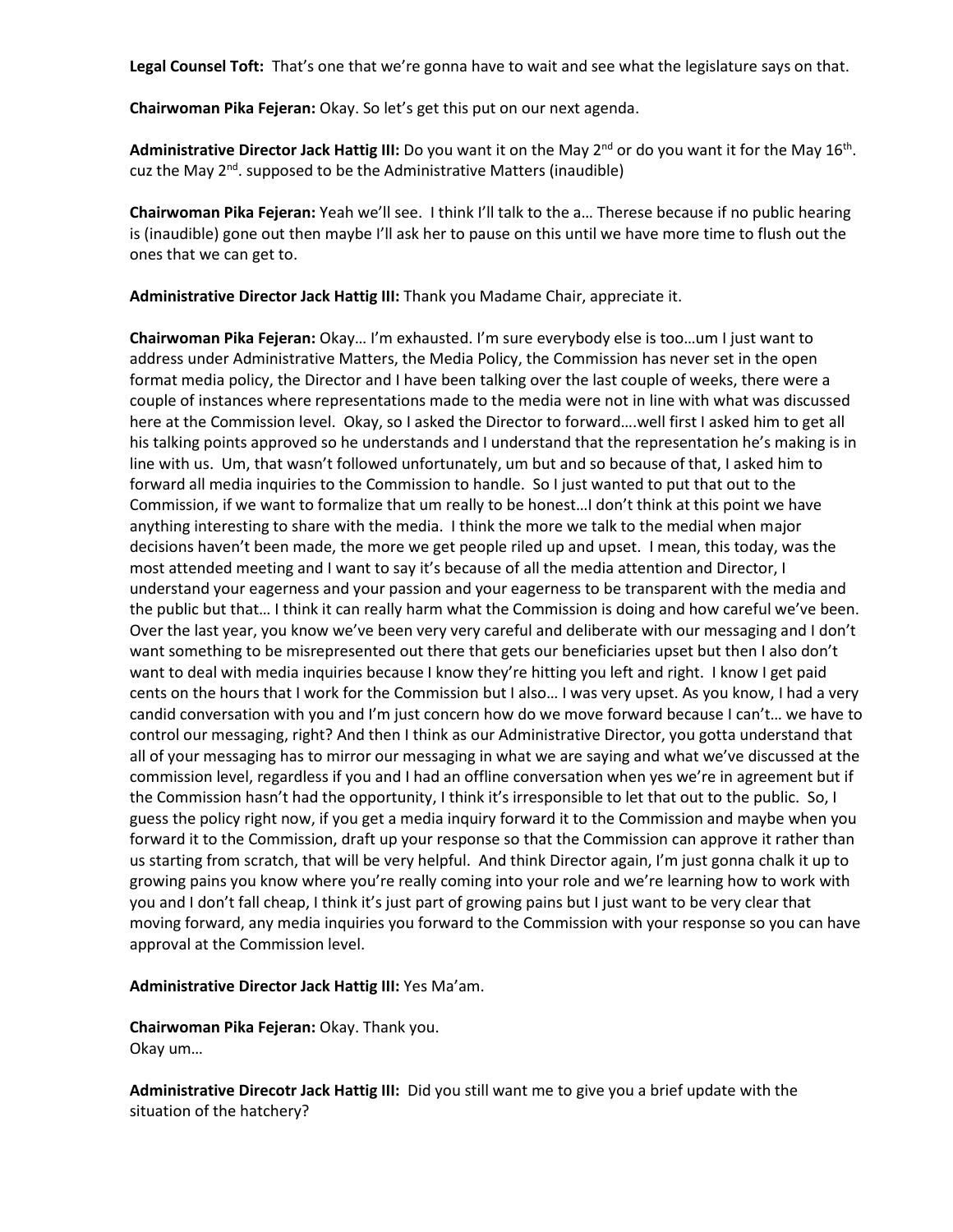**Legal Counsel Toft:** That's one that we're gonna have to wait and see what the legislature says on that.

**Chairwoman Pika Fejeran:** Okay. So let's get this put on our next agenda.

**Administrative Director Jack Hattig III:** Do you want it on the May 2nd or do you want it for the May 16th. cuz the May 2nd. supposed to be the Administrative Matters (inaudible)

**Chairwoman Pika Fejeran:** Yeah we'll see. I think I'll talk to the a… Therese because if no public hearing is (inaudible) gone out then maybe I'll ask her to pause on this until we have more time to flush out the ones that we can get to.

**Administrative Director Jack Hattig III:** Thank you Madame Chair, appreciate it.

**Chairwoman Pika Fejeran:** Okay… I'm exhausted. I'm sure everybody else is too…um I just want to address under Administrative Matters, the Media Policy, the Commission has never set in the open format media policy, the Director and I have been talking over the last couple of weeks, there were a couple of instances where representations made to the media were not in line with what was discussed here at the Commission level. Okay, so I asked the Director to forward….well first I asked him to get all his talking points approved so he understands and I understand that the representation he's making is in line with us. Um, that wasn't followed unfortunately, um but and so because of that, I asked him to forward all media inquiries to the Commission to handle. So I just wanted to put that out to the Commission, if we want to formalize that um really to be honest…I don't think at this point we have anything interesting to share with the media. I think the more we talk to the medial when major decisions haven't been made, the more we get people riled up and upset. I mean, this today, was the most attended meeting and I want to say it's because of all the media attention and Director, I understand your eagerness and your passion and your eagerness to be transparent with the media and the public but that… I think it can really harm what the Commission is doing and how careful we've been. Over the last year, you know we've been very very careful and deliberate with our messaging and I don't want something to be misrepresented out there that gets our beneficiaries upset but then I also don't want to deal with media inquiries because I know they're hitting you left and right. I know I get paid cents on the hours that I work for the Commission but I also… I was very upset. As you know, I had a very candid conversation with you and I'm just concern how do we move forward because I can't… we have to control our messaging, right? And then I think as our Administrative Director, you gotta understand that all of your messaging has to mirror our messaging in what we are saying and what we've discussed at the commission level, regardless if you and I had an offline conversation when yes we're in agreement but if the Commission hasn't had the opportunity, I think it's irresponsible to let that out to the public. So, I guess the policy right now, if you get a media inquiry forward it to the Commission and maybe when you forward it to the Commission, draft up your response so that the Commission can approve it rather than us starting from scratch, that will be very helpful. And think Director again, I'm just gonna chalk it up to growing pains you know where you're really coming into your role and we're learning how to work with you and I don't fall cheap, I think it's just part of growing pains but I just want to be very clear that moving forward, any media inquiries you forward to the Commission with your response so you can have approval at the Commission level.

**Administrative Director Jack Hattig III:** Yes Ma'am.

**Chairwoman Pika Fejeran:** Okay. Thank you.
Okay um…

**Administrative Direcotr Jack Hattig III:** Did you still want me to give you a brief update with the situation of the hatchery?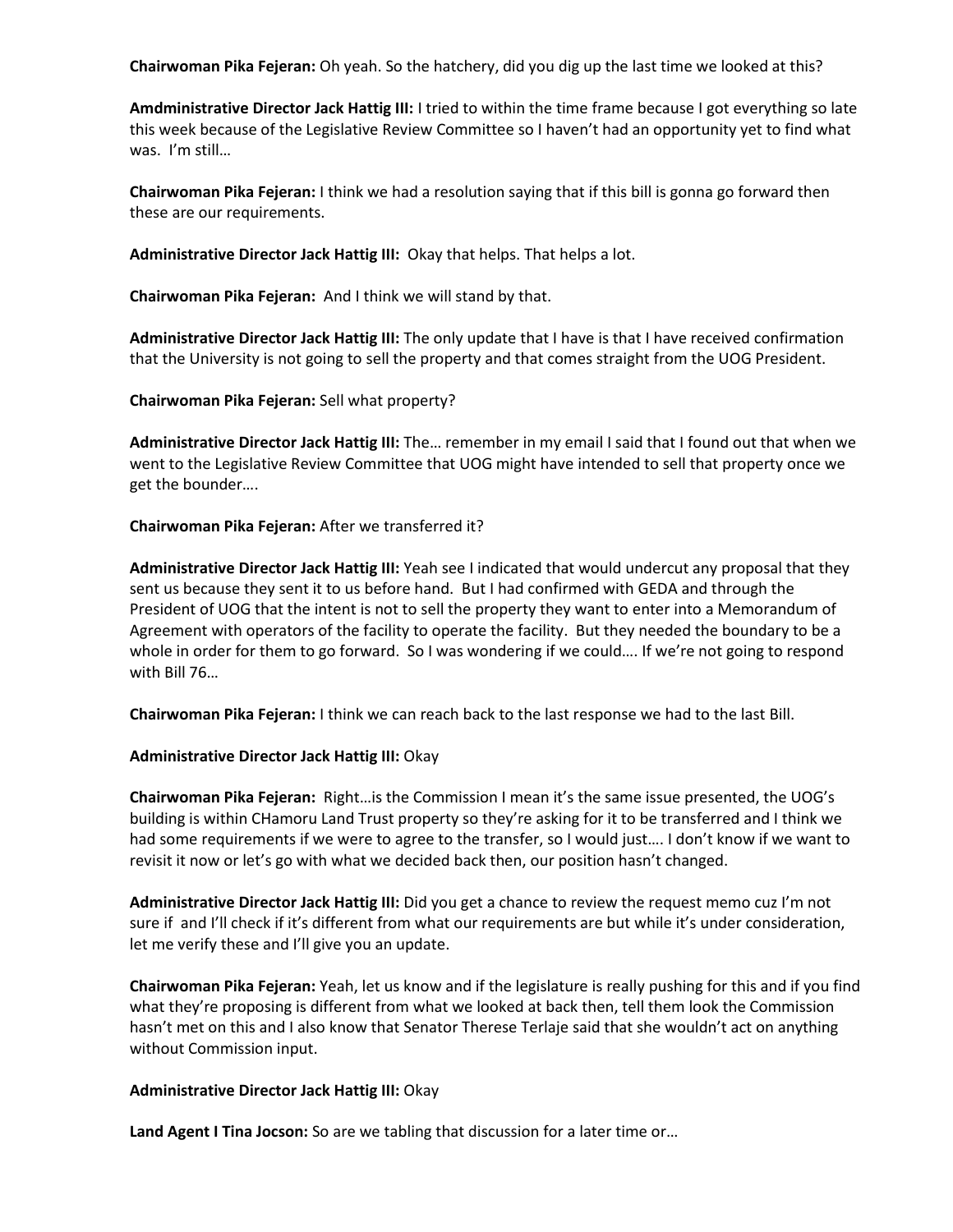**Chairwoman Pika Fejeran:** Oh yeah. So the hatchery, did you dig up the last time we looked at this?

**Amdministrative Director Jack Hattig III:** I tried to within the time frame because I got everything so late this week because of the Legislative Review Committee so I haven't had an opportunity yet to find what was. I'm still…

**Chairwoman Pika Fejeran:** I think we had a resolution saying that if this bill is gonna go forward then these are our requirements.

**Administrative Director Jack Hattig III:** Okay that helps. That helps a lot.

**Chairwoman Pika Fejeran:** And I think we will stand by that.

**Administrative Director Jack Hattig III:** The only update that I have is that I have received confirmation that the University is not going to sell the property and that comes straight from the UOG President.

**Chairwoman Pika Fejeran:** Sell what property?

**Administrative Director Jack Hattig III:** The… remember in my email I said that I found out that when we went to the Legislative Review Committee that UOG might have intended to sell that property once we get the bounder….

**Chairwoman Pika Fejeran:** After we transferred it?

**Administrative Director Jack Hattig III:** Yeah see I indicated that would undercut any proposal that they sent us because they sent it to us before hand. But I had confirmed with GEDA and through the President of UOG that the intent is not to sell the property they want to enter into a Memorandum of Agreement with operators of the facility to operate the facility. But they needed the boundary to be a whole in order for them to go forward. So I was wondering if we could…. If we're not going to respond with Bill 76…

**Chairwoman Pika Fejeran:** I think we can reach back to the last response we had to the last Bill.

**Administrative Director Jack Hattig III:** Okay

**Chairwoman Pika Fejeran:** Right…is the Commission I mean it's the same issue presented, the UOG's building is within CHamoru Land Trust property so they're asking for it to be transferred and I think we had some requirements if we were to agree to the transfer, so I would just…. I don't know if we want to revisit it now or let's go with what we decided back then, our position hasn't changed.

**Administrative Director Jack Hattig III:** Did you get a chance to review the request memo cuz I'm not sure if and I'll check if it's different from what our requirements are but while it's under consideration, let me verify these and I'll give you an update.

**Chairwoman Pika Fejeran:** Yeah, let us know and if the legislature is really pushing for this and if you find what they're proposing is different from what we looked at back then, tell them look the Commission hasn't met on this and I also know that Senator Therese Terlaje said that she wouldn't act on anything without Commission input.

**Administrative Director Jack Hattig III:** Okay

**Land Agent I Tina Jocson:** So are we tabling that discussion for a later time or…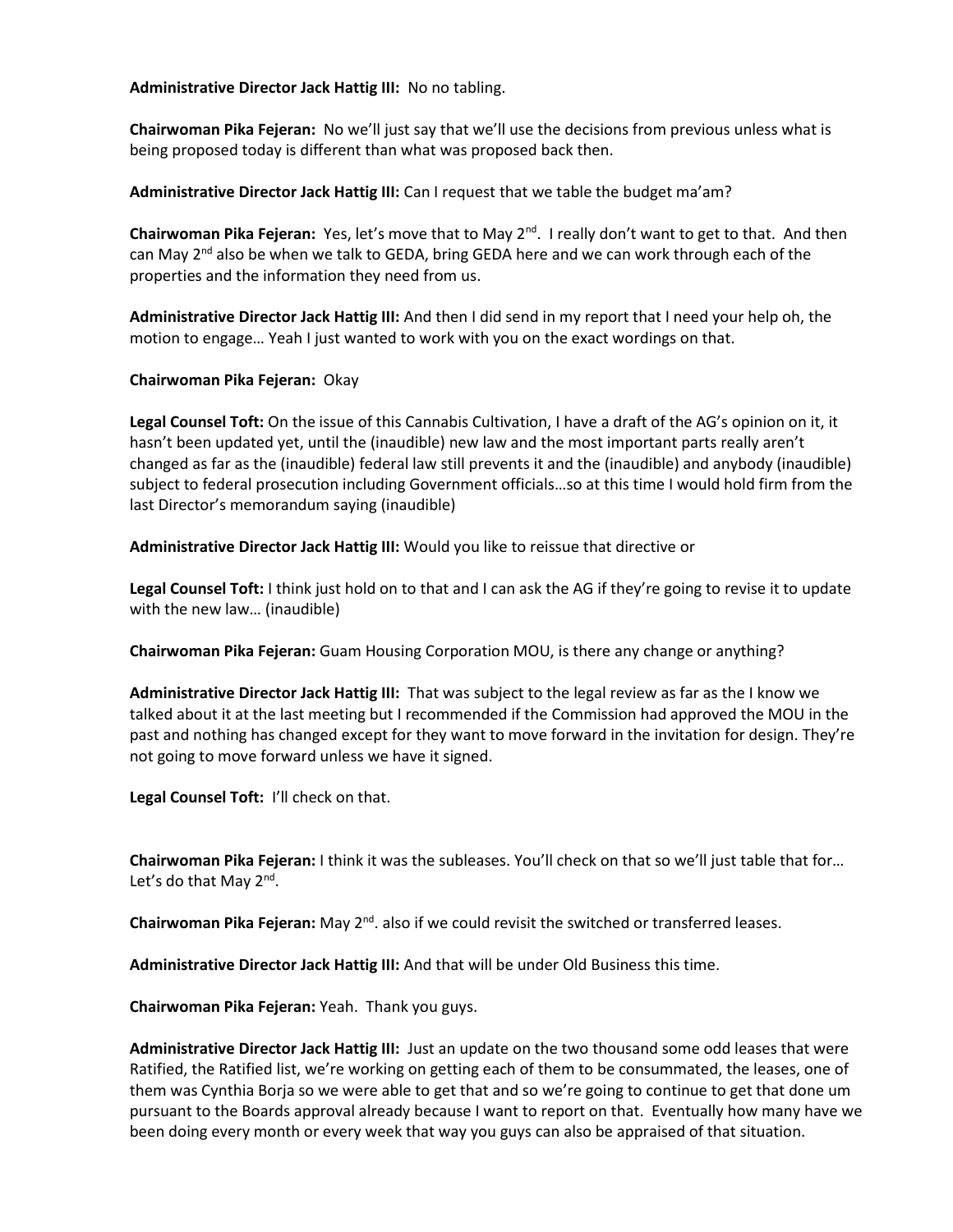**Administrative Director Jack Hattig III:** No no tabling.

**Chairwoman Pika Fejeran:** No we'll just say that we'll use the decisions from previous unless what is being proposed today is different than what was proposed back then.

**Administrative Director Jack Hattig III:** Can I request that we table the budget ma'am?

**Chairwoman Pika Fejeran:** Yes, let's move that to May 2nd. I really don't want to get to that. And then can May 2nd also be when we talk to GEDA, bring GEDA here and we can work through each of the properties and the information they need from us.

**Administrative Director Jack Hattig III:** And then I did send in my report that I need your help oh, the motion to engage… Yeah I just wanted to work with you on the exact wordings on that.

**Chairwoman Pika Fejeran:** Okay

**Legal Counsel Toft:** On the issue of this Cannabis Cultivation, I have a draft of the AG's opinion on it, it hasn't been updated yet, until the (inaudible) new law and the most important parts really aren't changed as far as the (inaudible) federal law still prevents it and the (inaudible) and anybody (inaudible) subject to federal prosecution including Government officials…so at this time I would hold firm from the last Director's memorandum saying (inaudible)

**Administrative Director Jack Hattig III:** Would you like to reissue that directive or

**Legal Counsel Toft:** I think just hold on to that and I can ask the AG if they're going to revise it to update with the new law… (inaudible)

**Chairwoman Pika Fejeran:** Guam Housing Corporation MOU, is there any change or anything?

**Administrative Director Jack Hattig III:** That was subject to the legal review as far as the I know we talked about it at the last meeting but I recommended if the Commission had approved the MOU in the past and nothing has changed except for they want to move forward in the invitation for design. They're not going to move forward unless we have it signed.

**Legal Counsel Toft:** I'll check on that.

**Chairwoman Pika Fejeran:** I think it was the subleases. You'll check on that so we'll just table that for… Let's do that May 2nd.

**Chairwoman Pika Fejeran:** May 2nd. also if we could revisit the switched or transferred leases.

**Administrative Director Jack Hattig III:** And that will be under Old Business this time.

**Chairwoman Pika Fejeran:** Yeah. Thank you guys.

**Administrative Director Jack Hattig III:** Just an update on the two thousand some odd leases that were Ratified, the Ratified list, we're working on getting each of them to be consummated, the leases, one of them was Cynthia Borja so we were able to get that and so we're going to continue to get that done um pursuant to the Boards approval already because I want to report on that. Eventually how many have we been doing every month or every week that way you guys can also be appraised of that situation.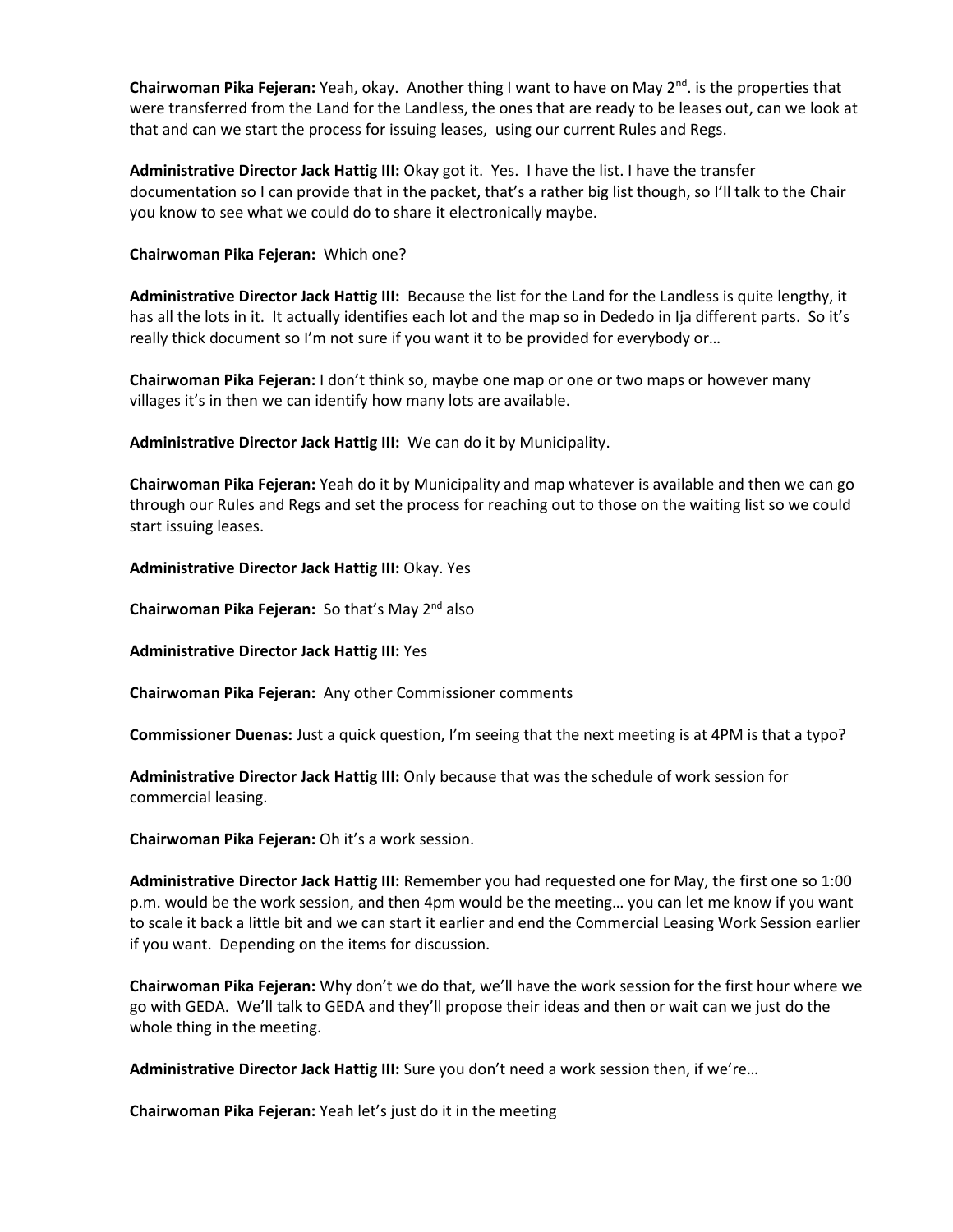**Chairwoman Pika Fejeran:** Yeah, okay. Another thing I want to have on May 2nd. is the properties that were transferred from the Land for the Landless, the ones that are ready to be leases out, can we look at that and can we start the process for issuing leases, using our current Rules and Regs.

**Administrative Director Jack Hattig III:** Okay got it. Yes. I have the list. I have the transfer documentation so I can provide that in the packet, that's a rather big list though, so I'll talk to the Chair you know to see what we could do to share it electronically maybe.

**Chairwoman Pika Fejeran:** Which one?

**Administrative Director Jack Hattig III:** Because the list for the Land for the Landless is quite lengthy, it has all the lots in it. It actually identifies each lot and the map so in Dededo in Ija different parts. So it's really thick document so I'm not sure if you want it to be provided for everybody or…

**Chairwoman Pika Fejeran:** I don't think so, maybe one map or one or two maps or however many villages it's in then we can identify how many lots are available.

**Administrative Director Jack Hattig III:** We can do it by Municipality.

**Chairwoman Pika Fejeran:** Yeah do it by Municipality and map whatever is available and then we can go through our Rules and Regs and set the process for reaching out to those on the waiting list so we could start issuing leases.

**Administrative Director Jack Hattig III:** Okay. Yes

**Chairwoman Pika Fejeran:** So that's May 2nd also

**Administrative Director Jack Hattig III:** Yes

**Chairwoman Pika Fejeran:** Any other Commissioner comments

**Commissioner Duenas:** Just a quick question, I'm seeing that the next meeting is at 4PM is that a typo?

**Administrative Director Jack Hattig III:** Only because that was the schedule of work session for commercial leasing.

**Chairwoman Pika Fejeran:** Oh it's a work session.

**Administrative Director Jack Hattig III:** Remember you had requested one for May, the first one so 1:00 p.m. would be the work session, and then 4pm would be the meeting… you can let me know if you want to scale it back a little bit and we can start it earlier and end the Commercial Leasing Work Session earlier if you want. Depending on the items for discussion.

**Chairwoman Pika Fejeran:** Why don't we do that, we'll have the work session for the first hour where we go with GEDA. We'll talk to GEDA and they'll propose their ideas and then or wait can we just do the whole thing in the meeting.

**Administrative Director Jack Hattig III:** Sure you don't need a work session then, if we're…

**Chairwoman Pika Fejeran:** Yeah let's just do it in the meeting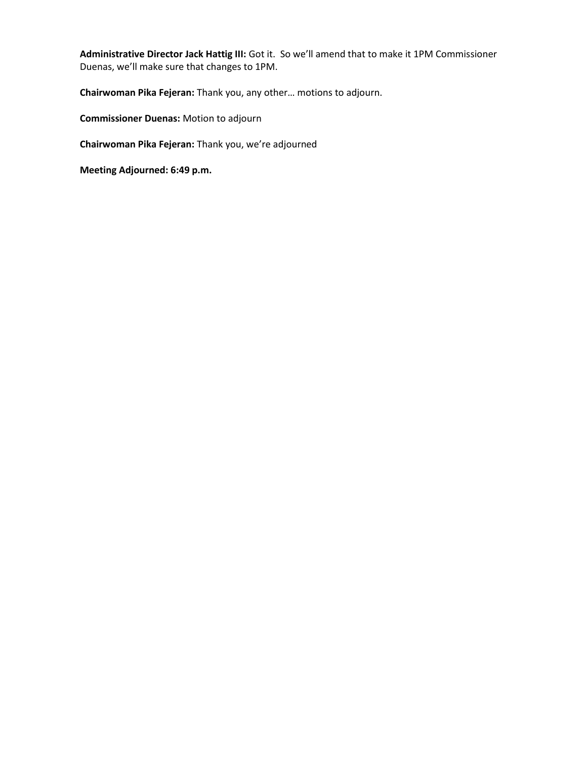**Administrative Director Jack Hattig III:** Got it. So we'll amend that to make it 1PM Commissioner Duenas, we'll make sure that changes to 1PM.

**Chairwoman Pika Fejeran:** Thank you, any other… motions to adjourn.

**Commissioner Duenas:** Motion to adjourn

**Chairwoman Pika Fejeran:** Thank you, we're adjourned

**Meeting Adjourned: 6:49 p.m.**